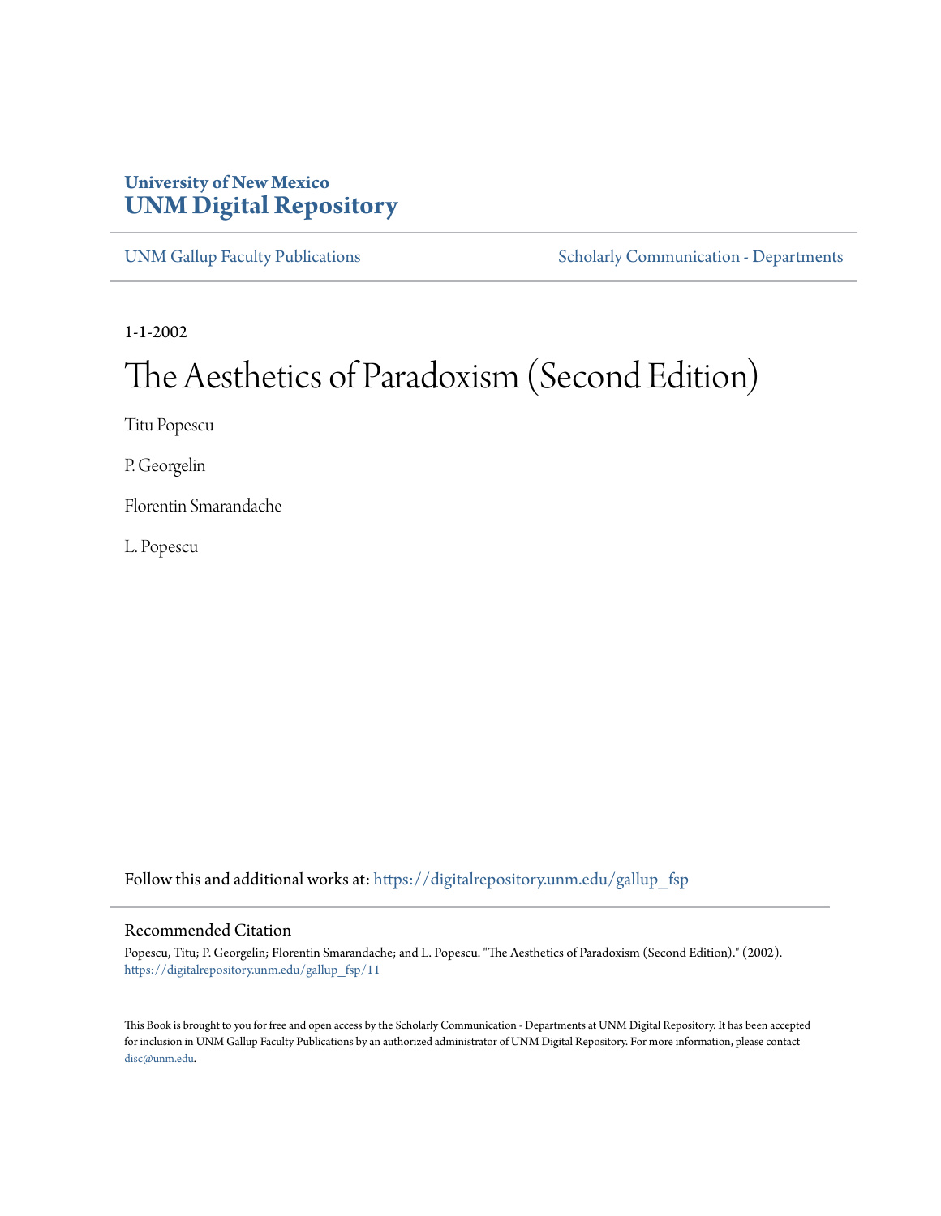University of New Mexico
**UNM Digital Repository**

UNM Gallup Faculty Publications | Scholarly Communication - Departments

1-1-2002

# The Aesthetics of Paradoxism (Second Edition)

Titu Popescu

P. Georgelin

Florentin Smarandache

L. Popescu

Follow this and additional works at: https://digitalrepository.unm.edu/gallup_fsp

## Recommended Citation

Popescu, Titu; P. Georgelin; Florentin Smarandache; and L. Popescu. "The Aesthetics of Paradoxism (Second Edition)." (2002). https://digitalrepository.unm.edu/gallup_fsp/11

This Book is brought to you for free and open access by the Scholarly Communication - Departments at UNM Digital Repository. It has been accepted for inclusion in UNM Gallup Faculty Publications by an authorized administrator of UNM Digital Repository. For more information, please contact disc@unm.edu.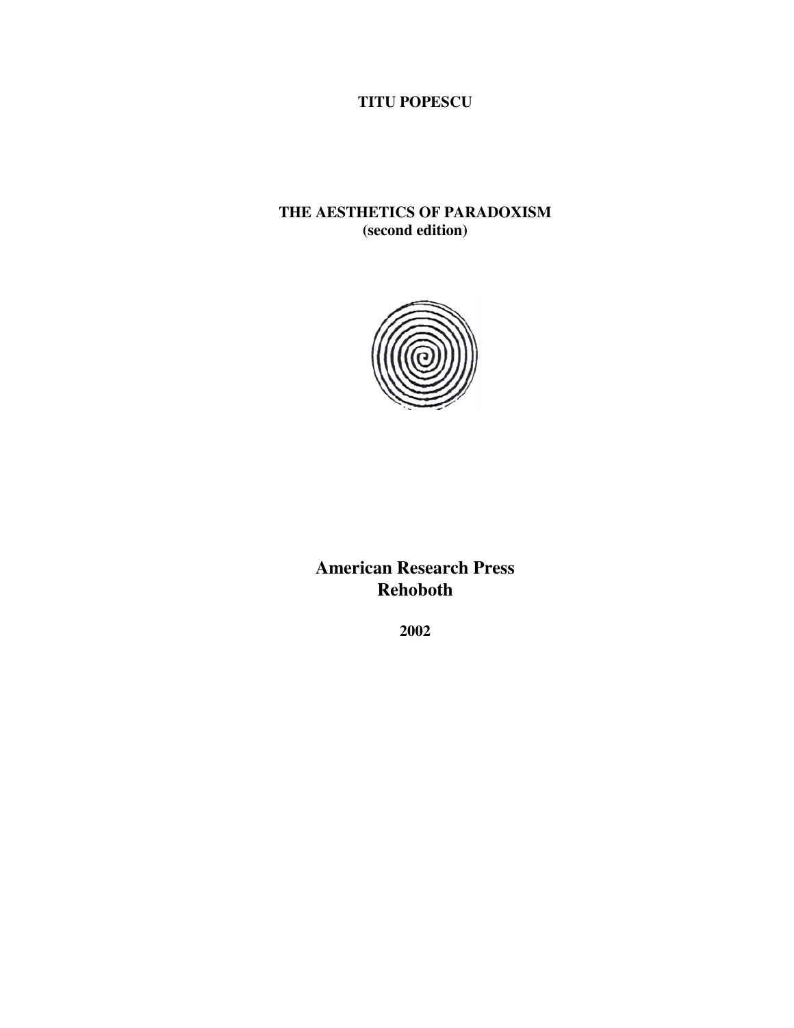**TITU POPESCU**

# THE AESTHETICS OF PARADOXISM
**(second edition)**

**American Research Press**
**Rehoboth**

**2002**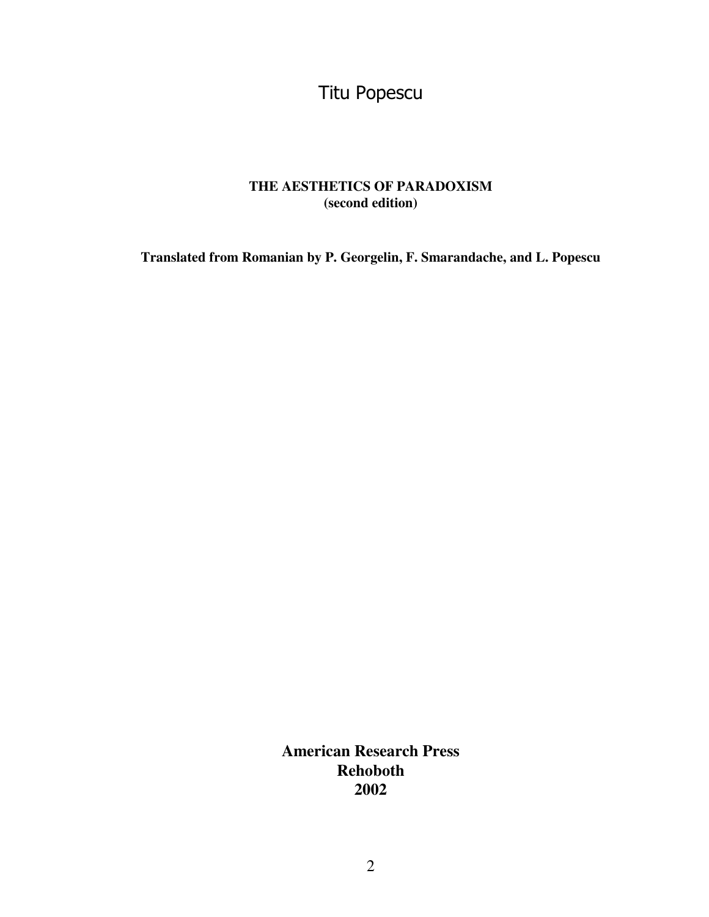Titu Popescu

# THE AESTHETICS OF PARADOXISM
**(second edition)**

**Translated from Romanian by P. Georgelin, F. Smarandache, and L. Popescu**

**American Research Press**
**Rehoboth**
**2002**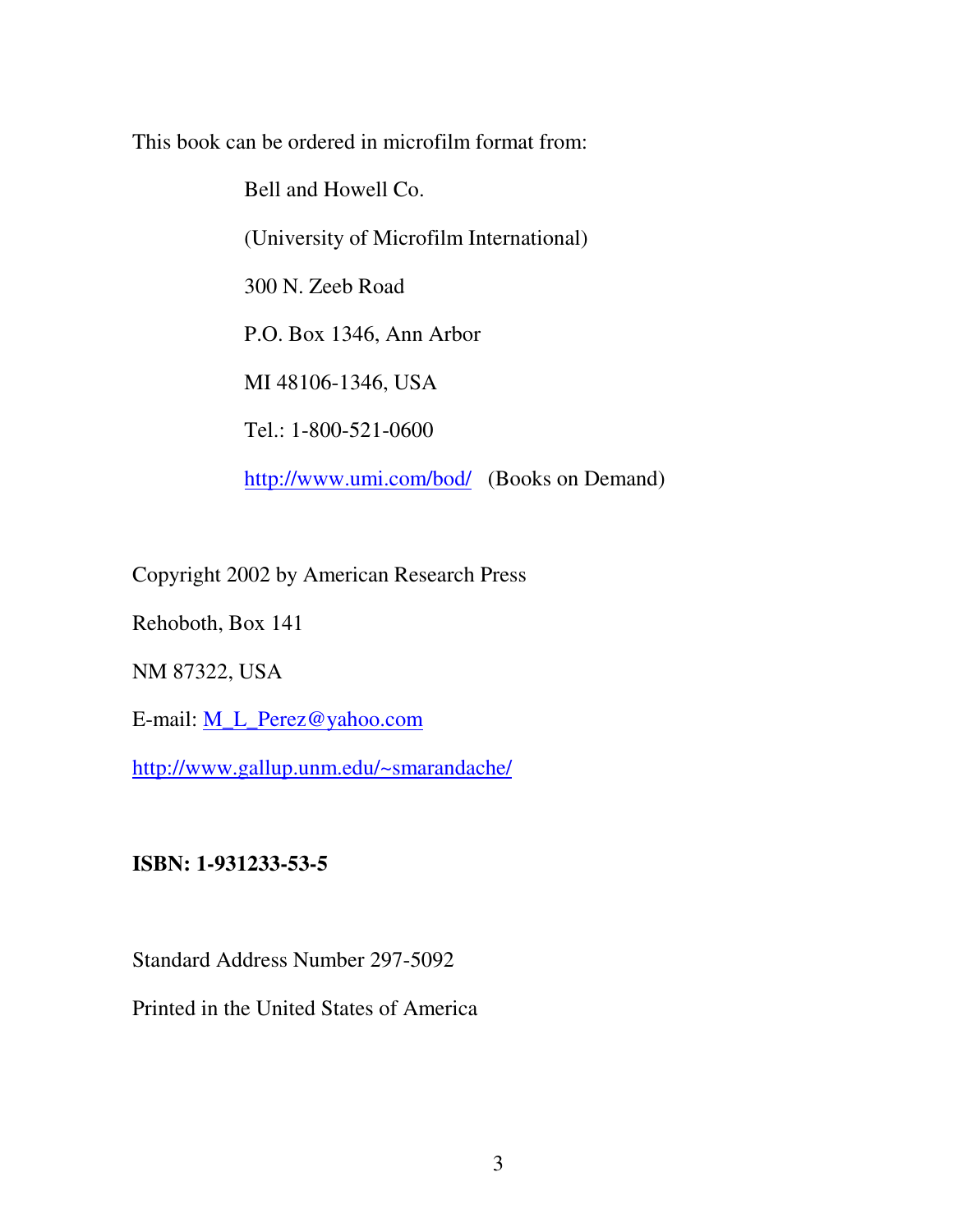This book can be ordered in microfilm format from:

Bell and Howell Co.

(University of Microfilm International)

300 N. Zeeb Road

P.O. Box 1346, Ann Arbor

MI 48106-1346, USA

Tel.: 1-800-521-0600

http://www.umi.com/bod/ (Books on Demand)

Copyright 2002 by American Research Press

Rehoboth, Box 141

NM 87322, USA

E-mail: M_L_Perez@yahoo.com

http://www.gallup.unm.edu/~smarandache/

**ISBN: 1-931233-53-5**

Standard Address Number 297-5092

Printed in the United States of America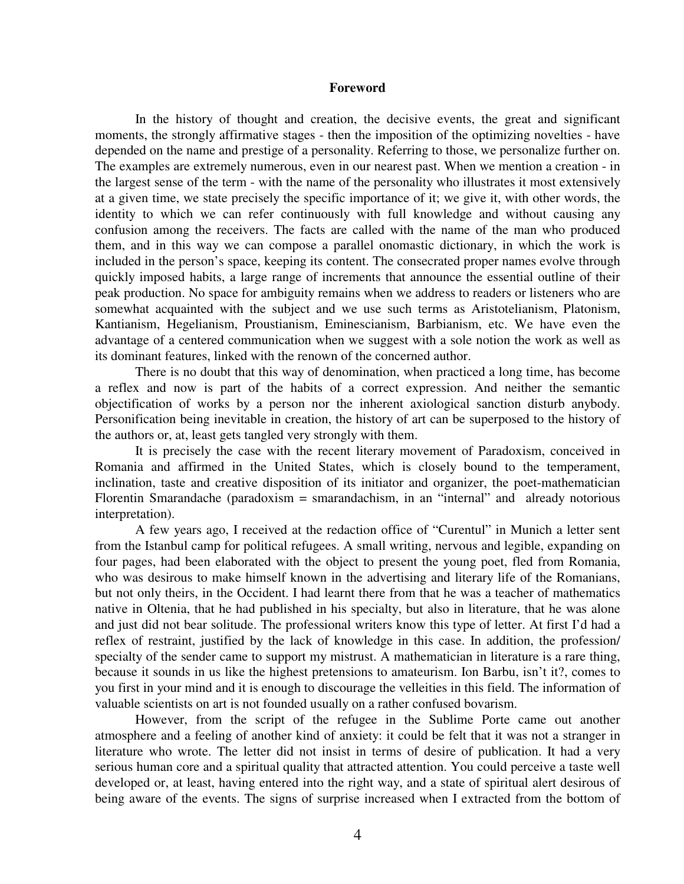## Foreword

In the history of thought and creation, the decisive events, the great and significant moments, the strongly affirmative stages - then the imposition of the optimizing novelties - have depended on the name and prestige of a personality. Referring to those, we personalize further on. The examples are extremely numerous, even in our nearest past. When we mention a creation - in the largest sense of the term - with the name of the personality who illustrates it most extensively at a given time, we state precisely the specific importance of it; we give it, with other words, the identity to which we can refer continuously with full knowledge and without causing any confusion among the receivers. The facts are called with the name of the man who produced them, and in this way we can compose a parallel onomastic dictionary, in which the work is included in the person's space, keeping its content. The consecrated proper names evolve through quickly imposed habits, a large range of increments that announce the essential outline of their peak production. No space for ambiguity remains when we address to readers or listeners who are somewhat acquainted with the subject and we use such terms as Aristotelianism, Platonism, Kantianism, Hegelianism, Proustianism, Eminescianism, Barbianism, etc. We have even the advantage of a centered communication when we suggest with a sole notion the work as well as its dominant features, linked with the renown of the concerned author.

There is no doubt that this way of denomination, when practiced a long time, has become a reflex and now is part of the habits of a correct expression. And neither the semantic objectification of works by a person nor the inherent axiological sanction disturb anybody. Personification being inevitable in creation, the history of art can be superposed to the history of the authors or, at, least gets tangled very strongly with them.

It is precisely the case with the recent literary movement of Paradoxism, conceived in Romania and affirmed in the United States, which is closely bound to the temperament, inclination, taste and creative disposition of its initiator and organizer, the poet-mathematician Florentin Smarandache (paradoxism = smarandachism, in an "internal" and already notorious interpretation).

A few years ago, I received at the redaction office of "Curentul" in Munich a letter sent from the Istanbul camp for political refugees. A small writing, nervous and legible, expanding on four pages, had been elaborated with the object to present the young poet, fled from Romania, who was desirous to make himself known in the advertising and literary life of the Romanians, but not only theirs, in the Occident. I had learnt there from that he was a teacher of mathematics native in Oltenia, that he had published in his specialty, but also in literature, that he was alone and just did not bear solitude. The professional writers know this type of letter. At first I'd had a reflex of restraint, justified by the lack of knowledge in this case. In addition, the profession/ specialty of the sender came to support my mistrust. A mathematician in literature is a rare thing, because it sounds in us like the highest pretensions to amateurism. Ion Barbu, isn't it?, comes to you first in your mind and it is enough to discourage the velleities in this field. The information of valuable scientists on art is not founded usually on a rather confused bovarism.

However, from the script of the refugee in the Sublime Porte came out another atmosphere and a feeling of another kind of anxiety: it could be felt that it was not a stranger in literature who wrote. The letter did not insist in terms of desire of publication. It had a very serious human core and a spiritual quality that attracted attention. You could perceive a taste well developed or, at least, having entered into the right way, and a state of spiritual alert desirous of being aware of the events. The signs of surprise increased when I extracted from the bottom of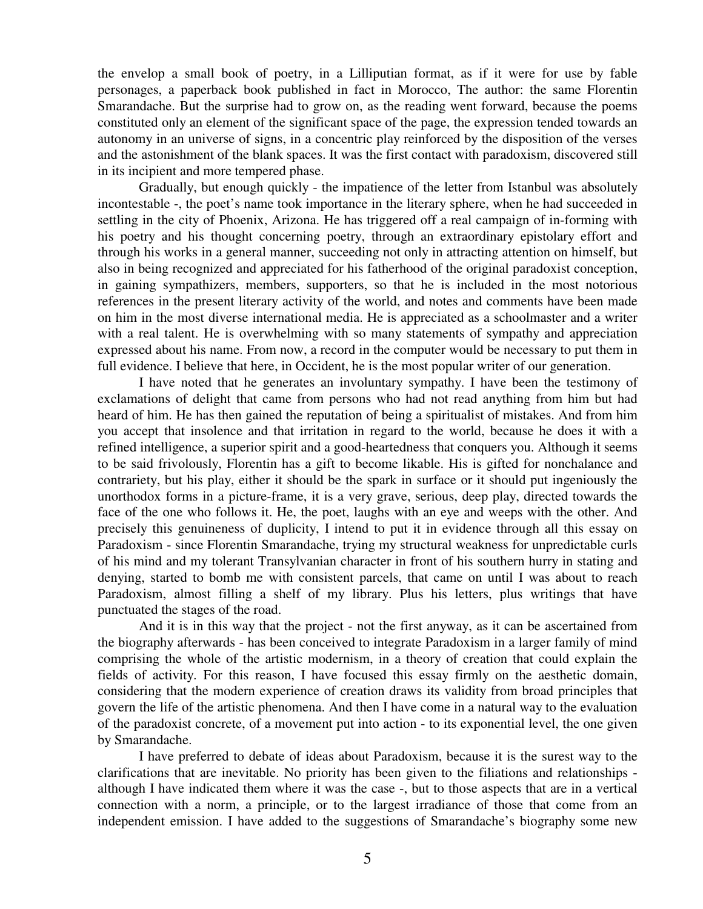the envelop a small book of poetry, in a Lilliputian format, as if it were for use by fable personages, a paperback book published in fact in Morocco, The author: the same Florentin Smarandache. But the surprise had to grow on, as the reading went forward, because the poems constituted only an element of the significant space of the page, the expression tended towards an autonomy in an universe of signs, in a concentric play reinforced by the disposition of the verses and the astonishment of the blank spaces. It was the first contact with paradoxism, discovered still in its incipient and more tempered phase.

Gradually, but enough quickly - the impatience of the letter from Istanbul was absolutely incontestable -, the poet's name took importance in the literary sphere, when he had succeeded in settling in the city of Phoenix, Arizona. He has triggered off a real campaign of in-forming with his poetry and his thought concerning poetry, through an extraordinary epistolary effort and through his works in a general manner, succeeding not only in attracting attention on himself, but also in being recognized and appreciated for his fatherhood of the original paradoxist conception, in gaining sympathizers, members, supporters, so that he is included in the most notorious references in the present literary activity of the world, and notes and comments have been made on him in the most diverse international media. He is appreciated as a schoolmaster and a writer with a real talent. He is overwhelming with so many statements of sympathy and appreciation expressed about his name. From now, a record in the computer would be necessary to put them in full evidence. I believe that here, in Occident, he is the most popular writer of our generation.

I have noted that he generates an involuntary sympathy. I have been the testimony of exclamations of delight that came from persons who had not read anything from him but had heard of him. He has then gained the reputation of being a spiritualist of mistakes. And from him you accept that insolence and that irritation in regard to the world, because he does it with a refined intelligence, a superior spirit and a good-heartedness that conquers you. Although it seems to be said frivolously, Florentin has a gift to become likable. His is gifted for nonchalance and contrariety, but his play, either it should be the spark in surface or it should put ingeniously the unorthodox forms in a picture-frame, it is a very grave, serious, deep play, directed towards the face of the one who follows it. He, the poet, laughs with an eye and weeps with the other. And precisely this genuineness of duplicity, I intend to put it in evidence through all this essay on Paradoxism - since Florentin Smarandache, trying my structural weakness for unpredictable curls of his mind and my tolerant Transylvanian character in front of his southern hurry in stating and denying, started to bomb me with consistent parcels, that came on until I was about to reach Paradoxism, almost filling a shelf of my library. Plus his letters, plus writings that have punctuated the stages of the road.

And it is in this way that the project - not the first anyway, as it can be ascertained from the biography afterwards - has been conceived to integrate Paradoxism in a larger family of mind comprising the whole of the artistic modernism, in a theory of creation that could explain the fields of activity. For this reason, I have focused this essay firmly on the aesthetic domain, considering that the modern experience of creation draws its validity from broad principles that govern the life of the artistic phenomena. And then I have come in a natural way to the evaluation of the paradoxist concrete, of a movement put into action - to its exponential level, the one given by Smarandache.

I have preferred to debate of ideas about Paradoxism, because it is the surest way to the clarifications that are inevitable. No priority has been given to the filiations and relationships - although I have indicated them where it was the case -, but to those aspects that are in a vertical connection with a norm, a principle, or to the largest irradiance of those that come from an independent emission. I have added to the suggestions of Smarandache's biography some new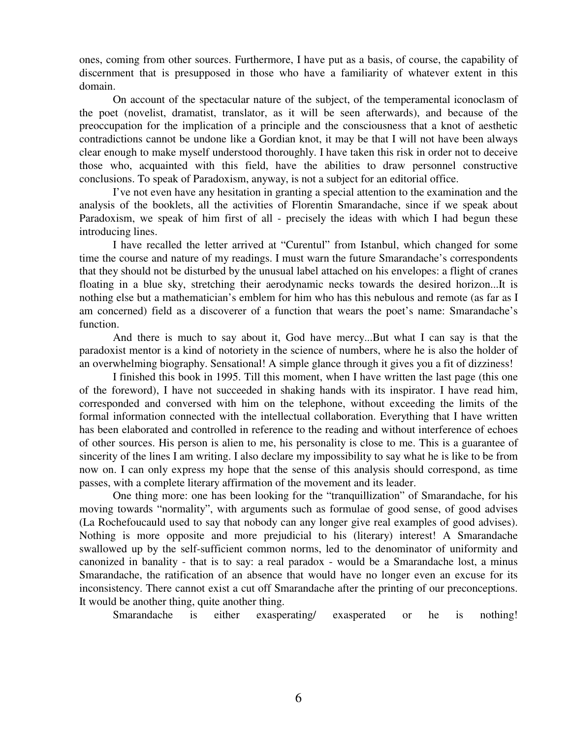ones, coming from other sources. Furthermore, I have put as a basis, of course, the capability of discernment that is presupposed in those who have a familiarity of whatever extent in this domain.

On account of the spectacular nature of the subject, of the temperamental iconoclasm of the poet (novelist, dramatist, translator, as it will be seen afterwards), and because of the preoccupation for the implication of a principle and the consciousness that a knot of aesthetic contradictions cannot be undone like a Gordian knot, it may be that I will not have been always clear enough to make myself understood thoroughly. I have taken this risk in order not to deceive those who, acquainted with this field, have the abilities to draw personnel constructive conclusions. To speak of Paradoxism, anyway, is not a subject for an editorial office.

I've not even have any hesitation in granting a special attention to the examination and the analysis of the booklets, all the activities of Florentin Smarandache, since if we speak about Paradoxism, we speak of him first of all - precisely the ideas with which I had begun these introducing lines.

I have recalled the letter arrived at "Curentul" from Istanbul, which changed for some time the course and nature of my readings. I must warn the future Smarandache's correspondents that they should not be disturbed by the unusual label attached on his envelopes: a flight of cranes floating in a blue sky, stretching their aerodynamic necks towards the desired horizon...It is nothing else but a mathematician's emblem for him who has this nebulous and remote (as far as I am concerned) field as a discoverer of a function that wears the poet's name: Smarandache's function.

And there is much to say about it, God have mercy...But what I can say is that the paradoxist mentor is a kind of notoriety in the science of numbers, where he is also the holder of an overwhelming biography. Sensational! A simple glance through it gives you a fit of dizziness!

I finished this book in 1995. Till this moment, when I have written the last page (this one of the foreword), I have not succeeded in shaking hands with its inspirator. I have read him, corresponded and conversed with him on the telephone, without exceeding the limits of the formal information connected with the intellectual collaboration. Everything that I have written has been elaborated and controlled in reference to the reading and without interference of echoes of other sources. His person is alien to me, his personality is close to me. This is a guarantee of sincerity of the lines I am writing. I also declare my impossibility to say what he is like to be from now on. I can only express my hope that the sense of this analysis should correspond, as time passes, with a complete literary affirmation of the movement and its leader.

One thing more: one has been looking for the "tranquillization" of Smarandache, for his moving towards "normality", with arguments such as formulae of good sense, of good advises (La Rochefoucauld used to say that nobody can any longer give real examples of good advises). Nothing is more opposite and more prejudicial to his (literary) interest! A Smarandache swallowed up by the self-sufficient common norms, led to the denominator of uniformity and canonized in banality - that is to say: a real paradox - would be a Smarandache lost, a minus Smarandache, the ratification of an absence that would have no longer even an excuse for its inconsistency. There cannot exist a cut off Smarandache after the printing of our preconceptions. It would be another thing, quite another thing.

Smarandache is either exasperating/ exasperated or he is nothing!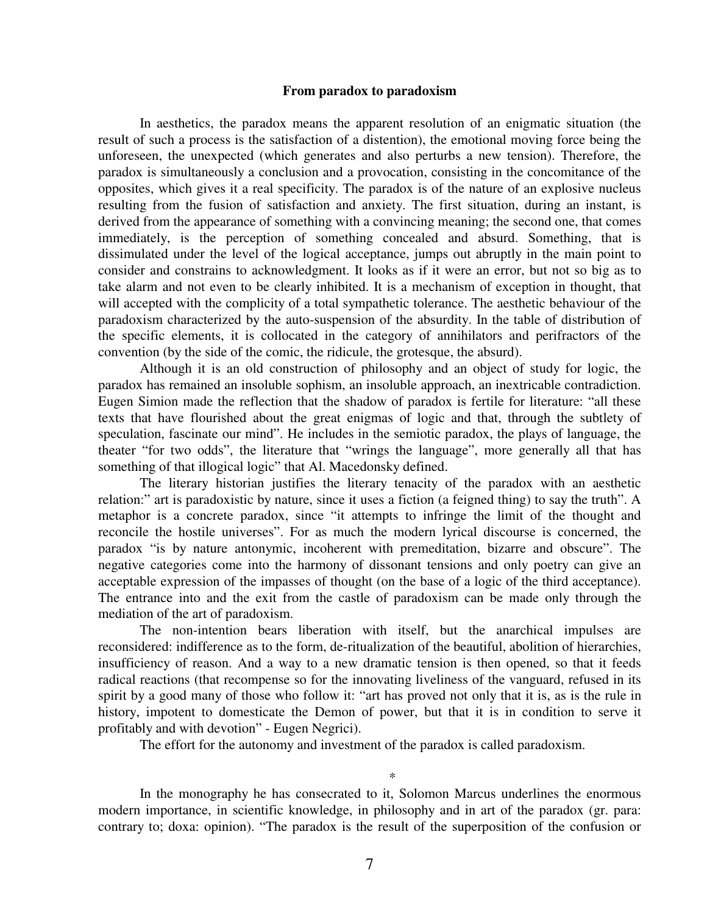### From paradox to paradoxism

In aesthetics, the paradox means the apparent resolution of an enigmatic situation (the result of such a process is the satisfaction of a distention), the emotional moving force being the unforeseen, the unexpected (which generates and also perturbs a new tension). Therefore, the paradox is simultaneously a conclusion and a provocation, consisting in the concomitance of the opposites, which gives it a real specificity. The paradox is of the nature of an explosive nucleus resulting from the fusion of satisfaction and anxiety. The first situation, during an instant, is derived from the appearance of something with a convincing meaning; the second one, that comes immediately, is the perception of something concealed and absurd. Something, that is dissimulated under the level of the logical acceptance, jumps out abruptly in the main point to consider and constrains to acknowledgment. It looks as if it were an error, but not so big as to take alarm and not even to be clearly inhibited. It is a mechanism of exception in thought, that will accepted with the complicity of a total sympathetic tolerance. The aesthetic behaviour of the paradoxism characterized by the auto-suspension of the absurdity. In the table of distribution of the specific elements, it is collocated in the category of annihilators and perifractors of the convention (by the side of the comic, the ridicule, the grotesque, the absurd).

Although it is an old construction of philosophy and an object of study for logic, the paradox has remained an insoluble sophism, an insoluble approach, an inextricable contradiction. Eugen Simion made the reflection that the shadow of paradox is fertile for literature: "all these texts that have flourished about the great enigmas of logic and that, through the subtlety of speculation, fascinate our mind". He includes in the semiotic paradox, the plays of language, the theater "for two odds", the literature that "wrings the language", more generally all that has something of that illogical logic" that Al. Macedonsky defined.

The literary historian justifies the literary tenacity of the paradox with an aesthetic relation:" art is paradoxistic by nature, since it uses a fiction (a feigned thing) to say the truth". A metaphor is a concrete paradox, since "it attempts to infringe the limit of the thought and reconcile the hostile universes". For as much the modern lyrical discourse is concerned, the paradox "is by nature antonymic, incoherent with premeditation, bizarre and obscure". The negative categories come into the harmony of dissonant tensions and only poetry can give an acceptable expression of the impasses of thought (on the base of a logic of the third acceptance). The entrance into and the exit from the castle of paradoxism can be made only through the mediation of the art of paradoxism.

The non-intention bears liberation with itself, but the anarchical impulses are reconsidered: indifference as to the form, de-ritualization of the beautiful, abolition of hierarchies, insufficiency of reason. And a way to a new dramatic tension is then opened, so that it feeds radical reactions (that recompense so for the innovating liveliness of the vanguard, refused in its spirit by a good many of those who follow it: "art has proved not only that it is, as is the rule in history, impotent to domesticate the Demon of power, but that it is in condition to serve it profitably and with devotion" - Eugen Negrici).

The effort for the autonomy and investment of the paradox is called paradoxism.

*

In the monography he has consecrated to it, Solomon Marcus underlines the enormous modern importance, in scientific knowledge, in philosophy and in art of the paradox (gr. para: contrary to; doxa: opinion). "The paradox is the result of the superposition of the confusion or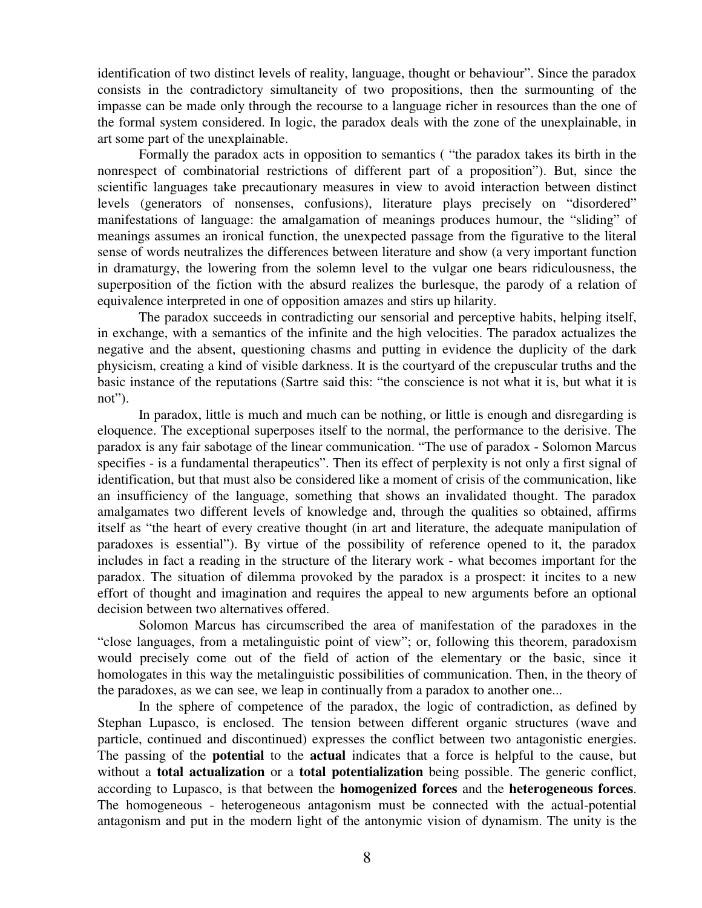identification of two distinct levels of reality, language, thought or behaviour". Since the paradox consists in the contradictory simultaneity of two propositions, then the surmounting of the impasse can be made only through the recourse to a language richer in resources than the one of the formal system considered. In logic, the paradox deals with the zone of the unexplainable, in art some part of the unexplainable.

Formally the paradox acts in opposition to semantics ( "the paradox takes its birth in the nonrespect of combinatorial restrictions of different part of a proposition"). But, since the scientific languages take precautionary measures in view to avoid interaction between distinct levels (generators of nonsenses, confusions), literature plays precisely on "disordered" manifestations of language: the amalgamation of meanings produces humour, the "sliding" of meanings assumes an ironical function, the unexpected passage from the figurative to the literal sense of words neutralizes the differences between literature and show (a very important function in dramaturgy, the lowering from the solemn level to the vulgar one bears ridiculousness, the superposition of the fiction with the absurd realizes the burlesque, the parody of a relation of equivalence interpreted in one of opposition amazes and stirs up hilarity.

The paradox succeeds in contradicting our sensorial and perceptive habits, helping itself, in exchange, with a semantics of the infinite and the high velocities. The paradox actualizes the negative and the absent, questioning chasms and putting in evidence the duplicity of the dark physicism, creating a kind of visible darkness. It is the courtyard of the crepuscular truths and the basic instance of the reputations (Sartre said this: "the conscience is not what it is, but what it is not").

In paradox, little is much and much can be nothing, or little is enough and disregarding is eloquence. The exceptional superposes itself to the normal, the performance to the derisive. The paradox is any fair sabotage of the linear communication. "The use of paradox - Solomon Marcus specifies - is a fundamental therapeutics". Then its effect of perplexity is not only a first signal of identification, but that must also be considered like a moment of crisis of the communication, like an insufficiency of the language, something that shows an invalidated thought. The paradox amalgamates two different levels of knowledge and, through the qualities so obtained, affirms itself as "the heart of every creative thought (in art and literature, the adequate manipulation of paradoxes is essential"). By virtue of the possibility of reference opened to it, the paradox includes in fact a reading in the structure of the literary work - what becomes important for the paradox. The situation of dilemma provoked by the paradox is a prospect: it incites to a new effort of thought and imagination and requires the appeal to new arguments before an optional decision between two alternatives offered.

Solomon Marcus has circumscribed the area of manifestation of the paradoxes in the "close languages, from a metalinguistic point of view"; or, following this theorem, paradoxism would precisely come out of the field of action of the elementary or the basic, since it homologates in this way the metalinguistic possibilities of communication. Then, in the theory of the paradoxes, as we can see, we leap in continually from a paradox to another one...

In the sphere of competence of the paradox, the logic of contradiction, as defined by Stephan Lupasco, is enclosed. The tension between different organic structures (wave and particle, continued and discontinued) expresses the conflict between two antagonistic energies. The passing of the **potential** to the **actual** indicates that a force is helpful to the cause, but without a **total actualization** or a **total potentialization** being possible. The generic conflict, according to Lupasco, is that between the **homogenized forces** and the **heterogeneous forces**. The homogeneous - heterogeneous antagonism must be connected with the actual-potential antagonism and put in the modern light of the antonymic vision of dynamism. The unity is the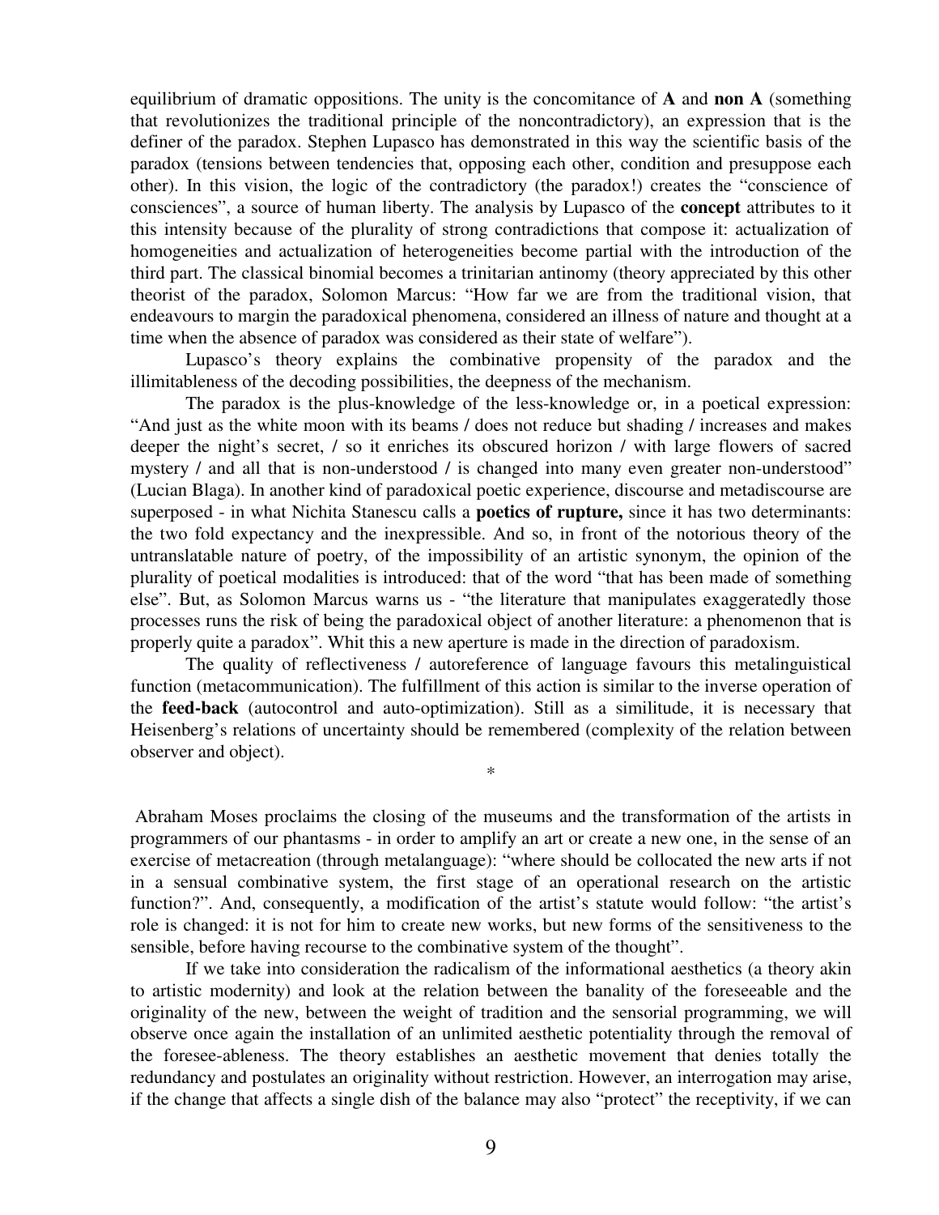equilibrium of dramatic oppositions. The unity is the concomitance of **A** and **non A** (something that revolutionizes the traditional principle of the noncontradictory), an expression that is the definer of the paradox. Stephen Lupasco has demonstrated in this way the scientific basis of the paradox (tensions between tendencies that, opposing each other, condition and presuppose each other). In this vision, the logic of the contradictory (the paradox!) creates the "conscience of consciences", a source of human liberty. The analysis by Lupasco of the **concept** attributes to it this intensity because of the plurality of strong contradictions that compose it: actualization of homogeneities and actualization of heterogeneities become partial with the introduction of the third part. The classical binomial becomes a trinitarian antinomy (theory appreciated by this other theorist of the paradox, Solomon Marcus: "How far we are from the traditional vision, that endeavours to margin the paradoxical phenomena, considered an illness of nature and thought at a time when the absence of paradox was considered as their state of welfare").

Lupasco's theory explains the combinative propensity of the paradox and the illimitableness of the decoding possibilities, the deepness of the mechanism.

The paradox is the plus-knowledge of the less-knowledge or, in a poetical expression: "And just as the white moon with its beams / does not reduce but shading / increases and makes deeper the night's secret, / so it enriches its obscured horizon / with large flowers of sacred mystery / and all that is non-understood / is changed into many even greater non-understood" (Lucian Blaga). In another kind of paradoxical poetic experience, discourse and metadiscourse are superposed - in what Nichita Stanescu calls a **poetics of rupture,** since it has two determinants: the two fold expectancy and the inexpressible. And so, in front of the notorious theory of the untranslatable nature of poetry, of the impossibility of an artistic synonym, the opinion of the plurality of poetical modalities is introduced: that of the word "that has been made of something else". But, as Solomon Marcus warns us - "the literature that manipulates exaggeratedly those processes runs the risk of being the paradoxical object of another literature: a phenomenon that is properly quite a paradox". Whit this a new aperture is made in the direction of paradoxism.

The quality of reflectiveness / autoreference of language favours this metalinguistical function (metacommunication). The fulfillment of this action is similar to the inverse operation of the **feed-back** (autocontrol and auto-optimization). Still as a similitude, it is necessary that Heisenberg's relations of uncertainty should be remembered (complexity of the relation between observer and object).

*

Abraham Moses proclaims the closing of the museums and the transformation of the artists in programmers of our phantasms - in order to amplify an art or create a new one, in the sense of an exercise of metacreation (through metalanguage): "where should be collocated the new arts if not in a sensual combinative system, the first stage of an operational research on the artistic function?". And, consequently, a modification of the artist's statute would follow: "the artist's role is changed: it is not for him to create new works, but new forms of the sensitiveness to the sensible, before having recourse to the combinative system of the thought".

If we take into consideration the radicalism of the informational aesthetics (a theory akin to artistic modernity) and look at the relation between the banality of the foreseeable and the originality of the new, between the weight of tradition and the sensorial programming, we will observe once again the installation of an unlimited aesthetic potentiality through the removal of the foresee-ableness. The theory establishes an aesthetic movement that denies totally the redundancy and postulates an originality without restriction. However, an interrogation may arise, if the change that affects a single dish of the balance may also "protect" the receptivity, if we can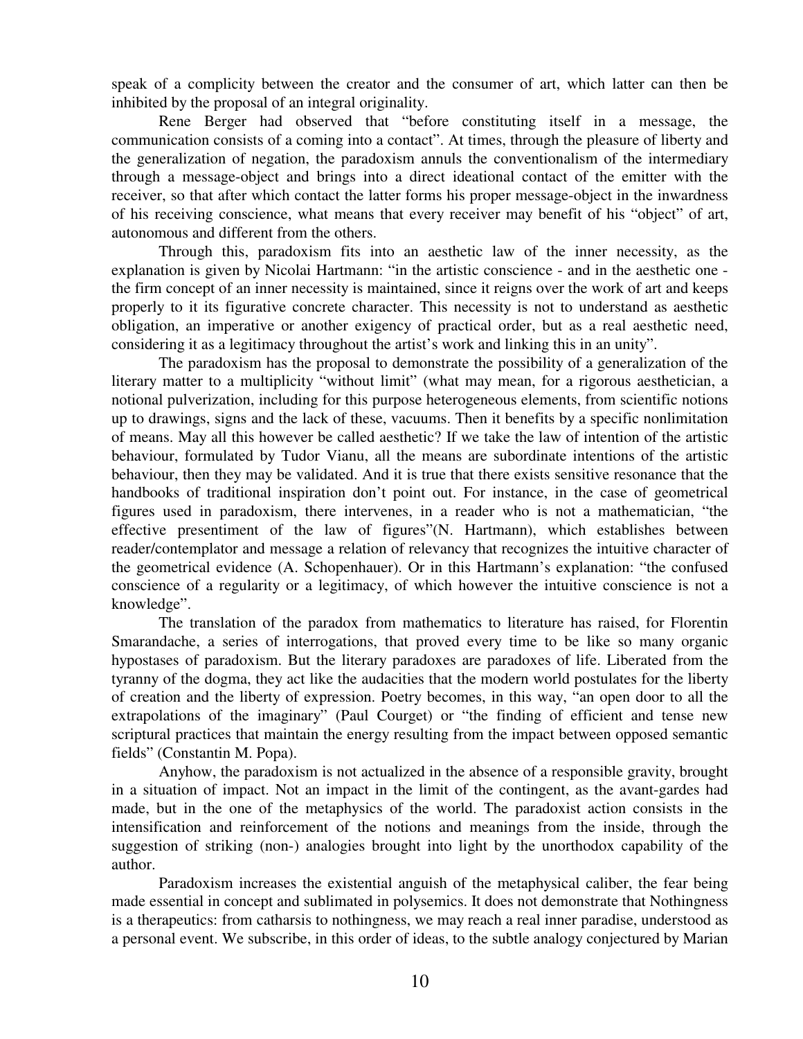speak of a complicity between the creator and the consumer of art, which latter can then be inhibited by the proposal of an integral originality.

Rene Berger had observed that "before constituting itself in a message, the communication consists of a coming into a contact". At times, through the pleasure of liberty and the generalization of negation, the paradoxism annuls the conventionalism of the intermediary through a message-object and brings into a direct ideational contact of the emitter with the receiver, so that after which contact the latter forms his proper message-object in the inwardness of his receiving conscience, what means that every receiver may benefit of his "object" of art, autonomous and different from the others.

Through this, paradoxism fits into an aesthetic law of the inner necessity, as the explanation is given by Nicolai Hartmann: "in the artistic conscience - and in the aesthetic one - the firm concept of an inner necessity is maintained, since it reigns over the work of art and keeps properly to it its figurative concrete character. This necessity is not to understand as aesthetic obligation, an imperative or another exigency of practical order, but as a real aesthetic need, considering it as a legitimacy throughout the artist's work and linking this in an unity".

The paradoxism has the proposal to demonstrate the possibility of a generalization of the literary matter to a multiplicity "without limit" (what may mean, for a rigorous aesthetician, a notional pulverization, including for this purpose heterogeneous elements, from scientific notions up to drawings, signs and the lack of these, vacuums. Then it benefits by a specific nonlimitation of means. May all this however be called aesthetic? If we take the law of intention of the artistic behaviour, formulated by Tudor Vianu, all the means are subordinate intentions of the artistic behaviour, then they may be validated. And it is true that there exists sensitive resonance that the handbooks of traditional inspiration don't point out. For instance, in the case of geometrical figures used in paradoxism, there intervenes, in a reader who is not a mathematician, "the effective presentiment of the law of figures"(N. Hartmann), which establishes between reader/contemplator and message a relation of relevancy that recognizes the intuitive character of the geometrical evidence (A. Schopenhauer). Or in this Hartmann's explanation: "the confused conscience of a regularity or a legitimacy, of which however the intuitive conscience is not a knowledge".

The translation of the paradox from mathematics to literature has raised, for Florentin Smarandache, a series of interrogations, that proved every time to be like so many organic hypostases of paradoxism. But the literary paradoxes are paradoxes of life. Liberated from the tyranny of the dogma, they act like the audacities that the modern world postulates for the liberty of creation and the liberty of expression. Poetry becomes, in this way, "an open door to all the extrapolations of the imaginary" (Paul Courget) or "the finding of efficient and tense new scriptural practices that maintain the energy resulting from the impact between opposed semantic fields" (Constantin M. Popa).

Anyhow, the paradoxism is not actualized in the absence of a responsible gravity, brought in a situation of impact. Not an impact in the limit of the contingent, as the avant-gardes had made, but in the one of the metaphysics of the world. The paradoxist action consists in the intensification and reinforcement of the notions and meanings from the inside, through the suggestion of striking (non-) analogies brought into light by the unorthodox capability of the author.

Paradoxism increases the existential anguish of the metaphysical caliber, the fear being made essential in concept and sublimated in polysemics. It does not demonstrate that Nothingness is a therapeutics: from catharsis to nothingness, we may reach a real inner paradise, understood as a personal event. We subscribe, in this order of ideas, to the subtle analogy conjectured by Marian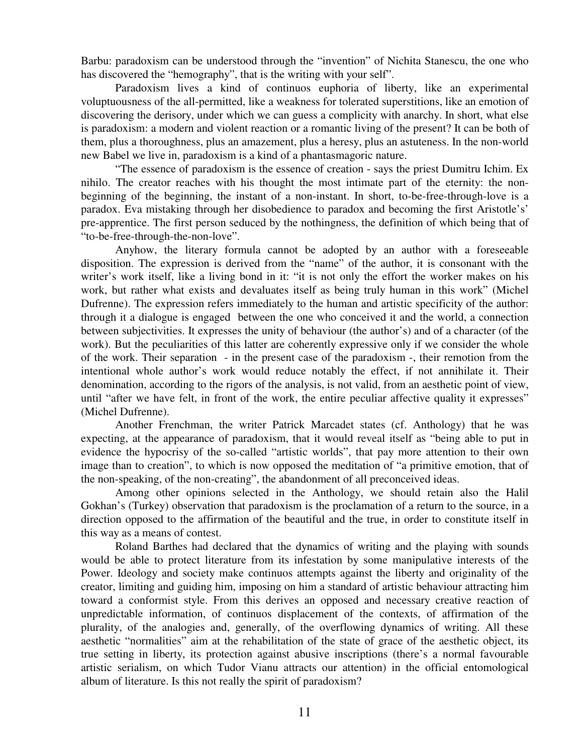Barbu: paradoxism can be understood through the "invention" of Nichita Stanescu, the one who has discovered the "hemography", that is the writing with your self".

Paradoxism lives a kind of continuos euphoria of liberty, like an experimental voluptuousness of the all-permitted, like a weakness for tolerated superstitions, like an emotion of discovering the derisory, under which we can guess a complicity with anarchy. In short, what else is paradoxism: a modern and violent reaction or a romantic living of the present? It can be both of them, plus a thoroughness, plus an amazement, plus a heresy, plus an astuteness. In the non-world new Babel we live in, paradoxism is a kind of a phantasmagoric nature.

"The essence of paradoxism is the essence of creation - says the priest Dumitru Ichim. Ex nihilo. The creator reaches with his thought the most intimate part of the eternity: the non-beginning of the beginning, the instant of a non-instant. In short, to-be-free-through-love is a paradox. Eva mistaking through her disobedience to paradox and becoming the first Aristotle's' pre-apprentice. The first person seduced by the nothingness, the definition of which being that of "to-be-free-through-the-non-love".

Anyhow, the literary formula cannot be adopted by an author with a foreseeable disposition. The expression is derived from the "name" of the author, it is consonant with the writer's work itself, like a living bond in it: "it is not only the effort the worker makes on his work, but rather what exists and devaluates itself as being truly human in this work" (Michel Dufrenne). The expression refers immediately to the human and artistic specificity of the author: through it a dialogue is engaged between the one who conceived it and the world, a connection between subjectivities. It expresses the unity of behaviour (the author's) and of a character (of the work). But the peculiarities of this latter are coherently expressive only if we consider the whole of the work. Their separation - in the present case of the paradoxism -, their remotion from the intentional whole author's work would reduce notably the effect, if not annihilate it. Their denomination, according to the rigors of the analysis, is not valid, from an aesthetic point of view, until "after we have felt, in front of the work, the entire peculiar affective quality it expresses" (Michel Dufrenne).

Another Frenchman, the writer Patrick Marcadet states (cf. Anthology) that he was expecting, at the appearance of paradoxism, that it would reveal itself as "being able to put in evidence the hypocrisy of the so-called "artistic worlds", that pay more attention to their own image than to creation", to which is now opposed the meditation of "a primitive emotion, that of the non-speaking, of the non-creating", the abandonment of all preconceived ideas.

Among other opinions selected in the Anthology, we should retain also the Halil Gokhan's (Turkey) observation that paradoxism is the proclamation of a return to the source, in a direction opposed to the affirmation of the beautiful and the true, in order to constitute itself in this way as a means of contest.

Roland Barthes had declared that the dynamics of writing and the playing with sounds would be able to protect literature from its infestation by some manipulative interests of the Power. Ideology and society make continuos attempts against the liberty and originality of the creator, limiting and guiding him, imposing on him a standard of artistic behaviour attracting him toward a conformist style. From this derives an opposed and necessary creative reaction of unpredictable information, of continuos displacement of the contexts, of affirmation of the plurality, of the analogies and, generally, of the overflowing dynamics of writing. All these aesthetic "normalities" aim at the rehabilitation of the state of grace of the aesthetic object, its true setting in liberty, its protection against abusive inscriptions (there's a normal favourable artistic serialism, on which Tudor Vianu attracts our attention) in the official entomological album of literature. Is this not really the spirit of paradoxism?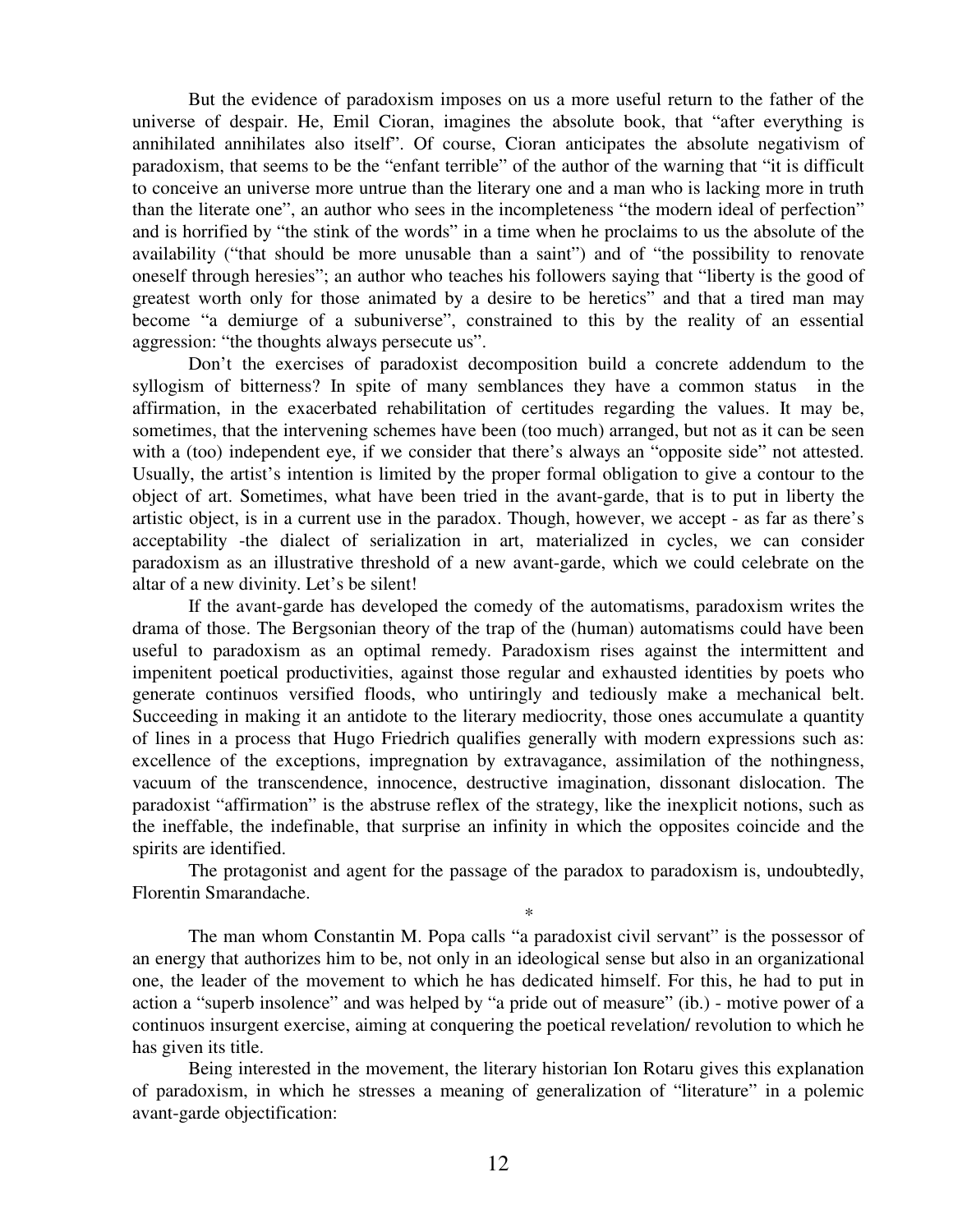But the evidence of paradoxism imposes on us a more useful return to the father of the universe of despair. He, Emil Cioran, imagines the absolute book, that "after everything is annihilated annihilates also itself". Of course, Cioran anticipates the absolute negativism of paradoxism, that seems to be the "enfant terrible" of the author of the warning that "it is difficult to conceive an universe more untrue than the literary one and a man who is lacking more in truth than the literate one", an author who sees in the incompleteness "the modern ideal of perfection" and is horrified by "the stink of the words" in a time when he proclaims to us the absolute of the availability ("that should be more unusable than a saint") and of "the possibility to renovate oneself through heresies"; an author who teaches his followers saying that "liberty is the good of greatest worth only for those animated by a desire to be heretics" and that a tired man may become "a demiurge of a subuniverse", constrained to this by the reality of an essential aggression: "the thoughts always persecute us".

Don't the exercises of paradoxist decomposition build a concrete addendum to the syllogism of bitterness? In spite of many semblances they have a common status in the affirmation, in the exacerbated rehabilitation of certitudes regarding the values. It may be, sometimes, that the intervening schemes have been (too much) arranged, but not as it can be seen with a (too) independent eye, if we consider that there's always an "opposite side" not attested. Usually, the artist's intention is limited by the proper formal obligation to give a contour to the object of art. Sometimes, what have been tried in the avant-garde, that is to put in liberty the artistic object, is in a current use in the paradox. Though, however, we accept - as far as there's acceptability -the dialect of serialization in art, materialized in cycles, we can consider paradoxism as an illustrative threshold of a new avant-garde, which we could celebrate on the altar of a new divinity. Let's be silent!

If the avant-garde has developed the comedy of the automatisms, paradoxism writes the drama of those. The Bergsonian theory of the trap of the (human) automatisms could have been useful to paradoxism as an optimal remedy. Paradoxism rises against the intermittent and impenitent poetical productivities, against those regular and exhausted identities by poets who generate continuos versified floods, who untiringly and tediously make a mechanical belt. Succeeding in making it an antidote to the literary mediocrity, those ones accumulate a quantity of lines in a process that Hugo Friedrich qualifies generally with modern expressions such as: excellence of the exceptions, impregnation by extravagance, assimilation of the nothingness, vacuum of the transcendence, innocence, destructive imagination, dissonant dislocation. The paradoxist "affirmation" is the abstruse reflex of the strategy, like the inexplicit notions, such as the ineffable, the indefinable, that surprise an infinity in which the opposites coincide and the spirits are identified.

The protagonist and agent for the passage of the paradox to paradoxism is, undoubtedly, Florentin Smarandache.

*

The man whom Constantin M. Popa calls "a paradoxist civil servant" is the possessor of an energy that authorizes him to be, not only in an ideological sense but also in an organizational one, the leader of the movement to which he has dedicated himself. For this, he had to put in action a "superb insolence" and was helped by "a pride out of measure" (ib.) - motive power of a continuos insurgent exercise, aiming at conquering the poetical revelation/ revolution to which he has given its title.

Being interested in the movement, the literary historian Ion Rotaru gives this explanation of paradoxism, in which he stresses a meaning of generalization of "literature" in a polemic avant-garde objectification: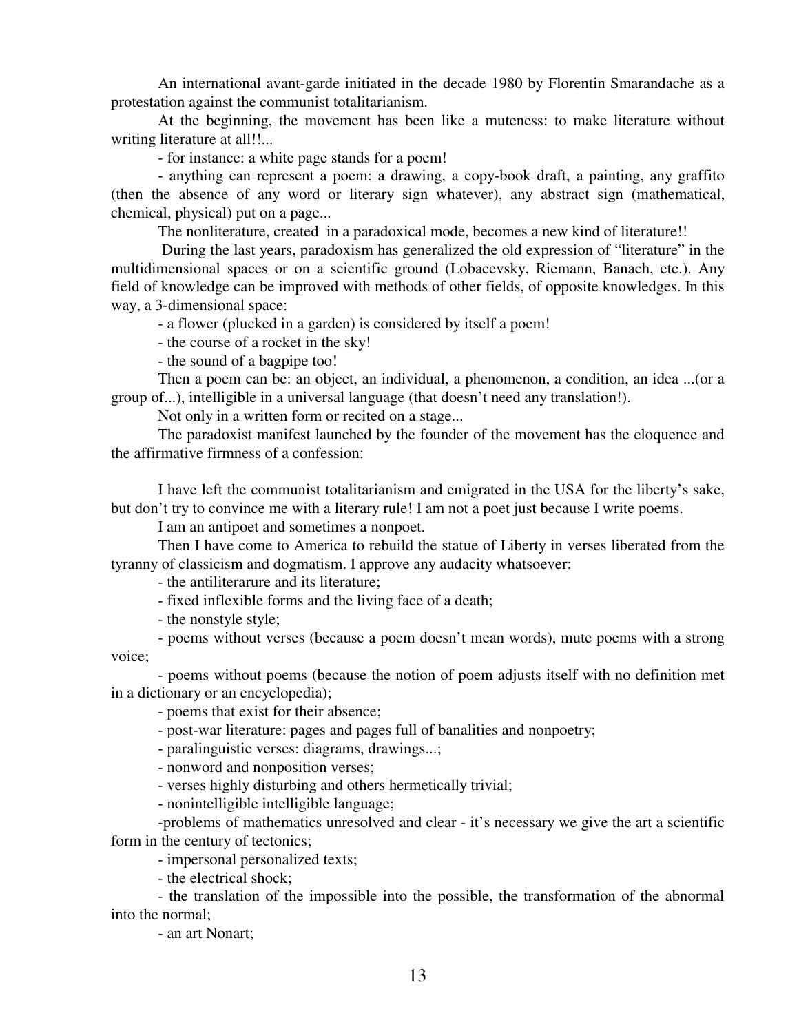An international avant-garde initiated in the decade 1980 by Florentin Smarandache as a protestation against the communist totalitarianism.

At the beginning, the movement has been like a muteness: to make literature without writing literature at all!!...

- for instance: a white page stands for a poem!
- anything can represent a poem: a drawing, a copy-book draft, a painting, any graffito (then the absence of any word or literary sign whatever), any abstract sign (mathematical, chemical, physical) put on a page...

The nonliterature, created in a paradoxical mode, becomes a new kind of literature!!

During the last years, paradoxism has generalized the old expression of "literature" in the multidimensional spaces or on a scientific ground (Lobacevsky, Riemann, Banach, etc.). Any field of knowledge can be improved with methods of other fields, of opposite knowledges. In this way, a 3-dimensional space:

- a flower (plucked in a garden) is considered by itself a poem!
- the course of a rocket in the sky!
- the sound of a bagpipe too!

Then a poem can be: an object, an individual, a phenomenon, a condition, an idea ...(or a group of...), intelligible in a universal language (that doesn't need any translation!).

Not only in a written form or recited on a stage...

The paradoxist manifest launched by the founder of the movement has the eloquence and the affirmative firmness of a confession:

I have left the communist totalitarianism and emigrated in the USA for the liberty's sake, but don't try to convince me with a literary rule! I am not a poet just because I write poems.

I am an antipoet and sometimes a nonpoet.

Then I have come to America to rebuild the statue of Liberty in verses liberated from the tyranny of classicism and dogmatism. I approve any audacity whatsoever:

- the antiliterarure and its literature;
- fixed inflexible forms and the living face of a death;
- the nonstyle style;
- poems without verses (because a poem doesn't mean words), mute poems with a strong voice;
- poems without poems (because the notion of poem adjusts itself with no definition met in a dictionary or an encyclopedia);
- poems that exist for their absence;
- post-war literature: pages and pages full of banalities and nonpoetry;
- paralinguistic verses: diagrams, drawings...;
- nonword and nonposition verses;
- verses highly disturbing and others hermetically trivial;
- nonintelligible intelligible language;
- problems of mathematics unresolved and clear - it's necessary we give the art a scientific form in the century of tectonics;
- impersonal personalized texts;
- the electrical shock;
- the translation of the impossible into the possible, the transformation of the abnormal into the normal;
- an art Nonart;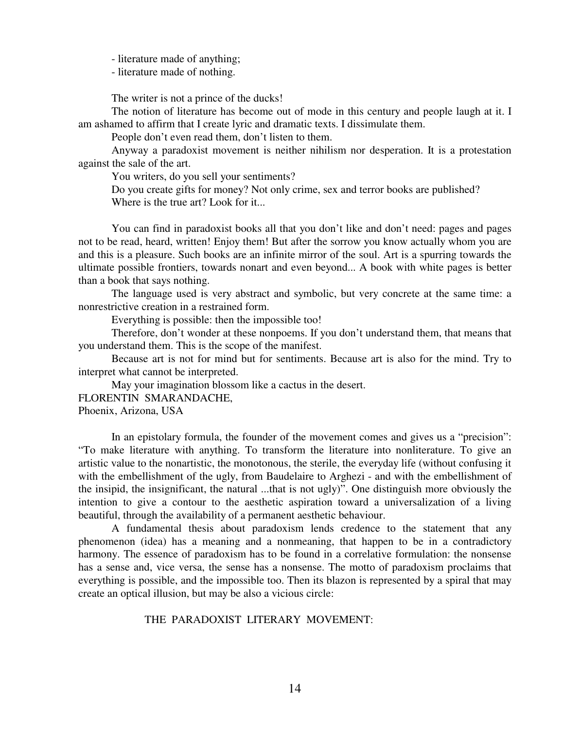- literature made of anything;
- literature made of nothing.

The writer is not a prince of the ducks!

The notion of literature has become out of mode in this century and people laugh at it. I am ashamed to affirm that I create lyric and dramatic texts. I dissimulate them.

People don't even read them, don't listen to them.

Anyway a paradoxist movement is neither nihilism nor desperation. It is a protestation against the sale of the art.

You writers, do you sell your sentiments?

Do you create gifts for money? Not only crime, sex and terror books are published?

Where is the true art? Look for it...

You can find in paradoxist books all that you don't like and don't need: pages and pages not to be read, heard, written! Enjoy them! But after the sorrow you know actually whom you are and this is a pleasure. Such books are an infinite mirror of the soul. Art is a spurring towards the ultimate possible frontiers, towards nonart and even beyond... A book with white pages is better than a book that says nothing.

The language used is very abstract and symbolic, but very concrete at the same time: a nonrestrictive creation in a restrained form.

Everything is possible: then the impossible too!

Therefore, don't wonder at these nonpoems. If you don't understand them, that means that you understand them. This is the scope of the manifest.

Because art is not for mind but for sentiments. Because art is also for the mind. Try to interpret what cannot be interpreted.

May your imagination blossom like a cactus in the desert.

FLORENTIN SMARANDACHE,
Phoenix, Arizona, USA

In an epistolary formula, the founder of the movement comes and gives us a "precision": "To make literature with anything. To transform the literature into nonliterature. To give an artistic value to the nonartistic, the monotonous, the sterile, the everyday life (without confusing it with the embellishment of the ugly, from Baudelaire to Arghezi - and with the embellishment of the insipid, the insignificant, the natural ...that is not ugly)". One distinguish more obviously the intention to give a contour to the aesthetic aspiration toward a universalization of a living beautiful, through the availability of a permanent aesthetic behaviour.

A fundamental thesis about paradoxism lends credence to the statement that any phenomenon (idea) has a meaning and a nonmeaning, that happen to be in a contradictory harmony. The essence of paradoxism has to be found in a correlative formulation: the nonsense has a sense and, vice versa, the sense has a nonsense. The motto of paradoxism proclaims that everything is possible, and the impossible too. Then its blazon is represented by a spiral that may create an optical illusion, but may be also a vicious circle:

THE PARADOXIST LITERARY MOVEMENT: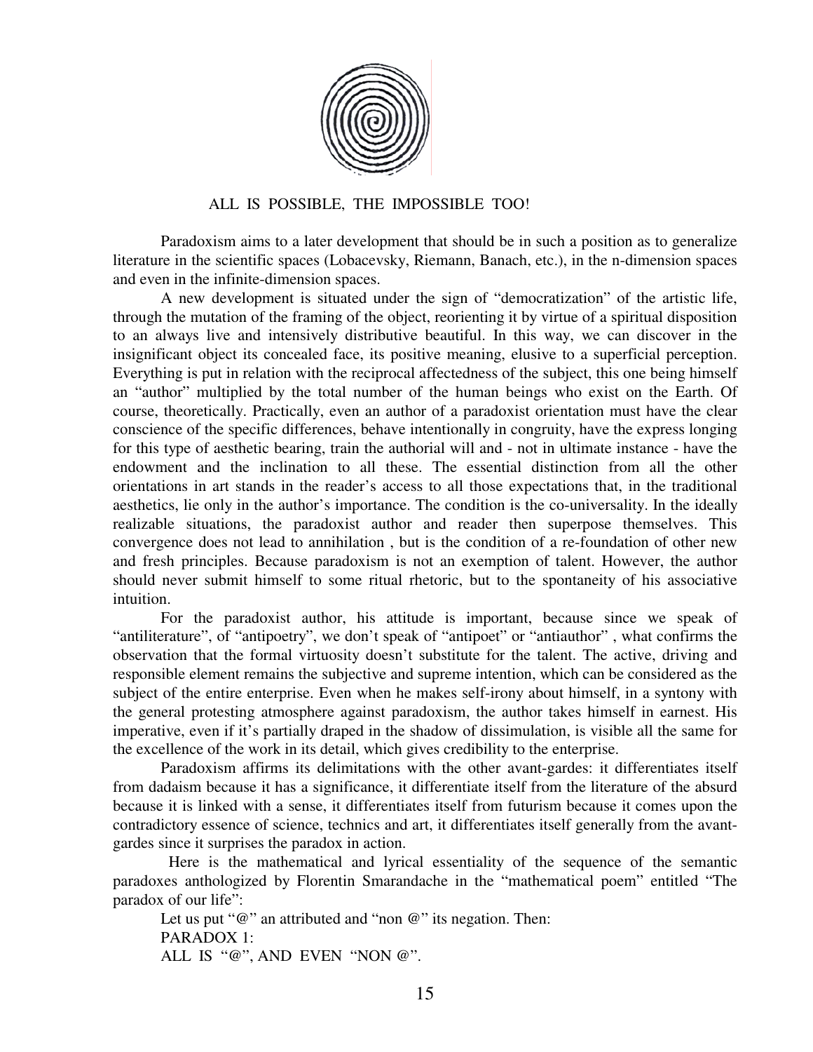ALL IS POSSIBLE, THE IMPOSSIBLE TOO!

Paradoxism aims to a later development that should be in such a position as to generalize literature in the scientific spaces (Lobacevsky, Riemann, Banach, etc.), in the n-dimension spaces and even in the infinite-dimension spaces.

A new development is situated under the sign of "democratization" of the artistic life, through the mutation of the framing of the object, reorienting it by virtue of a spiritual disposition to an always live and intensively distributive beautiful. In this way, we can discover in the insignificant object its concealed face, its positive meaning, elusive to a superficial perception. Everything is put in relation with the reciprocal affectedness of the subject, this one being himself an "author" multiplied by the total number of the human beings who exist on the Earth. Of course, theoretically. Practically, even an author of a paradoxist orientation must have the clear conscience of the specific differences, behave intentionally in congruity, have the express longing for this type of aesthetic bearing, train the authorial will and - not in ultimate instance - have the endowment and the inclination to all these. The essential distinction from all the other orientations in art stands in the reader's access to all those expectations that, in the traditional aesthetics, lie only in the author's importance. The condition is the co-universality. In the ideally realizable situations, the paradoxist author and reader then superpose themselves. This convergence does not lead to annihilation , but is the condition of a re-foundation of other new and fresh principles. Because paradoxism is not an exemption of talent. However, the author should never submit himself to some ritual rhetoric, but to the spontaneity of his associative intuition.

For the paradoxist author, his attitude is important, because since we speak of "antiliterature", of "antipoetry", we don't speak of "antipoet" or "antiauthor" , what confirms the observation that the formal virtuosity doesn't substitute for the talent. The active, driving and responsible element remains the subjective and supreme intention, which can be considered as the subject of the entire enterprise. Even when he makes self-irony about himself, in a syntony with the general protesting atmosphere against paradoxism, the author takes himself in earnest. His imperative, even if it's partially draped in the shadow of dissimulation, is visible all the same for the excellence of the work in its detail, which gives credibility to the enterprise.

Paradoxism affirms its delimitations with the other avant-gardes: it differentiates itself from dadaism because it has a significance, it differentiate itself from the literature of the absurd because it is linked with a sense, it differentiates itself from futurism because it comes upon the contradictory essence of science, technics and art, it differentiates itself generally from the avant-gardes since it surprises the paradox in action.

Here is the mathematical and lyrical essentiality of the sequence of the semantic paradoxes anthologized by Florentin Smarandache in the "mathematical poem" entitled "The paradox of our life":

Let us put "@" an attributed and "non @" its negation. Then:

PARADOX 1:

ALL IS "@", AND EVEN "NON @".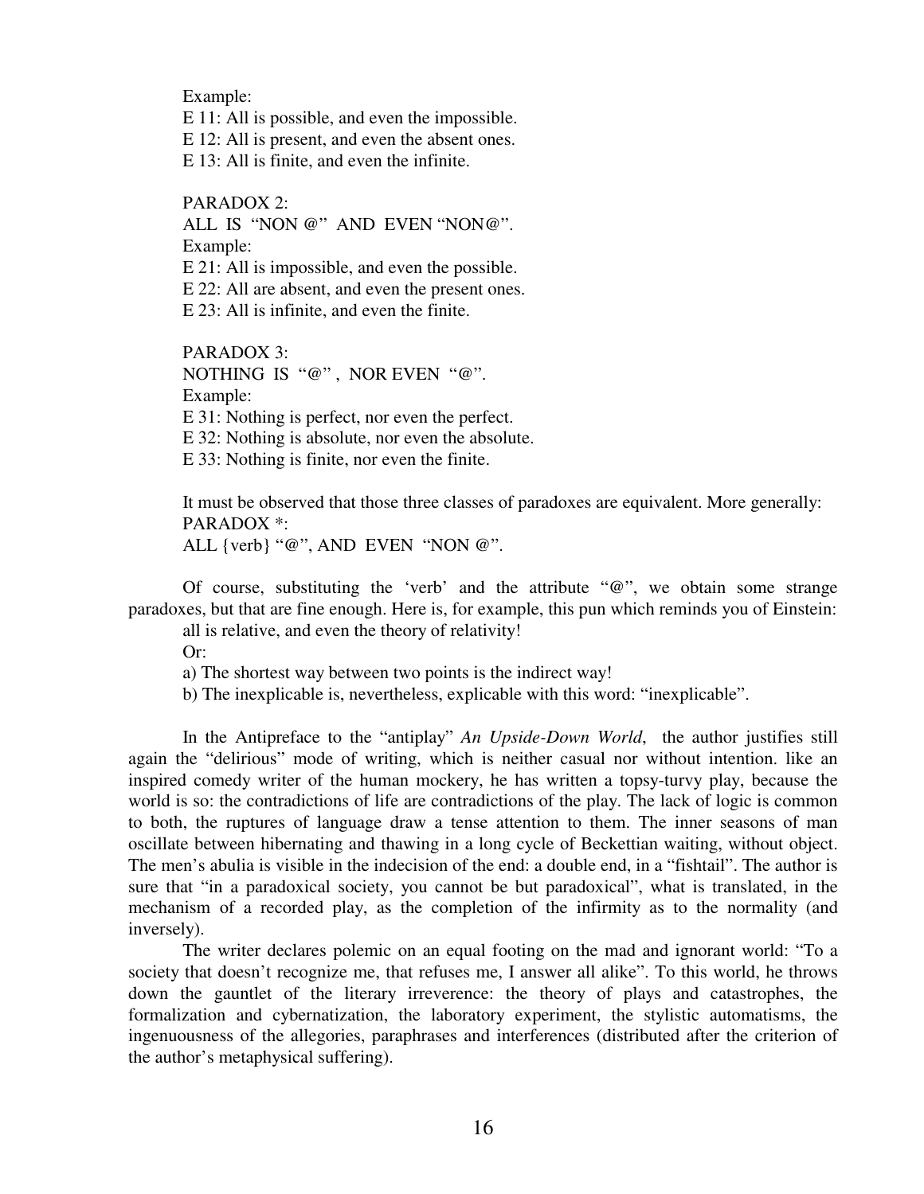Example:
E 11: All is possible, and even the impossible.
E 12: All is present, and even the absent ones.
E 13: All is finite, and even the infinite.

PARADOX 2:
ALL IS "NON @" AND EVEN "NON@".
Example:
E 21: All is impossible, and even the possible.
E 22: All are absent, and even the present ones.
E 23: All is infinite, and even the finite.

PARADOX 3:
NOTHING IS "@", NOR EVEN "@".
Example:
E 31: Nothing is perfect, nor even the perfect.
E 32: Nothing is absolute, nor even the absolute.
E 33: Nothing is finite, nor even the finite.

It must be observed that those three classes of paradoxes are equivalent. More generally:
PARADOX *:
ALL {verb} "@", AND EVEN "NON @".

Of course, substituting the 'verb' and the attribute "@", we obtain some strange paradoxes, but that are fine enough. Here is, for example, this pun which reminds you of Einstein:
all is relative, and even the theory of relativity!
Or:
a) The shortest way between two points is the indirect way!
b) The inexplicable is, nevertheless, explicable with this word: "inexplicable".

In the Antipreface to the "antiplay" *An Upside-Down World*, the author justifies still again the "delirious" mode of writing, which is neither casual nor without intention. like an inspired comedy writer of the human mockery, he has written a topsy-turvy play, because the world is so: the contradictions of life are contradictions of the play. The lack of logic is common to both, the ruptures of language draw a tense attention to them. The inner seasons of man oscillate between hibernating and thawing in a long cycle of Beckettian waiting, without object. The men's abulia is visible in the indecision of the end: a double end, in a "fishtail". The author is sure that "in a paradoxical society, you cannot be but paradoxical", what is translated, in the mechanism of a recorded play, as the completion of the infirmity as to the normality (and inversely).

The writer declares polemic on an equal footing on the mad and ignorant world: "To a society that doesn't recognize me, that refuses me, I answer all alike". To this world, he throws down the gauntlet of the literary irreverence: the theory of plays and catastrophes, the formalization and cybernatization, the laboratory experiment, the stylistic automatisms, the ingenuousness of the allegories, paraphrases and interferences (distributed after the criterion of the author's metaphysical suffering).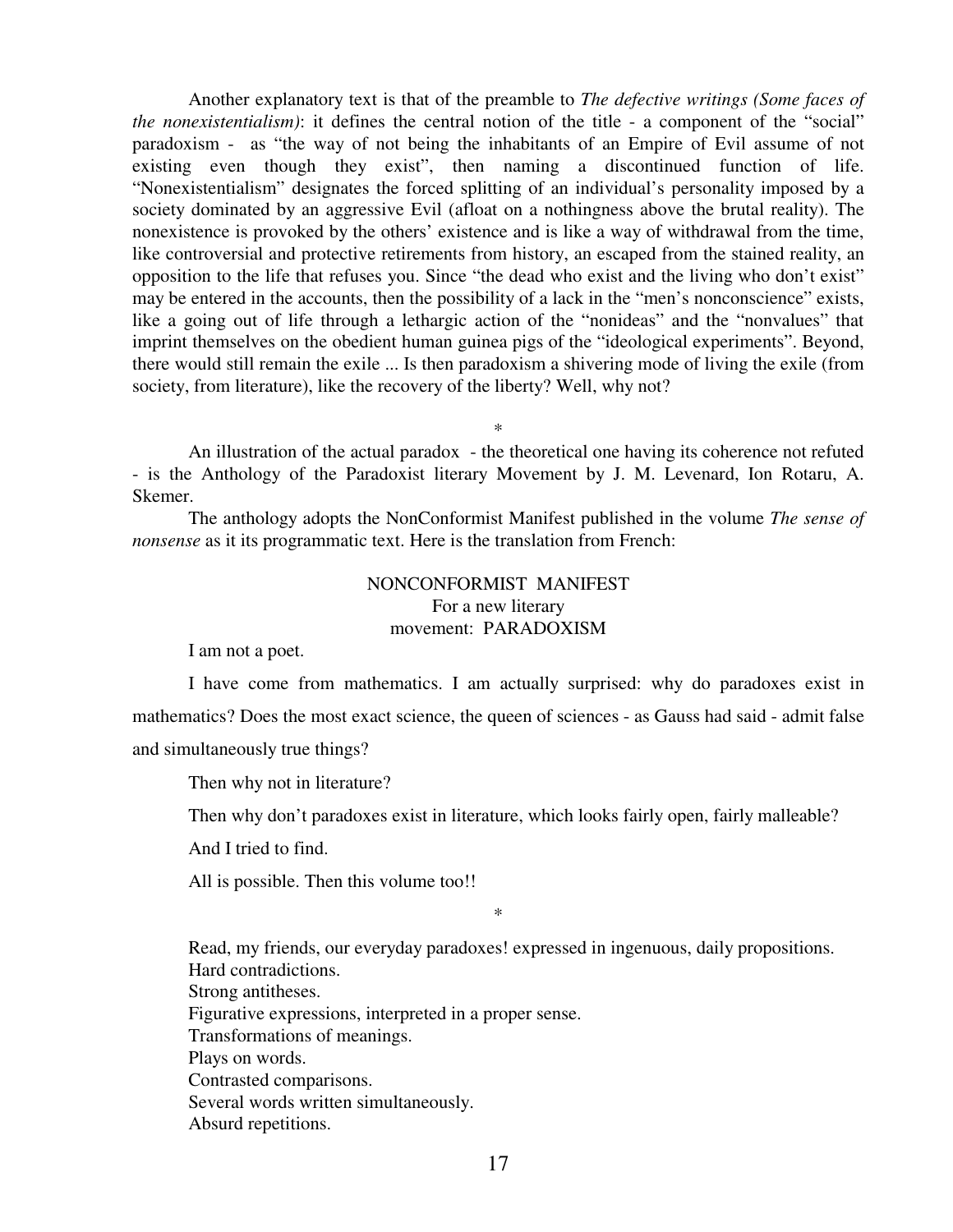Another explanatory text is that of the preamble to *The defective writings (Some faces of the nonexistentialism)*: it defines the central notion of the title - a component of the "social" paradoxism - as "the way of not being the inhabitants of an Empire of Evil assume of not existing even though they exist", then naming a discontinued function of life. "Nonexistentialism" designates the forced splitting of an individual's personality imposed by a society dominated by an aggressive Evil (afloat on a nothingness above the brutal reality). The nonexistence is provoked by the others' existence and is like a way of withdrawal from the time, like controversial and protective retirements from history, an escaped from the stained reality, an opposition to the life that refuses you. Since "the dead who exist and the living who don't exist" may be entered in the accounts, then the possibility of a lack in the "men's nonconscience" exists, like a going out of life through a lethargic action of the "nonideas" and the "nonvalues" that imprint themselves on the obedient human guinea pigs of the "ideological experiments". Beyond, there would still remain the exile ... Is then paradoxism a shivering mode of living the exile (from society, from literature), like the recovery of the liberty? Well, why not?

*

An illustration of the actual paradox - the theoretical one having its coherence not refuted - is the Anthology of the Paradoxist literary Movement by J. M. Levenard, Ion Rotaru, A. Skemer.

The anthology adopts the NonConformist Manifest published in the volume *The sense of nonsense* as it its programmatic text. Here is the translation from French:

NONCONFORMIST MANIFEST
For a new literary
movement: PARADOXISM

I am not a poet.

I have come from mathematics. I am actually surprised: why do paradoxes exist in mathematics? Does the most exact science, the queen of sciences - as Gauss had said - admit false and simultaneously true things?

Then why not in literature?

Then why don't paradoxes exist in literature, which looks fairly open, fairly malleable?

And I tried to find.

All is possible. Then this volume too!!

*

Read, my friends, our everyday paradoxes! expressed in ingenuous, daily propositions.
Hard contradictions.
Strong antitheses.
Figurative expressions, interpreted in a proper sense.
Transformations of meanings.
Plays on words.
Contrasted comparisons.
Several words written simultaneously.
Absurd repetitions.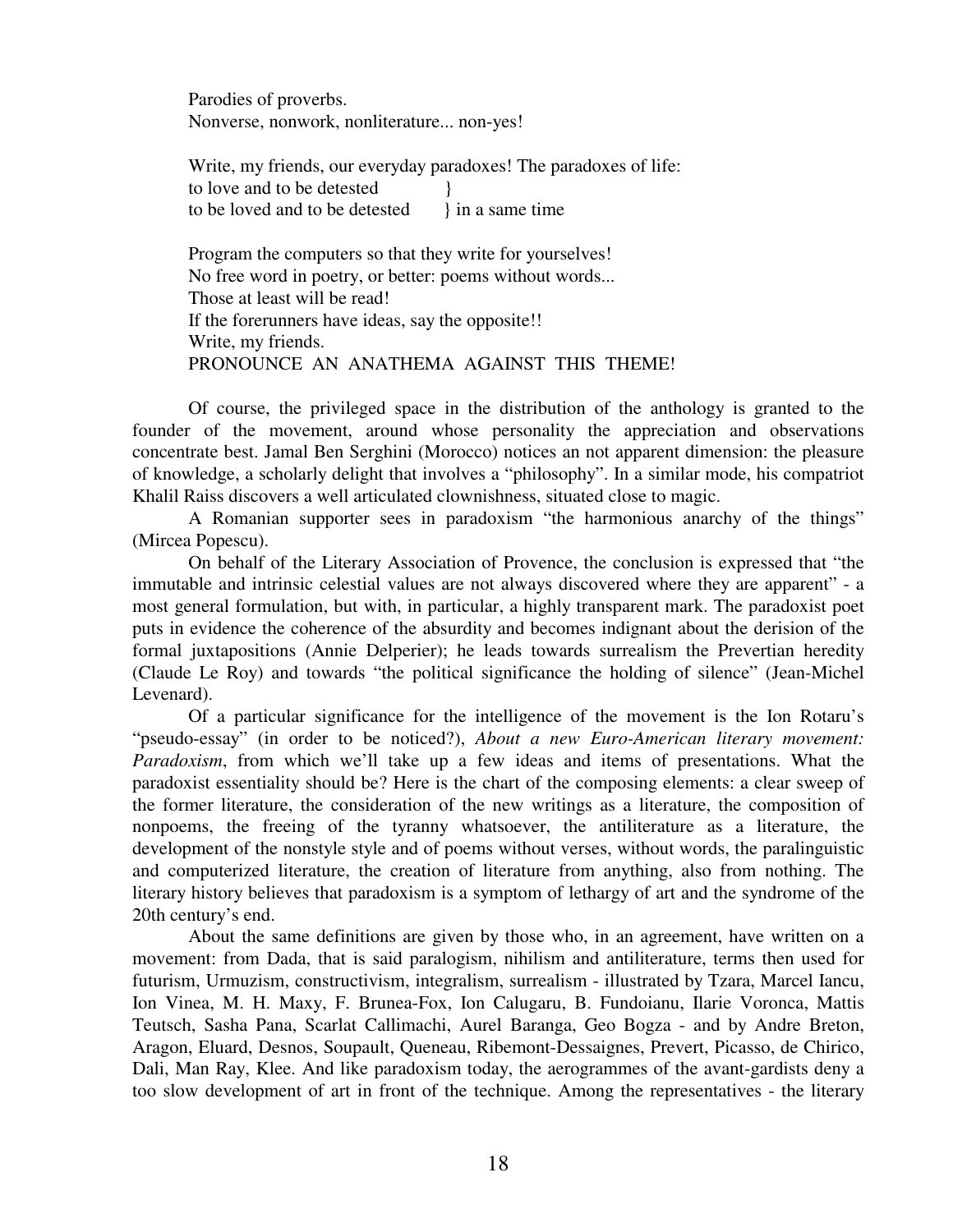Parodies of proverbs.  
Nonverse, nonwork, nonliterature... non-yes!

Write, my friends, our everyday paradoxes! The paradoxes of life:  
to love and to be detested }  
to be loved and to be detested } in a same time

Program the computers so that they write for yourselves!  
No free word in poetry, or better: poems without words...  
Those at least will be read!  
If the forerunners have ideas, say the opposite!!  
Write, my friends.  
PRONOUNCE AN ANATHEMA AGAINST THIS THEME!

Of course, the privileged space in the distribution of the anthology is granted to the founder of the movement, around whose personality the appreciation and observations concentrate best. Jamal Ben Serghini (Morocco) notices an not apparent dimension: the pleasure of knowledge, a scholarly delight that involves a "philosophy". In a similar mode, his compatriot Khalil Raiss discovers a well articulated clownishness, situated close to magic.

A Romanian supporter sees in paradoxism "the harmonious anarchy of the things" (Mircea Popescu).

On behalf of the Literary Association of Provence, the conclusion is expressed that "the immutable and intrinsic celestial values are not always discovered where they are apparent" - a most general formulation, but with, in particular, a highly transparent mark. The paradoxist poet puts in evidence the coherence of the absurdity and becomes indignant about the derision of the formal juxtapositions (Annie Delperier); he leads towards surrealism the Prevertian heredity (Claude Le Roy) and towards "the political significance the holding of silence" (Jean-Michel Levenard).

Of a particular significance for the intelligence of the movement is the Ion Rotaru's "pseudo-essay" (in order to be noticed?), *About a new Euro-American literary movement: Paradoxism*, from which we'll take up a few ideas and items of presentations. What the paradoxist essentiality should be? Here is the chart of the composing elements: a clear sweep of the former literature, the consideration of the new writings as a literature, the composition of nonpoems, the freeing of the tyranny whatsoever, the antiliterature as a literature, the development of the nonstyle style and of poems without verses, without words, the paralinguistic and computerized literature, the creation of literature from anything, also from nothing. The literary history believes that paradoxism is a symptom of lethargy of art and the syndrome of the 20th century's end.

About the same definitions are given by those who, in an agreement, have written on a movement: from Dada, that is said paralogism, nihilism and antiliterature, terms then used for futurism, Urmuzism, constructivism, integralism, surrealism - illustrated by Tzara, Marcel Iancu, Ion Vinea, M. H. Maxy, F. Brunea-Fox, Ion Calugaru, B. Fundoianu, Ilarie Voronca, Mattis Teutsch, Sasha Pana, Scarlat Callimachi, Aurel Baranga, Geo Bogza - and by Andre Breton, Aragon, Eluard, Desnos, Soupault, Queneau, Ribemont-Dessaignes, Prevert, Picasso, de Chirico, Dali, Man Ray, Klee. And like paradoxism today, the aerogrammes of the avant-gardists deny a too slow development of art in front of the technique. Among the representatives - the literary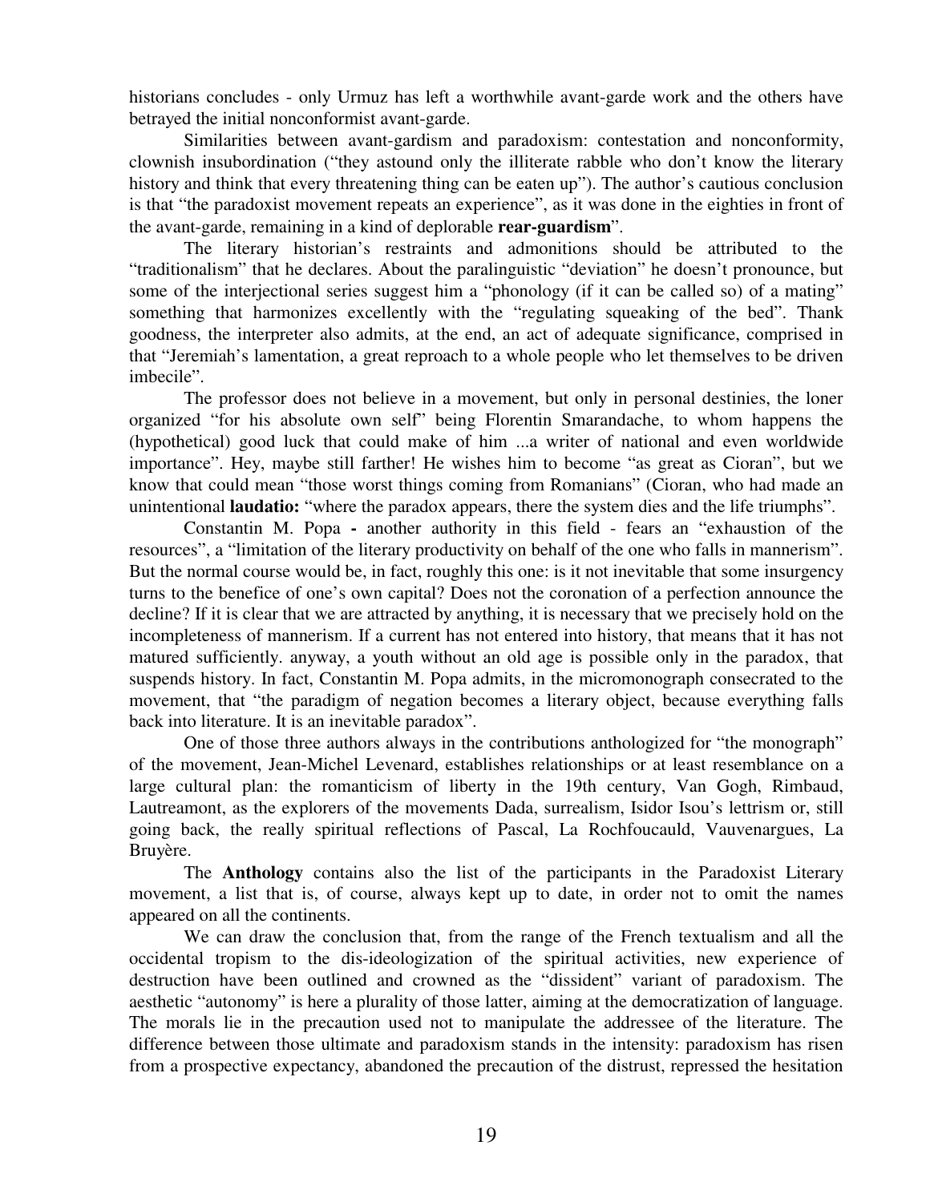historians concludes - only Urmuz has left a worthwhile avant-garde work and the others have betrayed the initial nonconformist avant-garde.

Similarities between avant-gardism and paradoxism: contestation and nonconformity, clownish insubordination ("they astound only the illiterate rabble who don't know the literary history and think that every threatening thing can be eaten up"). The author's cautious conclusion is that "the paradoxist movement repeats an experience", as it was done in the eighties in front of the avant-garde, remaining in a kind of deplorable **rear-guardism**".

The literary historian's restraints and admonitions should be attributed to the "traditionalism" that he declares. About the paralinguistic "deviation" he doesn't pronounce, but some of the interjectional series suggest him a "phonology (if it can be called so) of a mating" something that harmonizes excellently with the "regulating squeaking of the bed". Thank goodness, the interpreter also admits, at the end, an act of adequate significance, comprised in that "Jeremiah's lamentation, a great reproach to a whole people who let themselves to be driven imbecile".

The professor does not believe in a movement, but only in personal destinies, the loner organized "for his absolute own self" being Florentin Smarandache, to whom happens the (hypothetical) good luck that could make of him ...a writer of national and even worldwide importance". Hey, maybe still farther! He wishes him to become "as great as Cioran", but we know that could mean "those worst things coming from Romanians" (Cioran, who had made an unintentional **laudatio:** "where the paradox appears, there the system dies and the life triumphs".

Constantin M. Popa **-** another authority in this field - fears an "exhaustion of the resources", a "limitation of the literary productivity on behalf of the one who falls in mannerism". But the normal course would be, in fact, roughly this one: is it not inevitable that some insurgency turns to the benefice of one's own capital? Does not the coronation of a perfection announce the decline? If it is clear that we are attracted by anything, it is necessary that we precisely hold on the incompleteness of mannerism. If a current has not entered into history, that means that it has not matured sufficiently. anyway, a youth without an old age is possible only in the paradox, that suspends history. In fact, Constantin M. Popa admits, in the micromonograph consecrated to the movement, that "the paradigm of negation becomes a literary object, because everything falls back into literature. It is an inevitable paradox".

One of those three authors always in the contributions anthologized for "the monograph" of the movement, Jean-Michel Levenard, establishes relationships or at least resemblance on a large cultural plan: the romanticism of liberty in the 19th century, Van Gogh, Rimbaud, Lautreamont, as the explorers of the movements Dada, surrealism, Isidor Isou's lettrism or, still going back, the really spiritual reflections of Pascal, La Rochfoucauld, Vauvenargues, La Bruyère.

The **Anthology** contains also the list of the participants in the Paradoxist Literary movement, a list that is, of course, always kept up to date, in order not to omit the names appeared on all the continents.

We can draw the conclusion that, from the range of the French textualism and all the occidental tropism to the dis-ideologization of the spiritual activities, new experience of destruction have been outlined and crowned as the "dissident" variant of paradoxism. The aesthetic "autonomy" is here a plurality of those latter, aiming at the democratization of language. The morals lie in the precaution used not to manipulate the addressee of the literature. The difference between those ultimate and paradoxism stands in the intensity: paradoxism has risen from a prospective expectancy, abandoned the precaution of the distrust, repressed the hesitation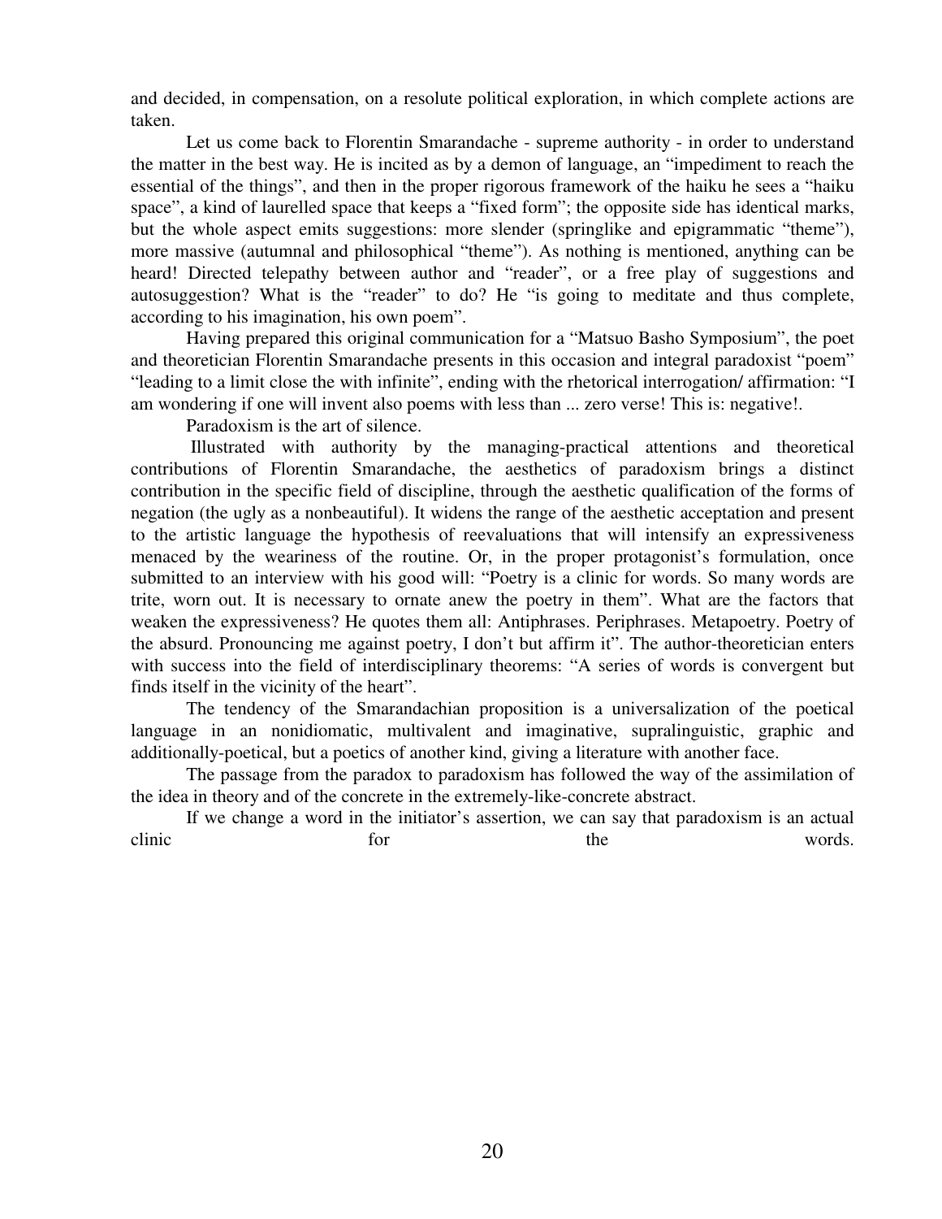and decided, in compensation, on a resolute political exploration, in which complete actions are taken.

Let us come back to Florentin Smarandache - supreme authority - in order to understand the matter in the best way. He is incited as by a demon of language, an "impediment to reach the essential of the things", and then in the proper rigorous framework of the haiku he sees a "haiku space", a kind of laurelled space that keeps a "fixed form"; the opposite side has identical marks, but the whole aspect emits suggestions: more slender (springlike and epigrammatic "theme"), more massive (autumnal and philosophical "theme"). As nothing is mentioned, anything can be heard! Directed telepathy between author and "reader", or a free play of suggestions and autosuggestion? What is the "reader" to do? He "is going to meditate and thus complete, according to his imagination, his own poem".

Having prepared this original communication for a "Matsuo Basho Symposium", the poet and theoretician Florentin Smarandache presents in this occasion and integral paradoxist "poem" "leading to a limit close the with infinite", ending with the rhetorical interrogation/ affirmation: "I am wondering if one will invent also poems with less than ... zero verse! This is: negative!.

Paradoxism is the art of silence.

Illustrated with authority by the managing-practical attentions and theoretical contributions of Florentin Smarandache, the aesthetics of paradoxism brings a distinct contribution in the specific field of discipline, through the aesthetic qualification of the forms of negation (the ugly as a nonbeautiful). It widens the range of the aesthetic acceptation and present to the artistic language the hypothesis of reevaluations that will intensify an expressiveness menaced by the weariness of the routine. Or, in the proper protagonist's formulation, once submitted to an interview with his good will: "Poetry is a clinic for words. So many words are trite, worn out. It is necessary to ornate anew the poetry in them". What are the factors that weaken the expressiveness? He quotes them all: Antiphrases. Periphrases. Metapoetry. Poetry of the absurd. Pronouncing me against poetry, I don't but affirm it". The author-theoretician enters with success into the field of interdisciplinary theorems: "A series of words is convergent but finds itself in the vicinity of the heart".

The tendency of the Smarandachian proposition is a universalization of the poetical language in an nonidiomatic, multivalent and imaginative, supralinguistic, graphic and additionally-poetical, but a poetics of another kind, giving a literature with another face.

The passage from the paradox to paradoxism has followed the way of the assimilation of the idea in theory and of the concrete in the extremely-like-concrete abstract.

If we change a word in the initiator's assertion, we can say that paradoxism is an actual clinic for the words.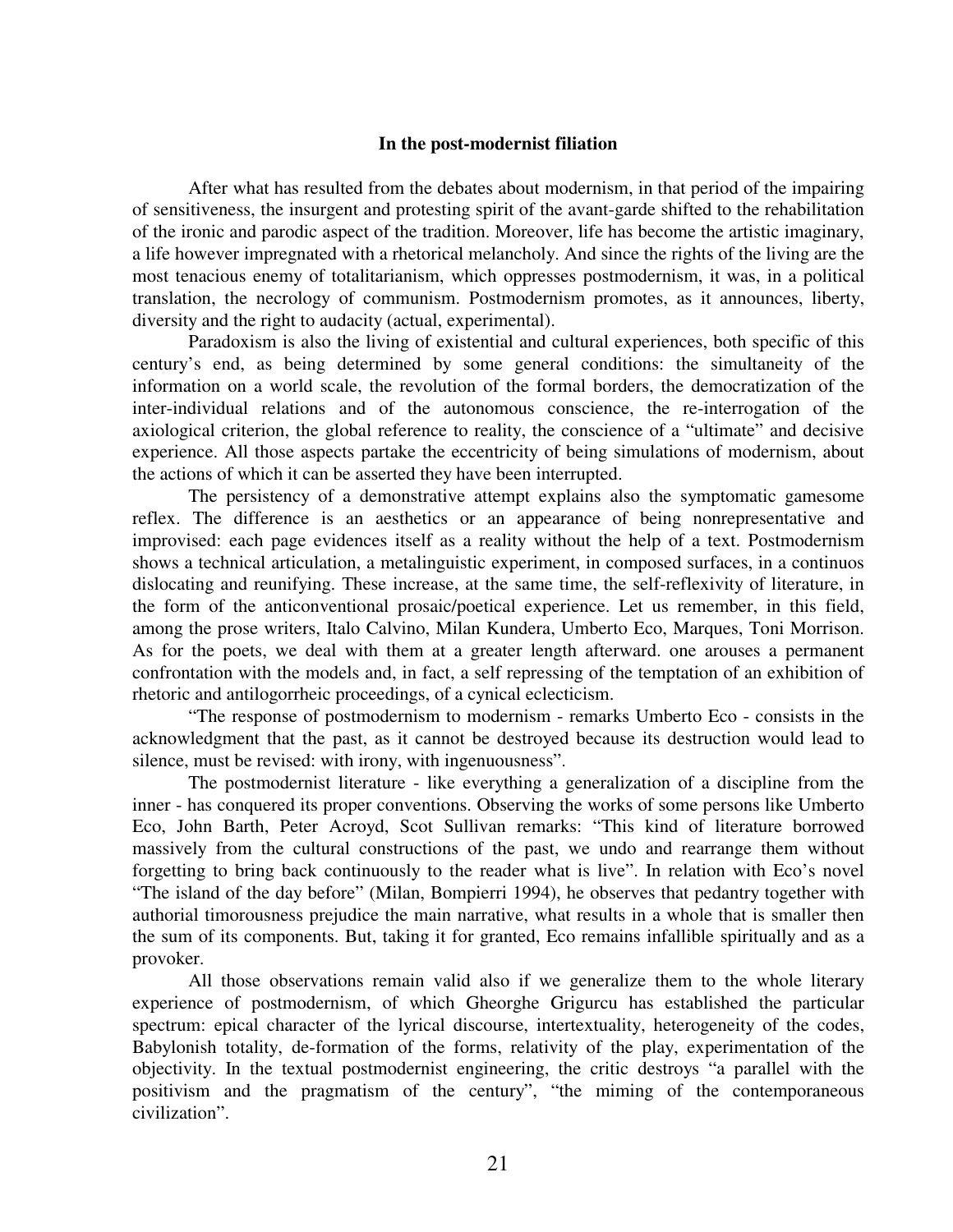**In the post-modernist filiation**

After what has resulted from the debates about modernism, in that period of the impairing of sensitiveness, the insurgent and protesting spirit of the avant-garde shifted to the rehabilitation of the ironic and parodic aspect of the tradition. Moreover, life has become the artistic imaginary, a life however impregnated with a rhetorical melancholy. And since the rights of the living are the most tenacious enemy of totalitarianism, which oppresses postmodernism, it was, in a political translation, the necrology of communism. Postmodernism promotes, as it announces, liberty, diversity and the right to audacity (actual, experimental).

Paradoxism is also the living of existential and cultural experiences, both specific of this century's end, as being determined by some general conditions: the simultaneity of the information on a world scale, the revolution of the formal borders, the democratization of the inter-individual relations and of the autonomous conscience, the re-interrogation of the axiological criterion, the global reference to reality, the conscience of a "ultimate" and decisive experience. All those aspects partake the eccentricity of being simulations of modernism, about the actions of which it can be asserted they have been interrupted.

The persistency of a demonstrative attempt explains also the symptomatic gamesome reflex. The difference is an aesthetics or an appearance of being nonrepresentative and improvised: each page evidences itself as a reality without the help of a text. Postmodernism shows a technical articulation, a metalinguistic experiment, in composed surfaces, in a continuos dislocating and reunifying. These increase, at the same time, the self-reflexivity of literature, in the form of the anticonventional prosaic/poetical experience. Let us remember, in this field, among the prose writers, Italo Calvino, Milan Kundera, Umberto Eco, Marques, Toni Morrison. As for the poets, we deal with them at a greater length afterward. one arouses a permanent confrontation with the models and, in fact, a self repressing of the temptation of an exhibition of rhetoric and antilogorrheic proceedings, of a cynical eclecticism.

"The response of postmodernism to modernism - remarks Umberto Eco - consists in the acknowledgment that the past, as it cannot be destroyed because its destruction would lead to silence, must be revised: with irony, with ingenuousness".

The postmodernist literature - like everything a generalization of a discipline from the inner - has conquered its proper conventions. Observing the works of some persons like Umberto Eco, John Barth, Peter Acroyd, Scot Sullivan remarks: "This kind of literature borrowed massively from the cultural constructions of the past, we undo and rearrange them without forgetting to bring back continuously to the reader what is live". In relation with Eco's novel "The island of the day before" (Milan, Bompierri 1994), he observes that pedantry together with authorial timorousness prejudice the main narrative, what results in a whole that is smaller then the sum of its components. But, taking it for granted, Eco remains infallible spiritually and as a provoker.

All those observations remain valid also if we generalize them to the whole literary experience of postmodernism, of which Gheorghe Grigurcu has established the particular spectrum: epical character of the lyrical discourse, intertextuality, heterogeneity of the codes, Babylonish totality, de-formation of the forms, relativity of the play, experimentation of the objectivity. In the textual postmodernist engineering, the critic destroys "a parallel with the positivism and the pragmatism of the century", "the miming of the contemporaneous civilization".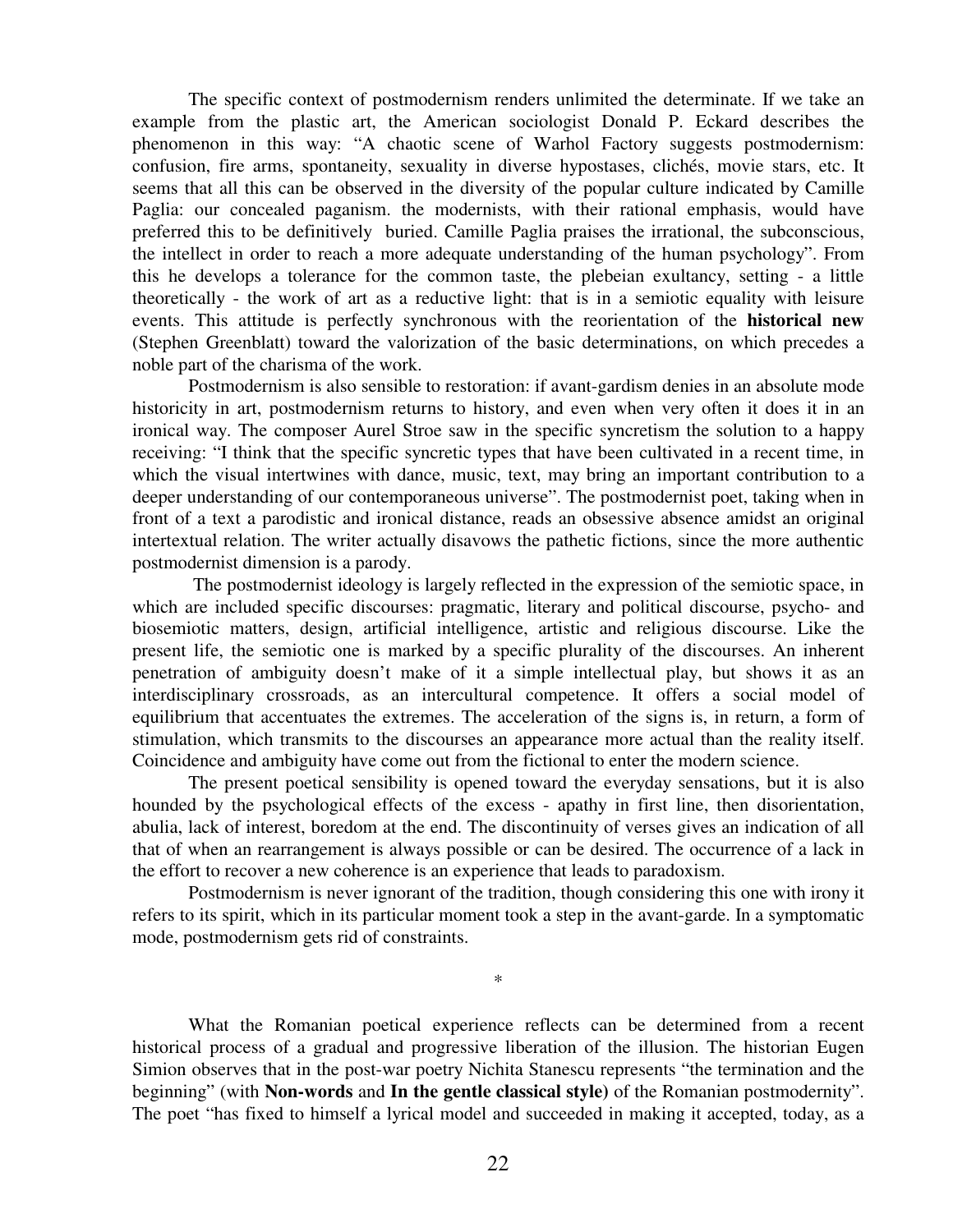The specific context of postmodernism renders unlimited the determinate. If we take an example from the plastic art, the American sociologist Donald P. Eckard describes the phenomenon in this way: "A chaotic scene of Warhol Factory suggests postmodernism: confusion, fire arms, spontaneity, sexuality in diverse hypostases, clichés, movie stars, etc. It seems that all this can be observed in the diversity of the popular culture indicated by Camille Paglia: our concealed paganism. the modernists, with their rational emphasis, would have preferred this to be definitively buried. Camille Paglia praises the irrational, the subconscious, the intellect in order to reach a more adequate understanding of the human psychology". From this he develops a tolerance for the common taste, the plebeian exultancy, setting - a little theoretically - the work of art as a reductive light: that is in a semiotic equality with leisure events. This attitude is perfectly synchronous with the reorientation of the **historical new** (Stephen Greenblatt) toward the valorization of the basic determinations, on which precedes a noble part of the charisma of the work.

Postmodernism is also sensible to restoration: if avant-gardism denies in an absolute mode historicity in art, postmodernism returns to history, and even when very often it does it in an ironical way. The composer Aurel Stroe saw in the specific syncretism the solution to a happy receiving: "I think that the specific syncretic types that have been cultivated in a recent time, in which the visual intertwines with dance, music, text, may bring an important contribution to a deeper understanding of our contemporaneous universe". The postmodernist poet, taking when in front of a text a parodistic and ironical distance, reads an obsessive absence amidst an original intertextual relation. The writer actually disavows the pathetic fictions, since the more authentic postmodernist dimension is a parody.

The postmodernist ideology is largely reflected in the expression of the semiotic space, in which are included specific discourses: pragmatic, literary and political discourse, psycho- and biosemiotic matters, design, artificial intelligence, artistic and religious discourse. Like the present life, the semiotic one is marked by a specific plurality of the discourses. An inherent penetration of ambiguity doesn't make of it a simple intellectual play, but shows it as an interdisciplinary crossroads, as an intercultural competence. It offers a social model of equilibrium that accentuates the extremes. The acceleration of the signs is, in return, a form of stimulation, which transmits to the discourses an appearance more actual than the reality itself. Coincidence and ambiguity have come out from the fictional to enter the modern science.

The present poetical sensibility is opened toward the everyday sensations, but it is also hounded by the psychological effects of the excess - apathy in first line, then disorientation, abulia, lack of interest, boredom at the end. The discontinuity of verses gives an indication of all that of when an rearrangement is always possible or can be desired. The occurrence of a lack in the effort to recover a new coherence is an experience that leads to paradoxism.

Postmodernism is never ignorant of the tradition, though considering this one with irony it refers to its spirit, which in its particular moment took a step in the avant-garde. In a symptomatic mode, postmodernism gets rid of constraints.

*

What the Romanian poetical experience reflects can be determined from a recent historical process of a gradual and progressive liberation of the illusion. The historian Eugen Simion observes that in the post-war poetry Nichita Stanescu represents "the termination and the beginning" (with **Non-words** and **In the gentle classical style)** of the Romanian postmodernity". The poet "has fixed to himself a lyrical model and succeeded in making it accepted, today, as a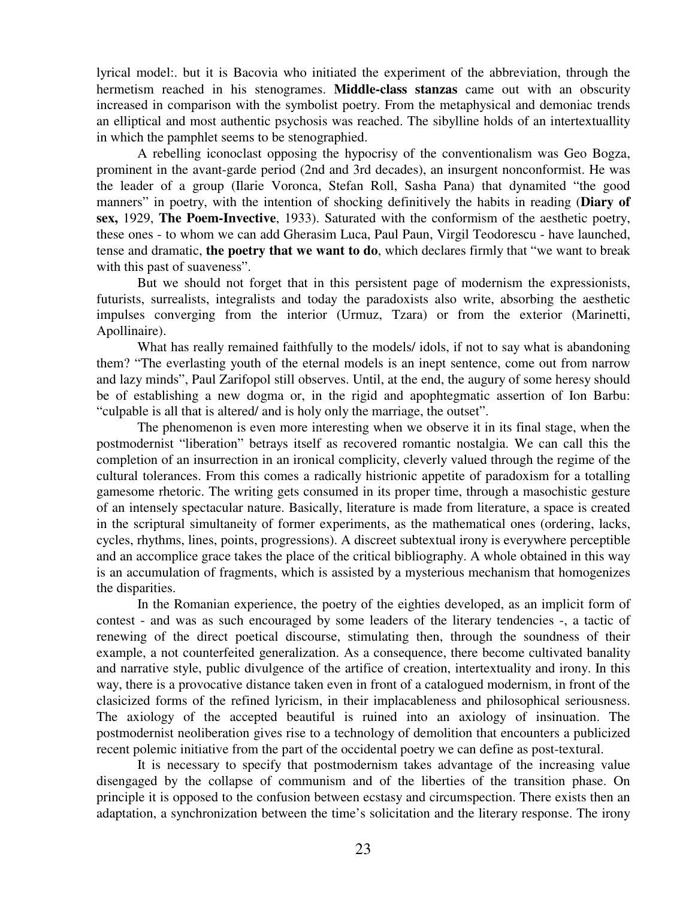lyrical model:. but it is Bacovia who initiated the experiment of the abbreviation, through the hermetism reached in his stenogrames. **Middle-class stanzas** came out with an obscurity increased in comparison with the symbolist poetry. From the metaphysical and demoniac trends an elliptical and most authentic psychosis was reached. The sibylline holds of an intertextuallity in which the pamphlet seems to be stenographied.

A rebelling iconoclast opposing the hypocrisy of the conventionalism was Geo Bogza, prominent in the avant-garde period (2nd and 3rd decades), an insurgent nonconformist. He was the leader of a group (Ilarie Voronca, Stefan Roll, Sasha Pana) that dynamited "the good manners" in poetry, with the intention of shocking definitively the habits in reading (**Diary of sex,** 1929, **The Poem-Invective**, 1933). Saturated with the conformism of the aesthetic poetry, these ones - to whom we can add Gherasim Luca, Paul Paun, Virgil Teodorescu - have launched, tense and dramatic, **the poetry that we want to do**, which declares firmly that "we want to break with this past of suaveness".

But we should not forget that in this persistent page of modernism the expressionists, futurists, surrealists, integralists and today the paradoxists also write, absorbing the aesthetic impulses converging from the interior (Urmuz, Tzara) or from the exterior (Marinetti, Apollinaire).

What has really remained faithfully to the models/ idols, if not to say what is abandoning them? "The everlasting youth of the eternal models is an inept sentence, come out from narrow and lazy minds", Paul Zarifopol still observes. Until, at the end, the augury of some heresy should be of establishing a new dogma or, in the rigid and apophtegmatic assertion of Ion Barbu: "culpable is all that is altered/ and is holy only the marriage, the outset".

The phenomenon is even more interesting when we observe it in its final stage, when the postmodernist "liberation" betrays itself as recovered romantic nostalgia. We can call this the completion of an insurrection in an ironical complicity, cleverly valued through the regime of the cultural tolerances. From this comes a radically histrionic appetite of paradoxism for a totalling gamesome rhetoric. The writing gets consumed in its proper time, through a masochistic gesture of an intensely spectacular nature. Basically, literature is made from literature, a space is created in the scriptural simultaneity of former experiments, as the mathematical ones (ordering, lacks, cycles, rhythms, lines, points, progressions). A discreet subtextual irony is everywhere perceptible and an accomplice grace takes the place of the critical bibliography. A whole obtained in this way is an accumulation of fragments, which is assisted by a mysterious mechanism that homogenizes the disparities.

In the Romanian experience, the poetry of the eighties developed, as an implicit form of contest - and was as such encouraged by some leaders of the literary tendencies -, a tactic of renewing of the direct poetical discourse, stimulating then, through the soundness of their example, a not counterfeited generalization. As a consequence, there become cultivated banality and narrative style, public divulgence of the artifice of creation, intertextuality and irony. In this way, there is a provocative distance taken even in front of a catalogued modernism, in front of the clasicized forms of the refined lyricism, in their implacableness and philosophical seriousness. The axiology of the accepted beautiful is ruined into an axiology of insinuation. The postmodernist neoliberation gives rise to a technology of demolition that encounters a publicized recent polemic initiative from the part of the occidental poetry we can define as post-textural.

It is necessary to specify that postmodernism takes advantage of the increasing value disengaged by the collapse of communism and of the liberties of the transition phase. On principle it is opposed to the confusion between ecstasy and circumspection. There exists then an adaptation, a synchronization between the time's solicitation and the literary response. The irony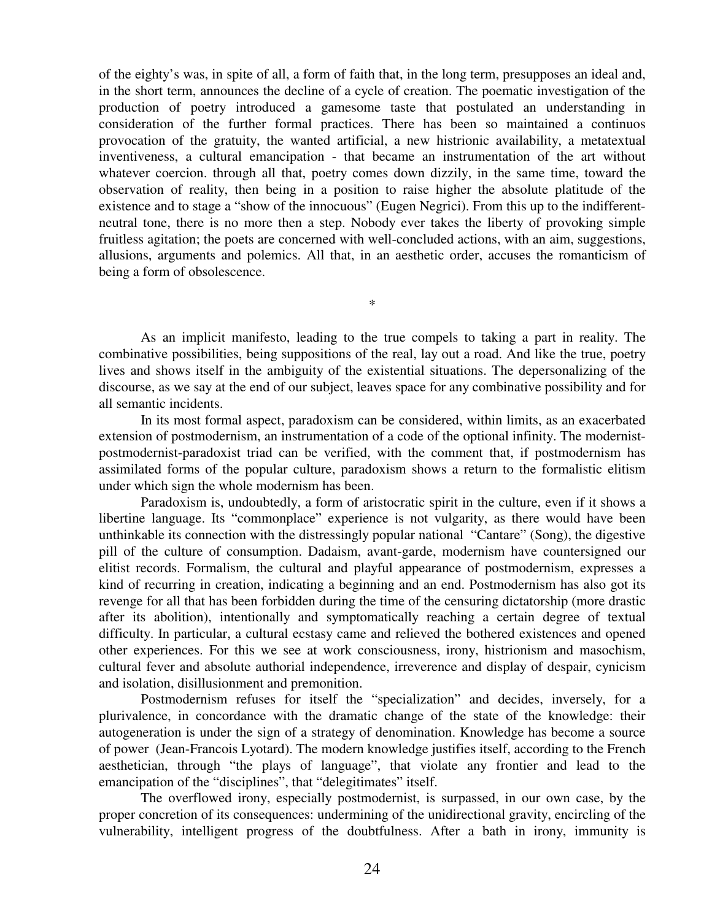of the eighty's was, in spite of all, a form of faith that, in the long term, presupposes an ideal and, in the short term, announces the decline of a cycle of creation. The poematic investigation of the production of poetry introduced a gamesome taste that postulated an understanding in consideration of the further formal practices. There has been so maintained a continuos provocation of the gratuity, the wanted artificial, a new histrionic availability, a metatextual inventiveness, a cultural emancipation - that became an instrumentation of the art without whatever coercion. through all that, poetry comes down dizzily, in the same time, toward the observation of reality, then being in a position to raise higher the absolute platitude of the existence and to stage a "show of the innocuous" (Eugen Negrici). From this up to the indifferent-neutral tone, there is no more then a step. Nobody ever takes the liberty of provoking simple fruitless agitation; the poets are concerned with well-concluded actions, with an aim, suggestions, allusions, arguments and polemics. All that, in an aesthetic order, accuses the romanticism of being a form of obsolescence.

*

As an implicit manifesto, leading to the true compels to taking a part in reality. The combinative possibilities, being suppositions of the real, lay out a road. And like the true, poetry lives and shows itself in the ambiguity of the existential situations. The depersonalizing of the discourse, as we say at the end of our subject, leaves space for any combinative possibility and for all semantic incidents.

In its most formal aspect, paradoxism can be considered, within limits, as an exacerbated extension of postmodernism, an instrumentation of a code of the optional infinity. The modernist-postmodernist-paradoxist triad can be verified, with the comment that, if postmodernism has assimilated forms of the popular culture, paradoxism shows a return to the formalistic elitism under which sign the whole modernism has been.

Paradoxism is, undoubtedly, a form of aristocratic spirit in the culture, even if it shows a libertine language. Its "commonplace" experience is not vulgarity, as there would have been unthinkable its connection with the distressingly popular national "Cantare" (Song), the digestive pill of the culture of consumption. Dadaism, avant-garde, modernism have countersigned our elitist records. Formalism, the cultural and playful appearance of postmodernism, expresses a kind of recurring in creation, indicating a beginning and an end. Postmodernism has also got its revenge for all that has been forbidden during the time of the censuring dictatorship (more drastic after its abolition), intentionally and symptomatically reaching a certain degree of textual difficulty. In particular, a cultural ecstasy came and relieved the bothered existences and opened other experiences. For this we see at work consciousness, irony, histrionism and masochism, cultural fever and absolute authorial independence, irreverence and display of despair, cynicism and isolation, disillusionment and premonition.

Postmodernism refuses for itself the "specialization" and decides, inversely, for a plurivalence, in concordance with the dramatic change of the state of the knowledge: their autogeneration is under the sign of a strategy of denomination. Knowledge has become a source of power (Jean-Francois Lyotard). The modern knowledge justifies itself, according to the French aesthetician, through "the plays of language", that violate any frontier and lead to the emancipation of the "disciplines", that "delegitimates" itself.

The overflowed irony, especially postmodernist, is surpassed, in our own case, by the proper concretion of its consequences: undermining of the unidirectional gravity, encircling of the vulnerability, intelligent progress of the doubtfulness. After a bath in irony, immunity is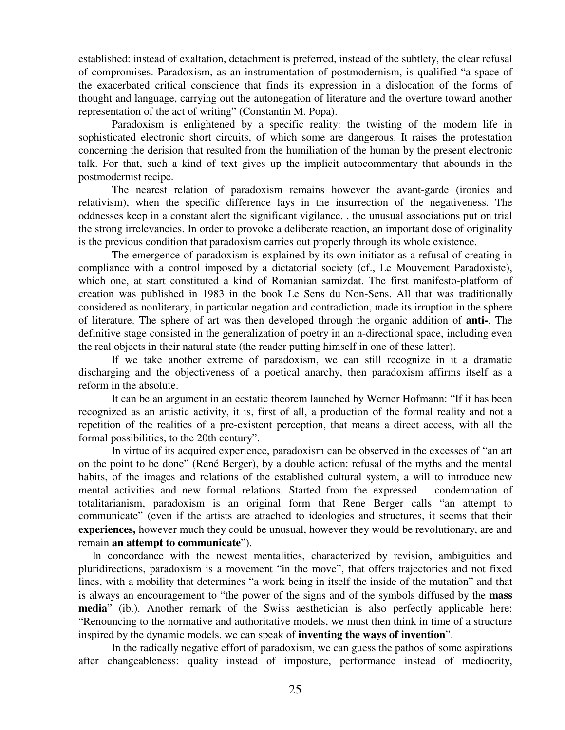established: instead of exaltation, detachment is preferred, instead of the subtlety, the clear refusal of compromises. Paradoxism, as an instrumentation of postmodernism, is qualified "a space of the exacerbated critical conscience that finds its expression in a dislocation of the forms of thought and language, carrying out the autonegation of literature and the overture toward another representation of the act of writing" (Constantin M. Popa).

Paradoxism is enlightened by a specific reality: the twisting of the modern life in sophisticated electronic short circuits, of which some are dangerous. It raises the protestation concerning the derision that resulted from the humiliation of the human by the present electronic talk. For that, such a kind of text gives up the implicit autocommentary that abounds in the postmodernist recipe.

The nearest relation of paradoxism remains however the avant-garde (ironies and relativism), when the specific difference lays in the insurrection of the negativeness. The oddnesses keep in a constant alert the significant vigilance, , the unusual associations put on trial the strong irrelevancies. In order to provoke a deliberate reaction, an important dose of originality is the previous condition that paradoxism carries out properly through its whole existence.

The emergence of paradoxism is explained by its own initiator as a refusal of creating in compliance with a control imposed by a dictatorial society (cf., Le Mouvement Paradoxiste), which one, at start constituted a kind of Romanian samizdat. The first manifesto-platform of creation was published in 1983 in the book Le Sens du Non-Sens. All that was traditionally considered as nonliterary, in particular negation and contradiction, made its irruption in the sphere of literature. The sphere of art was then developed through the organic addition of **anti-**. The definitive stage consisted in the generalization of poetry in an n-directional space, including even the real objects in their natural state (the reader putting himself in one of these latter).

If we take another extreme of paradoxism, we can still recognize in it a dramatic discharging and the objectiveness of a poetical anarchy, then paradoxism affirms itself as a reform in the absolute.

It can be an argument in an ecstatic theorem launched by Werner Hofmann: "If it has been recognized as an artistic activity, it is, first of all, a production of the formal reality and not a repetition of the realities of a pre-existent perception, that means a direct access, with all the formal possibilities, to the 20th century".

In virtue of its acquired experience, paradoxism can be observed in the excesses of "an art on the point to be done" (René Berger), by a double action: refusal of the myths and the mental habits, of the images and relations of the established cultural system, a will to introduce new mental activities and new formal relations. Started from the expressed condemnation of totalitarianism, paradoxism is an original form that Rene Berger calls "an attempt to communicate" (even if the artists are attached to ideologies and structures, it seems that their **experiences,** however much they could be unusual, however they would be revolutionary, are and remain **an attempt to communicate**").

In concordance with the newest mentalities, characterized by revision, ambiguities and pluridirections, paradoxism is a movement "in the move", that offers trajectories and not fixed lines, with a mobility that determines "a work being in itself the inside of the mutation" and that is always an encouragement to "the power of the signs and of the symbols diffused by the **mass media**" (ib.). Another remark of the Swiss aesthetician is also perfectly applicable here: "Renouncing to the normative and authoritative models, we must then think in time of a structure inspired by the dynamic models. we can speak of **inventing the ways of invention**".

In the radically negative effort of paradoxism, we can guess the pathos of some aspirations after changeableness: quality instead of imposture, performance instead of mediocrity,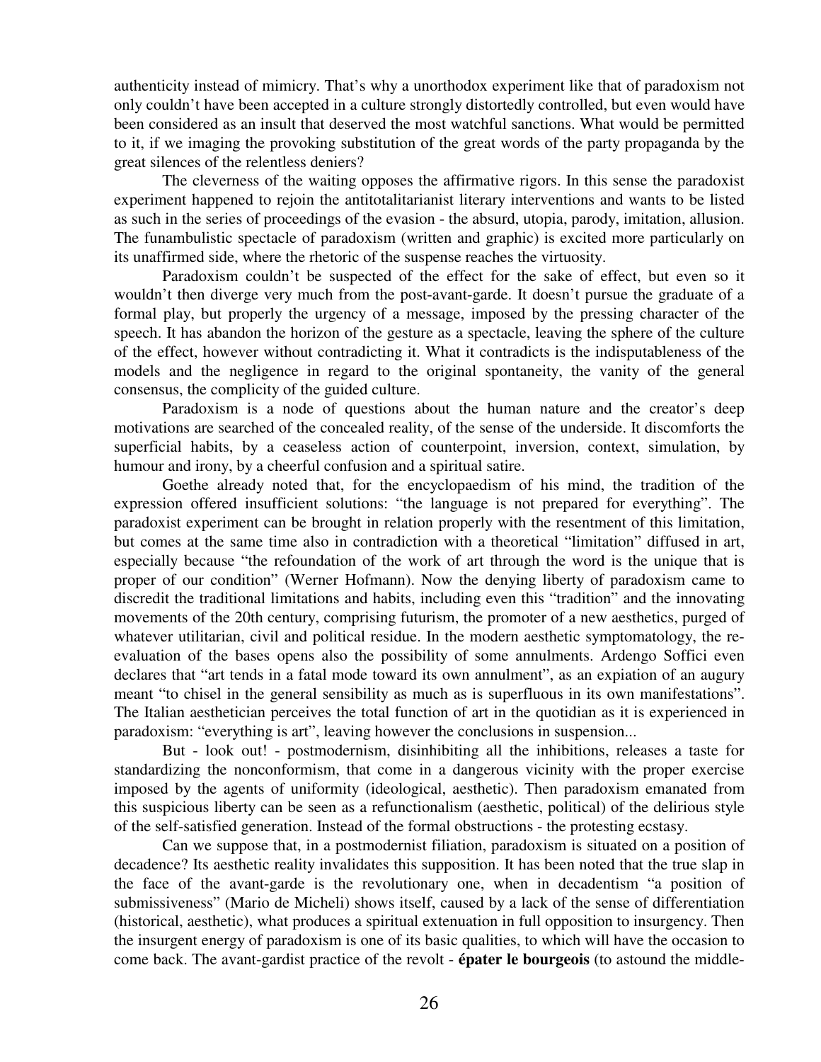authenticity instead of mimicry. That's why a unorthodox experiment like that of paradoxism not only couldn't have been accepted in a culture strongly distortedly controlled, but even would have been considered as an insult that deserved the most watchful sanctions. What would be permitted to it, if we imaging the provoking substitution of the great words of the party propaganda by the great silences of the relentless deniers?

The cleverness of the waiting opposes the affirmative rigors. In this sense the paradoxist experiment happened to rejoin the antitotalitarianist literary interventions and wants to be listed as such in the series of proceedings of the evasion - the absurd, utopia, parody, imitation, allusion. The funambulistic spectacle of paradoxism (written and graphic) is excited more particularly on its unaffirmed side, where the rhetoric of the suspense reaches the virtuosity.

Paradoxism couldn't be suspected of the effect for the sake of effect, but even so it wouldn't then diverge very much from the post-avant-garde. It doesn't pursue the graduate of a formal play, but properly the urgency of a message, imposed by the pressing character of the speech. It has abandon the horizon of the gesture as a spectacle, leaving the sphere of the culture of the effect, however without contradicting it. What it contradicts is the indisputableness of the models and the negligence in regard to the original spontaneity, the vanity of the general consensus, the complicity of the guided culture.

Paradoxism is a node of questions about the human nature and the creator's deep motivations are searched of the concealed reality, of the sense of the underside. It discomforts the superficial habits, by a ceaseless action of counterpoint, inversion, context, simulation, by humour and irony, by a cheerful confusion and a spiritual satire.

Goethe already noted that, for the encyclopaedism of his mind, the tradition of the expression offered insufficient solutions: "the language is not prepared for everything". The paradoxist experiment can be brought in relation properly with the resentment of this limitation, but comes at the same time also in contradiction with a theoretical "limitation" diffused in art, especially because "the refoundation of the work of art through the word is the unique that is proper of our condition" (Werner Hofmann). Now the denying liberty of paradoxism came to discredit the traditional limitations and habits, including even this "tradition" and the innovating movements of the 20th century, comprising futurism, the promoter of a new aesthetics, purged of whatever utilitarian, civil and political residue. In the modern aesthetic symptomatology, the re-evaluation of the bases opens also the possibility of some annulments. Ardengo Soffici even declares that "art tends in a fatal mode toward its own annulment", as an expiation of an augury meant "to chisel in the general sensibility as much as is superfluous in its own manifestations". The Italian aesthetician perceives the total function of art in the quotidian as it is experienced in paradoxism: "everything is art", leaving however the conclusions in suspension...

But - look out! - postmodernism, disinhibiting all the inhibitions, releases a taste for standardizing the nonconformism, that come in a dangerous vicinity with the proper exercise imposed by the agents of uniformity (ideological, aesthetic). Then paradoxism emanated from this suspicious liberty can be seen as a refunctionalism (aesthetic, political) of the delirious style of the self-satisfied generation. Instead of the formal obstructions - the protesting ecstasy.

Can we suppose that, in a postmodernist filiation, paradoxism is situated on a position of decadence? Its aesthetic reality invalidates this supposition. It has been noted that the true slap in the face of the avant-garde is the revolutionary one, when in decadentism "a position of submissiveness" (Mario de Micheli) shows itself, caused by a lack of the sense of differentiation (historical, aesthetic), what produces a spiritual extenuation in full opposition to insurgency. Then the insurgent energy of paradoxism is one of its basic qualities, to which will have the occasion to come back. The avant-gardist practice of the revolt - **épater le bourgeois** (to astound the middle-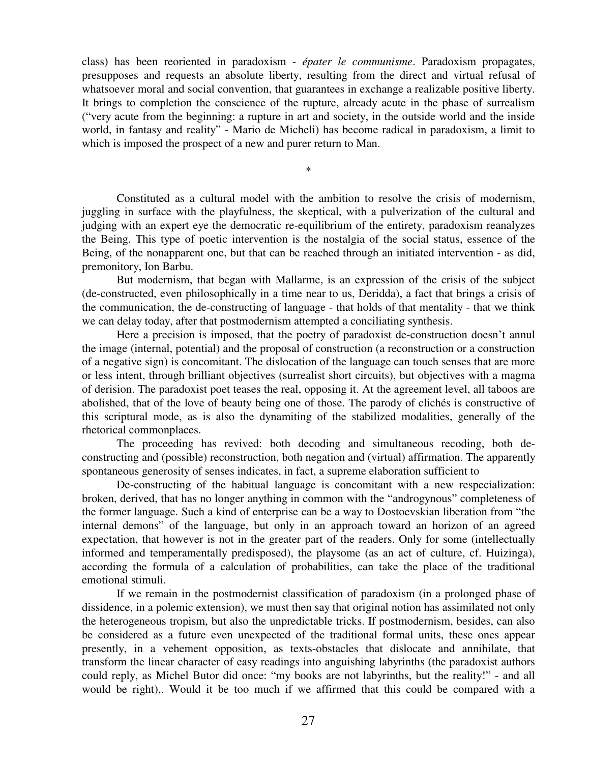class) has been reoriented in paradoxism - *épater le communisme*. Paradoxism propagates, presupposes and requests an absolute liberty, resulting from the direct and virtual refusal of whatsoever moral and social convention, that guarantees in exchange a realizable positive liberty. It brings to completion the conscience of the rupture, already acute in the phase of surrealism ("very acute from the beginning: a rupture in art and society, in the outside world and the inside world, in fantasy and reality" - Mario de Micheli) has become radical in paradoxism, a limit to which is imposed the prospect of a new and purer return to Man.

*

Constituted as a cultural model with the ambition to resolve the crisis of modernism, juggling in surface with the playfulness, the skeptical, with a pulverization of the cultural and judging with an expert eye the democratic re-equilibrium of the entirety, paradoxism reanalyzes the Being. This type of poetic intervention is the nostalgia of the social status, essence of the Being, of the nonapparent one, but that can be reached through an initiated intervention - as did, premonitory, Ion Barbu.

But modernism, that began with Mallarme, is an expression of the crisis of the subject (de-constructed, even philosophically in a time near to us, Deridda), a fact that brings a crisis of the communication, the de-constructing of language - that holds of that mentality - that we think we can delay today, after that postmodernism attempted a conciliating synthesis.

Here a precision is imposed, that the poetry of paradoxist de-construction doesn't annul the image (internal, potential) and the proposal of construction (a reconstruction or a construction of a negative sign) is concomitant. The dislocation of the language can touch senses that are more or less intent, through brilliant objectives (surrealist short circuits), but objectives with a magma of derision. The paradoxist poet teases the real, opposing it. At the agreement level, all taboos are abolished, that of the love of beauty being one of those. The parody of clichés is constructive of this scriptural mode, as is also the dynamiting of the stabilized modalities, generally of the rhetorical commonplaces.

The proceeding has revived: both decoding and simultaneous recoding, both de-constructing and (possible) reconstruction, both negation and (virtual) affirmation. The apparently spontaneous generosity of senses indicates, in fact, a supreme elaboration sufficient to

De-constructing of the habitual language is concomitant with a new respecialization: broken, derived, that has no longer anything in common with the "androgynous" completeness of the former language. Such a kind of enterprise can be a way to Dostoevskian liberation from "the internal demons" of the language, but only in an approach toward an horizon of an agreed expectation, that however is not in the greater part of the readers. Only for some (intellectually informed and temperamentally predisposed), the playsome (as an act of culture, cf. Huizinga), according the formula of a calculation of probabilities, can take the place of the traditional emotional stimuli.

If we remain in the postmodernist classification of paradoxism (in a prolonged phase of dissidence, in a polemic extension), we must then say that original notion has assimilated not only the heterogeneous tropism, but also the unpredictable tricks. If postmodernism, besides, can also be considered as a future even unexpected of the traditional formal units, these ones appear presently, in a vehement opposition, as texts-obstacles that dislocate and annihilate, that transform the linear character of easy readings into anguishing labyrinths (the paradoxist authors could reply, as Michel Butor did once: "my books are not labyrinths, but the reality!" - and all would be right),. Would it be too much if we affirmed that this could be compared with a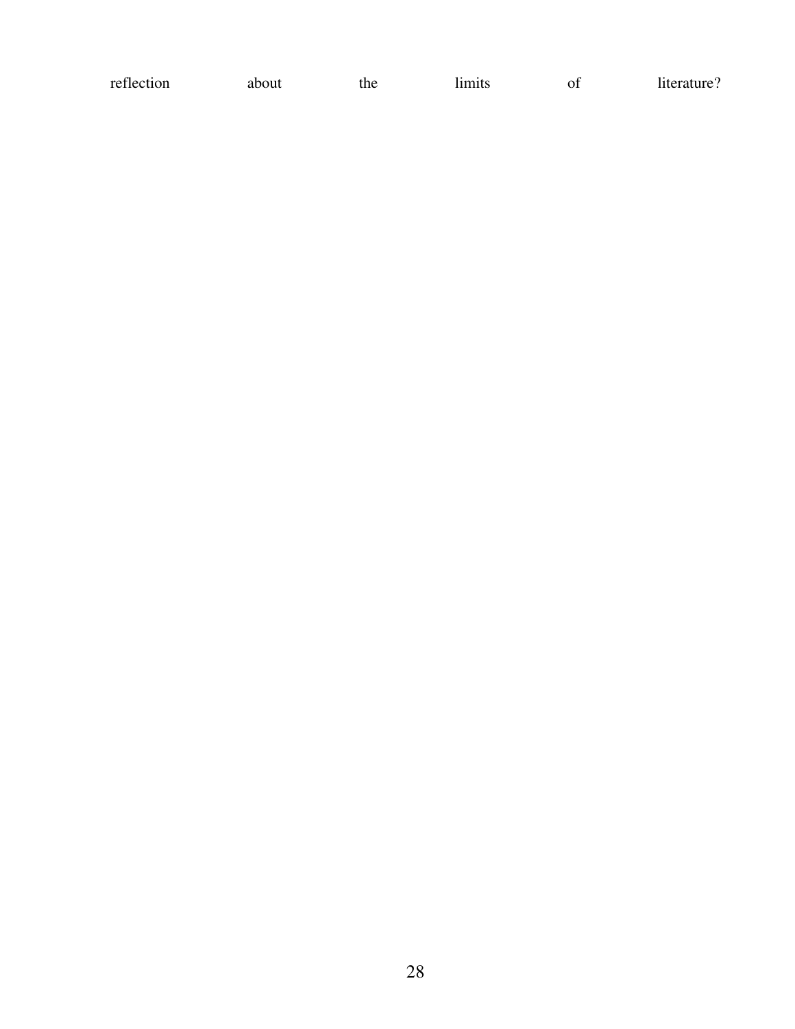reflection about the limits of literature?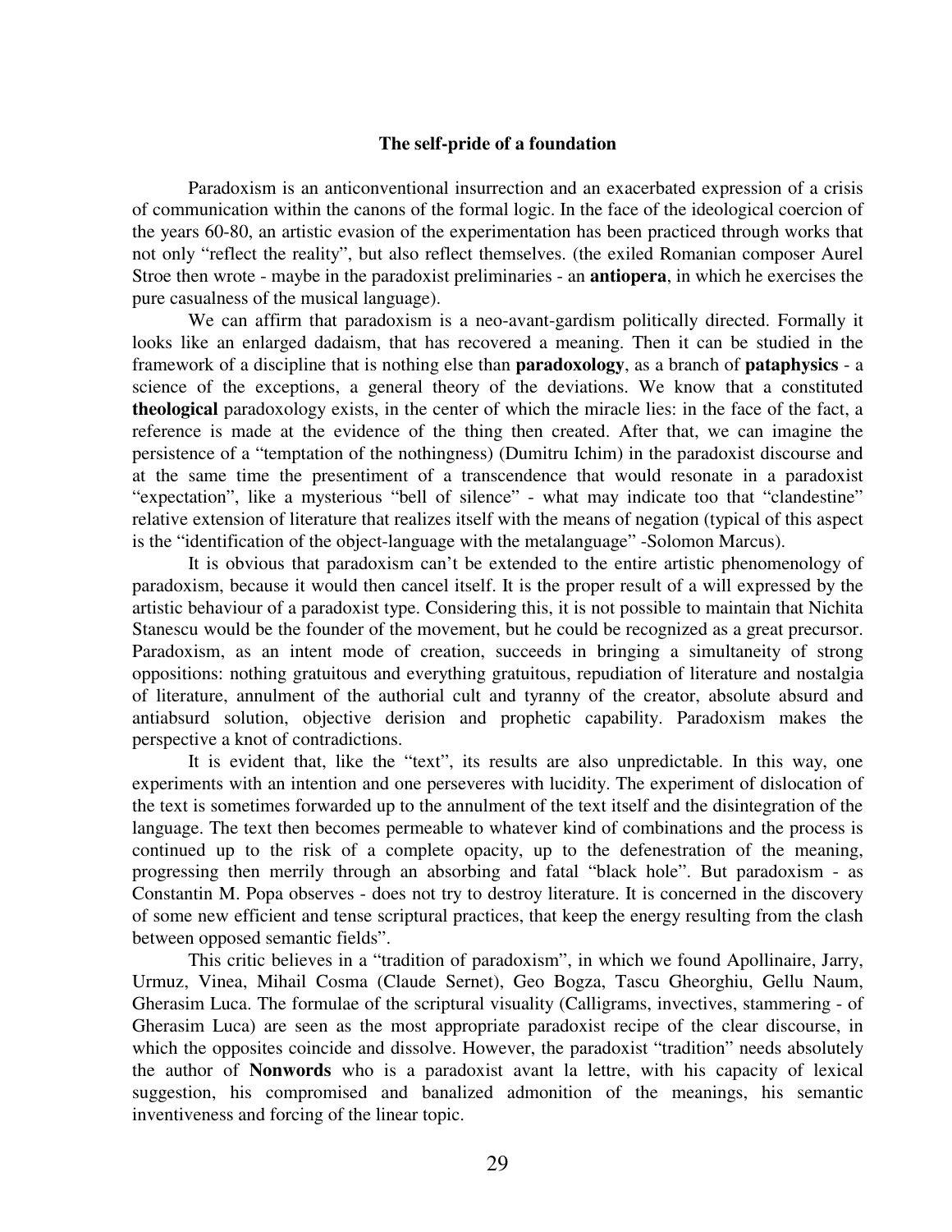### The self-pride of a foundation

Paradoxism is an anticonventional insurrection and an exacerbated expression of a crisis of communication within the canons of the formal logic. In the face of the ideological coercion of the years 60-80, an artistic evasion of the experimentation has been practiced through works that not only "reflect the reality", but also reflect themselves. (the exiled Romanian composer Aurel Stroe then wrote - maybe in the paradoxist preliminaries - an **antiopera**, in which he exercises the pure casualness of the musical language).

We can affirm that paradoxism is a neo-avant-gardism politically directed. Formally it looks like an enlarged dadaism, that has recovered a meaning. Then it can be studied in the framework of a discipline that is nothing else than **paradoxology**, as a branch of **pataphysics** - a science of the exceptions, a general theory of the deviations. We know that a constituted **theological** paradoxology exists, in the center of which the miracle lies: in the face of the fact, a reference is made at the evidence of the thing then created. After that, we can imagine the persistence of a "temptation of the nothingness) (Dumitru Ichim) in the paradoxist discourse and at the same time the presentiment of a transcendence that would resonate in a paradoxist "expectation", like a mysterious "bell of silence" - what may indicate too that "clandestine" relative extension of literature that realizes itself with the means of negation (typical of this aspect is the "identification of the object-language with the metalanguage" -Solomon Marcus).

It is obvious that paradoxism can't be extended to the entire artistic phenomenology of paradoxism, because it would then cancel itself. It is the proper result of a will expressed by the artistic behaviour of a paradoxist type. Considering this, it is not possible to maintain that Nichita Stanescu would be the founder of the movement, but he could be recognized as a great precursor. Paradoxism, as an intent mode of creation, succeeds in bringing a simultaneity of strong oppositions: nothing gratuitous and everything gratuitous, repudiation of literature and nostalgia of literature, annulment of the authorial cult and tyranny of the creator, absolute absurd and antiabsurd solution, objective derision and prophetic capability. Paradoxism makes the perspective a knot of contradictions.

It is evident that, like the "text", its results are also unpredictable. In this way, one experiments with an intention and one perseveres with lucidity. The experiment of dislocation of the text is sometimes forwarded up to the annulment of the text itself and the disintegration of the language. The text then becomes permeable to whatever kind of combinations and the process is continued up to the risk of a complete opacity, up to the defenestration of the meaning, progressing then merrily through an absorbing and fatal "black hole". But paradoxism - as Constantin M. Popa observes - does not try to destroy literature. It is concerned in the discovery of some new efficient and tense scriptural practices, that keep the energy resulting from the clash between opposed semantic fields".

This critic believes in a "tradition of paradoxism", in which we found Apollinaire, Jarry, Urmuz, Vinea, Mihail Cosma (Claude Sernet), Geo Bogza, Tascu Gheorghiu, Gellu Naum, Gherasim Luca. The formulae of the scriptural visuality (Calligrams, invectives, stammering - of Gherasim Luca) are seen as the most appropriate paradoxist recipe of the clear discourse, in which the opposites coincide and dissolve. However, the paradoxist "tradition" needs absolutely the author of **Nonwords** who is a paradoxist avant la lettre, with his capacity of lexical suggestion, his compromised and banalized admonition of the meanings, his semantic inventiveness and forcing of the linear topic.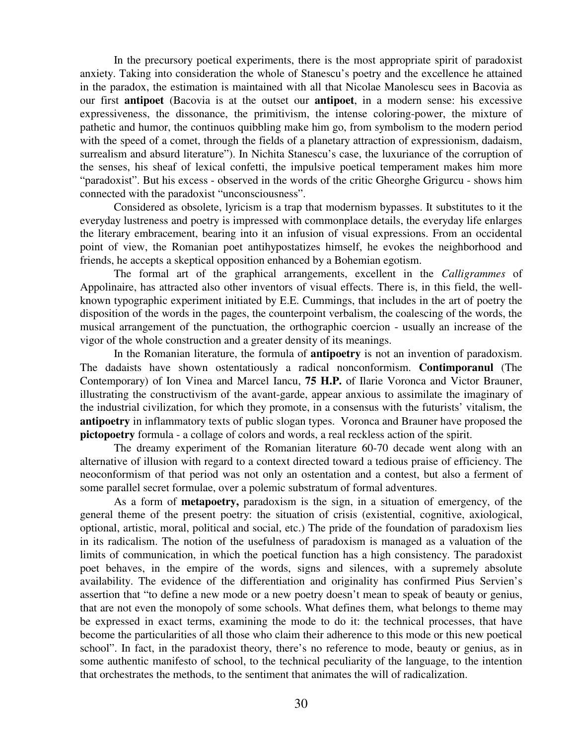In the precursory poetical experiments, there is the most appropriate spirit of paradoxist anxiety. Taking into consideration the whole of Stanescu's poetry and the excellence he attained in the paradox, the estimation is maintained with all that Nicolae Manolescu sees in Bacovia as our first **antipoet** (Bacovia is at the outset our **antipoet**, in a modern sense: his excessive expressiveness, the dissonance, the primitivism, the intense coloring-power, the mixture of pathetic and humor, the continuos quibbling make him go, from symbolism to the modern period with the speed of a comet, through the fields of a planetary attraction of expressionism, dadaism, surrealism and absurd literature"). In Nichita Stanescu's case, the luxuriance of the corruption of the senses, his sheaf of lexical confetti, the impulsive poetical temperament makes him more "paradoxist". But his excess - observed in the words of the critic Gheorghe Grigurcu - shows him connected with the paradoxist "unconsciousness".

Considered as obsolete, lyricism is a trap that modernism bypasses. It substitutes to it the everyday lustreness and poetry is impressed with commonplace details, the everyday life enlarges the literary embracement, bearing into it an infusion of visual expressions. From an occidental point of view, the Romanian poet antihypostatizes himself, he evokes the neighborhood and friends, he accepts a skeptical opposition enhanced by a Bohemian egotism.

The formal art of the graphical arrangements, excellent in the *Calligrammes* of Appolinaire, has attracted also other inventors of visual effects. There is, in this field, the well-known typographic experiment initiated by E.E. Cummings, that includes in the art of poetry the disposition of the words in the pages, the counterpoint verbalism, the coalescing of the words, the musical arrangement of the punctuation, the orthographic coercion - usually an increase of the vigor of the whole construction and a greater density of its meanings.

In the Romanian literature, the formula of **antipoetry** is not an invention of paradoxism. The dadaists have shown ostentatiously a radical nonconformism. **Contimporanul** (The Contemporary) of Ion Vinea and Marcel Iancu, **75 H.P.** of Ilarie Voronca and Victor Brauner, illustrating the constructivism of the avant-garde, appear anxious to assimilate the imaginary of the industrial civilization, for which they promote, in a consensus with the futurists' vitalism, the **antipoetry** in inflammatory texts of public slogan types. Voronca and Brauner have proposed the **pictopoetry** formula - a collage of colors and words, a real reckless action of the spirit.

The dreamy experiment of the Romanian literature 60-70 decade went along with an alternative of illusion with regard to a context directed toward a tedious praise of efficiency. The neoconformism of that period was not only an ostentation and a contest, but also a ferment of some parallel secret formulae, over a polemic substratum of formal adventures.

As a form of **metapoetry,** paradoxism is the sign, in a situation of emergency, of the general theme of the present poetry: the situation of crisis (existential, cognitive, axiological, optional, artistic, moral, political and social, etc.) The pride of the foundation of paradoxism lies in its radicalism. The notion of the usefulness of paradoxism is managed as a valuation of the limits of communication, in which the poetical function has a high consistency. The paradoxist poet behaves, in the empire of the words, signs and silences, with a supremely absolute availability. The evidence of the differentiation and originality has confirmed Pius Servien's assertion that "to define a new mode or a new poetry doesn't mean to speak of beauty or genius, that are not even the monopoly of some schools. What defines them, what belongs to theme may be expressed in exact terms, examining the mode to do it: the technical processes, that have become the particularities of all those who claim their adherence to this mode or this new poetical school". In fact, in the paradoxist theory, there's no reference to mode, beauty or genius, as in some authentic manifesto of school, to the technical peculiarity of the language, to the intention that orchestrates the methods, to the sentiment that animates the will of radicalization.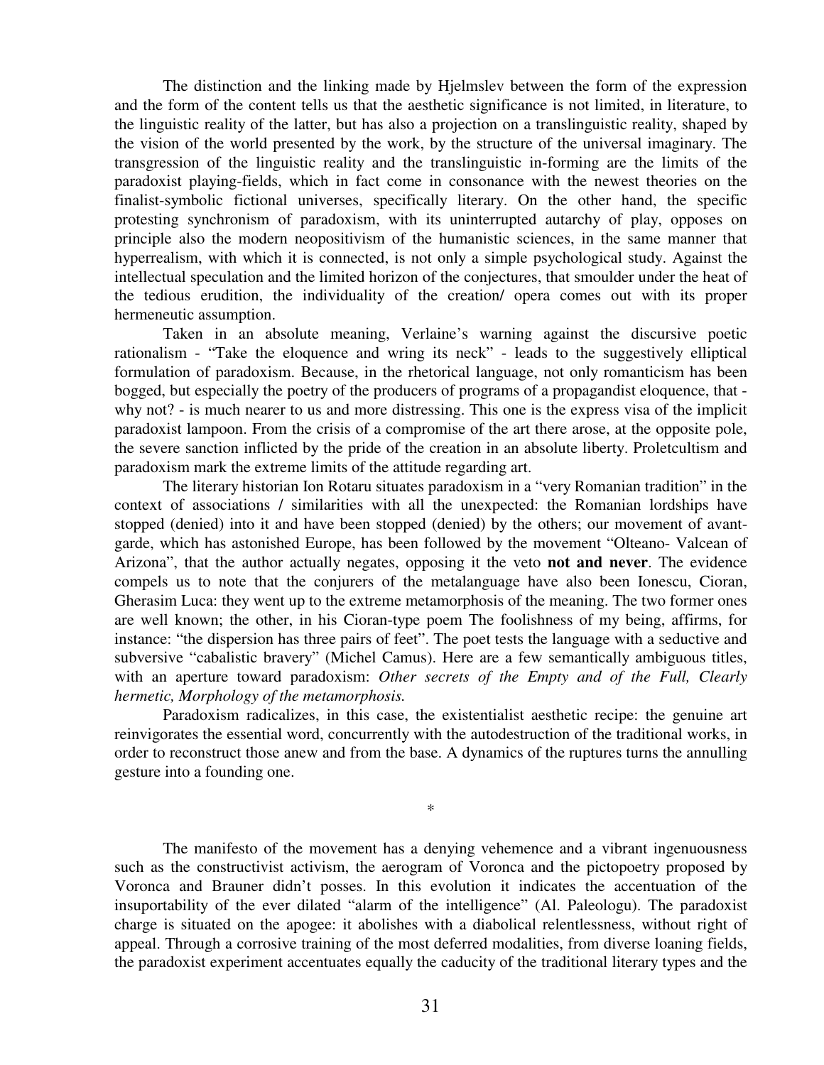The distinction and the linking made by Hjelmslev between the form of the expression and the form of the content tells us that the aesthetic significance is not limited, in literature, to the linguistic reality of the latter, but has also a projection on a translinguistic reality, shaped by the vision of the world presented by the work, by the structure of the universal imaginary. The transgression of the linguistic reality and the translinguistic in-forming are the limits of the paradoxist playing-fields, which in fact come in consonance with the newest theories on the finalist-symbolic fictional universes, specifically literary. On the other hand, the specific protesting synchronism of paradoxism, with its uninterrupted autarchy of play, opposes on principle also the modern neopositivism of the humanistic sciences, in the same manner that hyperrealism, with which it is connected, is not only a simple psychological study. Against the intellectual speculation and the limited horizon of the conjectures, that smoulder under the heat of the tedious erudition, the individuality of the creation/ opera comes out with its proper hermeneutic assumption.

Taken in an absolute meaning, Verlaine's warning against the discursive poetic rationalism - "Take the eloquence and wring its neck" - leads to the suggestively elliptical formulation of paradoxism. Because, in the rhetorical language, not only romanticism has been bogged, but especially the poetry of the producers of programs of a propagandist eloquence, that - why not? - is much nearer to us and more distressing. This one is the express visa of the implicit paradoxist lampoon. From the crisis of a compromise of the art there arose, at the opposite pole, the severe sanction inflicted by the pride of the creation in an absolute liberty. Proletcultism and paradoxism mark the extreme limits of the attitude regarding art.

The literary historian Ion Rotaru situates paradoxism in a "very Romanian tradition" in the context of associations / similarities with all the unexpected: the Romanian lordships have stopped (denied) into it and have been stopped (denied) by the others; our movement of avant-garde, which has astonished Europe, has been followed by the movement "Olteano- Valcean of Arizona", that the author actually negates, opposing it the veto **not and never**. The evidence compels us to note that the conjurers of the metalanguage have also been Ionescu, Cioran, Gherasim Luca: they went up to the extreme metamorphosis of the meaning. The two former ones are well known; the other, in his Cioran-type poem The foolishness of my being, affirms, for instance: "the dispersion has three pairs of feet". The poet tests the language with a seductive and subversive "cabalistic bravery" (Michel Camus). Here are a few semantically ambiguous titles, with an aperture toward paradoxism: *Other secrets of the Empty and of the Full, Clearly hermetic, Morphology of the metamorphosis.*

Paradoxism radicalizes, in this case, the existentialist aesthetic recipe: the genuine art reinvigorates the essential word, concurrently with the autodestruction of the traditional works, in order to reconstruct those anew and from the base. A dynamics of the ruptures turns the annulling gesture into a founding one.

*

The manifesto of the movement has a denying vehemence and a vibrant ingenuousness such as the constructivist activism, the aerogram of Voronca and the pictopoetry proposed by Voronca and Brauner didn't posses. In this evolution it indicates the accentuation of the insuportability of the ever dilated "alarm of the intelligence" (Al. Paleologu). The paradoxist charge is situated on the apogee: it abolishes with a diabolical relentlessness, without right of appeal. Through a corrosive training of the most deferred modalities, from diverse loaning fields, the paradoxist experiment accentuates equally the caducity of the traditional literary types and the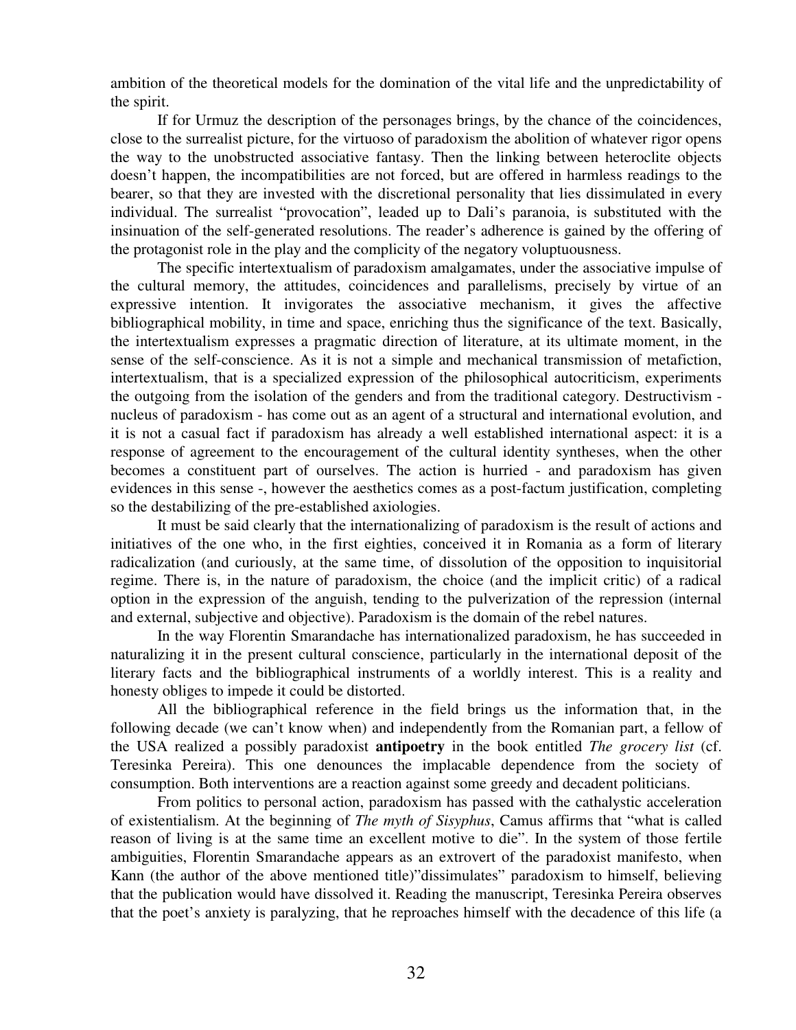ambition of the theoretical models for the domination of the vital life and the unpredictability of the spirit.

If for Urmuz the description of the personages brings, by the chance of the coincidences, close to the surrealist picture, for the virtuoso of paradoxism the abolition of whatever rigor opens the way to the unobstructed associative fantasy. Then the linking between heteroclite objects doesn't happen, the incompatibilities are not forced, but are offered in harmless readings to the bearer, so that they are invested with the discretional personality that lies dissimulated in every individual. The surrealist "provocation", leaded up to Dali's paranoia, is substituted with the insinuation of the self-generated resolutions. The reader's adherence is gained by the offering of the protagonist role in the play and the complicity of the negatory voluptuousness.

The specific intertextualism of paradoxism amalgamates, under the associative impulse of the cultural memory, the attitudes, coincidences and parallelisms, precisely by virtue of an expressive intention. It invigorates the associative mechanism, it gives the affective bibliographical mobility, in time and space, enriching thus the significance of the text. Basically, the intertextualism expresses a pragmatic direction of literature, at its ultimate moment, in the sense of the self-conscience. As it is not a simple and mechanical transmission of metafiction, intertextualism, that is a specialized expression of the philosophical autocriticism, experiments the outgoing from the isolation of the genders and from the traditional category. Destructivism - nucleus of paradoxism - has come out as an agent of a structural and international evolution, and it is not a casual fact if paradoxism has already a well established international aspect: it is a response of agreement to the encouragement of the cultural identity syntheses, when the other becomes a constituent part of ourselves. The action is hurried - and paradoxism has given evidences in this sense -, however the aesthetics comes as a post-factum justification, completing so the destabilizing of the pre-established axiologies.

It must be said clearly that the internationalizing of paradoxism is the result of actions and initiatives of the one who, in the first eighties, conceived it in Romania as a form of literary radicalization (and curiously, at the same time, of dissolution of the opposition to inquisitorial regime. There is, in the nature of paradoxism, the choice (and the implicit critic) of a radical option in the expression of the anguish, tending to the pulverization of the repression (internal and external, subjective and objective). Paradoxism is the domain of the rebel natures.

In the way Florentin Smarandache has internationalized paradoxism, he has succeeded in naturalizing it in the present cultural conscience, particularly in the international deposit of the literary facts and the bibliographical instruments of a worldly interest. This is a reality and honesty obliges to impede it could be distorted.

All the bibliographical reference in the field brings us the information that, in the following decade (we can't know when) and independently from the Romanian part, a fellow of the USA realized a possibly paradoxist **antipoetry** in the book entitled *The grocery list* (cf. Teresinka Pereira). This one denounces the implacable dependence from the society of consumption. Both interventions are a reaction against some greedy and decadent politicians.

From politics to personal action, paradoxism has passed with the cathalystic acceleration of existentialism. At the beginning of *The myth of Sisyphus*, Camus affirms that "what is called reason of living is at the same time an excellent motive to die". In the system of those fertile ambiguities, Florentin Smarandache appears as an extrovert of the paradoxist manifesto, when Kann (the author of the above mentioned title)"dissimulates" paradoxism to himself, believing that the publication would have dissolved it. Reading the manuscript, Teresinka Pereira observes that the poet's anxiety is paralyzing, that he reproaches himself with the decadence of this life (a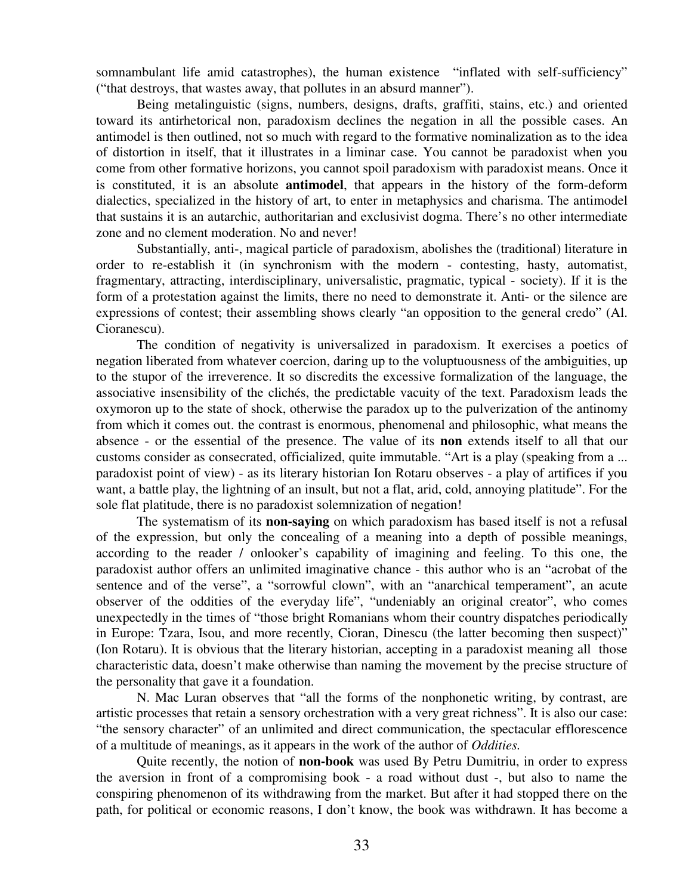somnambulant life amid catastrophes), the human existence "inflated with self-sufficiency" ("that destroys, that wastes away, that pollutes in an absurd manner").

Being metalinguistic (signs, numbers, designs, drafts, graffiti, stains, etc.) and oriented toward its antirhetorical non, paradoxism declines the negation in all the possible cases. An antimodel is then outlined, not so much with regard to the formative nominalization as to the idea of distortion in itself, that it illustrates in a liminar case. You cannot be paradoxist when you come from other formative horizons, you cannot spoil paradoxism with paradoxist means. Once it is constituted, it is an absolute **antimodel**, that appears in the history of the form-deform dialectics, specialized in the history of art, to enter in metaphysics and charisma. The antimodel that sustains it is an autarchic, authoritarian and exclusivist dogma. There's no other intermediate zone and no clement moderation. No and never!

Substantially, anti-, magical particle of paradoxism, abolishes the (traditional) literature in order to re-establish it (in synchronism with the modern - contesting, hasty, automatist, fragmentary, attracting, interdisciplinary, universalistic, pragmatic, typical - society). If it is the form of a protestation against the limits, there no need to demonstrate it. Anti- or the silence are expressions of contest; their assembling shows clearly "an opposition to the general credo" (Al. Cioranescu).

The condition of negativity is universalized in paradoxism. It exercises a poetics of negation liberated from whatever coercion, daring up to the voluptuousness of the ambiguities, up to the stupor of the irreverence. It so discredits the excessive formalization of the language, the associative insensibility of the clichés, the predictable vacuity of the text. Paradoxism leads the oxymoron up to the state of shock, otherwise the paradox up to the pulverization of the antinomy from which it comes out. the contrast is enormous, phenomenal and philosophic, what means the absence - or the essential of the presence. The value of its **non** extends itself to all that our customs consider as consecrated, officialized, quite immutable. "Art is a play (speaking from a ... paradoxist point of view) - as its literary historian Ion Rotaru observes - a play of artifices if you want, a battle play, the lightning of an insult, but not a flat, arid, cold, annoying platitude". For the sole flat platitude, there is no paradoxist solemnization of negation!

The systematism of its **non-saying** on which paradoxism has based itself is not a refusal of the expression, but only the concealing of a meaning into a depth of possible meanings, according to the reader / onlooker's capability of imagining and feeling. To this one, the paradoxist author offers an unlimited imaginative chance - this author who is an "acrobat of the sentence and of the verse", a "sorrowful clown", with an "anarchical temperament", an acute observer of the oddities of the everyday life", "undeniably an original creator", who comes unexpectedly in the times of "those bright Romanians whom their country dispatches periodically in Europe: Tzara, Isou, and more recently, Cioran, Dinescu (the latter becoming then suspect)" (Ion Rotaru). It is obvious that the literary historian, accepting in a paradoxist meaning all those characteristic data, doesn't make otherwise than naming the movement by the precise structure of the personality that gave it a foundation.

N. Mac Luran observes that "all the forms of the nonphonetic writing, by contrast, are artistic processes that retain a sensory orchestration with a very great richness". It is also our case: "the sensory character" of an unlimited and direct communication, the spectacular efflorescence of a multitude of meanings, as it appears in the work of the author of *Oddities.*

Quite recently, the notion of **non-book** was used By Petru Dumitriu, in order to express the aversion in front of a compromising book - a road without dust -, but also to name the conspiring phenomenon of its withdrawing from the market. But after it had stopped there on the path, for political or economic reasons, I don't know, the book was withdrawn. It has become a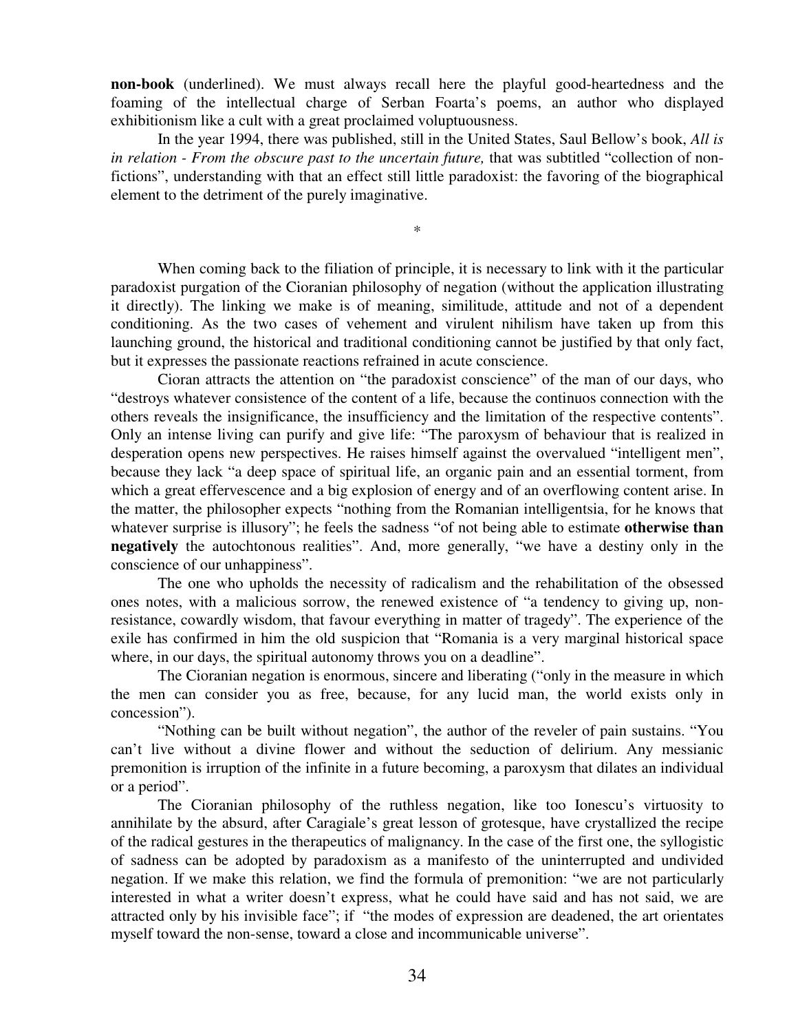**non-book** (underlined). We must always recall here the playful good-heartedness and the foaming of the intellectual charge of Serban Foarta's poems, an author who displayed exhibitionism like a cult with a great proclaimed voluptuousness.

In the year 1994, there was published, still in the United States, Saul Bellow's book, *All is in relation - From the obscure past to the uncertain future,* that was subtitled "collection of non-fictions", understanding with that an effect still little paradoxist: the favoring of the biographical element to the detriment of the purely imaginative.

*

When coming back to the filiation of principle, it is necessary to link with it the particular paradoxist purgation of the Cioranian philosophy of negation (without the application illustrating it directly). The linking we make is of meaning, similitude, attitude and not of a dependent conditioning. As the two cases of vehement and virulent nihilism have taken up from this launching ground, the historical and traditional conditioning cannot be justified by that only fact, but it expresses the passionate reactions refrained in acute conscience.

Cioran attracts the attention on "the paradoxist conscience" of the man of our days, who "destroys whatever consistence of the content of a life, because the continuos connection with the others reveals the insignificance, the insufficiency and the limitation of the respective contents". Only an intense living can purify and give life: "The paroxysm of behaviour that is realized in desperation opens new perspectives. He raises himself against the overvalued "intelligent men", because they lack "a deep space of spiritual life, an organic pain and an essential torment, from which a great effervescence and a big explosion of energy and of an overflowing content arise. In the matter, the philosopher expects "nothing from the Romanian intelligentsia, for he knows that whatever surprise is illusory"; he feels the sadness "of not being able to estimate **otherwise than negatively** the autochtonous realities". And, more generally, "we have a destiny only in the conscience of our unhappiness".

The one who upholds the necessity of radicalism and the rehabilitation of the obsessed ones notes, with a malicious sorrow, the renewed existence of "a tendency to giving up, non-resistance, cowardly wisdom, that favour everything in matter of tragedy". The experience of the exile has confirmed in him the old suspicion that "Romania is a very marginal historical space where, in our days, the spiritual autonomy throws you on a deadline".

The Cioranian negation is enormous, sincere and liberating ("only in the measure in which the men can consider you as free, because, for any lucid man, the world exists only in concession").

"Nothing can be built without negation", the author of the reveler of pain sustains. "You can't live without a divine flower and without the seduction of delirium. Any messianic premonition is irruption of the infinite in a future becoming, a paroxysm that dilates an individual or a period".

The Cioranian philosophy of the ruthless negation, like too Ionescu's virtuosity to annihilate by the absurd, after Caragiale's great lesson of grotesque, have crystallized the recipe of the radical gestures in the therapeutics of malignancy. In the case of the first one, the syllogistic of sadness can be adopted by paradoxism as a manifesto of the uninterrupted and undivided negation. If we make this relation, we find the formula of premonition: "we are not particularly interested in what a writer doesn't express, what he could have said and has not said, we are attracted only by his invisible face"; if "the modes of expression are deadened, the art orientates myself toward the non-sense, toward a close and incommunicable universe".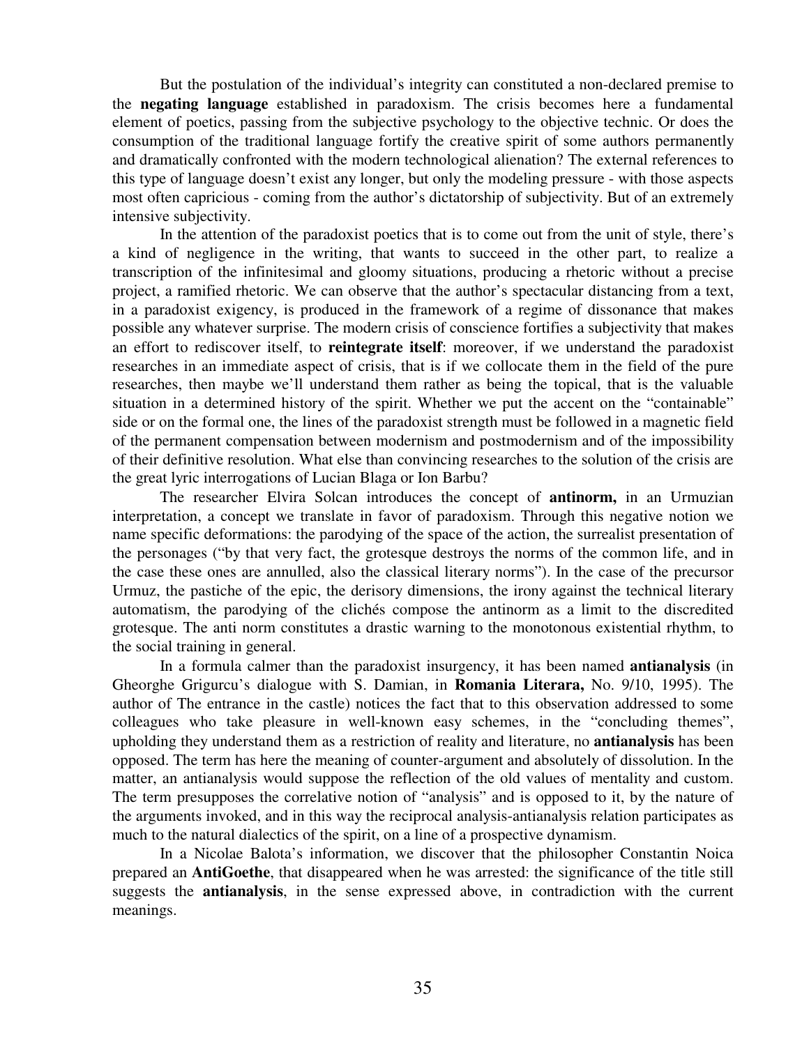But the postulation of the individual's integrity can constituted a non-declared premise to the **negating language** established in paradoxism. The crisis becomes here a fundamental element of poetics, passing from the subjective psychology to the objective technic. Or does the consumption of the traditional language fortify the creative spirit of some authors permanently and dramatically confronted with the modern technological alienation? The external references to this type of language doesn't exist any longer, but only the modeling pressure - with those aspects most often capricious - coming from the author's dictatorship of subjectivity. But of an extremely intensive subjectivity.

In the attention of the paradoxist poetics that is to come out from the unit of style, there's a kind of negligence in the writing, that wants to succeed in the other part, to realize a transcription of the infinitesimal and gloomy situations, producing a rhetoric without a precise project, a ramified rhetoric. We can observe that the author's spectacular distancing from a text, in a paradoxist exigency, is produced in the framework of a regime of dissonance that makes possible any whatever surprise. The modern crisis of conscience fortifies a subjectivity that makes an effort to rediscover itself, to **reintegrate itself**: moreover, if we understand the paradoxist researches in an immediate aspect of crisis, that is if we collocate them in the field of the pure researches, then maybe we'll understand them rather as being the topical, that is the valuable situation in a determined history of the spirit. Whether we put the accent on the "containable" side or on the formal one, the lines of the paradoxist strength must be followed in a magnetic field of the permanent compensation between modernism and postmodernism and of the impossibility of their definitive resolution. What else than convincing researches to the solution of the crisis are the great lyric interrogations of Lucian Blaga or Ion Barbu?

The researcher Elvira Solcan introduces the concept of **antinorm,** in an Urmuzian interpretation, a concept we translate in favor of paradoxism. Through this negative notion we name specific deformations: the parodying of the space of the action, the surrealist presentation of the personages ("by that very fact, the grotesque destroys the norms of the common life, and in the case these ones are annulled, also the classical literary norms"). In the case of the precursor Urmuz, the pastiche of the epic, the derisory dimensions, the irony against the technical literary automatism, the parodying of the clichés compose the antinorm as a limit to the discredited grotesque. The anti norm constitutes a drastic warning to the monotonous existential rhythm, to the social training in general.

In a formula calmer than the paradoxist insurgency, it has been named **antianalysis** (in Gheorghe Grigurcu's dialogue with S. Damian, in **Romania Literara,** No. 9/10, 1995). The author of The entrance in the castle) notices the fact that to this observation addressed to some colleagues who take pleasure in well-known easy schemes, in the "concluding themes", upholding they understand them as a restriction of reality and literature, no **antianalysis** has been opposed. The term has here the meaning of counter-argument and absolutely of dissolution. In the matter, an antianalysis would suppose the reflection of the old values of mentality and custom. The term presupposes the correlative notion of "analysis" and is opposed to it, by the nature of the arguments invoked, and in this way the reciprocal analysis-antianalysis relation participates as much to the natural dialectics of the spirit, on a line of a prospective dynamism.

In a Nicolae Balota's information, we discover that the philosopher Constantin Noica prepared an **AntiGoethe**, that disappeared when he was arrested: the significance of the title still suggests the **antianalysis**, in the sense expressed above, in contradiction with the current meanings.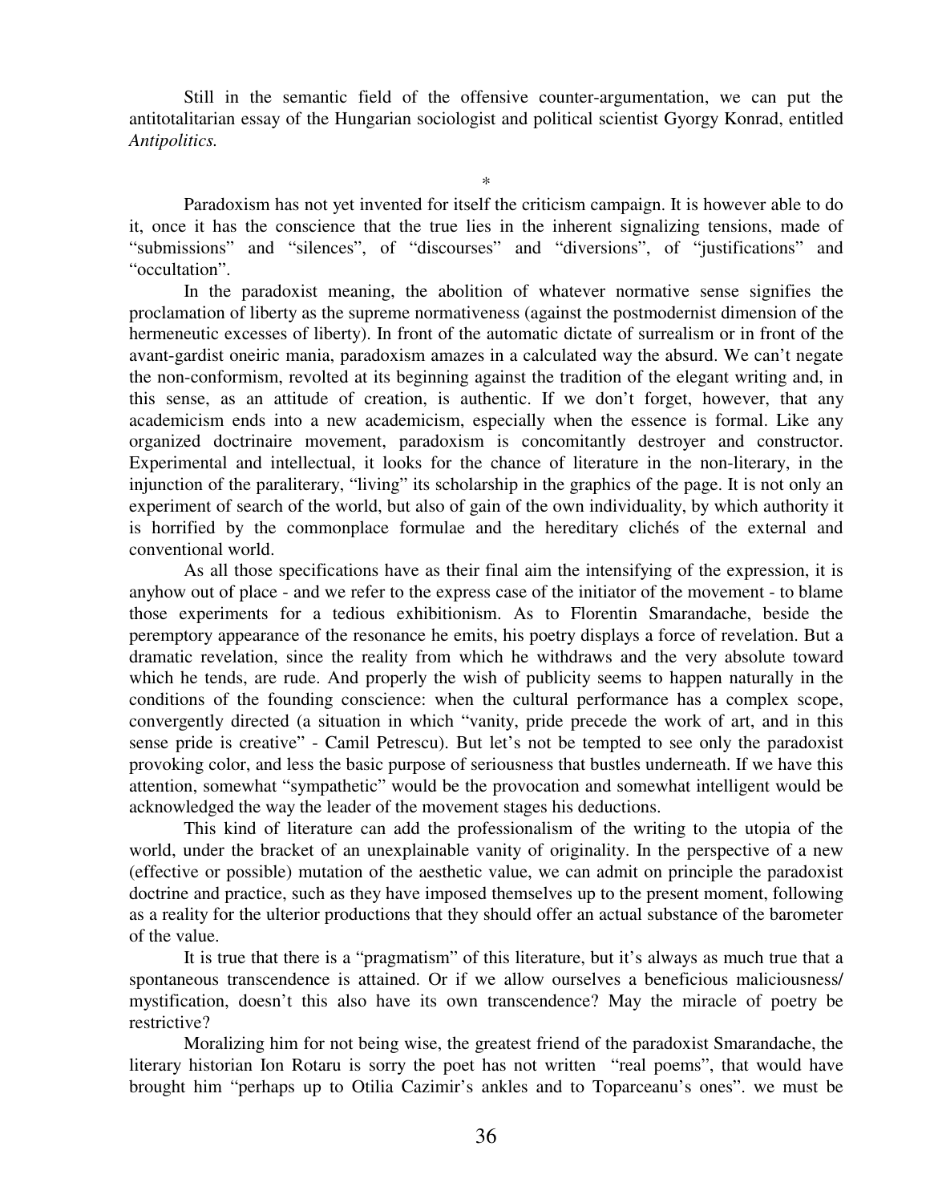Still in the semantic field of the offensive counter-argumentation, we can put the antitotalitarian essay of the Hungarian sociologist and political scientist Gyorgy Konrad, entitled *Antipolitics.*

*

Paradoxism has not yet invented for itself the criticism campaign. It is however able to do it, once it has the conscience that the true lies in the inherent signalizing tensions, made of "submissions" and "silences", of "discourses" and "diversions", of "justifications" and "occultation".

In the paradoxist meaning, the abolition of whatever normative sense signifies the proclamation of liberty as the supreme normativeness (against the postmodernist dimension of the hermeneutic excesses of liberty). In front of the automatic dictate of surrealism or in front of the avant-gardist oneiric mania, paradoxism amazes in a calculated way the absurd. We can't negate the non-conformism, revolted at its beginning against the tradition of the elegant writing and, in this sense, as an attitude of creation, is authentic. If we don't forget, however, that any academicism ends into a new academicism, especially when the essence is formal. Like any organized doctrinaire movement, paradoxism is concomitantly destroyer and constructor. Experimental and intellectual, it looks for the chance of literature in the non-literary, in the injunction of the paraliterary, "living" its scholarship in the graphics of the page. It is not only an experiment of search of the world, but also of gain of the own individuality, by which authority it is horrified by the commonplace formulae and the hereditary clichés of the external and conventional world.

As all those specifications have as their final aim the intensifying of the expression, it is anyhow out of place - and we refer to the express case of the initiator of the movement - to blame those experiments for a tedious exhibitionism. As to Florentin Smarandache, beside the peremptory appearance of the resonance he emits, his poetry displays a force of revelation. But a dramatic revelation, since the reality from which he withdraws and the very absolute toward which he tends, are rude. And properly the wish of publicity seems to happen naturally in the conditions of the founding conscience: when the cultural performance has a complex scope, convergently directed (a situation in which "vanity, pride precede the work of art, and in this sense pride is creative" - Camil Petrescu). But let's not be tempted to see only the paradoxist provoking color, and less the basic purpose of seriousness that bustles underneath. If we have this attention, somewhat "sympathetic" would be the provocation and somewhat intelligent would be acknowledged the way the leader of the movement stages his deductions.

This kind of literature can add the professionalism of the writing to the utopia of the world, under the bracket of an unexplainable vanity of originality. In the perspective of a new (effective or possible) mutation of the aesthetic value, we can admit on principle the paradoxist doctrine and practice, such as they have imposed themselves up to the present moment, following as a reality for the ulterior productions that they should offer an actual substance of the barometer of the value.

It is true that there is a "pragmatism" of this literature, but it's always as much true that a spontaneous transcendence is attained. Or if we allow ourselves a beneficious maliciousness/ mystification, doesn't this also have its own transcendence? May the miracle of poetry be restrictive?

Moralizing him for not being wise, the greatest friend of the paradoxist Smarandache, the literary historian Ion Rotaru is sorry the poet has not written "real poems", that would have brought him "perhaps up to Otilia Cazimir's ankles and to Toparceanu's ones". we must be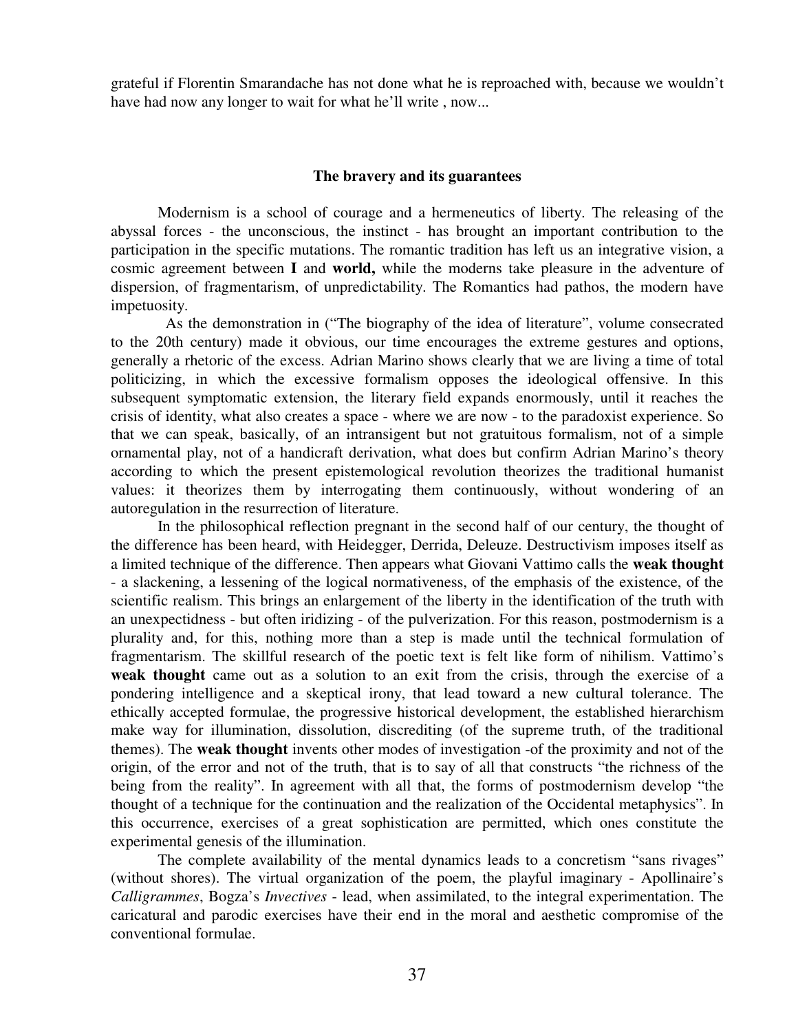grateful if Florentin Smarandache has not done what he is reproached with, because we wouldn't have had now any longer to wait for what he'll write , now...

## The bravery and its guarantees

Modernism is a school of courage and a hermeneutics of liberty. The releasing of the abyssal forces - the unconscious, the instinct - has brought an important contribution to the participation in the specific mutations. The romantic tradition has left us an integrative vision, a cosmic agreement between **I** and **world,** while the moderns take pleasure in the adventure of dispersion, of fragmentarism, of unpredictability. The Romantics had pathos, the modern have impetuosity.

As the demonstration in ("The biography of the idea of literature", volume consecrated to the 20th century) made it obvious, our time encourages the extreme gestures and options, generally a rhetoric of the excess. Adrian Marino shows clearly that we are living a time of total politicizing, in which the excessive formalism opposes the ideological offensive. In this subsequent symptomatic extension, the literary field expands enormously, until it reaches the crisis of identity, what also creates a space - where we are now - to the paradoxist experience. So that we can speak, basically, of an intransigent but not gratuitous formalism, not of a simple ornamental play, not of a handicraft derivation, what does but confirm Adrian Marino's theory according to which the present epistemological revolution theorizes the traditional humanist values: it theorizes them by interrogating them continuously, without wondering of an autoregulation in the resurrection of literature.

In the philosophical reflection pregnant in the second half of our century, the thought of the difference has been heard, with Heidegger, Derrida, Deleuze. Destructivism imposes itself as a limited technique of the difference. Then appears what Giovani Vattimo calls the **weak thought** - a slackening, a lessening of the logical normativeness, of the emphasis of the existence, of the scientific realism. This brings an enlargement of the liberty in the identification of the truth with an unexpectidness - but often iridizing - of the pulverization. For this reason, postmodernism is a plurality and, for this, nothing more than a step is made until the technical formulation of fragmentarism. The skillful research of the poetic text is felt like form of nihilism. Vattimo's **weak thought** came out as a solution to an exit from the crisis, through the exercise of a pondering intelligence and a skeptical irony, that lead toward a new cultural tolerance. The ethically accepted formulae, the progressive historical development, the established hierarchism make way for illumination, dissolution, discrediting (of the supreme truth, of the traditional themes). The **weak thought** invents other modes of investigation -of the proximity and not of the origin, of the error and not of the truth, that is to say of all that constructs "the richness of the being from the reality". In agreement with all that, the forms of postmodernism develop "the thought of a technique for the continuation and the realization of the Occidental metaphysics". In this occurrence, exercises of a great sophistication are permitted, which ones constitute the experimental genesis of the illumination.

The complete availability of the mental dynamics leads to a concretism "sans rivages" (without shores). The virtual organization of the poem, the playful imaginary - Apollinaire's *Calligrammes*, Bogza's *Invectives* - lead, when assimilated, to the integral experimentation. The caricatural and parodic exercises have their end in the moral and aesthetic compromise of the conventional formulae.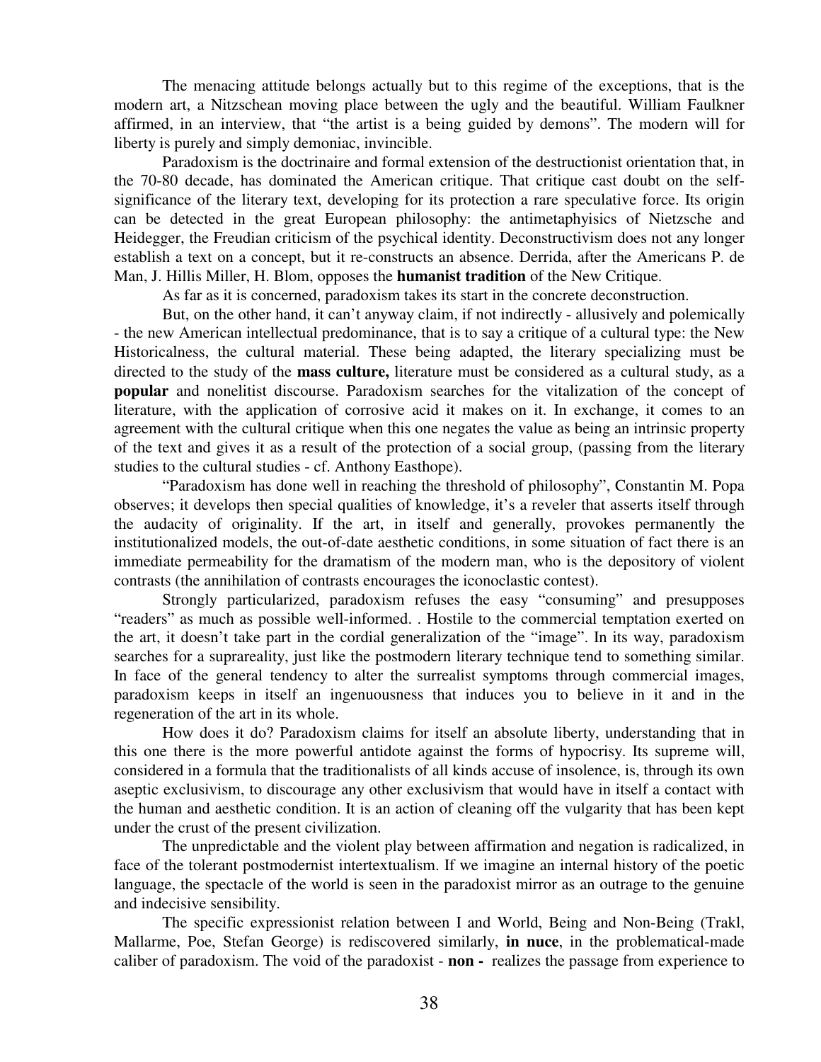The menacing attitude belongs actually but to this regime of the exceptions, that is the modern art, a Nitzschean moving place between the ugly and the beautiful. William Faulkner affirmed, in an interview, that "the artist is a being guided by demons". The modern will for liberty is purely and simply demoniac, invincible.

Paradoxism is the doctrinaire and formal extension of the destructionist orientation that, in the 70-80 decade, has dominated the American critique. That critique cast doubt on the self-significance of the literary text, developing for its protection a rare speculative force. Its origin can be detected in the great European philosophy: the antimetaphyisics of Nietzsche and Heidegger, the Freudian criticism of the psychical identity. Deconstructivism does not any longer establish a text on a concept, but it re-constructs an absence. Derrida, after the Americans P. de Man, J. Hillis Miller, H. Blom, opposes the **humanist tradition** of the New Critique.

As far as it is concerned, paradoxism takes its start in the concrete deconstruction.

But, on the other hand, it can't anyway claim, if not indirectly - allusively and polemically - the new American intellectual predominance, that is to say a critique of a cultural type: the New Historicalness, the cultural material. These being adapted, the literary specializing must be directed to the study of the **mass culture,** literature must be considered as a cultural study, as a **popular** and nonelitist discourse. Paradoxism searches for the vitalization of the concept of literature, with the application of corrosive acid it makes on it. In exchange, it comes to an agreement with the cultural critique when this one negates the value as being an intrinsic property of the text and gives it as a result of the protection of a social group, (passing from the literary studies to the cultural studies - cf. Anthony Easthope).

"Paradoxism has done well in reaching the threshold of philosophy", Constantin M. Popa observes; it develops then special qualities of knowledge, it's a reveler that asserts itself through the audacity of originality. If the art, in itself and generally, provokes permanently the institutionalized models, the out-of-date aesthetic conditions, in some situation of fact there is an immediate permeability for the dramatism of the modern man, who is the depository of violent contrasts (the annihilation of contrasts encourages the iconoclastic contest).

Strongly particularized, paradoxism refuses the easy "consuming" and presupposes "readers" as much as possible well-informed. . Hostile to the commercial temptation exerted on the art, it doesn't take part in the cordial generalization of the "image". In its way, paradoxism searches for a suprareality, just like the postmodern literary technique tend to something similar. In face of the general tendency to alter the surrealist symptoms through commercial images, paradoxism keeps in itself an ingenuousness that induces you to believe in it and in the regeneration of the art in its whole.

How does it do? Paradoxism claims for itself an absolute liberty, understanding that in this one there is the more powerful antidote against the forms of hypocrisy. Its supreme will, considered in a formula that the traditionalists of all kinds accuse of insolence, is, through its own aseptic exclusivism, to discourage any other exclusivism that would have in itself a contact with the human and aesthetic condition. It is an action of cleaning off the vulgarity that has been kept under the crust of the present civilization.

The unpredictable and the violent play between affirmation and negation is radicalized, in face of the tolerant postmodernist intertextualism. If we imagine an internal history of the poetic language, the spectacle of the world is seen in the paradoxist mirror as an outrage to the genuine and indecisive sensibility.

The specific expressionist relation between I and World, Being and Non-Being (Trakl, Mallarme, Poe, Stefan George) is rediscovered similarly, **in nuce**, in the problematical-made caliber of paradoxism. The void of the paradoxist - **non -** realizes the passage from experience to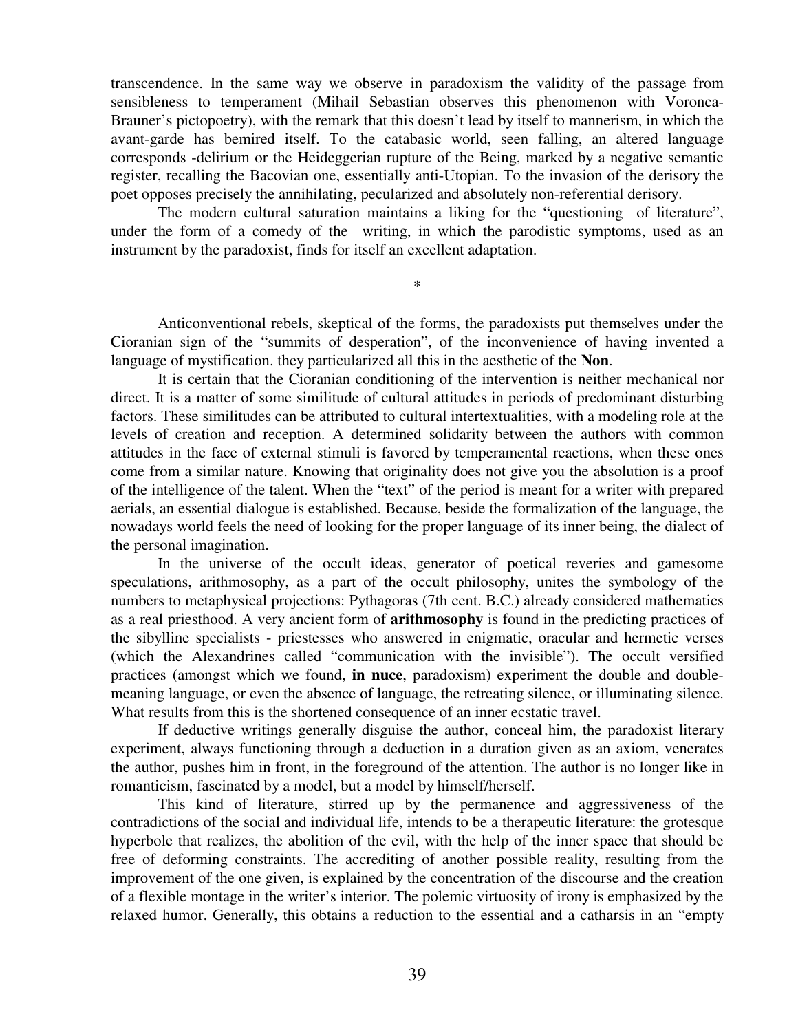transcendence. In the same way we observe in paradoxism the validity of the passage from sensibleness to temperament (Mihail Sebastian observes this phenomenon with Voronca-Brauner's pictopoetry), with the remark that this doesn't lead by itself to mannerism, in which the avant-garde has bemired itself. To the catabasic world, seen falling, an altered language corresponds -delirium or the Heideggerian rupture of the Being, marked by a negative semantic register, recalling the Bacovian one, essentially anti-Utopian. To the invasion of the derisory the poet opposes precisely the annihilating, pecularized and absolutely non-referential derisory.

The modern cultural saturation maintains a liking for the "questioning of literature", under the form of a comedy of the writing, in which the parodistic symptoms, used as an instrument by the paradoxist, finds for itself an excellent adaptation.

*

Anticonventional rebels, skeptical of the forms, the paradoxists put themselves under the Cioranian sign of the "summits of desperation", of the inconvenience of having invented a language of mystification. they particularized all this in the aesthetic of the **Non**.

It is certain that the Cioranian conditioning of the intervention is neither mechanical nor direct. It is a matter of some similitude of cultural attitudes in periods of predominant disturbing factors. These similitudes can be attributed to cultural intertextualities, with a modeling role at the levels of creation and reception. A determined solidarity between the authors with common attitudes in the face of external stimuli is favored by temperamental reactions, when these ones come from a similar nature. Knowing that originality does not give you the absolution is a proof of the intelligence of the talent. When the "text" of the period is meant for a writer with prepared aerials, an essential dialogue is established. Because, beside the formalization of the language, the nowadays world feels the need of looking for the proper language of its inner being, the dialect of the personal imagination.

In the universe of the occult ideas, generator of poetical reveries and gamesome speculations, arithmosophy, as a part of the occult philosophy, unites the symbology of the numbers to metaphysical projections: Pythagoras (7th cent. B.C.) already considered mathematics as a real priesthood. A very ancient form of **arithmosophy** is found in the predicting practices of the sibylline specialists - priestesses who answered in enigmatic, oracular and hermetic verses (which the Alexandrines called "communication with the invisible"). The occult versified practices (amongst which we found, **in nuce**, paradoxism) experiment the double and double-meaning language, or even the absence of language, the retreating silence, or illuminating silence. What results from this is the shortened consequence of an inner ecstatic travel.

If deductive writings generally disguise the author, conceal him, the paradoxist literary experiment, always functioning through a deduction in a duration given as an axiom, venerates the author, pushes him in front, in the foreground of the attention. The author is no longer like in romanticism, fascinated by a model, but a model by himself/herself.

This kind of literature, stirred up by the permanence and aggressiveness of the contradictions of the social and individual life, intends to be a therapeutic literature: the grotesque hyperbole that realizes, the abolition of the evil, with the help of the inner space that should be free of deforming constraints. The accrediting of another possible reality, resulting from the improvement of the one given, is explained by the concentration of the discourse and the creation of a flexible montage in the writer's interior. The polemic virtuosity of irony is emphasized by the relaxed humor. Generally, this obtains a reduction to the essential and a catharsis in an "empty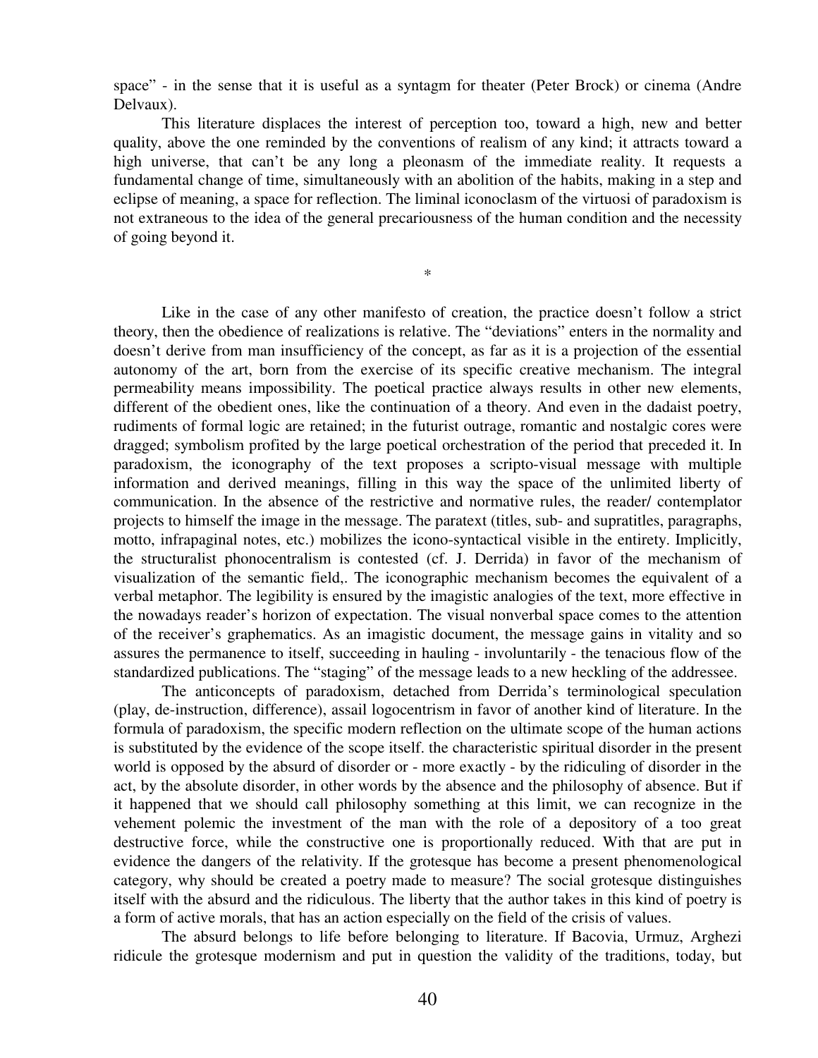space" - in the sense that it is useful as a syntagm for theater (Peter Brock) or cinema (Andre Delvaux).

This literature displaces the interest of perception too, toward a high, new and better quality, above the one reminded by the conventions of realism of any kind; it attracts toward a high universe, that can't be any long a pleonasm of the immediate reality. It requests a fundamental change of time, simultaneously with an abolition of the habits, making in a step and eclipse of meaning, a space for reflection. The liminal iconoclasm of the virtuosi of paradoxism is not extraneous to the idea of the general precariousness of the human condition and the necessity of going beyond it.

*

Like in the case of any other manifesto of creation, the practice doesn't follow a strict theory, then the obedience of realizations is relative. The "deviations" enters in the normality and doesn't derive from man insufficiency of the concept, as far as it is a projection of the essential autonomy of the art, born from the exercise of its specific creative mechanism. The integral permeability means impossibility. The poetical practice always results in other new elements, different of the obedient ones, like the continuation of a theory. And even in the dadaist poetry, rudiments of formal logic are retained; in the futurist outrage, romantic and nostalgic cores were dragged; symbolism profited by the large poetical orchestration of the period that preceded it. In paradoxism, the iconography of the text proposes a scripto-visual message with multiple information and derived meanings, filling in this way the space of the unlimited liberty of communication. In the absence of the restrictive and normative rules, the reader/ contemplator projects to himself the image in the message. The paratext (titles, sub- and supratitles, paragraphs, motto, infrapaginal notes, etc.) mobilizes the icono-syntactical visible in the entirety. Implicitly, the structuralist phonocentralism is contested (cf. J. Derrida) in favor of the mechanism of visualization of the semantic field,. The iconographic mechanism becomes the equivalent of a verbal metaphor. The legibility is ensured by the imagistic analogies of the text, more effective in the nowadays reader's horizon of expectation. The visual nonverbal space comes to the attention of the receiver's graphematics. As an imagistic document, the message gains in vitality and so assures the permanence to itself, succeeding in hauling - involuntarily - the tenacious flow of the standardized publications. The "staging" of the message leads to a new heckling of the addressee.

The anticoncepts of paradoxism, detached from Derrida's terminological speculation (play, de-instruction, difference), assail logocentrism in favor of another kind of literature. In the formula of paradoxism, the specific modern reflection on the ultimate scope of the human actions is substituted by the evidence of the scope itself. the characteristic spiritual disorder in the present world is opposed by the absurd of disorder or - more exactly - by the ridiculing of disorder in the act, by the absolute disorder, in other words by the absence and the philosophy of absence. But if it happened that we should call philosophy something at this limit, we can recognize in the vehement polemic the investment of the man with the role of a depository of a too great destructive force, while the constructive one is proportionally reduced. With that are put in evidence the dangers of the relativity. If the grotesque has become a present phenomenological category, why should be created a poetry made to measure? The social grotesque distinguishes itself with the absurd and the ridiculous. The liberty that the author takes in this kind of poetry is a form of active morals, that has an action especially on the field of the crisis of values.

The absurd belongs to life before belonging to literature. If Bacovia, Urmuz, Arghezi ridicule the grotesque modernism and put in question the validity of the traditions, today, but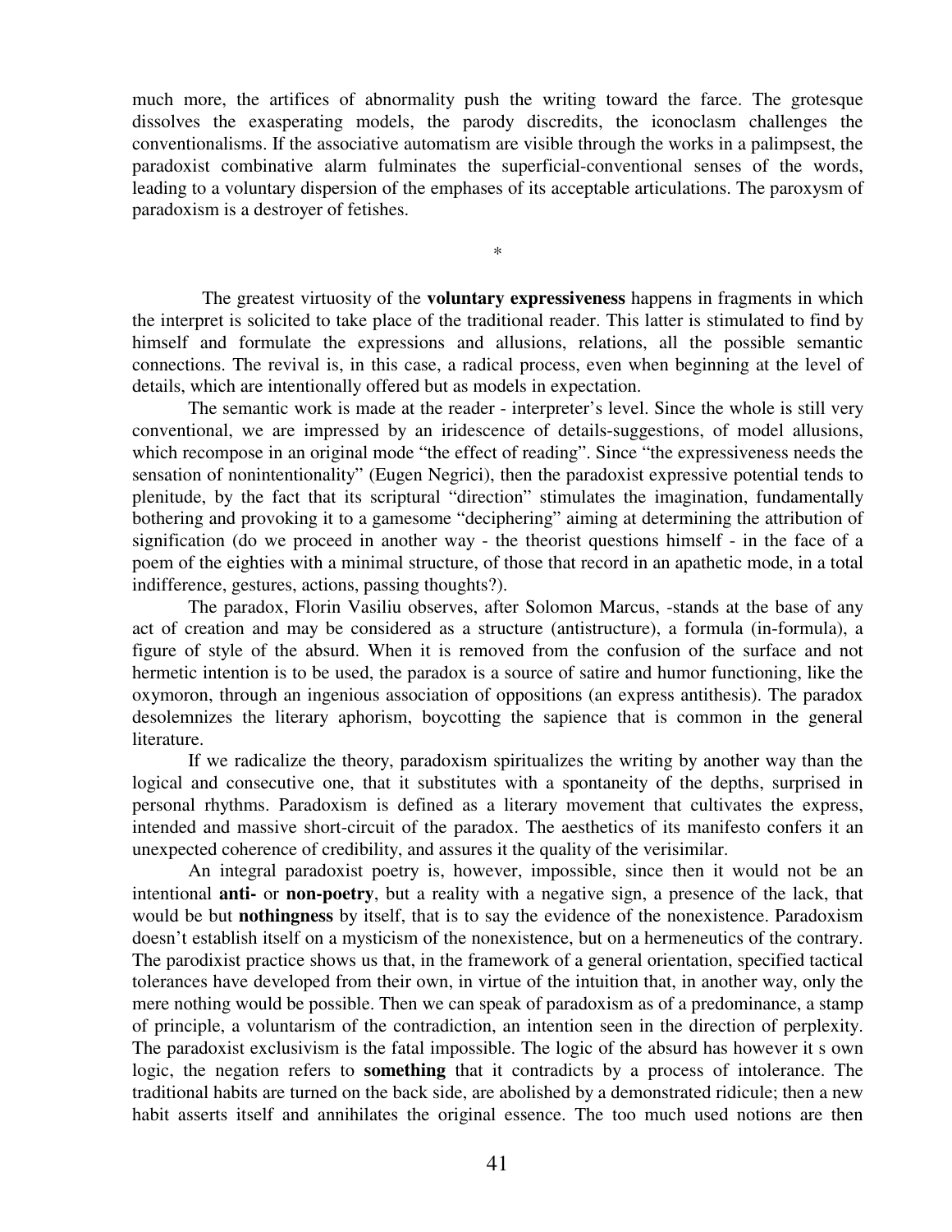much more, the artifices of abnormality push the writing toward the farce. The grotesque dissolves the exasperating models, the parody discredits, the iconoclasm challenges the conventionalisms. If the associative automatism are visible through the works in a palimpsest, the paradoxist combinative alarm fulminates the superficial-conventional senses of the words, leading to a voluntary dispersion of the emphases of its acceptable articulations. The paroxysm of paradoxism is a destroyer of fetishes.

*

The greatest virtuosity of the **voluntary expressiveness** happens in fragments in which the interpret is solicited to take place of the traditional reader. This latter is stimulated to find by himself and formulate the expressions and allusions, relations, all the possible semantic connections. The revival is, in this case, a radical process, even when beginning at the level of details, which are intentionally offered but as models in expectation.

The semantic work is made at the reader - interpreter's level. Since the whole is still very conventional, we are impressed by an iridescence of details-suggestions, of model allusions, which recompose in an original mode "the effect of reading". Since "the expressiveness needs the sensation of nonintentionality" (Eugen Negrici), then the paradoxist expressive potential tends to plenitude, by the fact that its scriptural "direction" stimulates the imagination, fundamentally bothering and provoking it to a gamesome "deciphering" aiming at determining the attribution of signification (do we proceed in another way - the theorist questions himself - in the face of a poem of the eighties with a minimal structure, of those that record in an apathetic mode, in a total indifference, gestures, actions, passing thoughts?).

The paradox, Florin Vasiliu observes, after Solomon Marcus, -stands at the base of any act of creation and may be considered as a structure (antistructure), a formula (in-formula), a figure of style of the absurd. When it is removed from the confusion of the surface and not hermetic intention is to be used, the paradox is a source of satire and humor functioning, like the oxymoron, through an ingenious association of oppositions (an express antithesis). The paradox desolemnizes the literary aphorism, boycotting the sapience that is common in the general literature.

If we radicalize the theory, paradoxism spiritualizes the writing by another way than the logical and consecutive one, that it substitutes with a spontaneity of the depths, surprised in personal rhythms. Paradoxism is defined as a literary movement that cultivates the express, intended and massive short-circuit of the paradox. The aesthetics of its manifesto confers it an unexpected coherence of credibility, and assures it the quality of the verisimilar.

An integral paradoxist poetry is, however, impossible, since then it would not be an intentional **anti-** or **non-poetry**, but a reality with a negative sign, a presence of the lack, that would be but **nothingness** by itself, that is to say the evidence of the nonexistence. Paradoxism doesn't establish itself on a mysticism of the nonexistence, but on a hermeneutics of the contrary. The parodixist practice shows us that, in the framework of a general orientation, specified tactical tolerances have developed from their own, in virtue of the intuition that, in another way, only the mere nothing would be possible. Then we can speak of paradoxism as of a predominance, a stamp of principle, a voluntarism of the contradiction, an intention seen in the direction of perplexity. The paradoxist exclusivism is the fatal impossible. The logic of the absurd has however it s own logic, the negation refers to **something** that it contradicts by a process of intolerance. The traditional habits are turned on the back side, are abolished by a demonstrated ridicule; then a new habit asserts itself and annihilates the original essence. The too much used notions are then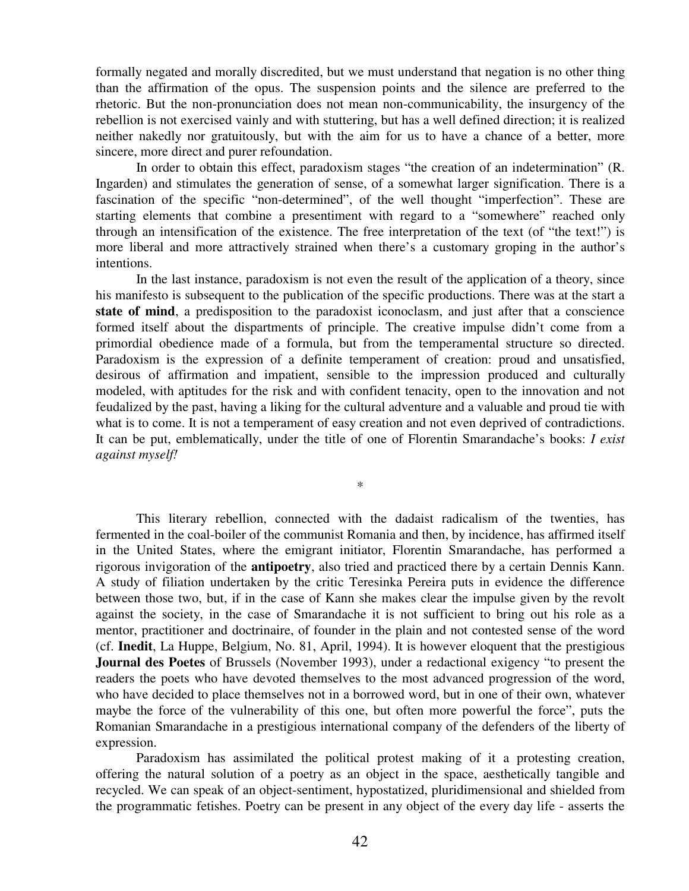formally negated and morally discredited, but we must understand that negation is no other thing than the affirmation of the opus. The suspension points and the silence are preferred to the rhetoric. But the non-pronunciation does not mean non-communicability, the insurgency of the rebellion is not exercised vainly and with stuttering, but has a well defined direction; it is realized neither nakedly nor gratuitously, but with the aim for us to have a chance of a better, more sincere, more direct and purer refoundation.

In order to obtain this effect, paradoxism stages "the creation of an indetermination" (R. Ingarden) and stimulates the generation of sense, of a somewhat larger signification. There is a fascination of the specific "non-determined", of the well thought "imperfection". These are starting elements that combine a presentiment with regard to a "somewhere" reached only through an intensification of the existence. The free interpretation of the text (of "the text!") is more liberal and more attractively strained when there's a customary groping in the author's intentions.

In the last instance, paradoxism is not even the result of the application of a theory, since his manifesto is subsequent to the publication of the specific productions. There was at the start a **state of mind**, a predisposition to the paradoxist iconoclasm, and just after that a conscience formed itself about the dispartments of principle. The creative impulse didn't come from a primordial obedience made of a formula, but from the temperamental structure so directed. Paradoxism is the expression of a definite temperament of creation: proud and unsatisfied, desirous of affirmation and impatient, sensible to the impression produced and culturally modeled, with aptitudes for the risk and with confident tenacity, open to the innovation and not feudalized by the past, having a liking for the cultural adventure and a valuable and proud tie with what is to come. It is not a temperament of easy creation and not even deprived of contradictions. It can be put, emblematically, under the title of one of Florentin Smarandache's books: *I exist against myself!*

*

This literary rebellion, connected with the dadaist radicalism of the twenties, has fermented in the coal-boiler of the communist Romania and then, by incidence, has affirmed itself in the United States, where the emigrant initiator, Florentin Smarandache, has performed a rigorous invigoration of the **antipoetry**, also tried and practiced there by a certain Dennis Kann. A study of filiation undertaken by the critic Teresinka Pereira puts in evidence the difference between those two, but, if in the case of Kann she makes clear the impulse given by the revolt against the society, in the case of Smarandache it is not sufficient to bring out his role as a mentor, practitioner and doctrinaire, of founder in the plain and not contested sense of the word (cf. **Inedit**, La Huppe, Belgium, No. 81, April, 1994). It is however eloquent that the prestigious **Journal des Poetes** of Brussels (November 1993), under a redactional exigency "to present the readers the poets who have devoted themselves to the most advanced progression of the word, who have decided to place themselves not in a borrowed word, but in one of their own, whatever maybe the force of the vulnerability of this one, but often more powerful the force", puts the Romanian Smarandache in a prestigious international company of the defenders of the liberty of expression.

Paradoxism has assimilated the political protest making of it a protesting creation, offering the natural solution of a poetry as an object in the space, aesthetically tangible and recycled. We can speak of an object-sentiment, hypostatized, pluridimensional and shielded from the programmatic fetishes. Poetry can be present in any object of the every day life - asserts the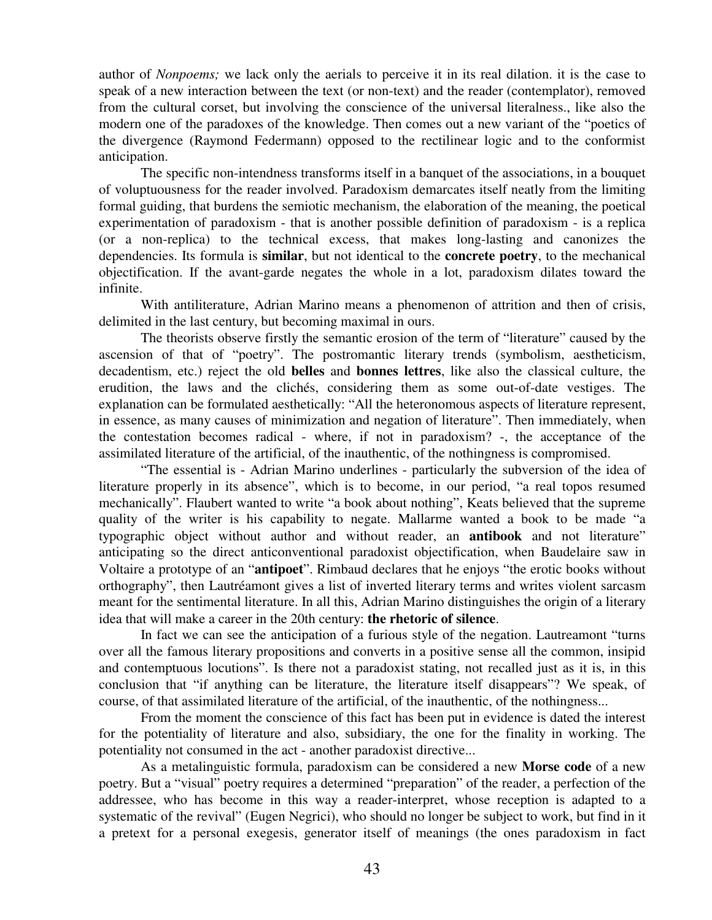author of *Nonpoems;* we lack only the aerials to perceive it in its real dilation. it is the case to speak of a new interaction between the text (or non-text) and the reader (contemplator), removed from the cultural corset, but involving the conscience of the universal literalness., like also the modern one of the paradoxes of the knowledge. Then comes out a new variant of the "poetics of the divergence (Raymond Federmann) opposed to the rectilinear logic and to the conformist anticipation.

The specific non-intendness transforms itself in a banquet of the associations, in a bouquet of voluptuousness for the reader involved. Paradoxism demarcates itself neatly from the limiting formal guiding, that burdens the semiotic mechanism, the elaboration of the meaning, the poetical experimentation of paradoxism - that is another possible definition of paradoxism - is a replica (or a non-replica) to the technical excess, that makes long-lasting and canonizes the dependencies. Its formula is **similar**, but not identical to the **concrete poetry**, to the mechanical objectification. If the avant-garde negates the whole in a lot, paradoxism dilates toward the infinite.

With antiliterature, Adrian Marino means a phenomenon of attrition and then of crisis, delimited in the last century, but becoming maximal in ours.

The theorists observe firstly the semantic erosion of the term of "literature" caused by the ascension of that of "poetry". The postromantic literary trends (symbolism, aestheticism, decadentism, etc.) reject the old **belles** and **bonnes lettres**, like also the classical culture, the erudition, the laws and the clichés, considering them as some out-of-date vestiges. The explanation can be formulated aesthetically: "All the heteronomous aspects of literature represent, in essence, as many causes of minimization and negation of literature". Then immediately, when the contestation becomes radical - where, if not in paradoxism? -, the acceptance of the assimilated literature of the artificial, of the inauthentic, of the nothingness is compromised.

"The essential is - Adrian Marino underlines - particularly the subversion of the idea of literature properly in its absence", which is to become, in our period, "a real topos resumed mechanically". Flaubert wanted to write "a book about nothing", Keats believed that the supreme quality of the writer is his capability to negate. Mallarme wanted a book to be made "a typographic object without author and without reader, an **antibook** and not literature" anticipating so the direct anticonventional paradoxist objectification, when Baudelaire saw in Voltaire a prototype of an "**antipoet**". Rimbaud declares that he enjoys "the erotic books without orthography", then Lautréamont gives a list of inverted literary terms and writes violent sarcasm meant for the sentimental literature. In all this, Adrian Marino distinguishes the origin of a literary idea that will make a career in the 20th century: **the rhetoric of silence**.

In fact we can see the anticipation of a furious style of the negation. Lautreamont "turns over all the famous literary propositions and converts in a positive sense all the common, insipid and contemptuous locutions". Is there not a paradoxist stating, not recalled just as it is, in this conclusion that "if anything can be literature, the literature itself disappears"? We speak, of course, of that assimilated literature of the artificial, of the inauthentic, of the nothingness...

From the moment the conscience of this fact has been put in evidence is dated the interest for the potentiality of literature and also, subsidiary, the one for the finality in working. The potentiality not consumed in the act - another paradoxist directive...

As a metalinguistic formula, paradoxism can be considered a new **Morse code** of a new poetry. But a "visual" poetry requires a determined "preparation" of the reader, a perfection of the addressee, who has become in this way a reader-interpret, whose reception is adapted to a systematic of the revival" (Eugen Negrici), who should no longer be subject to work, but find in it a pretext for a personal exegesis, generator itself of meanings (the ones paradoxism in fact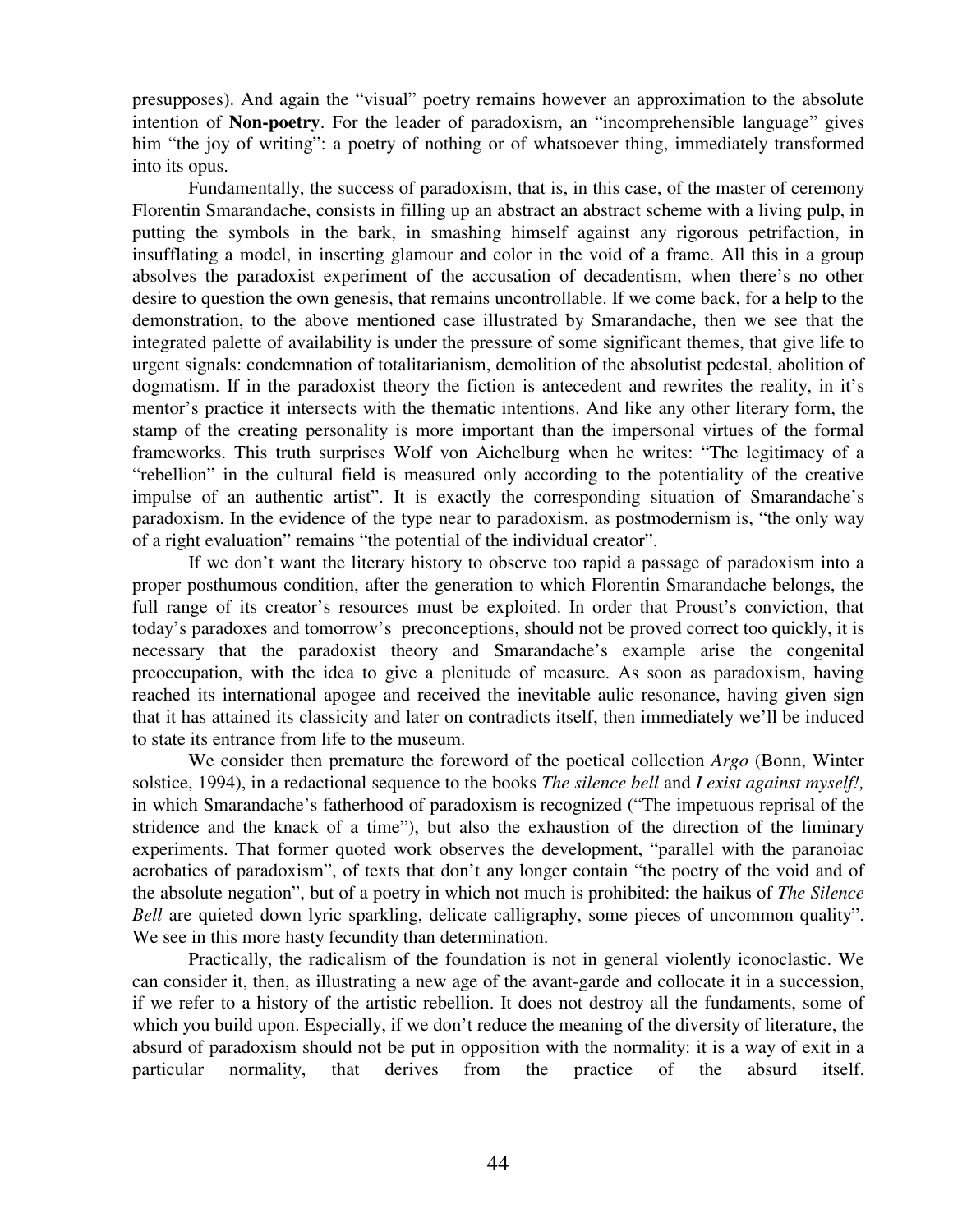presupposes). And again the "visual" poetry remains however an approximation to the absolute intention of **Non-poetry**. For the leader of paradoxism, an "incomprehensible language" gives him "the joy of writing": a poetry of nothing or of whatsoever thing, immediately transformed into its opus.

Fundamentally, the success of paradoxism, that is, in this case, of the master of ceremony Florentin Smarandache, consists in filling up an abstract an abstract scheme with a living pulp, in putting the symbols in the bark, in smashing himself against any rigorous petrifaction, in insufflating a model, in inserting glamour and color in the void of a frame. All this in a group absolves the paradoxist experiment of the accusation of decadentism, when there's no other desire to question the own genesis, that remains uncontrollable. If we come back, for a help to the demonstration, to the above mentioned case illustrated by Smarandache, then we see that the integrated palette of availability is under the pressure of some significant themes, that give life to urgent signals: condemnation of totalitarianism, demolition of the absolutist pedestal, abolition of dogmatism. If in the paradoxist theory the fiction is antecedent and rewrites the reality, in it's mentor's practice it intersects with the thematic intentions. And like any other literary form, the stamp of the creating personality is more important than the impersonal virtues of the formal frameworks. This truth surprises Wolf von Aichelburg when he writes: "The legitimacy of a "rebellion" in the cultural field is measured only according to the potentiality of the creative impulse of an authentic artist". It is exactly the corresponding situation of Smarandache's paradoxism. In the evidence of the type near to paradoxism, as postmodernism is, "the only way of a right evaluation" remains "the potential of the individual creator".

If we don't want the literary history to observe too rapid a passage of paradoxism into a proper posthumous condition, after the generation to which Florentin Smarandache belongs, the full range of its creator's resources must be exploited. In order that Proust's conviction, that today's paradoxes and tomorrow's preconceptions, should not be proved correct too quickly, it is necessary that the paradoxist theory and Smarandache's example arise the congenital preoccupation, with the idea to give a plenitude of measure. As soon as paradoxism, having reached its international apogee and received the inevitable aulic resonance, having given sign that it has attained its classicity and later on contradicts itself, then immediately we'll be induced to state its entrance from life to the museum.

We consider then premature the foreword of the poetical collection *Argo* (Bonn, Winter solstice, 1994), in a redactional sequence to the books *The silence bell* and *I exist against myself!,* in which Smarandache's fatherhood of paradoxism is recognized ("The impetuous reprisal of the stridence and the knack of a time"), but also the exhaustion of the direction of the liminary experiments. That former quoted work observes the development, "parallel with the paranoiac acrobatics of paradoxism", of texts that don't any longer contain "the poetry of the void and of the absolute negation", but of a poetry in which not much is prohibited: the haikus of *The Silence Bell* are quieted down lyric sparkling, delicate calligraphy, some pieces of uncommon quality". We see in this more hasty fecundity than determination.

Practically, the radicalism of the foundation is not in general violently iconoclastic. We can consider it, then, as illustrating a new age of the avant-garde and collocate it in a succession, if we refer to a history of the artistic rebellion. It does not destroy all the fundaments, some of which you build upon. Especially, if we don't reduce the meaning of the diversity of literature, the absurd of paradoxism should not be put in opposition with the normality: it is a way of exit in a particular normality, that derives from the practice of the absurd itself.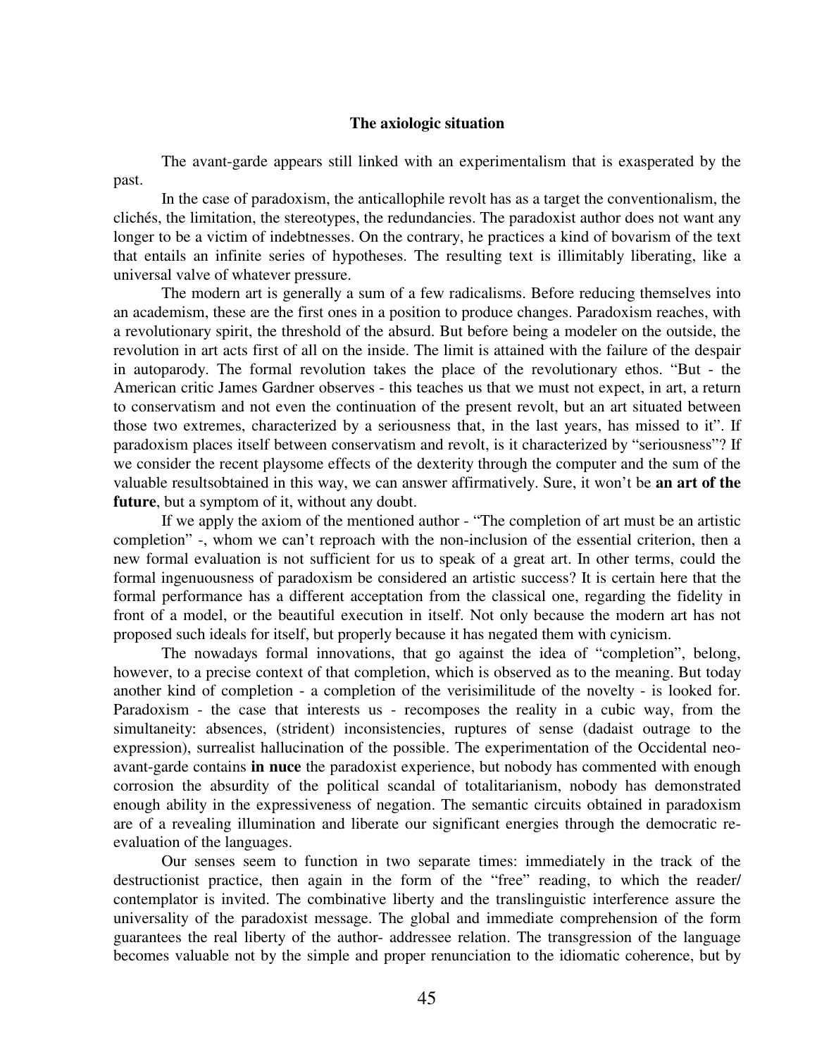## The axiologic situation

The avant-garde appears still linked with an experimentalism that is exasperated by the past.

In the case of paradoxism, the anticallophile revolt has as a target the conventionalism, the clichés, the limitation, the stereotypes, the redundancies. The paradoxist author does not want any longer to be a victim of indebtnesses. On the contrary, he practices a kind of bovarism of the text that entails an infinite series of hypotheses. The resulting text is illimitably liberating, like a universal valve of whatever pressure.

The modern art is generally a sum of a few radicalisms. Before reducing themselves into an academism, these are the first ones in a position to produce changes. Paradoxism reaches, with a revolutionary spirit, the threshold of the absurd. But before being a modeler on the outside, the revolution in art acts first of all on the inside. The limit is attained with the failure of the despair in autoparody. The formal revolution takes the place of the revolutionary ethos. "But - the American critic James Gardner observes - this teaches us that we must not expect, in art, a return to conservatism and not even the continuation of the present revolt, but an art situated between those two extremes, characterized by a seriousness that, in the last years, has missed to it". If paradoxism places itself between conservatism and revolt, is it characterized by "seriousness"? If we consider the recent playsome effects of the dexterity through the computer and the sum of the valuable resultsobtained in this way, we can answer affirmatively. Sure, it won't be **an art of the future**, but a symptom of it, without any doubt.

If we apply the axiom of the mentioned author - "The completion of art must be an artistic completion" -, whom we can't reproach with the non-inclusion of the essential criterion, then a new formal evaluation is not sufficient for us to speak of a great art. In other terms, could the formal ingenuousness of paradoxism be considered an artistic success? It is certain here that the formal performance has a different acceptation from the classical one, regarding the fidelity in front of a model, or the beautiful execution in itself. Not only because the modern art has not proposed such ideals for itself, but properly because it has negated them with cynicism.

The nowadays formal innovations, that go against the idea of "completion", belong, however, to a precise context of that completion, which is observed as to the meaning. But today another kind of completion - a completion of the verisimilitude of the novelty - is looked for. Paradoxism - the case that interests us - recomposes the reality in a cubic way, from the simultaneity: absences, (strident) inconsistencies, ruptures of sense (dadaist outrage to the expression), surrealist hallucination of the possible. The experimentation of the Occidental neo-avant-garde contains **in nuce** the paradoxist experience, but nobody has commented with enough corrosion the absurdity of the political scandal of totalitarianism, nobody has demonstrated enough ability in the expressiveness of negation. The semantic circuits obtained in paradoxism are of a revealing illumination and liberate our significant energies through the democratic re-evaluation of the languages.

Our senses seem to function in two separate times: immediately in the track of the destructionist practice, then again in the form of the "free" reading, to which the reader/ contemplator is invited. The combinative liberty and the translinguistic interference assure the universality of the paradoxist message. The global and immediate comprehension of the form guarantees the real liberty of the author- addressee relation. The transgression of the language becomes valuable not by the simple and proper renunciation to the idiomatic coherence, but by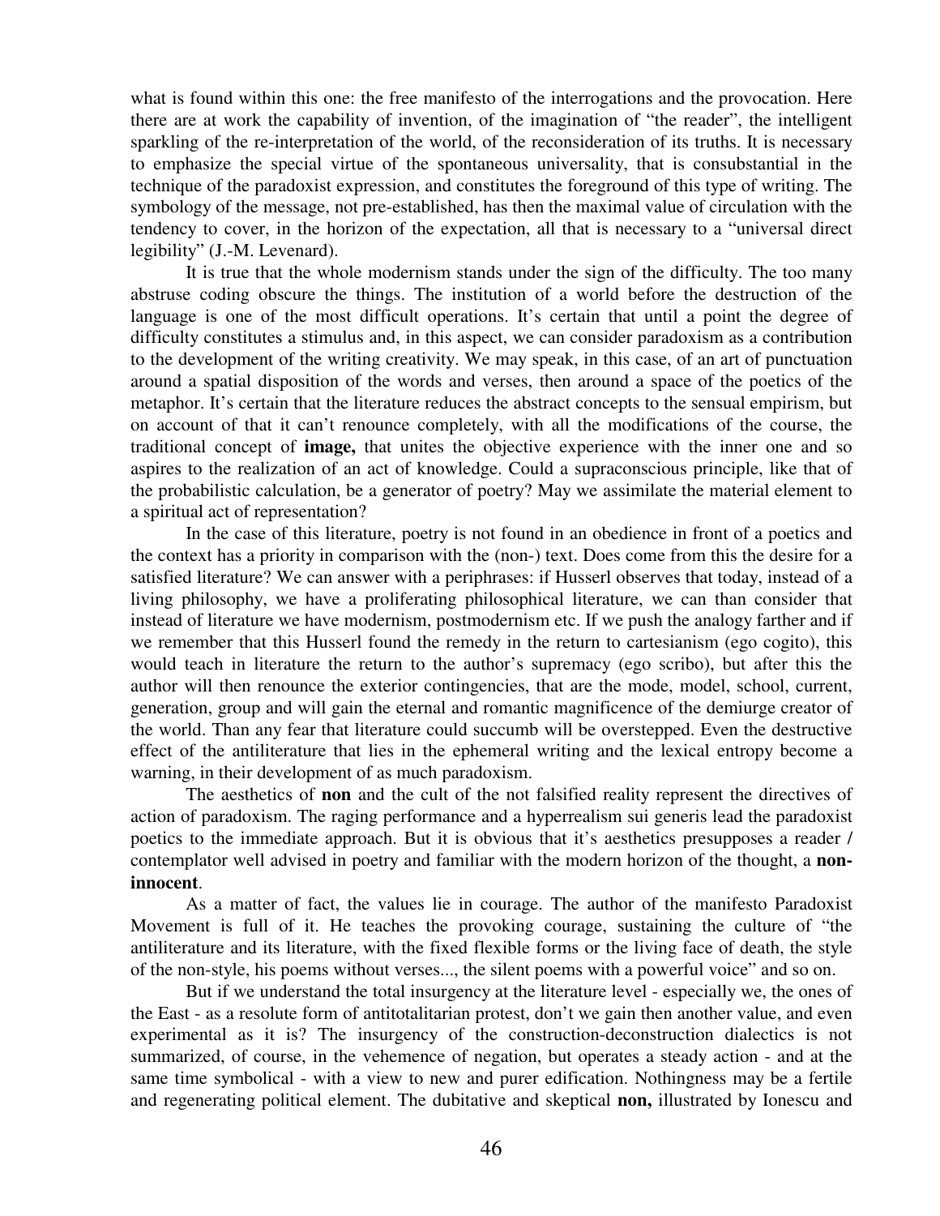what is found within this one: the free manifesto of the interrogations and the provocation. Here there are at work the capability of invention, of the imagination of "the reader", the intelligent sparkling of the re-interpretation of the world, of the reconsideration of its truths. It is necessary to emphasize the special virtue of the spontaneous universality, that is consubstantial in the technique of the paradoxist expression, and constitutes the foreground of this type of writing. The symbology of the message, not pre-established, has then the maximal value of circulation with the tendency to cover, in the horizon of the expectation, all that is necessary to a "universal direct legibility" (J.-M. Levenard).

It is true that the whole modernism stands under the sign of the difficulty. The too many abstruse coding obscure the things. The institution of a world before the destruction of the language is one of the most difficult operations. It's certain that until a point the degree of difficulty constitutes a stimulus and, in this aspect, we can consider paradoxism as a contribution to the development of the writing creativity. We may speak, in this case, of an art of punctuation around a spatial disposition of the words and verses, then around a space of the poetics of the metaphor. It's certain that the literature reduces the abstract concepts to the sensual empirism, but on account of that it can't renounce completely, with all the modifications of the course, the traditional concept of **image,** that unites the objective experience with the inner one and so aspires to the realization of an act of knowledge. Could a supraconscious principle, like that of the probabilistic calculation, be a generator of poetry? May we assimilate the material element to a spiritual act of representation?

In the case of this literature, poetry is not found in an obedience in front of a poetics and the context has a priority in comparison with the (non-) text. Does come from this the desire for a satisfied literature? We can answer with a periphrases: if Husserl observes that today, instead of a living philosophy, we have a proliferating philosophical literature, we can than consider that instead of literature we have modernism, postmodernism etc. If we push the analogy farther and if we remember that this Husserl found the remedy in the return to cartesianism (ego cogito), this would teach in literature the return to the author's supremacy (ego scribo), but after this the author will then renounce the exterior contingencies, that are the mode, model, school, current, generation, group and will gain the eternal and romantic magnificence of the demiurge creator of the world. Than any fear that literature could succumb will be overstepped. Even the destructive effect of the antiliterature that lies in the ephemeral writing and the lexical entropy become a warning, in their development of as much paradoxism.

The aesthetics of **non** and the cult of the not falsified reality represent the directives of action of paradoxism. The raging performance and a hyperrealism sui generis lead the paradoxist poetics to the immediate approach. But it is obvious that it's aesthetics presupposes a reader / contemplator well advised in poetry and familiar with the modern horizon of the thought, a **non-innocent**.

As a matter of fact, the values lie in courage. The author of the manifesto Paradoxist Movement is full of it. He teaches the provoking courage, sustaining the culture of "the antiliterature and its literature, with the fixed flexible forms or the living face of death, the style of the non-style, his poems without verses..., the silent poems with a powerful voice" and so on.

But if we understand the total insurgency at the literature level - especially we, the ones of the East - as a resolute form of antitotalitarian protest, don't we gain then another value, and even experimental as it is? The insurgency of the construction-deconstruction dialectics is not summarized, of course, in the vehemence of negation, but operates a steady action - and at the same time symbolical - with a view to new and purer edification. Nothingness may be a fertile and regenerating political element. The dubitative and skeptical **non,** illustrated by Ionescu and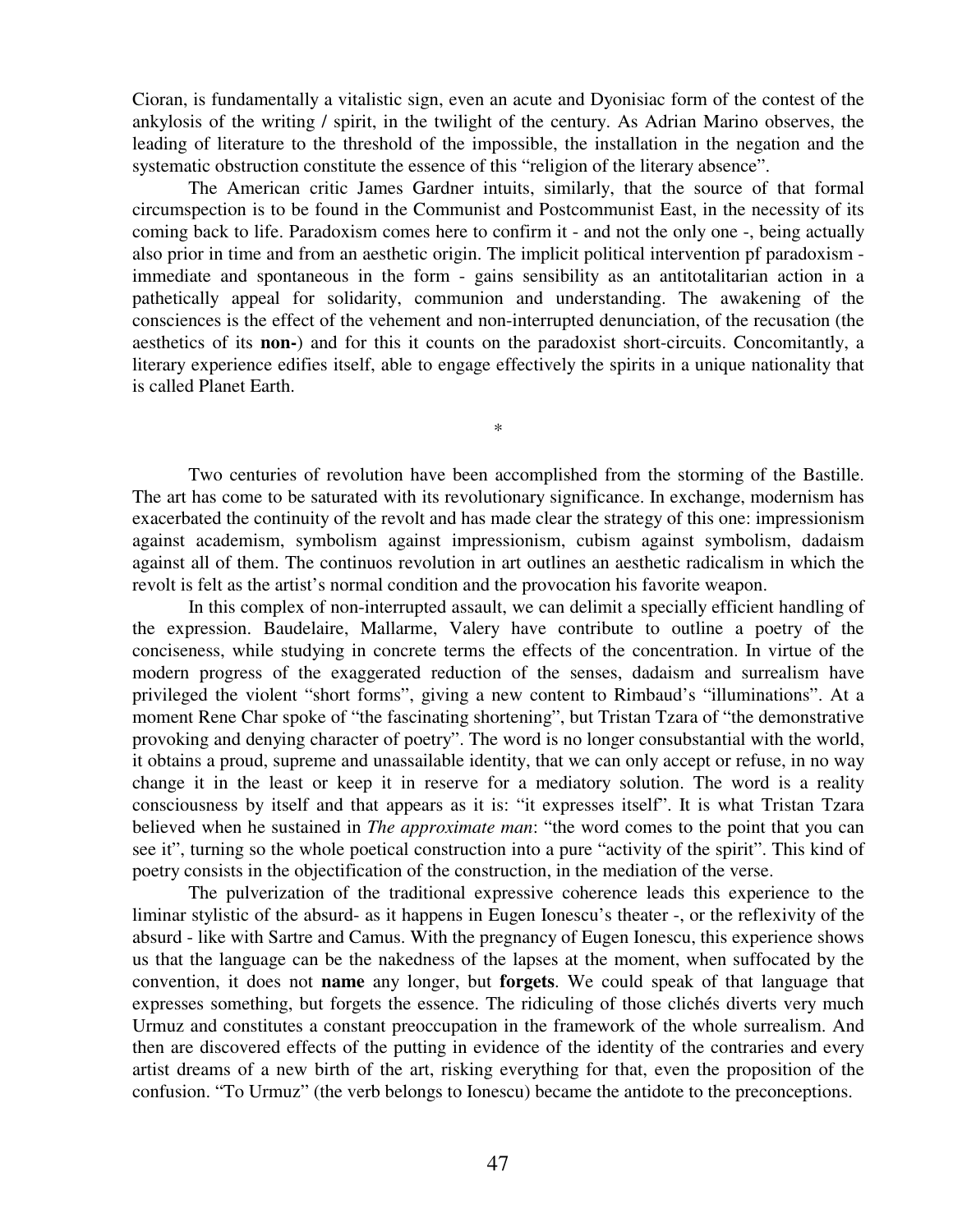Cioran, is fundamentally a vitalistic sign, even an acute and Dyonisiac form of the contest of the ankylosis of the writing / spirit, in the twilight of the century. As Adrian Marino observes, the leading of literature to the threshold of the impossible, the installation in the negation and the systematic obstruction constitute the essence of this "religion of the literary absence".

The American critic James Gardner intuits, similarly, that the source of that formal circumspection is to be found in the Communist and Postcommunist East, in the necessity of its coming back to life. Paradoxism comes here to confirm it - and not the only one -, being actually also prior in time and from an aesthetic origin. The implicit political intervention pf paradoxism - immediate and spontaneous in the form - gains sensibility as an antitotalitarian action in a pathetically appeal for solidarity, communion and understanding. The awakening of the consciences is the effect of the vehement and non-interrupted denunciation, of the recusation (the aesthetics of its **non-**) and for this it counts on the paradoxist short-circuits. Concomitantly, a literary experience edifies itself, able to engage effectively the spirits in a unique nationality that is called Planet Earth.

*

Two centuries of revolution have been accomplished from the storming of the Bastille. The art has come to be saturated with its revolutionary significance. In exchange, modernism has exacerbated the continuity of the revolt and has made clear the strategy of this one: impressionism against academism, symbolism against impressionism, cubism against symbolism, dadaism against all of them. The continuos revolution in art outlines an aesthetic radicalism in which the revolt is felt as the artist's normal condition and the provocation his favorite weapon.

In this complex of non-interrupted assault, we can delimit a specially efficient handling of the expression. Baudelaire, Mallarme, Valery have contribute to outline a poetry of the conciseness, while studying in concrete terms the effects of the concentration. In virtue of the modern progress of the exaggerated reduction of the senses, dadaism and surrealism have privileged the violent "short forms", giving a new content to Rimbaud's "illuminations". At a moment Rene Char spoke of "the fascinating shortening", but Tristan Tzara of "the demonstrative provoking and denying character of poetry". The word is no longer consubstantial with the world, it obtains a proud, supreme and unassailable identity, that we can only accept or refuse, in no way change it in the least or keep it in reserve for a mediatory solution. The word is a reality consciousness by itself and that appears as it is: "it expresses itself". It is what Tristan Tzara believed when he sustained in *The approximate man*: "the word comes to the point that you can see it", turning so the whole poetical construction into a pure "activity of the spirit". This kind of poetry consists in the objectification of the construction, in the mediation of the verse.

The pulverization of the traditional expressive coherence leads this experience to the liminar stylistic of the absurd- as it happens in Eugen Ionescu's theater -, or the reflexivity of the absurd - like with Sartre and Camus. With the pregnancy of Eugen Ionescu, this experience shows us that the language can be the nakedness of the lapses at the moment, when suffocated by the convention, it does not **name** any longer, but **forgets**. We could speak of that language that expresses something, but forgets the essence. The ridiculing of those clichés diverts very much Urmuz and constitutes a constant preoccupation in the framework of the whole surrealism. And then are discovered effects of the putting in evidence of the identity of the contraries and every artist dreams of a new birth of the art, risking everything for that, even the proposition of the confusion. "To Urmuz" (the verb belongs to Ionescu) became the antidote to the preconceptions.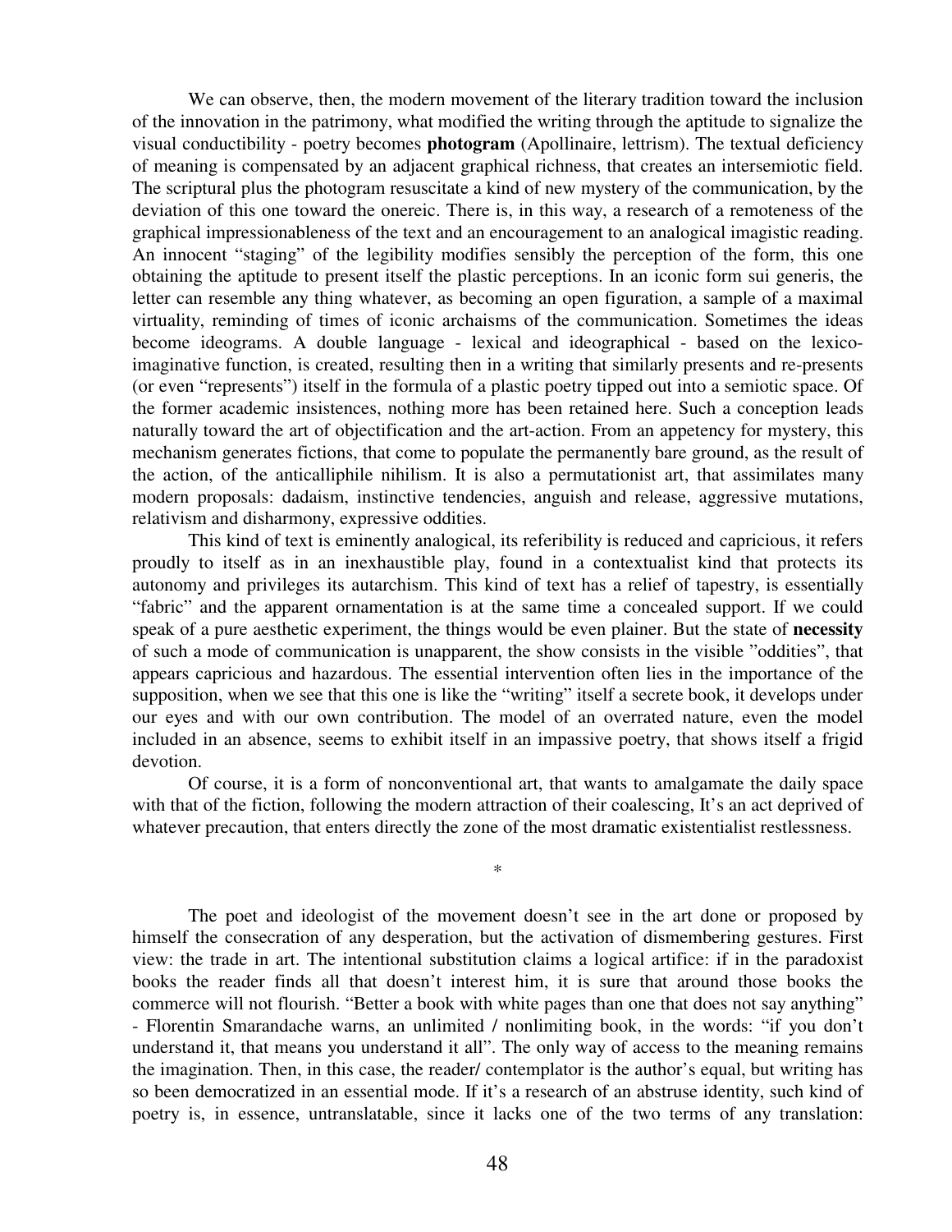We can observe, then, the modern movement of the literary tradition toward the inclusion of the innovation in the patrimony, what modified the writing through the aptitude to signalize the visual conductibility - poetry becomes **photogram** (Apollinaire, lettrism). The textual deficiency of meaning is compensated by an adjacent graphical richness, that creates an intersemiotic field. The scriptural plus the photogram resuscitate a kind of new mystery of the communication, by the deviation of this one toward the onereic. There is, in this way, a research of a remoteness of the graphical impressionableness of the text and an encouragement to an analogical imagistic reading. An innocent "staging" of the legibility modifies sensibly the perception of the form, this one obtaining the aptitude to present itself the plastic perceptions. In an iconic form sui generis, the letter can resemble any thing whatever, as becoming an open figuration, a sample of a maximal virtuality, reminding of times of iconic archaisms of the communication. Sometimes the ideas become ideograms. A double language - lexical and ideographical - based on the lexico-imaginative function, is created, resulting then in a writing that similarly presents and re-presents (or even "represents") itself in the formula of a plastic poetry tipped out into a semiotic space. Of the former academic insistences, nothing more has been retained here. Such a conception leads naturally toward the art of objectification and the art-action. From an appetency for mystery, this mechanism generates fictions, that come to populate the permanently bare ground, as the result of the action, of the anticalliphile nihilism. It is also a permutationist art, that assimilates many modern proposals: dadaism, instinctive tendencies, anguish and release, aggressive mutations, relativism and disharmony, expressive oddities.

This kind of text is eminently analogical, its referibility is reduced and capricious, it refers proudly to itself as in an inexhaustible play, found in a contextualist kind that protects its autonomy and privileges its autarchism. This kind of text has a relief of tapestry, is essentially "fabric" and the apparent ornamentation is at the same time a concealed support. If we could speak of a pure aesthetic experiment, the things would be even plainer. But the state of **necessity** of such a mode of communication is unapparent, the show consists in the visible "oddities", that appears capricious and hazardous. The essential intervention often lies in the importance of the supposition, when we see that this one is like the "writing" itself a secrete book, it develops under our eyes and with our own contribution. The model of an overrated nature, even the model included in an absence, seems to exhibit itself in an impassive poetry, that shows itself a frigid devotion.

Of course, it is a form of nonconventional art, that wants to amalgamate the daily space with that of the fiction, following the modern attraction of their coalescing, It's an act deprived of whatever precaution, that enters directly the zone of the most dramatic existentialist restlessness.

*

The poet and ideologist of the movement doesn't see in the art done or proposed by himself the consecration of any desperation, but the activation of dismembering gestures. First view: the trade in art. The intentional substitution claims a logical artifice: if in the paradoxist books the reader finds all that doesn't interest him, it is sure that around those books the commerce will not flourish. "Better a book with white pages than one that does not say anything" - Florentin Smarandache warns, an unlimited / nonlimiting book, in the words: "if you don't understand it, that means you understand it all". The only way of access to the meaning remains the imagination. Then, in this case, the reader/ contemplator is the author's equal, but writing has so been democratized in an essential mode. If it's a research of an abstruse identity, such kind of poetry is, in essence, untranslatable, since it lacks one of the two terms of any translation: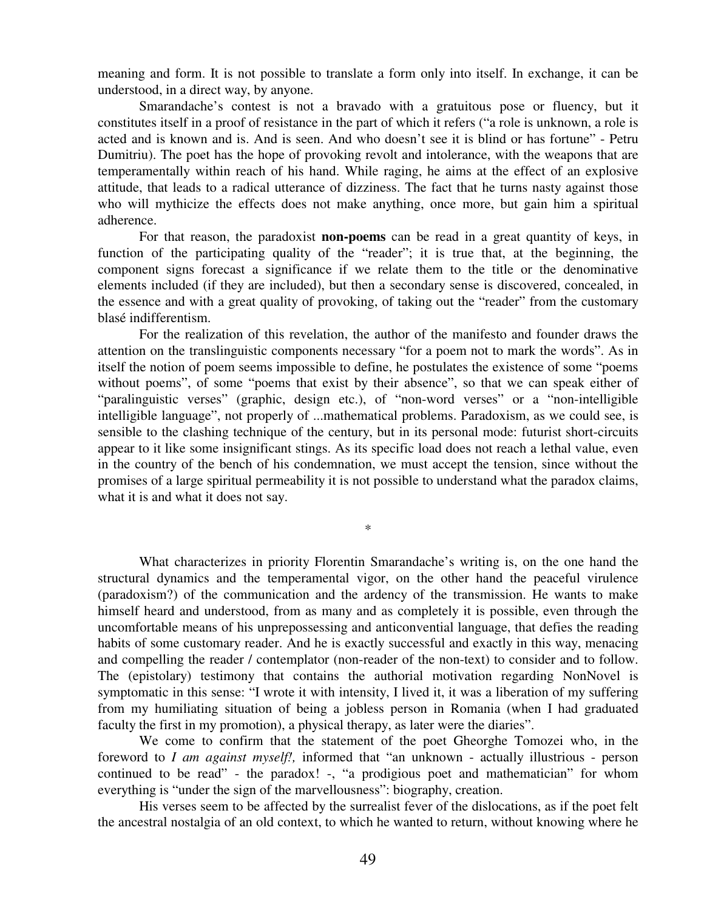meaning and form. It is not possible to translate a form only into itself. In exchange, it can be understood, in a direct way, by anyone.

Smarandache's contest is not a bravado with a gratuitous pose or fluency, but it constitutes itself in a proof of resistance in the part of which it refers ("a role is unknown, a role is acted and is known and is. And is seen. And who doesn't see it is blind or has fortune" - Petru Dumitriu). The poet has the hope of provoking revolt and intolerance, with the weapons that are temperamentally within reach of his hand. While raging, he aims at the effect of an explosive attitude, that leads to a radical utterance of dizziness. The fact that he turns nasty against those who will mythicize the effects does not make anything, once more, but gain him a spiritual adherence.

For that reason, the paradoxist **non-poems** can be read in a great quantity of keys, in function of the participating quality of the "reader"; it is true that, at the beginning, the component signs forecast a significance if we relate them to the title or the denominative elements included (if they are included), but then a secondary sense is discovered, concealed, in the essence and with a great quality of provoking, of taking out the "reader" from the customary blasé indifferentism.

For the realization of this revelation, the author of the manifesto and founder draws the attention on the translinguistic components necessary "for a poem not to mark the words". As in itself the notion of poem seems impossible to define, he postulates the existence of some "poems without poems", of some "poems that exist by their absence", so that we can speak either of "paralinguistic verses" (graphic, design etc.), of "non-word verses" or a "non-intelligible intelligible language", not properly of ...mathematical problems. Paradoxism, as we could see, is sensible to the clashing technique of the century, but in its personal mode: futurist short-circuits appear to it like some insignificant stings. As its specific load does not reach a lethal value, even in the country of the bench of his condemnation, we must accept the tension, since without the promises of a large spiritual permeability it is not possible to understand what the paradox claims, what it is and what it does not say.

*

What characterizes in priority Florentin Smarandache's writing is, on the one hand the structural dynamics and the temperamental vigor, on the other hand the peaceful virulence (paradoxism?) of the communication and the ardency of the transmission. He wants to make himself heard and understood, from as many and as completely it is possible, even through the uncomfortable means of his unprepossessing and anticonvential language, that defies the reading habits of some customary reader. And he is exactly successful and exactly in this way, menacing and compelling the reader / contemplator (non-reader of the non-text) to consider and to follow. The (epistolary) testimony that contains the authorial motivation regarding NonNovel is symptomatic in this sense: "I wrote it with intensity, I lived it, it was a liberation of my suffering from my humiliating situation of being a jobless person in Romania (when I had graduated faculty the first in my promotion), a physical therapy, as later were the diaries".

We come to confirm that the statement of the poet Gheorghe Tomozei who, in the foreword to *I am against myself!,* informed that "an unknown - actually illustrious - person continued to be read" - the paradox! -, "a prodigious poet and mathematician" for whom everything is "under the sign of the marvellousness": biography, creation.

His verses seem to be affected by the surrealist fever of the dislocations, as if the poet felt the ancestral nostalgia of an old context, to which he wanted to return, without knowing where he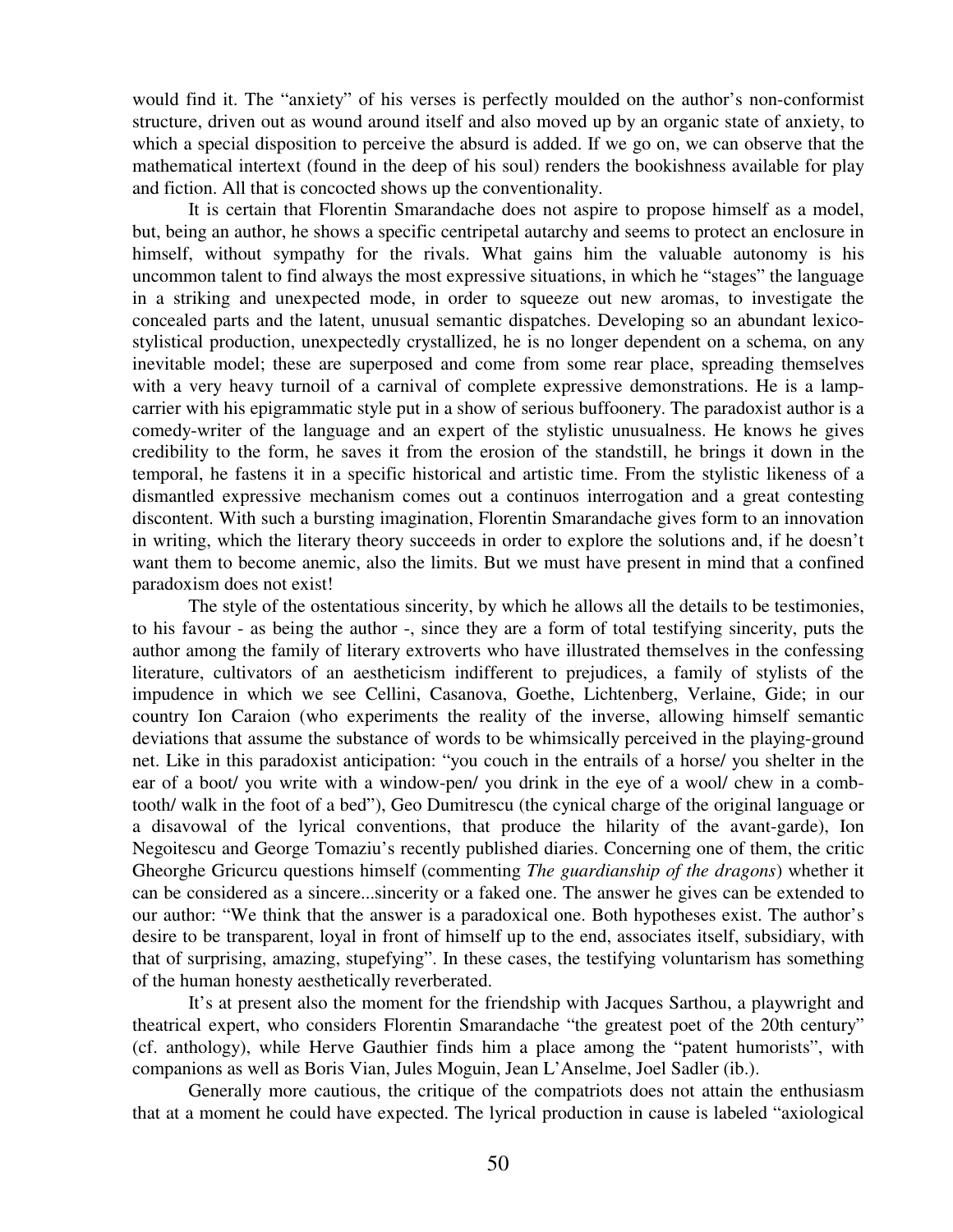would find it. The "anxiety" of his verses is perfectly moulded on the author's non-conformist structure, driven out as wound around itself and also moved up by an organic state of anxiety, to which a special disposition to perceive the absurd is added. If we go on, we can observe that the mathematical intertext (found in the deep of his soul) renders the bookishness available for play and fiction. All that is concocted shows up the conventionality.

It is certain that Florentin Smarandache does not aspire to propose himself as a model, but, being an author, he shows a specific centripetal autarchy and seems to protect an enclosure in himself, without sympathy for the rivals. What gains him the valuable autonomy is his uncommon talent to find always the most expressive situations, in which he "stages" the language in a striking and unexpected mode, in order to squeeze out new aromas, to investigate the concealed parts and the latent, unusual semantic dispatches. Developing so an abundant lexico-stylistical production, unexpectedly crystallized, he is no longer dependent on a schema, on any inevitable model; these are superposed and come from some rear place, spreading themselves with a very heavy turnoil of a carnival of complete expressive demonstrations. He is a lamp-carrier with his epigrammatic style put in a show of serious buffoonery. The paradoxist author is a comedy-writer of the language and an expert of the stylistic unusualness. He knows he gives credibility to the form, he saves it from the erosion of the standstill, he brings it down in the temporal, he fastens it in a specific historical and artistic time. From the stylistic likeness of a dismantled expressive mechanism comes out a continuos interrogation and a great contesting discontent. With such a bursting imagination, Florentin Smarandache gives form to an innovation in writing, which the literary theory succeeds in order to explore the solutions and, if he doesn't want them to become anemic, also the limits. But we must have present in mind that a confined paradoxism does not exist!

The style of the ostentatious sincerity, by which he allows all the details to be testimonies, to his favour - as being the author -, since they are a form of total testifying sincerity, puts the author among the family of literary extroverts who have illustrated themselves in the confessing literature, cultivators of an aestheticism indifferent to prejudices, a family of stylists of the impudence in which we see Cellini, Casanova, Goethe, Lichtenberg, Verlaine, Gide; in our country Ion Caraion (who experiments the reality of the inverse, allowing himself semantic deviations that assume the substance of words to be whimsically perceived in the playing-ground net. Like in this paradoxist anticipation: "you couch in the entrails of a horse/ you shelter in the ear of a boot/ you write with a window-pen/ you drink in the eye of a wool/ chew in a comb-tooth/ walk in the foot of a bed"), Geo Dumitrescu (the cynical charge of the original language or a disavowal of the lyrical conventions, that produce the hilarity of the avant-garde), Ion Negoitescu and George Tomaziu's recently published diaries. Concerning one of them, the critic Gheorghe Gricurcu questions himself (commenting *The guardianship of the dragons*) whether it can be considered as a sincere...sincerity or a faked one. The answer he gives can be extended to our author: "We think that the answer is a paradoxical one. Both hypotheses exist. The author's desire to be transparent, loyal in front of himself up to the end, associates itself, subsidiary, with that of surprising, amazing, stupefying". In these cases, the testifying voluntarism has something of the human honesty aesthetically reverberated.

It's at present also the moment for the friendship with Jacques Sarthou, a playwright and theatrical expert, who considers Florentin Smarandache "the greatest poet of the 20th century" (cf. anthology), while Herve Gauthier finds him a place among the "patent humorists", with companions as well as Boris Vian, Jules Moguin, Jean L'Anselme, Joel Sadler (ib.).

Generally more cautious, the critique of the compatriots does not attain the enthusiasm that at a moment he could have expected. The lyrical production in cause is labeled "axiological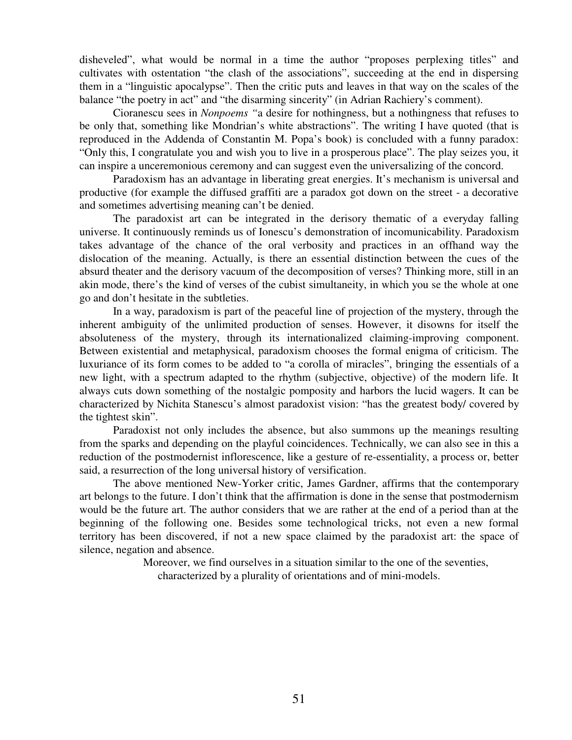disheveled", what would be normal in a time the author "proposes perplexing titles" and cultivates with ostentation "the clash of the associations", succeeding at the end in dispersing them in a "linguistic apocalypse". Then the critic puts and leaves in that way on the scales of the balance "the poetry in act" and "the disarming sincerity" (in Adrian Rachiery's comment).

Cioranescu sees in *Nonpoems* "a desire for nothingness, but a nothingness that refuses to be only that, something like Mondrian's white abstractions". The writing I have quoted (that is reproduced in the Addenda of Constantin M. Popa's book) is concluded with a funny paradox: "Only this, I congratulate you and wish you to live in a prosperous place". The play seizes you, it can inspire a unceremonious ceremony and can suggest even the universalizing of the concord.

Paradoxism has an advantage in liberating great energies. It's mechanism is universal and productive (for example the diffused graffiti are a paradox got down on the street - a decorative and sometimes advertising meaning can't be denied.

The paradoxist art can be integrated in the derisory thematic of a everyday falling universe. It continuously reminds us of Ionescu's demonstration of incomunicability. Paradoxism takes advantage of the chance of the oral verbosity and practices in an offhand way the dislocation of the meaning. Actually, is there an essential distinction between the cues of the absurd theater and the derisory vacuum of the decomposition of verses? Thinking more, still in an akin mode, there's the kind of verses of the cubist simultaneity, in which you se the whole at one go and don't hesitate in the subtleties.

In a way, paradoxism is part of the peaceful line of projection of the mystery, through the inherent ambiguity of the unlimited production of senses. However, it disowns for itself the absoluteness of the mystery, through its internationalized claiming-improving component. Between existential and metaphysical, paradoxism chooses the formal enigma of criticism. The luxuriance of its form comes to be added to "a corolla of miracles", bringing the essentials of a new light, with a spectrum adapted to the rhythm (subjective, objective) of the modern life. It always cuts down something of the nostalgic pomposity and harbors the lucid wagers. It can be characterized by Nichita Stanescu's almost paradoxist vision: "has the greatest body/ covered by the tightest skin".

Paradoxist not only includes the absence, but also summons up the meanings resulting from the sparks and depending on the playful coincidences. Technically, we can also see in this a reduction of the postmodernist inflorescence, like a gesture of re-essentiality, a process or, better said, a resurrection of the long universal history of versification.

The above mentioned New-Yorker critic, James Gardner, affirms that the contemporary art belongs to the future. I don't think that the affirmation is done in the sense that postmodernism would be the future art. The author considers that we are rather at the end of a period than at the beginning of the following one. Besides some technological tricks, not even a new formal territory has been discovered, if not a new space claimed by the paradoxist art: the space of silence, negation and absence.

Moreover, we find ourselves in a situation similar to the one of the seventies, characterized by a plurality of orientations and of mini-models.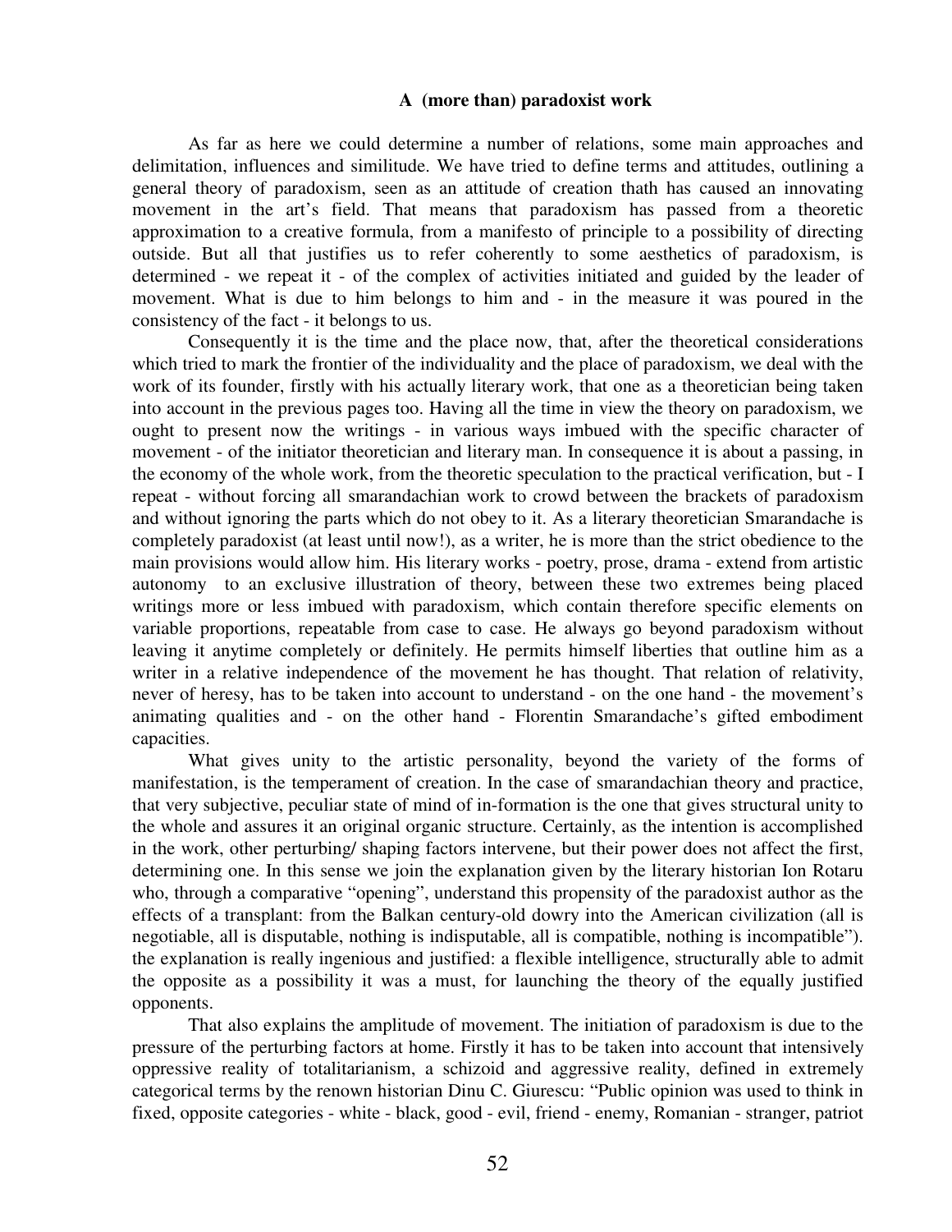## A (more than) paradoxist work

As far as here we could determine a number of relations, some main approaches and delimitation, influences and similitude. We have tried to define terms and attitudes, outlining a general theory of paradoxism, seen as an attitude of creation thath has caused an innovating movement in the art's field. That means that paradoxism has passed from a theoretic approximation to a creative formula, from a manifesto of principle to a possibility of directing outside. But all that justifies us to refer coherently to some aesthetics of paradoxism, is determined - we repeat it - of the complex of activities initiated and guided by the leader of movement. What is due to him belongs to him and - in the measure it was poured in the consistency of the fact - it belongs to us.

Consequently it is the time and the place now, that, after the theoretical considerations which tried to mark the frontier of the individuality and the place of paradoxism, we deal with the work of its founder, firstly with his actually literary work, that one as a theoretician being taken into account in the previous pages too. Having all the time in view the theory on paradoxism, we ought to present now the writings - in various ways imbued with the specific character of movement - of the initiator theoretician and literary man. In consequence it is about a passing, in the economy of the whole work, from the theoretic speculation to the practical verification, but - I repeat - without forcing all smarandachian work to crowd between the brackets of paradoxism and without ignoring the parts which do not obey to it. As a literary theoretician Smarandache is completely paradoxist (at least until now!), as a writer, he is more than the strict obedience to the main provisions would allow him. His literary works - poetry, prose, drama - extend from artistic autonomy to an exclusive illustration of theory, between these two extremes being placed writings more or less imbued with paradoxism, which contain therefore specific elements on variable proportions, repeatable from case to case. He always go beyond paradoxism without leaving it anytime completely or definitely. He permits himself liberties that outline him as a writer in a relative independence of the movement he has thought. That relation of relativity, never of heresy, has to be taken into account to understand - on the one hand - the movement's animating qualities and - on the other hand - Florentin Smarandache's gifted embodiment capacities.

What gives unity to the artistic personality, beyond the variety of the forms of manifestation, is the temperament of creation. In the case of smarandachian theory and practice, that very subjective, peculiar state of mind of in-formation is the one that gives structural unity to the whole and assures it an original organic structure. Certainly, as the intention is accomplished in the work, other perturbing/ shaping factors intervene, but their power does not affect the first, determining one. In this sense we join the explanation given by the literary historian Ion Rotaru who, through a comparative "opening", understand this propensity of the paradoxist author as the effects of a transplant: from the Balkan century-old dowry into the American civilization (all is negotiable, all is disputable, nothing is indisputable, all is compatible, nothing is incompatible"). the explanation is really ingenious and justified: a flexible intelligence, structurally able to admit the opposite as a possibility it was a must, for launching the theory of the equally justified opponents.

That also explains the amplitude of movement. The initiation of paradoxism is due to the pressure of the perturbing factors at home. Firstly it has to be taken into account that intensively oppressive reality of totalitarianism, a schizoid and aggressive reality, defined in extremely categorical terms by the renown historian Dinu C. Giurescu: "Public opinion was used to think in fixed, opposite categories - white - black, good - evil, friend - enemy, Romanian - stranger, patriot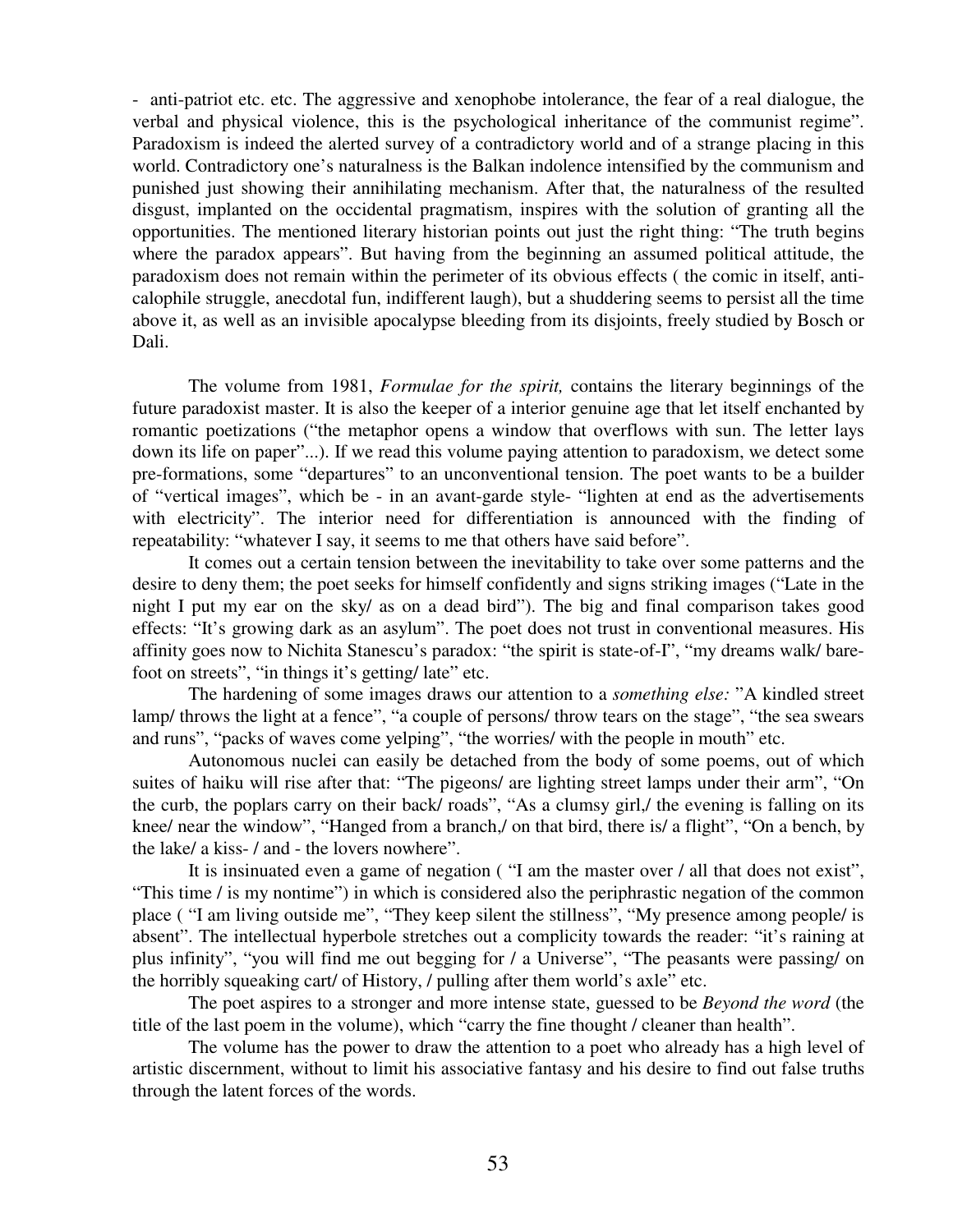- anti-patriot etc. etc. The aggressive and xenophobe intolerance, the fear of a real dialogue, the verbal and physical violence, this is the psychological inheritance of the communist regime". Paradoxism is indeed the alerted survey of a contradictory world and of a strange placing in this world. Contradictory one's naturalness is the Balkan indolence intensified by the communism and punished just showing their annihilating mechanism. After that, the naturalness of the resulted disgust, implanted on the occidental pragmatism, inspires with the solution of granting all the opportunities. The mentioned literary historian points out just the right thing: "The truth begins where the paradox appears". But having from the beginning an assumed political attitude, the paradoxism does not remain within the perimeter of its obvious effects ( the comic in itself, anti-calophile struggle, anecdotal fun, indifferent laugh), but a shuddering seems to persist all the time above it, as well as an invisible apocalypse bleeding from its disjoints, freely studied by Bosch or Dali.

The volume from 1981, *Formulae for the spirit,* contains the literary beginnings of the future paradoxist master. It is also the keeper of a interior genuine age that let itself enchanted by romantic poetizations ("the metaphor opens a window that overflows with sun. The letter lays down its life on paper"...). If we read this volume paying attention to paradoxism, we detect some pre-formations, some "departures" to an unconventional tension. The poet wants to be a builder of "vertical images", which be - in an avant-garde style- "lighten at end as the advertisements with electricity". The interior need for differentiation is announced with the finding of repeatability: "whatever I say, it seems to me that others have said before".

It comes out a certain tension between the inevitability to take over some patterns and the desire to deny them; the poet seeks for himself confidently and signs striking images ("Late in the night I put my ear on the sky/ as on a dead bird"). The big and final comparison takes good effects: "It's growing dark as an asylum". The poet does not trust in conventional measures. His affinity goes now to Nichita Stanescu's paradox: "the spirit is state-of-I", "my dreams walk/ bare-foot on streets", "in things it's getting/ late" etc.

The hardening of some images draws our attention to a *something else:* "A kindled street lamp/ throws the light at a fence", "a couple of persons/ throw tears on the stage", "the sea swears and runs", "packs of waves come yelping", "the worries/ with the people in mouth" etc.

Autonomous nuclei can easily be detached from the body of some poems, out of which suites of haiku will rise after that: "The pigeons/ are lighting street lamps under their arm", "On the curb, the poplars carry on their back/ roads", "As a clumsy girl,/ the evening is falling on its knee/ near the window", "Hanged from a branch,/ on that bird, there is/ a flight", "On a bench, by the lake/ a kiss- / and - the lovers nowhere".

It is insinuated even a game of negation ( "I am the master over / all that does not exist", "This time / is my nontime") in which is considered also the periphrastic negation of the common place ( "I am living outside me", "They keep silent the stillness", "My presence among people/ is absent". The intellectual hyperbole stretches out a complicity towards the reader: "it's raining at plus infinity", "you will find me out begging for / a Universe", "The peasants were passing/ on the horribly squeaking cart/ of History, / pulling after them world's axle" etc.

The poet aspires to a stronger and more intense state, guessed to be *Beyond the word* (the title of the last poem in the volume), which "carry the fine thought / cleaner than health".

The volume has the power to draw the attention to a poet who already has a high level of artistic discernment, without to limit his associative fantasy and his desire to find out false truths through the latent forces of the words.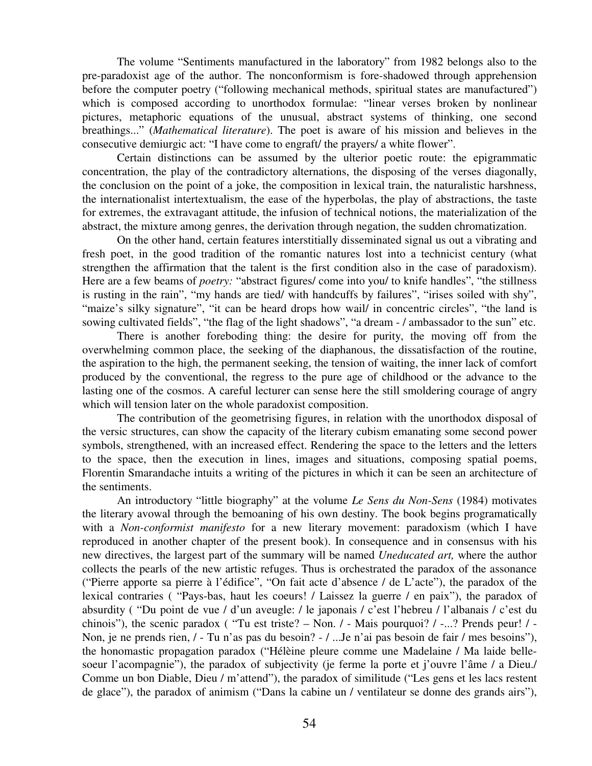The volume "Sentiments manufactured in the laboratory" from 1982 belongs also to the pre-paradoxist age of the author. The nonconformism is fore-shadowed through apprehension before the computer poetry ("following mechanical methods, spiritual states are manufactured") which is composed according to unorthodox formulae: "linear verses broken by nonlinear pictures, metaphoric equations of the unusual, abstract systems of thinking, one second breathings..." (*Mathematical literature*). The poet is aware of his mission and believes in the consecutive demiurgic act: "I have come to engraft/ the prayers/ a white flower".

Certain distinctions can be assumed by the ulterior poetic route: the epigrammatic concentration, the play of the contradictory alternations, the disposing of the verses diagonally, the conclusion on the point of a joke, the composition in lexical train, the naturalistic harshness, the internationalist intertextualism, the ease of the hyperbolas, the play of abstractions, the taste for extremes, the extravagant attitude, the infusion of technical notions, the materialization of the abstract, the mixture among genres, the derivation through negation, the sudden chromatization.

On the other hand, certain features interstitially disseminated signal us out a vibrating and fresh poet, in the good tradition of the romantic natures lost into a technicist century (what strengthen the affirmation that the talent is the first condition also in the case of paradoxism). Here are a few beams of *poetry:* "abstract figures/ come into you/ to knife handles", "the stillness is rusting in the rain", "my hands are tied/ with handcuffs by failures", "irises soiled with shy", "maize's silky signature", "it can be heard drops how wail/ in concentric circles", "the land is sowing cultivated fields", "the flag of the light shadows", "a dream - / ambassador to the sun" etc.

There is another foreboding thing: the desire for purity, the moving off from the overwhelming common place, the seeking of the diaphanous, the dissatisfaction of the routine, the aspiration to the high, the permanent seeking, the tension of waiting, the inner lack of comfort produced by the conventional, the regress to the pure age of childhood or the advance to the lasting one of the cosmos. A careful lecturer can sense here the still smoldering courage of angry which will tension later on the whole paradoxist composition.

The contribution of the geometrising figures, in relation with the unorthodox disposal of the versic structures, can show the capacity of the literary cubism emanating some second power symbols, strengthened, with an increased effect. Rendering the space to the letters and the letters to the space, then the execution in lines, images and situations, composing spatial poems, Florentin Smarandache intuits a writing of the pictures in which it can be seen an architecture of the sentiments.

An introductory "little biography" at the volume *Le Sens du Non-Sens* (1984) motivates the literary avowal through the bemoaning of his own destiny. The book begins programatically with a *Non-conformist manifesto* for a new literary movement: paradoxism (which I have reproduced in another chapter of the present book). In consequence and in consensus with his new directives, the largest part of the summary will be named *Uneducated art,* where the author collects the pearls of the new artistic refuges. Thus is orchestrated the paradox of the assonance ("Pierre apporte sa pierre à l'édifice", "On fait acte d'absence / de L'acte"), the paradox of the lexical contraries ( "Pays-bas, haut les coeurs! / Laissez la guerre / en paix"), the paradox of absurdity ( "Du point de vue / d'un aveugle: / le japonais / c'est l'hebreu / l'albanais / c'est du chinois"), the scenic paradox ( "Tu est triste? – Non. / - Mais pourquoi? / -...? Prends peur! / - Non, je ne prends rien, / - Tu n'as pas du besoin? - / ...Je n'ai pas besoin de fair / mes besoins"), the honomastic propagation paradox ("Hélèine pleure comme une Madelaine / Ma laide belle-soeur l'acompagnie"), the paradox of subjectivity (je ferme la porte et j'ouvre l'âme / a Dieu./ Comme un bon Diable, Dieu / m'attend"), the paradox of similitude ("Les gens et les lacs restent de glace"), the paradox of animism ("Dans la cabine un / ventilateur se donne des grands airs"),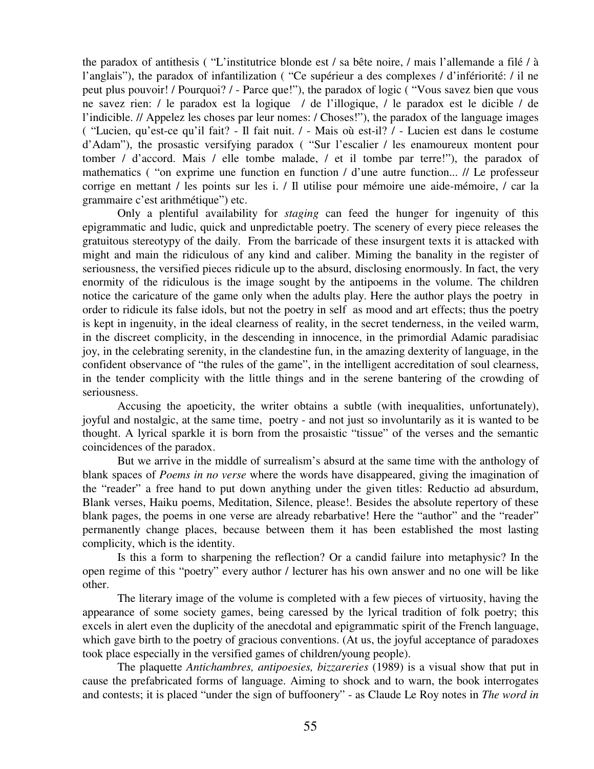the paradox of antithesis ( "L'institutrice blonde est / sa bête noire, / mais l'allemande a filé / à l'anglais"), the paradox of infantilization ( "Ce supérieur a des complexes / d'infériorité: / il ne peut plus pouvoir! / Pourquoi? / - Parce que!"), the paradox of logic ( "Vous savez bien que vous ne savez rien: / le paradox est la logique / de l'illogique, / le paradox est le dicible / de l'indicible. // Appelez les choses par leur nomes: / Choses!"), the paradox of the language images ( "Lucien, qu'est-ce qu'il fait? - Il fait nuit. / - Mais où est-il? / - Lucien est dans le costume d'Adam"), the prosastic versifying paradox ( "Sur l'escalier / les enamoureux montent pour tomber / d'accord. Mais / elle tombe malade, / et il tombe par terre!"), the paradox of mathematics ( "on exprime une function en function / d'une autre function... // Le professeur corrige en mettant / les points sur les i. / Il utilise pour mémoire une aide-mémoire, / car la grammaire c'est arithmétique") etc.

Only a plentiful availability for *staging* can feed the hunger for ingenuity of this epigrammatic and ludic, quick and unpredictable poetry. The scenery of every piece releases the gratuitous stereotypy of the daily. From the barricade of these insurgent texts it is attacked with might and main the ridiculous of any kind and caliber. Miming the banality in the register of seriousness, the versified pieces ridicule up to the absurd, disclosing enormously. In fact, the very enormity of the ridiculous is the image sought by the antipoems in the volume. The children notice the caricature of the game only when the adults play. Here the author plays the poetry in order to ridicule its false idols, but not the poetry in self as mood and art effects; thus the poetry is kept in ingenuity, in the ideal clearness of reality, in the secret tenderness, in the veiled warm, in the discreet complicity, in the descending in innocence, in the primordial Adamic paradisiac joy, in the celebrating serenity, in the clandestine fun, in the amazing dexterity of language, in the confident observance of "the rules of the game", in the intelligent accreditation of soul clearness, in the tender complicity with the little things and in the serene bantering of the crowding of seriousness.

Accusing the apoeticity, the writer obtains a subtle (with inequalities, unfortunately), joyful and nostalgic, at the same time, poetry - and not just so involuntarily as it is wanted to be thought. A lyrical sparkle it is born from the prosaistic "tissue" of the verses and the semantic coincidences of the paradox.

But we arrive in the middle of surrealism's absurd at the same time with the anthology of blank spaces of *Poems in no verse* where the words have disappeared, giving the imagination of the "reader" a free hand to put down anything under the given titles: Reductio ad absurdum, Blank verses, Haiku poems, Meditation, Silence, please!. Besides the absolute repertory of these blank pages, the poems in one verse are already rebarbative! Here the "author" and the "reader" permanently change places, because between them it has been established the most lasting complicity, which is the identity.

Is this a form to sharpening the reflection? Or a candid failure into metaphysic? In the open regime of this "poetry" every author / lecturer has his own answer and no one will be like other.

The literary image of the volume is completed with a few pieces of virtuosity, having the appearance of some society games, being caressed by the lyrical tradition of folk poetry; this excels in alert even the duplicity of the anecdotal and epigrammatic spirit of the French language, which gave birth to the poetry of gracious conventions. (At us, the joyful acceptance of paradoxes took place especially in the versified games of children/young people).

The plaquette *Antichambres, antipoesies, bizzareries* (1989) is a visual show that put in cause the prefabricated forms of language. Aiming to shock and to warn, the book interrogates and contests; it is placed "under the sign of buffoonery" - as Claude Le Roy notes in *The word in*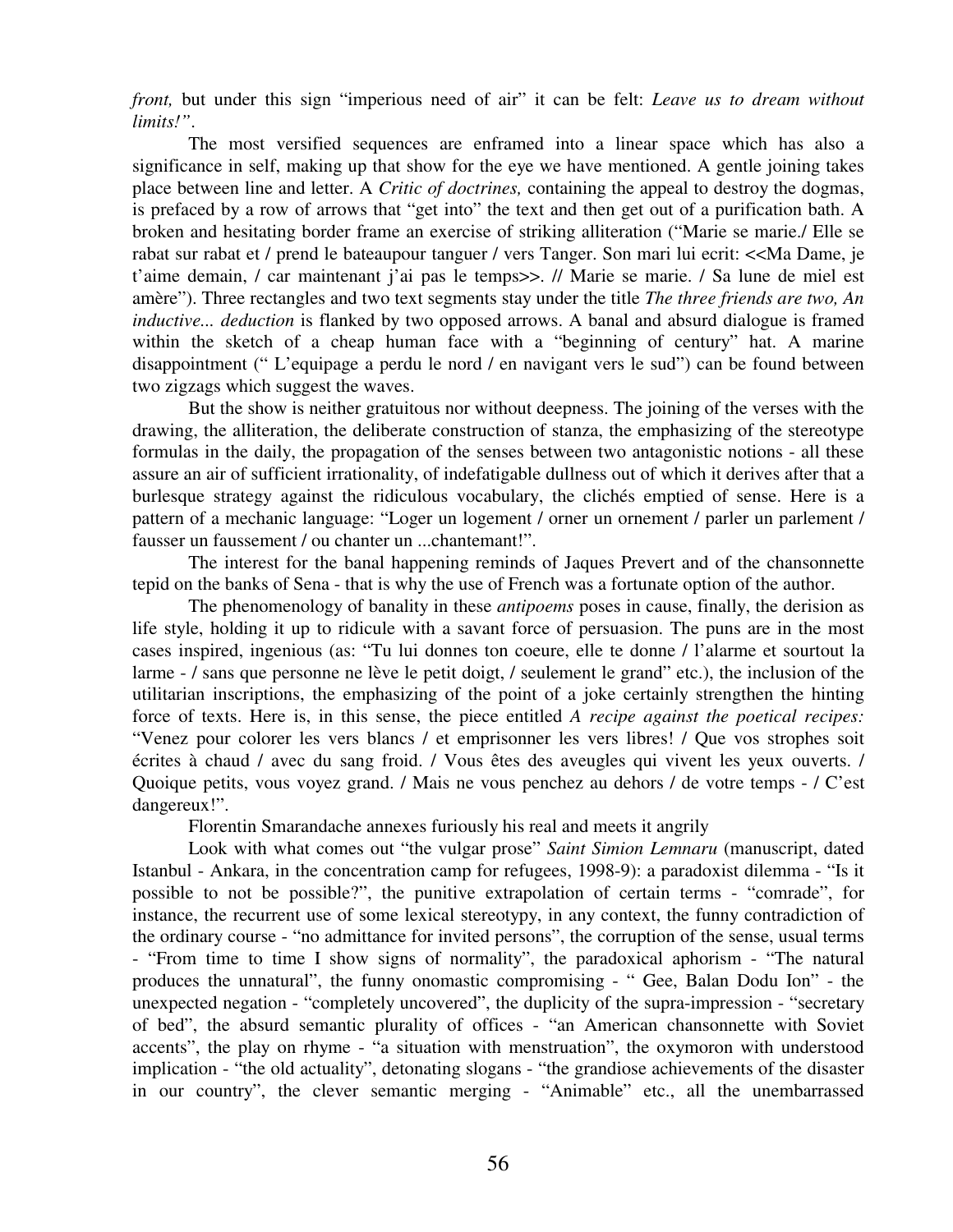*front,* but under this sign "imperious need of air" it can be felt: *Leave us to dream without limits!"*.

The most versified sequences are enframed into a linear space which has also a significance in self, making up that show for the eye we have mentioned. A gentle joining takes place between line and letter. A *Critic of doctrines,* containing the appeal to destroy the dogmas, is prefaced by a row of arrows that "get into" the text and then get out of a purification bath. A broken and hesitating border frame an exercise of striking alliteration ("Marie se marie./ Elle se rabat sur rabat et / prend le bateaupour tanguer / vers Tanger. Son mari lui ecrit: <<Ma Dame, je t'aime demain, / car maintenant j'ai pas le temps>>. // Marie se marie. / Sa lune de miel est amère"). Three rectangles and two text segments stay under the title *The three friends are two, An inductive... deduction* is flanked by two opposed arrows. A banal and absurd dialogue is framed within the sketch of a cheap human face with a "beginning of century" hat. A marine disappointment (" L'equipage a perdu le nord / en navigant vers le sud") can be found between two zigzags which suggest the waves.

But the show is neither gratuitous nor without deepness. The joining of the verses with the drawing, the alliteration, the deliberate construction of stanza, the emphasizing of the stereotype formulas in the daily, the propagation of the senses between two antagonistic notions - all these assure an air of sufficient irrationality, of indefatigable dullness out of which it derives after that a burlesque strategy against the ridiculous vocabulary, the clichés emptied of sense. Here is a pattern of a mechanic language: "Loger un logement / orner un ornement / parler un parlement / fausser un faussement / ou chanter un ...chantemant!".

The interest for the banal happening reminds of Jaques Prevert and of the chansonnette tepid on the banks of Sena - that is why the use of French was a fortunate option of the author.

The phenomenology of banality in these *antipoems* poses in cause, finally, the derision as life style, holding it up to ridicule with a savant force of persuasion. The puns are in the most cases inspired, ingenious (as: "Tu lui donnes ton coeure, elle te donne / l'alarme et sourtout la larme - / sans que personne ne lève le petit doigt, / seulement le grand" etc.), the inclusion of the utilitarian inscriptions, the emphasizing of the point of a joke certainly strengthen the hinting force of texts. Here is, in this sense, the piece entitled *A recipe against the poetical recipes:* "Venez pour colorer les vers blancs / et emprisonner les vers libres! / Que vos strophes soit écrites à chaud / avec du sang froid. / Vous êtes des aveugles qui vivent les yeux ouverts. / Quoique petits, vous voyez grand. / Mais ne vous penchez au dehors / de votre temps - / C'est dangereux!".

Florentin Smarandache annexes furiously his real and meets it angrily

Look with what comes out "the vulgar prose" *Saint Simion Lemnaru* (manuscript, dated Istanbul - Ankara, in the concentration camp for refugees, 1998-9): a paradoxist dilemma - "Is it possible to not be possible?", the punitive extrapolation of certain terms - "comrade", for instance, the recurrent use of some lexical stereotypy, in any context, the funny contradiction of the ordinary course - "no admittance for invited persons", the corruption of the sense, usual terms - "From time to time I show signs of normality", the paradoxical aphorism - "The natural produces the unnatural", the funny onomastic compromising - " Gee, Balan Dodu Ion" - the unexpected negation - "completely uncovered", the duplicity of the supra-impression - "secretary of bed", the absurd semantic plurality of offices - "an American chansonnette with Soviet accents", the play on rhyme - "a situation with menstruation", the oxymoron with understood implication - "the old actuality", detonating slogans - "the grandiose achievements of the disaster in our country", the clever semantic merging - "Animable" etc., all the unembarrassed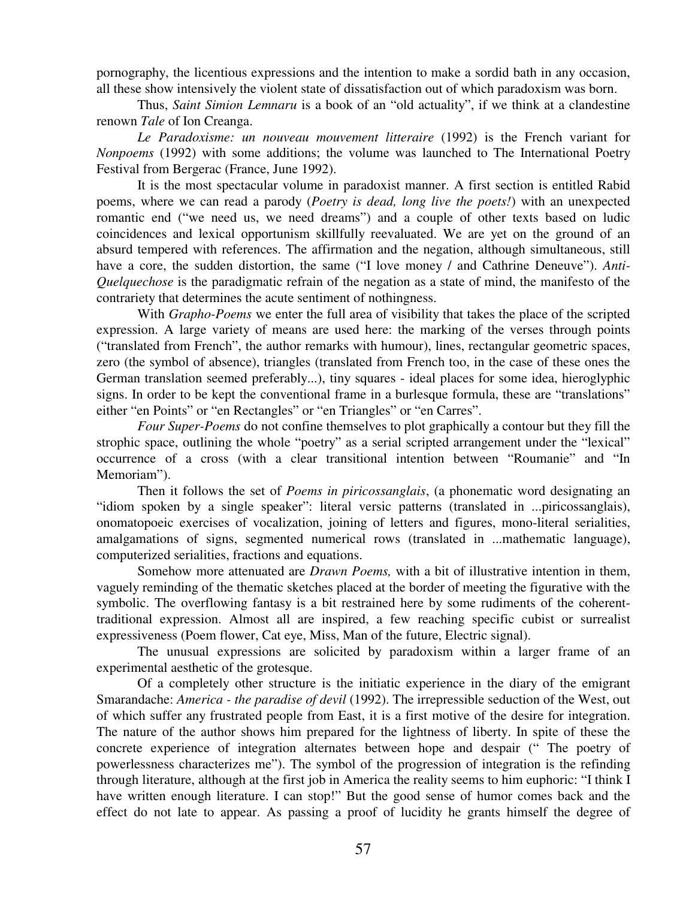pornography, the licentious expressions and the intention to make a sordid bath in any occasion, all these show intensively the violent state of dissatisfaction out of which paradoxism was born.

Thus, *Saint Simion Lemnaru* is a book of an "old actuality", if we think at a clandestine renown *Tale* of Ion Creanga.

*Le Paradoxisme: un nouveau mouvement litteraire* (1992) is the French variant for *Nonpoems* (1992) with some additions; the volume was launched to The International Poetry Festival from Bergerac (France, June 1992).

It is the most spectacular volume in paradoxist manner. A first section is entitled Rabid poems, where we can read a parody (*Poetry is dead, long live the poets!*) with an unexpected romantic end ("we need us, we need dreams") and a couple of other texts based on ludic coincidences and lexical opportunism skillfully reevaluated. We are yet on the ground of an absurd tempered with references. The affirmation and the negation, although simultaneous, still have a core, the sudden distortion, the same ("I love money / and Cathrine Deneuve"). *Anti-Quelquechose* is the paradigmatic refrain of the negation as a state of mind, the manifesto of the contrariety that determines the acute sentiment of nothingness.

With *Grapho-Poems* we enter the full area of visibility that takes the place of the scripted expression. A large variety of means are used here: the marking of the verses through points ("translated from French", the author remarks with humour), lines, rectangular geometric spaces, zero (the symbol of absence), triangles (translated from French too, in the case of these ones the German translation seemed preferably...), tiny squares - ideal places for some idea, hieroglyphic signs. In order to be kept the conventional frame in a burlesque formula, these are "translations" either "en Points" or "en Rectangles" or "en Triangles" or "en Carres".

*Four Super-Poems* do not confine themselves to plot graphically a contour but they fill the strophic space, outlining the whole "poetry" as a serial scripted arrangement under the "lexical" occurrence of a cross (with a clear transitional intention between "Roumanie" and "In Memoriam").

Then it follows the set of *Poems in piricossanglais*, (a phonematic word designating an "idiom spoken by a single speaker": literal versic patterns (translated in ...piricossanglais), onomatopoeic exercises of vocalization, joining of letters and figures, mono-literal serialities, amalgamations of signs, segmented numerical rows (translated in ...mathematic language), computerized serialities, fractions and equations.

Somehow more attenuated are *Drawn Poems,* with a bit of illustrative intention in them, vaguely reminding of the thematic sketches placed at the border of meeting the figurative with the symbolic. The overflowing fantasy is a bit restrained here by some rudiments of the coherent-traditional expression. Almost all are inspired, a few reaching specific cubist or surrealist expressiveness (Poem flower, Cat eye, Miss, Man of the future, Electric signal).

The unusual expressions are solicited by paradoxism within a larger frame of an experimental aesthetic of the grotesque.

Of a completely other structure is the initiatic experience in the diary of the emigrant Smarandache: *America - the paradise of devil* (1992). The irrepressible seduction of the West, out of which suffer any frustrated people from East, it is a first motive of the desire for integration. The nature of the author shows him prepared for the lightness of liberty. In spite of these the concrete experience of integration alternates between hope and despair (" The poetry of powerlessness characterizes me"). The symbol of the progression of integration is the refinding through literature, although at the first job in America the reality seems to him euphoric: "I think I have written enough literature. I can stop!" But the good sense of humor comes back and the effect do not late to appear. As passing a proof of lucidity he grants himself the degree of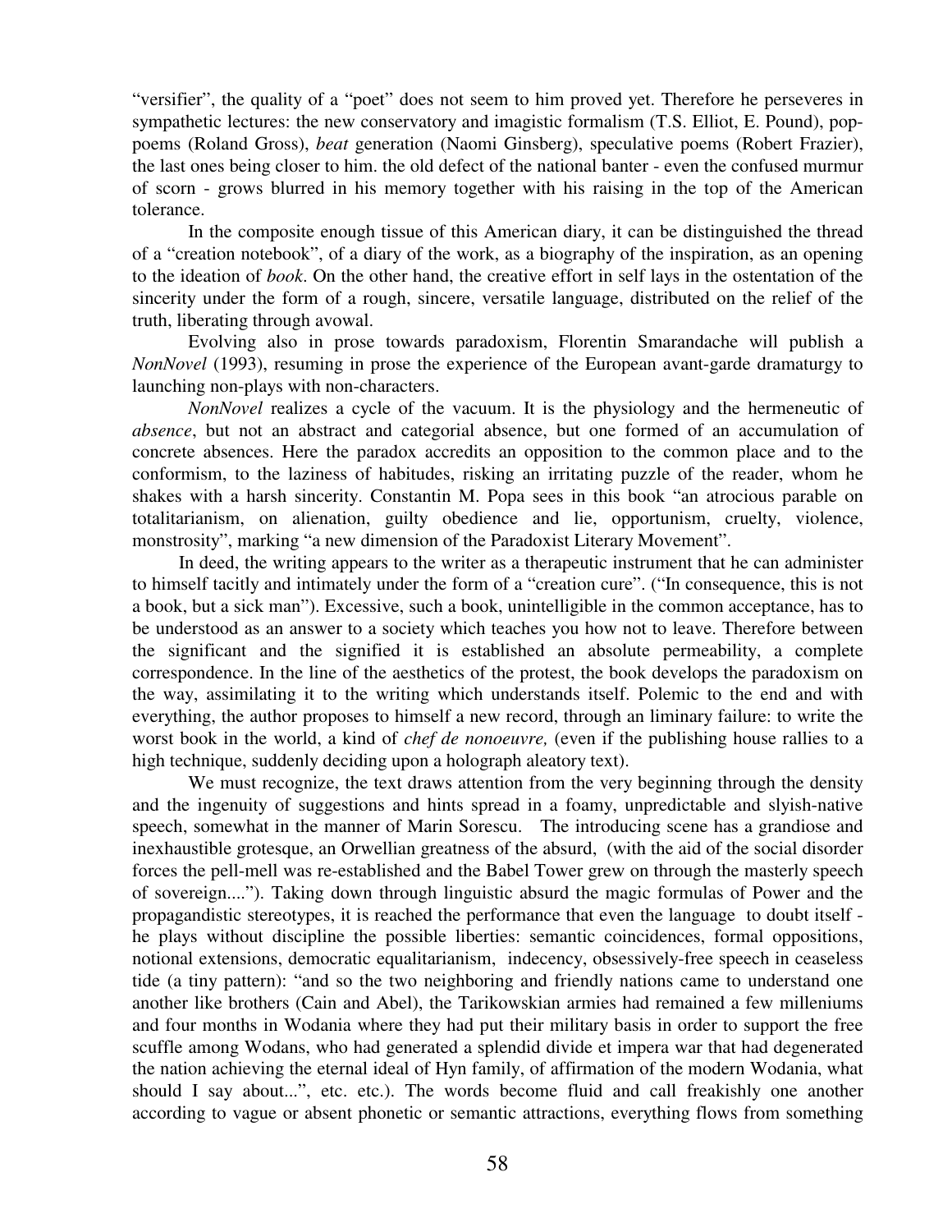"versifier", the quality of a "poet" does not seem to him proved yet. Therefore he perseveres in sympathetic lectures: the new conservatory and imagistic formalism (T.S. Elliot, E. Pound), pop-poems (Roland Gross), *beat* generation (Naomi Ginsberg), speculative poems (Robert Frazier), the last ones being closer to him. the old defect of the national banter - even the confused murmur of scorn - grows blurred in his memory together with his raising in the top of the American tolerance.

In the composite enough tissue of this American diary, it can be distinguished the thread of a "creation notebook", of a diary of the work, as a biography of the inspiration, as an opening to the ideation of *book*. On the other hand, the creative effort in self lays in the ostentation of the sincerity under the form of a rough, sincere, versatile language, distributed on the relief of the truth, liberating through avowal.

Evolving also in prose towards paradoxism, Florentin Smarandache will publish a *NonNovel* (1993), resuming in prose the experience of the European avant-garde dramaturgy to launching non-plays with non-characters.

*NonNovel* realizes a cycle of the vacuum. It is the physiology and the hermeneutic of *absence*, but not an abstract and categorial absence, but one formed of an accumulation of concrete absences. Here the paradox accredits an opposition to the common place and to the conformism, to the laziness of habitudes, risking an irritating puzzle of the reader, whom he shakes with a harsh sincerity. Constantin M. Popa sees in this book "an atrocious parable on totalitarianism, on alienation, guilty obedience and lie, opportunism, cruelty, violence, monstrosity", marking "a new dimension of the Paradoxist Literary Movement".

In deed, the writing appears to the writer as a therapeutic instrument that he can administer to himself tacitly and intimately under the form of a "creation cure". ("In consequence, this is not a book, but a sick man"). Excessive, such a book, unintelligible in the common acceptance, has to be understood as an answer to a society which teaches you how not to leave. Therefore between the significant and the signified it is established an absolute permeability, a complete correspondence. In the line of the aesthetics of the protest, the book develops the paradoxism on the way, assimilating it to the writing which understands itself. Polemic to the end and with everything, the author proposes to himself a new record, through an liminary failure: to write the worst book in the world, a kind of *chef de nonoeuvre,* (even if the publishing house rallies to a high technique, suddenly deciding upon a holograph aleatory text).

We must recognize, the text draws attention from the very beginning through the density and the ingenuity of suggestions and hints spread in a foamy, unpredictable and slyish-native speech, somewhat in the manner of Marin Sorescu. The introducing scene has a grandiose and inexhaustible grotesque, an Orwellian greatness of the absurd, (with the aid of the social disorder forces the pell-mell was re-established and the Babel Tower grew on through the masterly speech of sovereign...."). Taking down through linguistic absurd the magic formulas of Power and the propagandistic stereotypes, it is reached the performance that even the language to doubt itself - he plays without discipline the possible liberties: semantic coincidences, formal oppositions, notional extensions, democratic equalitarianism, indecency, obsessively-free speech in ceaseless tide (a tiny pattern): "and so the two neighboring and friendly nations came to understand one another like brothers (Cain and Abel), the Tarikowskian armies had remained a few milleniums and four months in Wodania where they had put their military basis in order to support the free scuffle among Wodans, who had generated a splendid divide et impera war that had degenerated the nation achieving the eternal ideal of Hyn family, of affirmation of the modern Wodania, what should I say about...", etc. etc.). The words become fluid and call freakishly one another according to vague or absent phonetic or semantic attractions, everything flows from something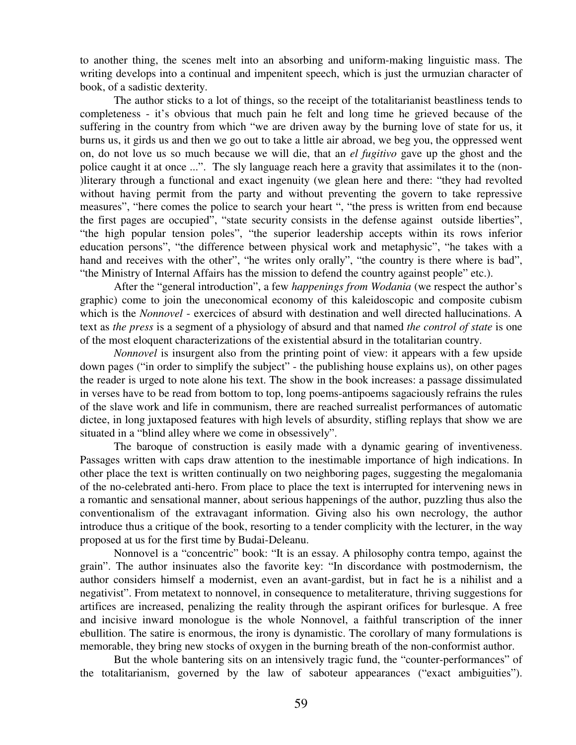to another thing, the scenes melt into an absorbing and uniform-making linguistic mass. The writing develops into a continual and impenitent speech, which is just the urmuzian character of book, of a sadistic dexterity.

The author sticks to a lot of things, so the receipt of the totalitarianist beastliness tends to completeness - it's obvious that much pain he felt and long time he grieved because of the suffering in the country from which "we are driven away by the burning love of state for us, it burns us, it girds us and then we go out to take a little air abroad, we beg you, the oppressed went on, do not love us so much because we will die, that an *el fugitivo* gave up the ghost and the police caught it at once ...". The sly language reach here a gravity that assimilates it to the (non-)literary through a functional and exact ingenuity (we glean here and there: "they had revolted without having permit from the party and without preventing the govern to take repressive measures", "here comes the police to search your heart ", "the press is written from end because the first pages are occupied", "state security consists in the defense against outside liberties", "the high popular tension poles", "the superior leadership accepts within its rows inferior education persons", "the difference between physical work and metaphysic", "he takes with a hand and receives with the other", "he writes only orally", "the country is there where is bad", "the Ministry of Internal Affairs has the mission to defend the country against people" etc.).

After the "general introduction", a few *happenings from Wodania* (we respect the author's graphic) come to join the uneconomical economy of this kaleidoscopic and composite cubism which is the *Nonnovel* - exercices of absurd with destination and well directed hallucinations. A text as *the press* is a segment of a physiology of absurd and that named *the control of state* is one of the most eloquent characterizations of the existential absurd in the totalitarian country.

*Nonnovel* is insurgent also from the printing point of view: it appears with a few upside down pages ("in order to simplify the subject" - the publishing house explains us), on other pages the reader is urged to note alone his text. The show in the book increases: a passage dissimulated in verses have to be read from bottom to top, long poems-antipoems sagaciously refrains the rules of the slave work and life in communism, there are reached surrealist performances of automatic dictee, in long juxtaposed features with high levels of absurdity, stifling replays that show we are situated in a "blind alley where we come in obsessively".

The baroque of construction is easily made with a dynamic gearing of inventiveness. Passages written with caps draw attention to the inestimable importance of high indications. In other place the text is written continually on two neighboring pages, suggesting the megalomania of the no-celebrated anti-hero. From place to place the text is interrupted for intervening news in a romantic and sensational manner, about serious happenings of the author, puzzling thus also the conventionalism of the extravagant information. Giving also his own necrology, the author introduce thus a critique of the book, resorting to a tender complicity with the lecturer, in the way proposed at us for the first time by Budai-Deleanu.

Nonnovel is a "concentric" book: "It is an essay. A philosophy contra tempo, against the grain". The author insinuates also the favorite key: "In discordance with postmodernism, the author considers himself a modernist, even an avant-gardist, but in fact he is a nihilist and a negativist". From metatext to nonnovel, in consequence to metaliterature, thriving suggestions for artifices are increased, penalizing the reality through the aspirant orifices for burlesque. A free and incisive inward monologue is the whole Nonnovel, a faithful transcription of the inner ebullition. The satire is enormous, the irony is dynamistic. The corollary of many formulations is memorable, they bring new stocks of oxygen in the burning breath of the non-conformist author.

But the whole bantering sits on an intensively tragic fund, the "counter-performances" of the totalitarianism, governed by the law of saboteur appearances ("exact ambiguities").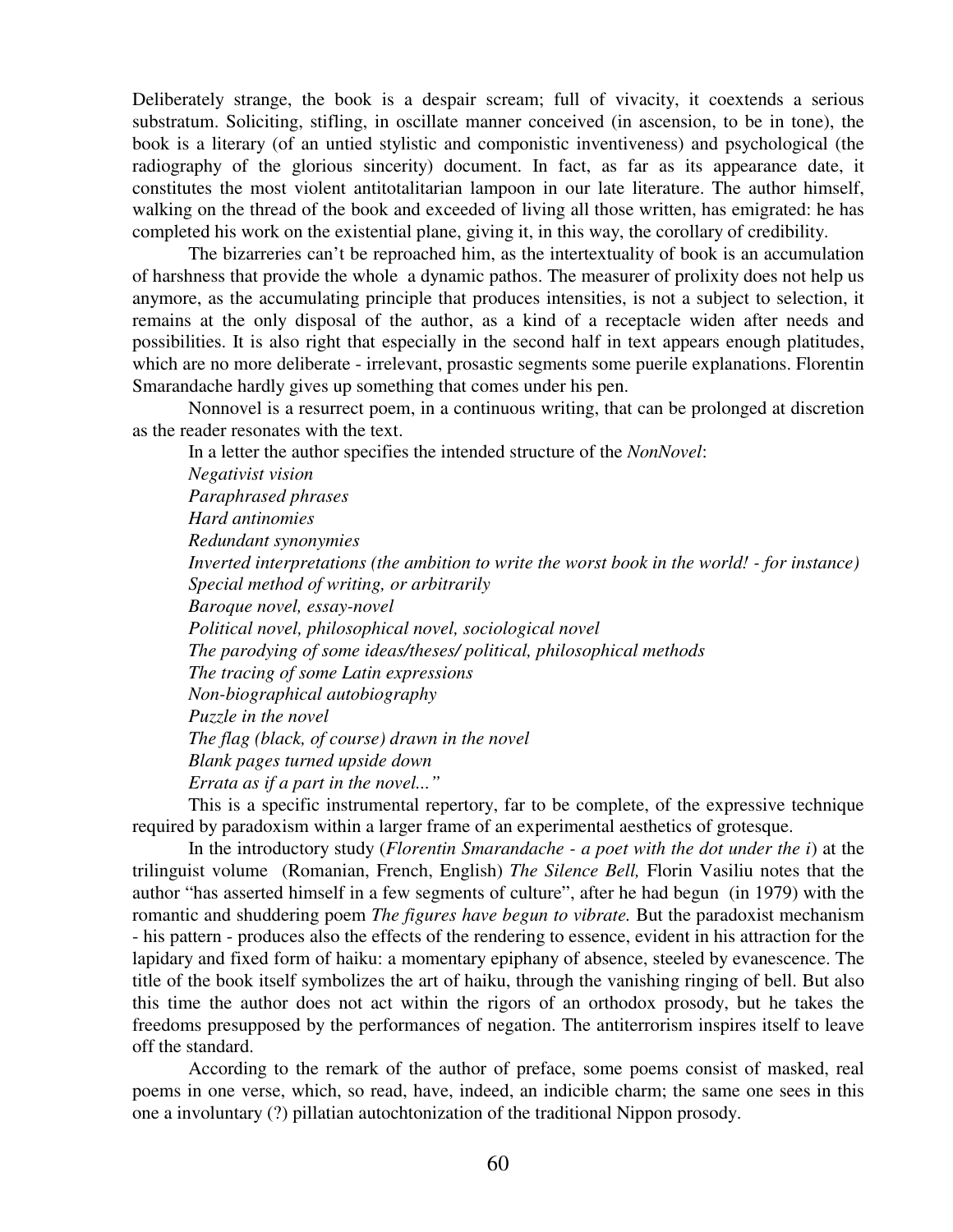Deliberately strange, the book is a despair scream; full of vivacity, it coextends a serious substratum. Soliciting, stifling, in oscillate manner conceived (in ascension, to be in tone), the book is a literary (of an untied stylistic and componistic inventiveness) and psychological (the radiography of the glorious sincerity) document. In fact, as far as its appearance date, it constitutes the most violent antitotalitarian lampoon in our late literature. The author himself, walking on the thread of the book and exceeded of living all those written, has emigrated: he has completed his work on the existential plane, giving it, in this way, the corollary of credibility.

The bizarreries can't be reproached him, as the intertextuality of book is an accumulation of harshness that provide the whole a dynamic pathos. The measurer of prolixity does not help us anymore, as the accumulating principle that produces intensities, is not a subject to selection, it remains at the only disposal of the author, as a kind of a receptacle widen after needs and possibilities. It is also right that especially in the second half in text appears enough platitudes, which are no more deliberate - irrelevant, prosastic segments some puerile explanations. Florentin Smarandache hardly gives up something that comes under his pen.

Nonnovel is a resurrect poem, in a continuous writing, that can be prolonged at discretion as the reader resonates with the text.

In a letter the author specifies the intended structure of the *NonNovel*:

*Negativist vision*
*Paraphrased phrases*
*Hard antinomies*
*Redundant synonymies*
*Inverted interpretations (the ambition to write the worst book in the world! - for instance)*
*Special method of writing, or arbitrarily*
*Baroque novel, essay-novel*
*Political novel, philosophical novel, sociological novel*
*The parodying of some ideas/theses/ political, philosophical methods*
*The tracing of some Latin expressions*
*Non-biographical autobiography*
*Puzzle in the novel*
*The flag (black, of course) drawn in the novel*
*Blank pages turned upside down*
*Errata as if a part in the novel..."*

This is a specific instrumental repertory, far to be complete, of the expressive technique required by paradoxism within a larger frame of an experimental aesthetics of grotesque.

In the introductory study (*Florentin Smarandache - a poet with the dot under the i*) at the trilinguist volume (Romanian, French, English) *The Silence Bell,* Florin Vasiliu notes that the author "has asserted himself in a few segments of culture", after he had begun (in 1979) with the romantic and shuddering poem *The figures have begun to vibrate.* But the paradoxist mechanism - his pattern - produces also the effects of the rendering to essence, evident in his attraction for the lapidary and fixed form of haiku: a momentary epiphany of absence, steeled by evanescence. The title of the book itself symbolizes the art of haiku, through the vanishing ringing of bell. But also this time the author does not act within the rigors of an orthodox prosody, but he takes the freedoms presupposed by the performances of negation. The antiterrorism inspires itself to leave off the standard.

According to the remark of the author of preface, some poems consist of masked, real poems in one verse, which, so read, have, indeed, an indicible charm; the same one sees in this one a involuntary (?) pillatian autochtonization of the traditional Nippon prosody.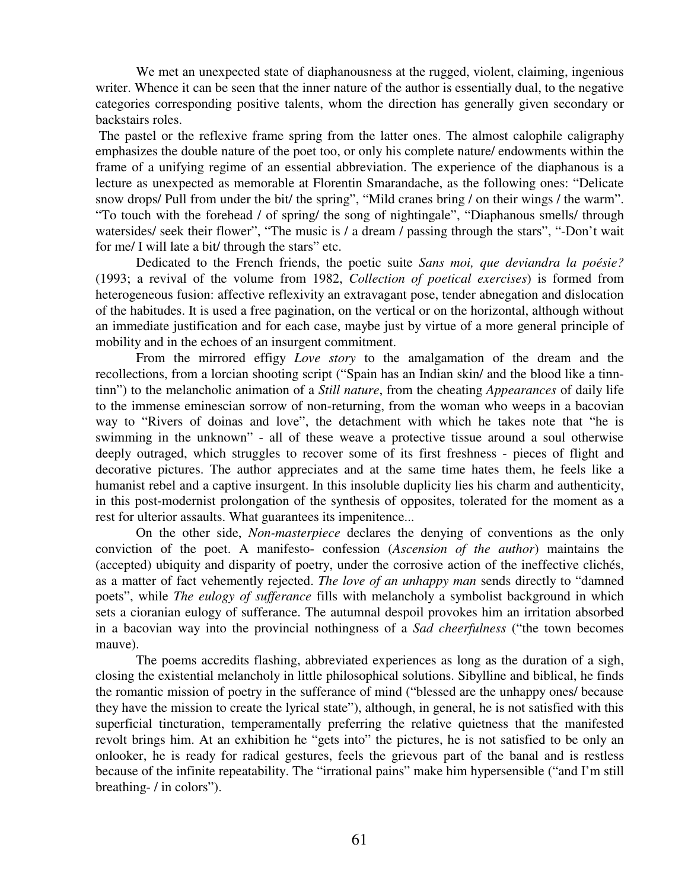We met an unexpected state of diaphanousness at the rugged, violent, claiming, ingenious writer. Whence it can be seen that the inner nature of the author is essentially dual, to the negative categories corresponding positive talents, whom the direction has generally given secondary or backstairs roles.

The pastel or the reflexive frame spring from the latter ones. The almost calophile caligraphy emphasizes the double nature of the poet too, or only his complete nature/ endowments within the frame of a unifying regime of an essential abbreviation. The experience of the diaphanous is a lecture as unexpected as memorable at Florentin Smarandache, as the following ones: "Delicate snow drops/ Pull from under the bit/ the spring", "Mild cranes bring / on their wings / the warm". "To touch with the forehead / of spring/ the song of nightingale", "Diaphanous smells/ through watersides/ seek their flower", "The music is / a dream / passing through the stars", "-Don't wait for me/ I will late a bit/ through the stars" etc.

Dedicated to the French friends, the poetic suite *Sans moi, que deviandra la poésie?* (1993; a revival of the volume from 1982, *Collection of poetical exercises*) is formed from heterogeneous fusion: affective reflexivity an extravagant pose, tender abnegation and dislocation of the habitudes. It is used a free pagination, on the vertical or on the horizontal, although without an immediate justification and for each case, maybe just by virtue of a more general principle of mobility and in the echoes of an insurgent commitment.

From the mirrored effigy *Love story* to the amalgamation of the dream and the recollections, from a lorcian shooting script ("Spain has an Indian skin/ and the blood like a tinn-tinn") to the melancholic animation of a *Still nature*, from the cheating *Appearances* of daily life to the immense eminescian sorrow of non-returning, from the woman who weeps in a bacovian way to "Rivers of doinas and love", the detachment with which he takes note that "he is swimming in the unknown" - all of these weave a protective tissue around a soul otherwise deeply outraged, which struggles to recover some of its first freshness - pieces of flight and decorative pictures. The author appreciates and at the same time hates them, he feels like a humanist rebel and a captive insurgent. In this insoluble duplicity lies his charm and authenticity, in this post-modernist prolongation of the synthesis of opposites, tolerated for the moment as a rest for ulterior assaults. What guarantees its impenitence...

On the other side, *Non-masterpiece* declares the denying of conventions as the only conviction of the poet. A manifesto- confession (*Ascension of the author*) maintains the (accepted) ubiquity and disparity of poetry, under the corrosive action of the ineffective clichés, as a matter of fact vehemently rejected. *The love of an unhappy man* sends directly to "damned poets", while *The eulogy of sufferance* fills with melancholy a symbolist background in which sets a cioranian eulogy of sufferance. The autumnal despoil provokes him an irritation absorbed in a bacovian way into the provincial nothingness of a *Sad cheerfulness* ("the town becomes mauve).

The poems accredits flashing, abbreviated experiences as long as the duration of a sigh, closing the existential melancholy in little philosophical solutions. Sibylline and biblical, he finds the romantic mission of poetry in the sufferance of mind ("blessed are the unhappy ones/ because they have the mission to create the lyrical state"), although, in general, he is not satisfied with this superficial tincturation, temperamentally preferring the relative quietness that the manifested revolt brings him. At an exhibition he "gets into" the pictures, he is not satisfied to be only an onlooker, he is ready for radical gestures, feels the grievous part of the banal and is restless because of the infinite repeatability. The "irrational pains" make him hypersensible ("and I'm still breathing- / in colors").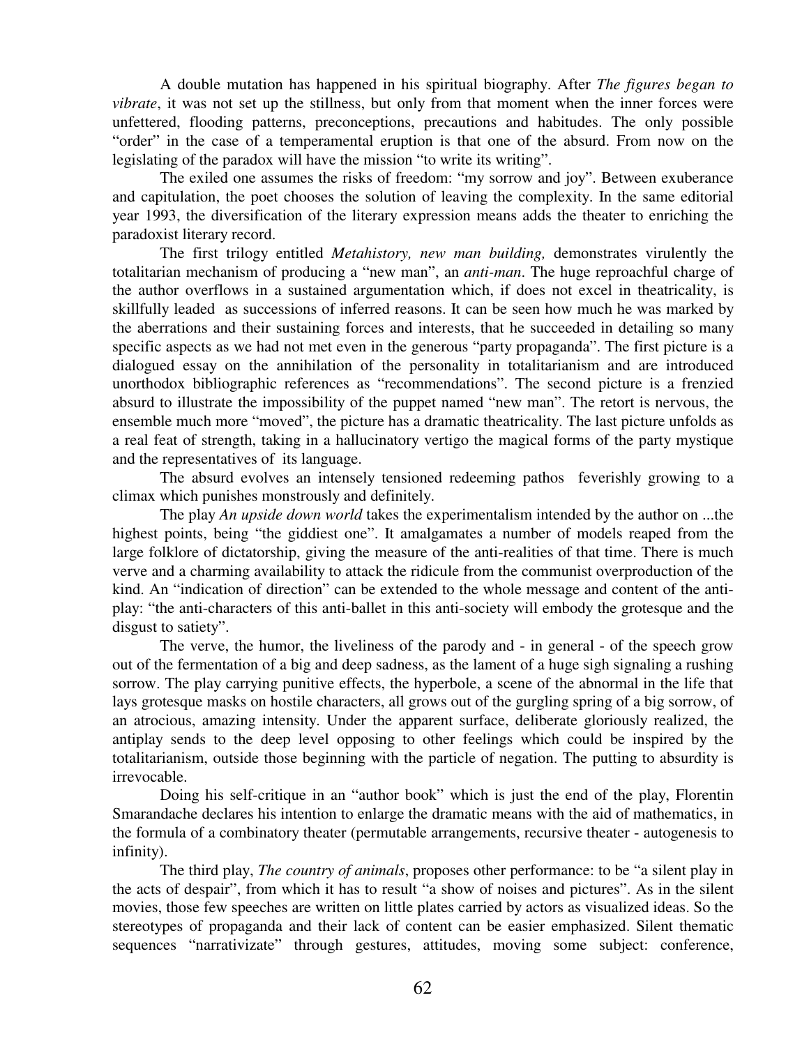A double mutation has happened in his spiritual biography. After *The figures began to vibrate*, it was not set up the stillness, but only from that moment when the inner forces were unfettered, flooding patterns, preconceptions, precautions and habitudes. The only possible "order" in the case of a temperamental eruption is that one of the absurd. From now on the legislating of the paradox will have the mission "to write its writing".

The exiled one assumes the risks of freedom: "my sorrow and joy". Between exuberance and capitulation, the poet chooses the solution of leaving the complexity. In the same editorial year 1993, the diversification of the literary expression means adds the theater to enriching the paradoxist literary record.

The first trilogy entitled *Metahistory, new man building,* demonstrates virulently the totalitarian mechanism of producing a "new man", an *anti-man*. The huge reproachful charge of the author overflows in a sustained argumentation which, if does not excel in theatricality, is skillfully leaded as successions of inferred reasons. It can be seen how much he was marked by the aberrations and their sustaining forces and interests, that he succeeded in detailing so many specific aspects as we had not met even in the generous "party propaganda". The first picture is a dialogued essay on the annihilation of the personality in totalitarianism and are introduced unorthodox bibliographic references as "recommendations". The second picture is a frenzied absurd to illustrate the impossibility of the puppet named "new man". The retort is nervous, the ensemble much more "moved", the picture has a dramatic theatricality. The last picture unfolds as a real feat of strength, taking in a hallucinatory vertigo the magical forms of the party mystique and the representatives of its language.

The absurd evolves an intensely tensioned redeeming pathos feverishly growing to a climax which punishes monstrously and definitely.

The play *An upside down world* takes the experimentalism intended by the author on ...the highest points, being "the giddiest one". It amalgamates a number of models reaped from the large folklore of dictatorship, giving the measure of the anti-realities of that time. There is much verve and a charming availability to attack the ridicule from the communist overproduction of the kind. An "indication of direction" can be extended to the whole message and content of the anti-play: "the anti-characters of this anti-ballet in this anti-society will embody the grotesque and the disgust to satiety".

The verve, the humor, the liveliness of the parody and - in general - of the speech grow out of the fermentation of a big and deep sadness, as the lament of a huge sigh signaling a rushing sorrow. The play carrying punitive effects, the hyperbole, a scene of the abnormal in the life that lays grotesque masks on hostile characters, all grows out of the gurgling spring of a big sorrow, of an atrocious, amazing intensity. Under the apparent surface, deliberate gloriously realized, the antiplay sends to the deep level opposing to other feelings which could be inspired by the totalitarianism, outside those beginning with the particle of negation. The putting to absurdity is irrevocable.

Doing his self-critique in an "author book" which is just the end of the play, Florentin Smarandache declares his intention to enlarge the dramatic means with the aid of mathematics, in the formula of a combinatory theater (permutable arrangements, recursive theater - autogenesis to infinity).

The third play, *The country of animals*, proposes other performance: to be "a silent play in the acts of despair", from which it has to result "a show of noises and pictures". As in the silent movies, those few speeches are written on little plates carried by actors as visualized ideas. So the stereotypes of propaganda and their lack of content can be easier emphasized. Silent thematic sequences "narrativizate" through gestures, attitudes, moving some subject: conference,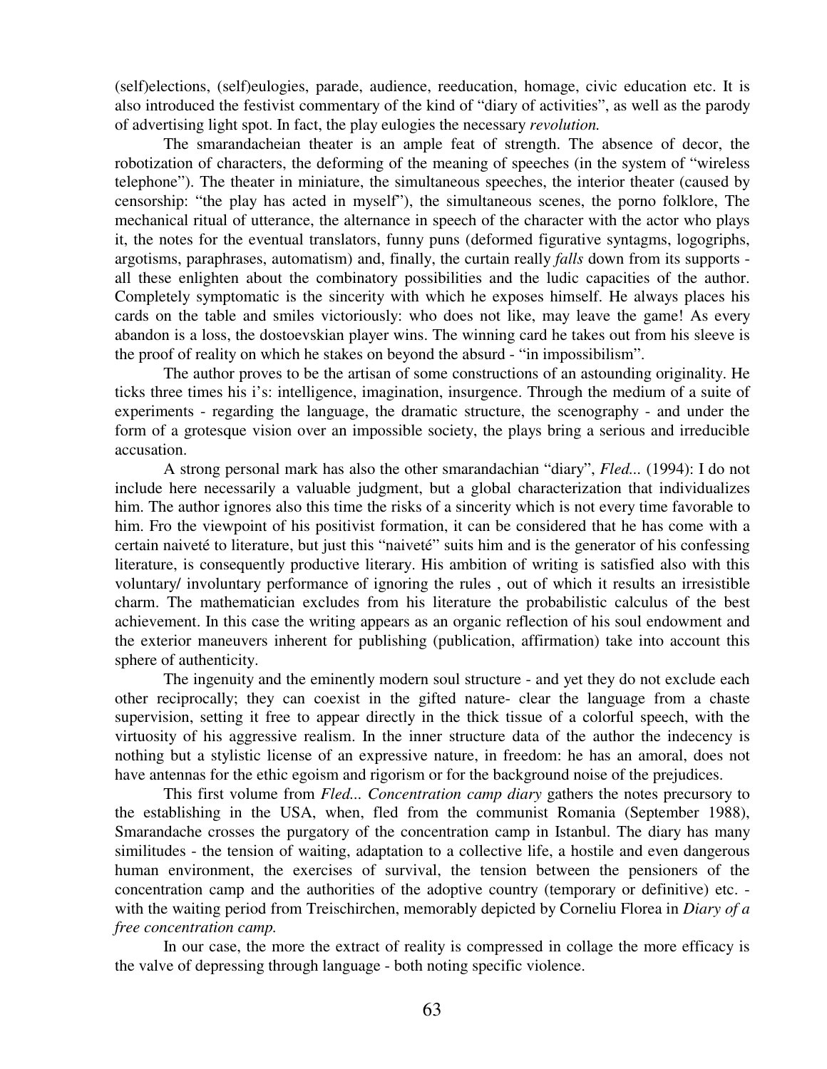(self)elections, (self)eulogies, parade, audience, reeducation, homage, civic education etc. It is also introduced the festivist commentary of the kind of "diary of activities", as well as the parody of advertising light spot. In fact, the play eulogies the necessary *revolution.*

The smarandacheian theater is an ample feat of strength. The absence of decor, the robotization of characters, the deforming of the meaning of speeches (in the system of "wireless telephone"). The theater in miniature, the simultaneous speeches, the interior theater (caused by censorship: "the play has acted in myself"), the simultaneous scenes, the porno folklore, The mechanical ritual of utterance, the alternance in speech of the character with the actor who plays it, the notes for the eventual translators, funny puns (deformed figurative syntagms, logographs, argotisms, paraphrases, automatism) and, finally, the curtain really *falls* down from its supports - all these enlighten about the combinatory possibilities and the ludic capacities of the author. Completely symptomatic is the sincerity with which he exposes himself. He always places his cards on the table and smiles victoriously: who does not like, may leave the game! As every abandon is a loss, the dostoevskian player wins. The winning card he takes out from his sleeve is the proof of reality on which he stakes on beyond the absurd - "in impossibilism".

The author proves to be the artisan of some constructions of an astounding originality. He ticks three times his i's: intelligence, imagination, insurgence. Through the medium of a suite of experiments - regarding the language, the dramatic structure, the scenography - and under the form of a grotesque vision over an impossible society, the plays bring a serious and irreducible accusation.

A strong personal mark has also the other smarandachian "diary", *Fled...* (1994): I do not include here necessarily a valuable judgment, but a global characterization that individualizes him. The author ignores also this time the risks of a sincerity which is not every time favorable to him. Fro the viewpoint of his positivist formation, it can be considered that he has come with a certain naiveté to literature, but just this "naiveté" suits him and is the generator of his confessing literature, is consequently productive literary. His ambition of writing is satisfied also with this voluntary/ involuntary performance of ignoring the rules , out of which it results an irresistible charm. The mathematician excludes from his literature the probabilistic calculus of the best achievement. In this case the writing appears as an organic reflection of his soul endowment and the exterior maneuvers inherent for publishing (publication, affirmation) take into account this sphere of authenticity.

The ingenuity and the eminently modern soul structure - and yet they do not exclude each other reciprocally; they can coexist in the gifted nature- clear the language from a chaste supervision, setting it free to appear directly in the thick tissue of a colorful speech, with the virtuosity of his aggressive realism. In the inner structure data of the author the indecency is nothing but a stylistic license of an expressive nature, in freedom: he has an amoral, does not have antennas for the ethic egoism and rigorism or for the background noise of the prejudices.

This first volume from *Fled... Concentration camp diary* gathers the notes precursory to the establishing in the USA, when, fled from the communist Romania (September 1988), Smarandache crosses the purgatory of the concentration camp in Istanbul. The diary has many similitudes - the tension of waiting, adaptation to a collective life, a hostile and even dangerous human environment, the exercises of survival, the tension between the pensioners of the concentration camp and the authorities of the adoptive country (temporary or definitive) etc. - with the waiting period from Treischirchen, memorably depicted by Corneliu Florea in *Diary of a free concentration camp.*

In our case, the more the extract of reality is compressed in collage the more efficacy is the valve of depressing through language - both noting specific violence.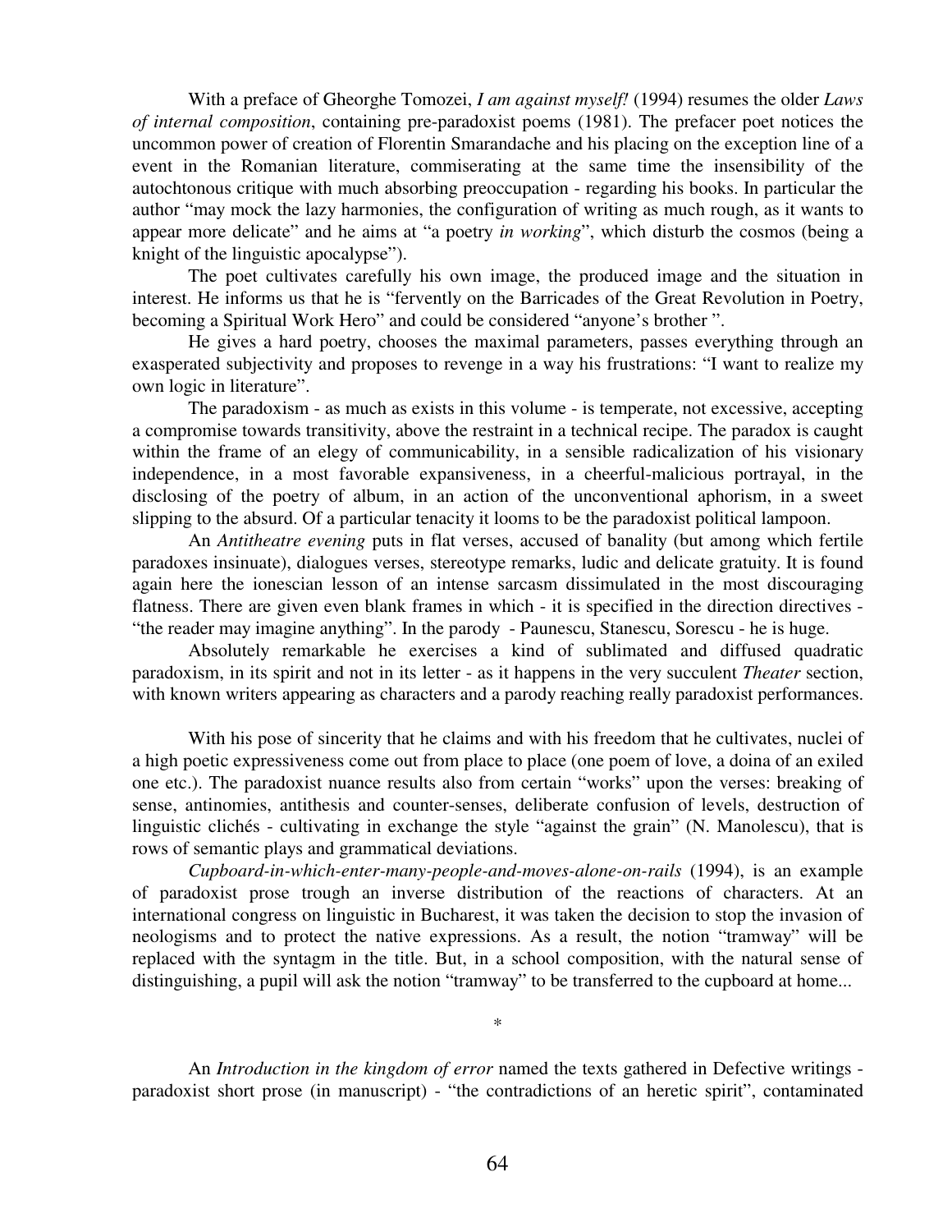With a preface of Gheorghe Tomozei, *I am against myself!* (1994) resumes the older *Laws of internal composition*, containing pre-paradoxist poems (1981). The prefacer poet notices the uncommon power of creation of Florentin Smarandache and his placing on the exception line of a event in the Romanian literature, commiserating at the same time the insensibility of the autochtonous critique with much absorbing preoccupation - regarding his books. In particular the author "may mock the lazy harmonies, the configuration of writing as much rough, as it wants to appear more delicate" and he aims at "a poetry *in working*", which disturb the cosmos (being a knight of the linguistic apocalypse").

The poet cultivates carefully his own image, the produced image and the situation in interest. He informs us that he is "fervently on the Barricades of the Great Revolution in Poetry, becoming a Spiritual Work Hero" and could be considered "anyone's brother ".

He gives a hard poetry, chooses the maximal parameters, passes everything through an exasperated subjectivity and proposes to revenge in a way his frustrations: "I want to realize my own logic in literature".

The paradoxism - as much as exists in this volume - is temperate, not excessive, accepting a compromise towards transitivity, above the restraint in a technical recipe. The paradox is caught within the frame of an elegy of communicability, in a sensible radicalization of his visionary independence, in a most favorable expansiveness, in a cheerful-malicious portrayal, in the disclosing of the poetry of album, in an action of the unconventional aphorism, in a sweet slipping to the absurd. Of a particular tenacity it looms to be the paradoxist political lampoon.

An *Antitheatre evening* puts in flat verses, accused of banality (but among which fertile paradoxes insinuate), dialogues verses, stereotype remarks, ludic and delicate gratuity. It is found again here the ionescian lesson of an intense sarcasm dissimulated in the most discouraging flatness. There are given even blank frames in which - it is specified in the direction directives - "the reader may imagine anything". In the parody - Paunescu, Stanescu, Sorescu - he is huge.

Absolutely remarkable he exercises a kind of sublimated and diffused quadratic paradoxism, in its spirit and not in its letter - as it happens in the very succulent *Theater* section, with known writers appearing as characters and a parody reaching really paradoxist performances.

With his pose of sincerity that he claims and with his freedom that he cultivates, nuclei of a high poetic expressiveness come out from place to place (one poem of love, a doina of an exiled one etc.). The paradoxist nuance results also from certain "works" upon the verses: breaking of sense, antinomies, antithesis and counter-senses, deliberate confusion of levels, destruction of linguistic clichés - cultivating in exchange the style "against the grain" (N. Manolescu), that is rows of semantic plays and grammatical deviations.

*Cupboard-in-which-enter-many-people-and-moves-alone-on-rails* (1994), is an example of paradoxist prose trough an inverse distribution of the reactions of characters. At an international congress on linguistic in Bucharest, it was taken the decision to stop the invasion of neologisms and to protect the native expressions. As a result, the notion "tramway" will be replaced with the syntagm in the title. But, in a school composition, with the natural sense of distinguishing, a pupil will ask the notion "tramway" to be transferred to the cupboard at home...

*

An *Introduction in the kingdom of error* named the texts gathered in Defective writings - paradoxist short prose (in manuscript) - "the contradictions of an heretic spirit", contaminated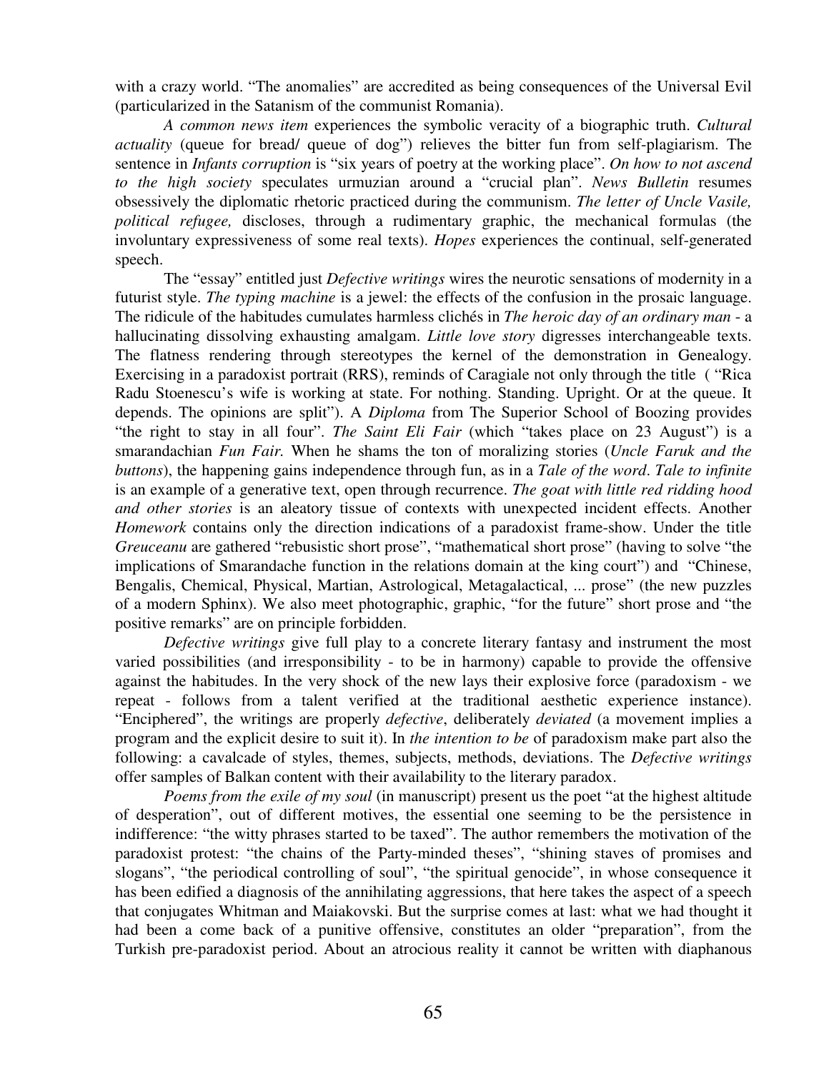with a crazy world. "The anomalies" are accredited as being consequences of the Universal Evil (particularized in the Satanism of the communist Romania).

*A common news item* experiences the symbolic veracity of a biographic truth. *Cultural actuality* (queue for bread/ queue of dog") relieves the bitter fun from self-plagiarism. The sentence in *Infants corruption* is "six years of poetry at the working place". *On how to not ascend to the high society* speculates urmuzian around a "crucial plan". *News Bulletin* resumes obsessively the diplomatic rhetoric practiced during the communism. *The letter of Uncle Vasile, political refugee,* discloses, through a rudimentary graphic, the mechanical formulas (the involuntary expressiveness of some real texts). *Hopes* experiences the continual, self-generated speech.

The "essay" entitled just *Defective writings* wires the neurotic sensations of modernity in a futurist style. *The typing machine* is a jewel: the effects of the confusion in the prosaic language. The ridicule of the habitudes cumulates harmless clichés in *The heroic day of an ordinary man* - a hallucinating dissolving exhausting amalgam. *Little love story* digresses interchangeable texts. The flatness rendering through stereotypes the kernel of the demonstration in Genealogy. Exercising in a paradoxist portrait (RRS), reminds of Caragiale not only through the title ( "Rica Radu Stoenescu's wife is working at state. For nothing. Standing. Upright. Or at the queue. It depends. The opinions are split"). A *Diploma* from The Superior School of Boozing provides "the right to stay in all four". *The Saint Eli Fair* (which "takes place on 23 August") is a smarandachian *Fun Fair.* When he shams the ton of moralizing stories (*Uncle Faruk and the buttons*), the happening gains independence through fun, as in a *Tale of the word*. *Tale to infinite* is an example of a generative text, open through recurrence. *The goat with little red ridding hood and other stories* is an aleatory tissue of contexts with unexpected incident effects. Another *Homework* contains only the direction indications of a paradoxist frame-show. Under the title *Greuceanu* are gathered "rebusistic short prose", "mathematical short prose" (having to solve "the implications of Smarandache function in the relations domain at the king court") and "Chinese, Bengalis, Chemical, Physical, Martian, Astrological, Metagalactical, ... prose" (the new puzzles of a modern Sphinx). We also meet photographic, graphic, "for the future" short prose and "the positive remarks" are on principle forbidden.

*Defective writings* give full play to a concrete literary fantasy and instrument the most varied possibilities (and irresponsibility - to be in harmony) capable to provide the offensive against the habitudes. In the very shock of the new lays their explosive force (paradoxism - we repeat - follows from a talent verified at the traditional aesthetic experience instance). "Enciphered", the writings are properly *defective*, deliberately *deviated* (a movement implies a program and the explicit desire to suit it). In *the intention to be* of paradoxism make part also the following: a cavalcade of styles, themes, subjects, methods, deviations. The *Defective writings* offer samples of Balkan content with their availability to the literary paradox.

*Poems from the exile of my soul* (in manuscript) present us the poet "at the highest altitude of desperation", out of different motives, the essential one seeming to be the persistence in indifference: "the witty phrases started to be taxed". The author remembers the motivation of the paradoxist protest: "the chains of the Party-minded theses", "shining staves of promises and slogans", "the periodical controlling of soul", "the spiritual genocide", in whose consequence it has been edified a diagnosis of the annihilating aggressions, that here takes the aspect of a speech that conjugates Whitman and Maiakovski. But the surprise comes at last: what we had thought it had been a come back of a punitive offensive, constitutes an older "preparation", from the Turkish pre-paradoxist period. About an atrocious reality it cannot be written with diaphanous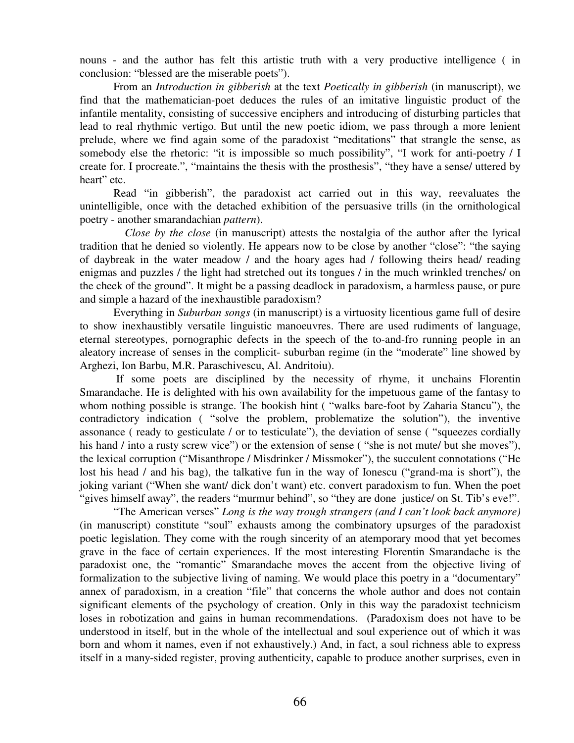nouns - and the author has felt this artistic truth with a very productive intelligence ( in conclusion: "blessed are the miserable poets").

From an *Introduction in gibberish* at the text *Poetically in gibberish* (in manuscript), we find that the mathematician-poet deduces the rules of an imitative linguistic product of the infantile mentality, consisting of successive enciphers and introducing of disturbing particles that lead to real rhythmic vertigo. But until the new poetic idiom, we pass through a more lenient prelude, where we find again some of the paradoxist "meditations" that strangle the sense, as somebody else the rhetoric: "it is impossible so much possibility", "I work for anti-poetry / I create for. I procreate.", "maintains the thesis with the prosthesis", "they have a sense/ uttered by heart" etc.

Read "in gibberish", the paradoxist act carried out in this way, reevaluates the unintelligible, once with the detached exhibition of the persuasive trills (in the ornithological poetry - another smarandachian *pattern*).

*Close by the close* (in manuscript) attests the nostalgia of the author after the lyrical tradition that he denied so violently. He appears now to be close by another "close": "the saying of daybreak in the water meadow / and the hoary ages had / following theirs head/ reading enigmas and puzzles / the light had stretched out its tongues / in the much wrinkled trenches/ on the cheek of the ground". It might be a passing deadlock in paradoxism, a harmless pause, or pure and simple a hazard of the inexhaustible paradoxism?

Everything in *Suburban songs* (in manuscript) is a virtuosity licentious game full of desire to show inexhaustibly versatile linguistic manoeuvres. There are used rudiments of language, eternal stereotypes, pornographic defects in the speech of the to-and-fro running people in an aleatory increase of senses in the complicit- suburban regime (in the "moderate" line showed by Arghezi, Ion Barbu, M.R. Paraschivescu, Al. Andritoiu).

If some poets are disciplined by the necessity of rhyme, it unchains Florentin Smarandache. He is delighted with his own availability for the impetuous game of the fantasy to whom nothing possible is strange. The bookish hint ( "walks bare-foot by Zaharia Stancu"), the contradictory indication ( "solve the problem, problematize the solution"), the inventive assonance ( ready to gesticulate / or to testiculate"), the deviation of sense ( "squeezes cordially his hand / into a rusty screw vice") or the extension of sense ( "she is not mute/ but she moves"), the lexical corruption ("Misanthrope / Misdrinker / Missmoker"), the succulent connotations ("He lost his head / and his bag), the talkative fun in the way of Ionescu ("grand-ma is short"), the joking variant ("When she want/ dick don't want) etc. convert paradoxism to fun. When the poet "gives himself away", the readers "murmur behind", so "they are done justice/ on St. Tib's eve!".

"The American verses" *Long is the way trough strangers (and I can't look back anymore)* (in manuscript) constitute "soul" exhausts among the combinatory upsurges of the paradoxist poetic legislation. They come with the rough sincerity of an atemporary mood that yet becomes grave in the face of certain experiences. If the most interesting Florentin Smarandache is the paradoxist one, the "romantic" Smarandache moves the accent from the objective living of formalization to the subjective living of naming. We would place this poetry in a "documentary" annex of paradoxism, in a creation "file" that concerns the whole author and does not contain significant elements of the psychology of creation. Only in this way the paradoxist technicism loses in robotization and gains in human recommendations. (Paradoxism does not have to be understood in itself, but in the whole of the intellectual and soul experience out of which it was born and whom it names, even if not exhaustively.) And, in fact, a soul richness able to express itself in a many-sided register, proving authenticity, capable to produce another surprises, even in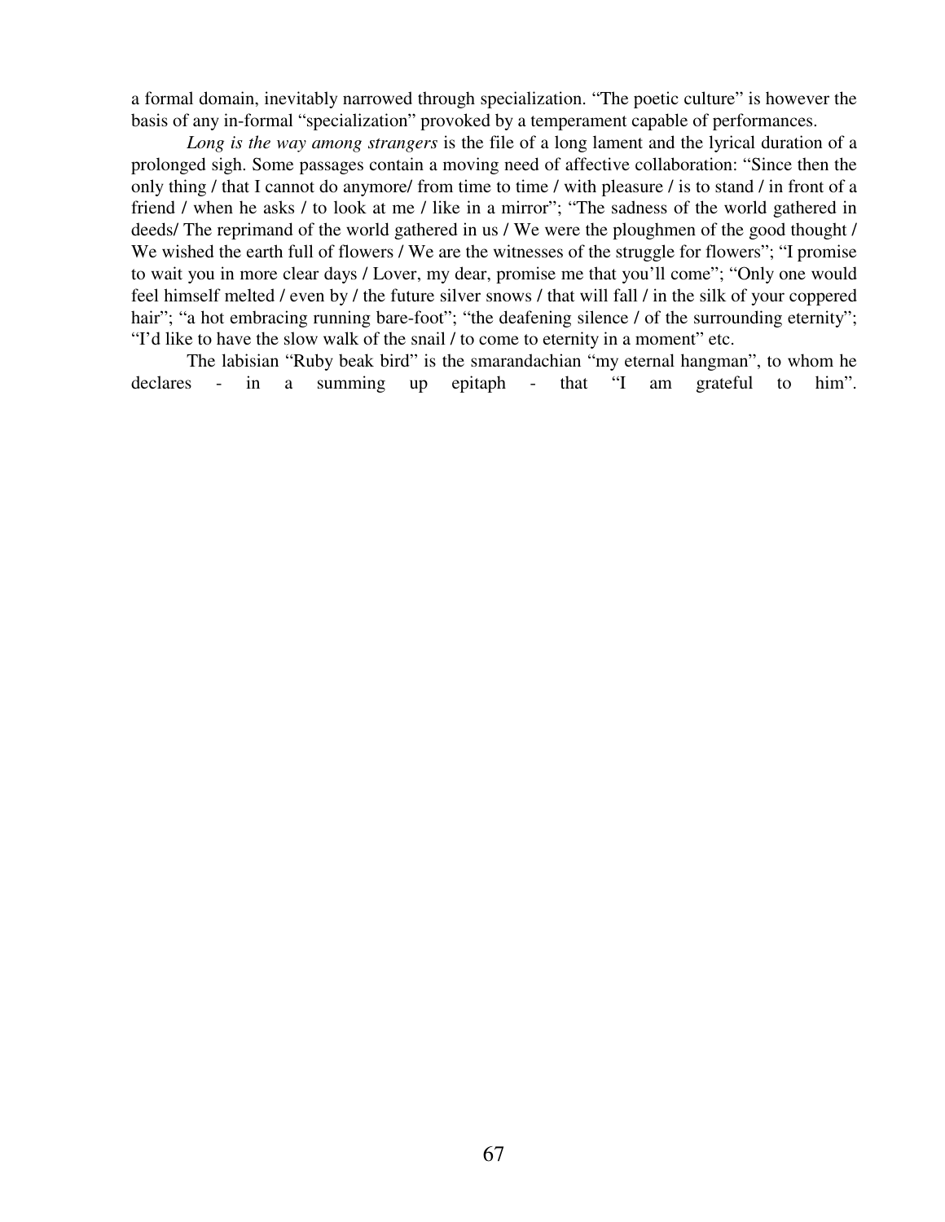a formal domain, inevitably narrowed through specialization. "The poetic culture" is however the basis of any in-formal "specialization" provoked by a temperament capable of performances.

*Long is the way among strangers* is the file of a long lament and the lyrical duration of a prolonged sigh. Some passages contain a moving need of affective collaboration: "Since then the only thing / that I cannot do anymore/ from time to time / with pleasure / is to stand / in front of a friend / when he asks / to look at me / like in a mirror"; "The sadness of the world gathered in deeds/ The reprimand of the world gathered in us / We were the ploughmen of the good thought / We wished the earth full of flowers / We are the witnesses of the struggle for flowers"; "I promise to wait you in more clear days / Lover, my dear, promise me that you'll come"; "Only one would feel himself melted / even by / the future silver snows / that will fall / in the silk of your coppered hair"; "a hot embracing running bare-foot"; "the deafening silence / of the surrounding eternity"; "I'd like to have the slow walk of the snail / to come to eternity in a moment" etc.

The labisian "Ruby beak bird" is the smarandachian "my eternal hangman", to whom he declares - in a summing up epitaph - that "I am grateful to him".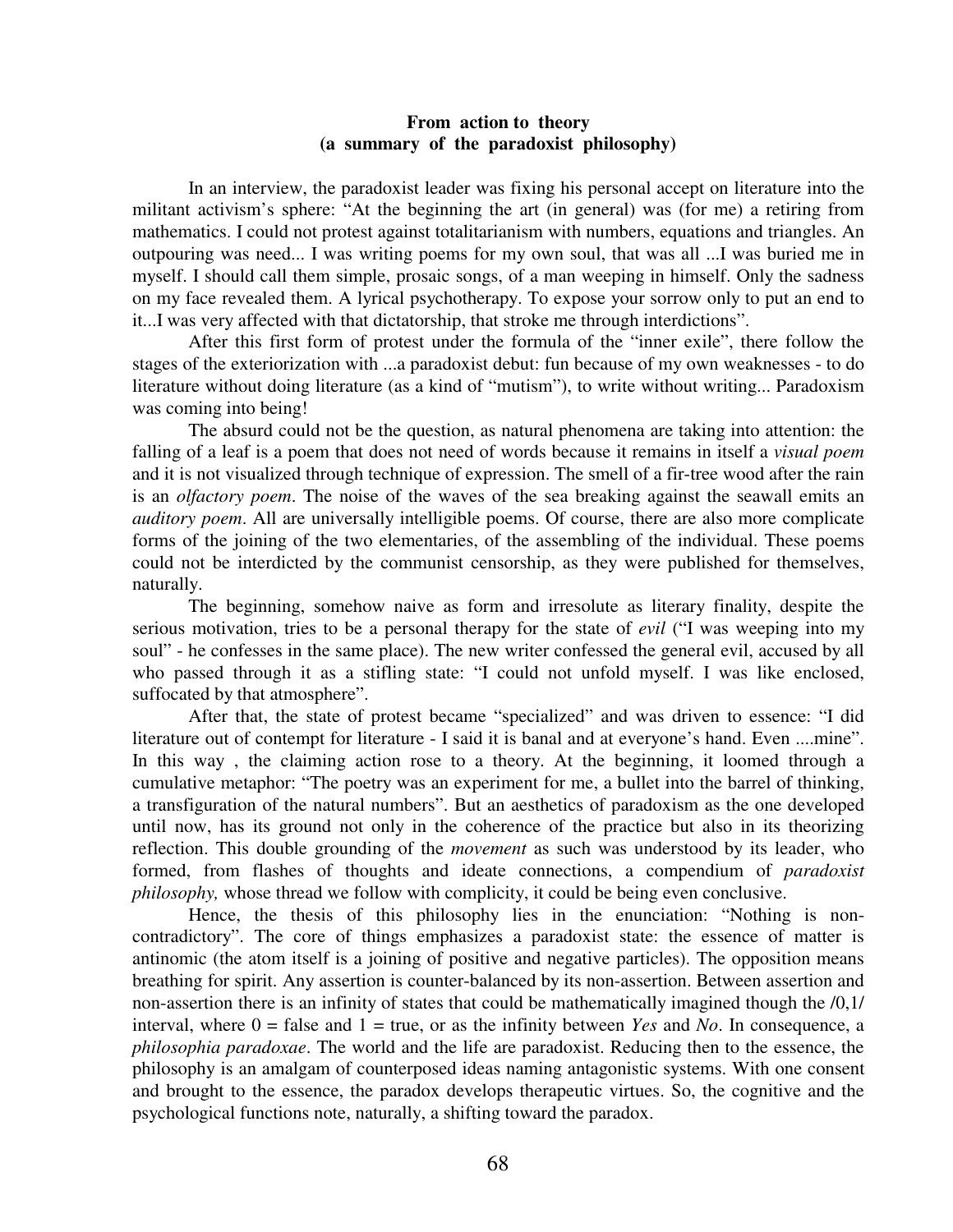**From action to theory**
**(a summary of the paradoxist philosophy)**

In an interview, the paradoxist leader was fixing his personal accept on literature into the militant activism's sphere: "At the beginning the art (in general) was (for me) a retiring from mathematics. I could not protest against totalitarianism with numbers, equations and triangles. An outpouring was need... I was writing poems for my own soul, that was all ...I was buried me in myself. I should call them simple, prosaic songs, of a man weeping in himself. Only the sadness on my face revealed them. A lyrical psychotherapy. To expose your sorrow only to put an end to it...I was very affected with that dictatorship, that stroke me through interdictions".

After this first form of protest under the formula of the "inner exile", there follow the stages of the exteriorization with ...a paradoxist debut: fun because of my own weaknesses - to do literature without doing literature (as a kind of "mutism"), to write without writing... Paradoxism was coming into being!

The absurd could not be the question, as natural phenomena are taking into attention: the falling of a leaf is a poem that does not need of words because it remains in itself a *visual poem* and it is not visualized through technique of expression. The smell of a fir-tree wood after the rain is an *olfactory poem*. The noise of the waves of the sea breaking against the seawall emits an *auditory poem*. All are universally intelligible poems. Of course, there are also more complicate forms of the joining of the two elementaries, of the assembling of the individual. These poems could not be interdicted by the communist censorship, as they were published for themselves, naturally.

The beginning, somehow naive as form and irresolute as literary finality, despite the serious motivation, tries to be a personal therapy for the state of *evil* ("I was weeping into my soul" - he confesses in the same place). The new writer confessed the general evil, accused by all who passed through it as a stifling state: "I could not unfold myself. I was like enclosed, suffocated by that atmosphere".

After that, the state of protest became "specialized" and was driven to essence: "I did literature out of contempt for literature - I said it is banal and at everyone's hand. Even ....mine". In this way , the claiming action rose to a theory. At the beginning, it loomed through a cumulative metaphor: "The poetry was an experiment for me, a bullet into the barrel of thinking, a transfiguration of the natural numbers". But an aesthetics of paradoxism as the one developed until now, has its ground not only in the coherence of the practice but also in its theorizing reflection. This double grounding of the *movement* as such was understood by its leader, who formed, from flashes of thoughts and ideate connections, a compendium of *paradoxist philosophy,* whose thread we follow with complicity, it could be being even conclusive.

Hence, the thesis of this philosophy lies in the enunciation: "Nothing is non-contradictory". The core of things emphasizes a paradoxist state: the essence of matter is antinomic (the atom itself is a joining of positive and negative particles). The opposition means breathing for spirit. Any assertion is counter-balanced by its non-assertion. Between assertion and non-assertion there is an infinity of states that could be mathematically imagined though the /0,1/ interval, where 0 = false and 1 = true, or as the infinity between *Yes* and *No*. In consequence, a *philosophia paradoxae*. The world and the life are paradoxist. Reducing then to the essence, the philosophy is an amalgam of counterposed ideas naming antagonistic systems. With one consent and brought to the essence, the paradox develops therapeutic virtues. So, the cognitive and the psychological functions note, naturally, a shifting toward the paradox.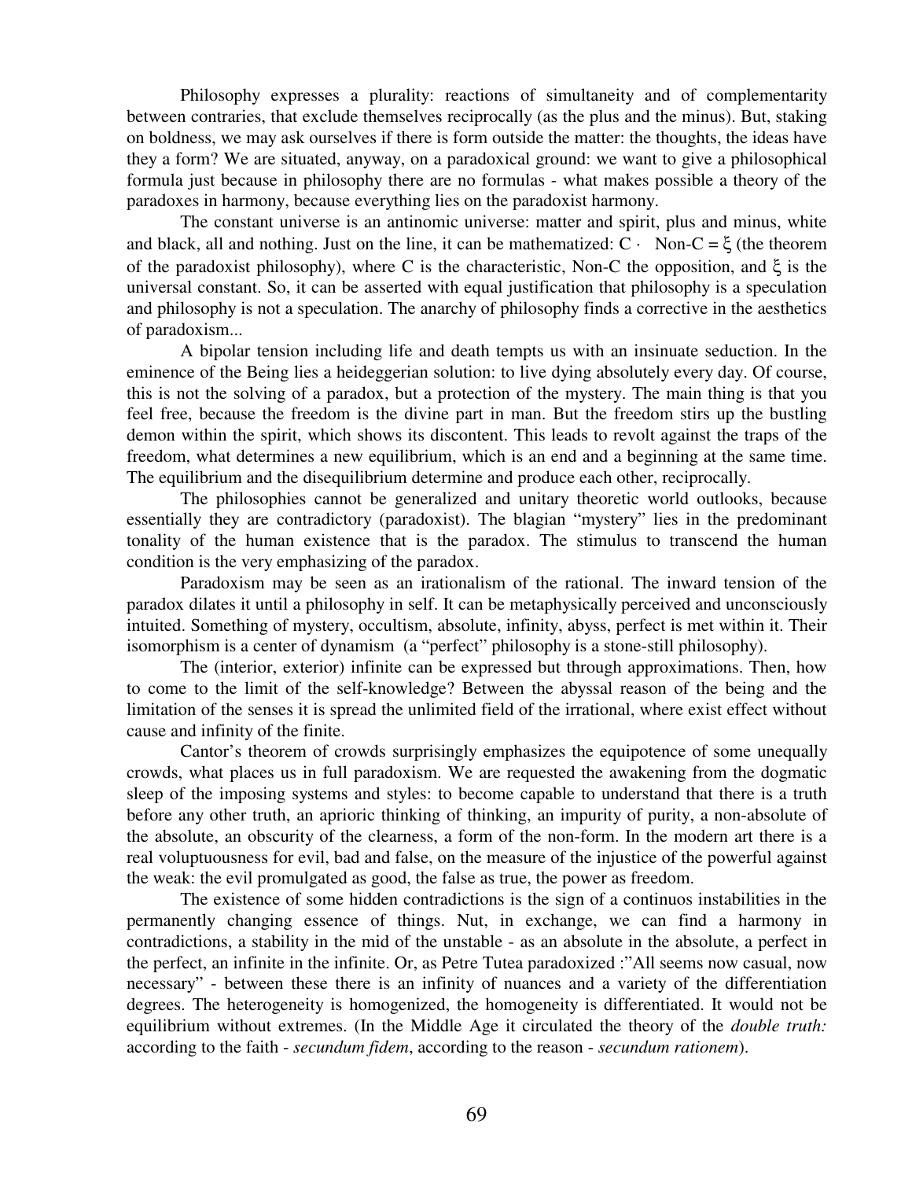Philosophy expresses a plurality: reactions of simultaneity and of complementarity between contraries, that exclude themselves reciprocally (as the plus and the minus). But, staking on boldness, we may ask ourselves if there is form outside the matter: the thoughts, the ideas have they a form? We are situated, anyway, on a paradoxical ground: we want to give a philosophical formula just because in philosophy there are no formulas - what makes possible a theory of the paradoxes in harmony, because everything lies on the paradoxist harmony.

The constant universe is an antinomic universe: matter and spirit, plus and minus, white and black, all and nothing. Just on the line, it can be mathematized: $C \cdot \text{Non-}C = \xi$ (the theorem of the paradoxist philosophy), where C is the characteristic, Non-C the opposition, and $\xi$ is the universal constant. So, it can be asserted with equal justification that philosophy is a speculation and philosophy is not a speculation. The anarchy of philosophy finds a corrective in the aesthetics of paradoxism...

A bipolar tension including life and death tempts us with an insinuate seduction. In the eminence of the Being lies a heideggerian solution: to live dying absolutely every day. Of course, this is not the solving of a paradox, but a protection of the mystery. The main thing is that you feel free, because the freedom is the divine part in man. But the freedom stirs up the bustling demon within the spirit, which shows its discontent. This leads to revolt against the traps of the freedom, what determines a new equilibrium, which is an end and a beginning at the same time. The equilibrium and the disequilibrium determine and produce each other, reciprocally.

The philosophies cannot be generalized and unitary theoretic world outlooks, because essentially they are contradictory (paradoxist). The blagian "mystery" lies in the predominant tonality of the human existence that is the paradox. The stimulus to transcend the human condition is the very emphasizing of the paradox.

Paradoxism may be seen as an irationalism of the rational. The inward tension of the paradox dilates it until a philosophy in self. It can be metaphysically perceived and unconsciously intuited. Something of mystery, occultism, absolute, infinity, abyss, perfect is met within it. Their isomorphism is a center of dynamism (a "perfect" philosophy is a stone-still philosophy).

The (interior, exterior) infinite can be expressed but through approximations. Then, how to come to the limit of the self-knowledge? Between the abyssal reason of the being and the limitation of the senses it is spread the unlimited field of the irrational, where exist effect without cause and infinity of the finite.

Cantor's theorem of crowds surprisingly emphasizes the equipotence of some unequally crowds, what places us in full paradoxism. We are requested the awakening from the dogmatic sleep of the imposing systems and styles: to become capable to understand that there is a truth before any other truth, an aprioric thinking of thinking, an impurity of purity, a non-absolute of the absolute, an obscurity of the clearness, a form of the non-form. In the modern art there is a real voluptuousness for evil, bad and false, on the measure of the injustice of the powerful against the weak: the evil promulgated as good, the false as true, the power as freedom.

The existence of some hidden contradictions is the sign of a continuos instabilities in the permanently changing essence of things. Nut, in exchange, we can find a harmony in contradictions, a stability in the mid of the unstable - as an absolute in the absolute, a perfect in the perfect, an infinite in the infinite. Or, as Petre Tutea paradoxized :"All seems now casual, now necessary" - between these there is an infinity of nuances and a variety of the differentiation degrees. The heterogeneity is homogenized, the homogeneity is differentiated. It would not be equilibrium without extremes. (In the Middle Age it circulated the theory of the *double truth:* according to the faith - *secundum fidem*, according to the reason - *secundum rationem*).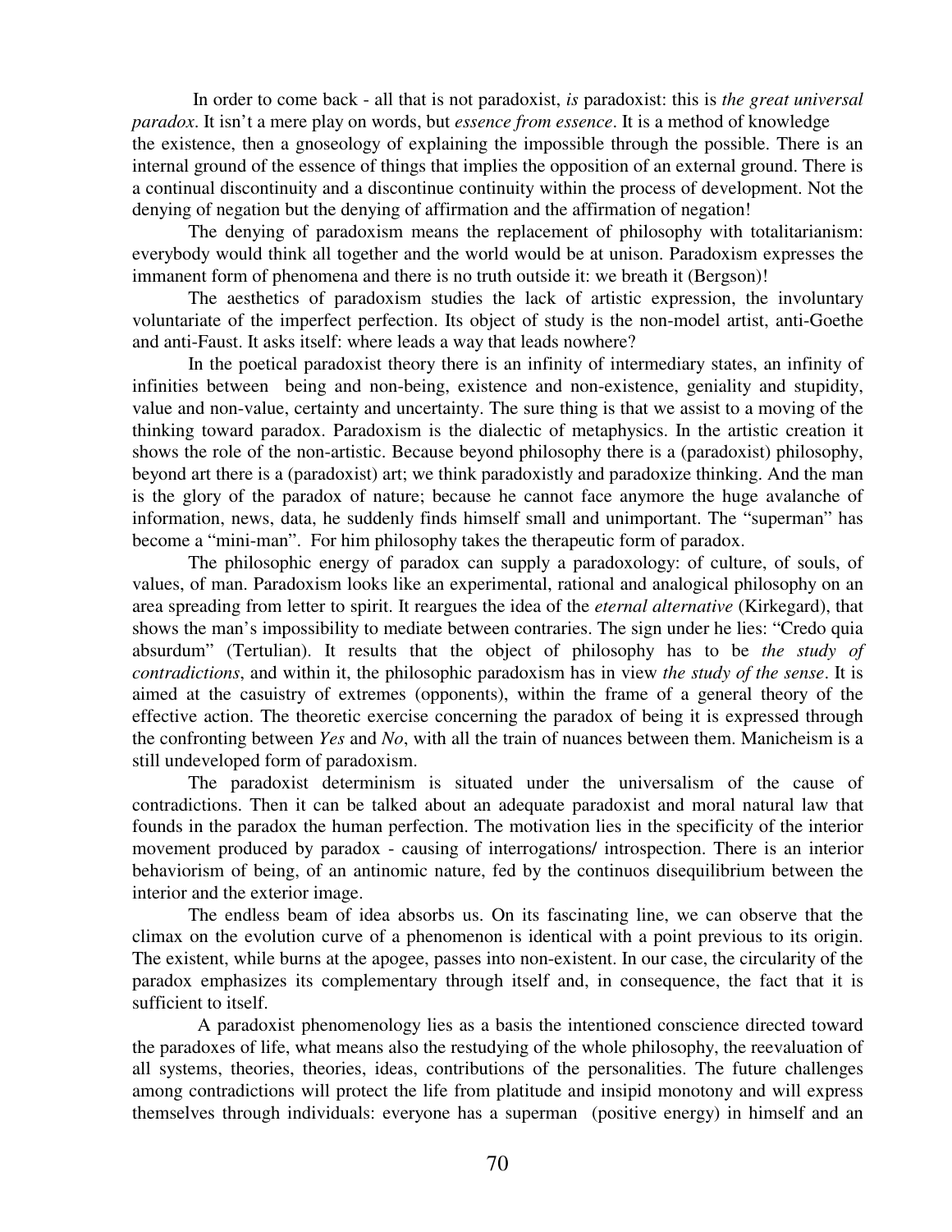In order to come back - all that is not paradoxist, *is* paradoxist: this is *the great universal paradox*. It isn't a mere play on words, but *essence from essence*. It is a method of knowledge the existence, then a gnoseology of explaining the impossible through the possible. There is an internal ground of the essence of things that implies the opposition of an external ground. There is a continual discontinuity and a discontinue continuity within the process of development. Not the denying of negation but the denying of affirmation and the affirmation of negation!

The denying of paradoxism means the replacement of philosophy with totalitarianism: everybody would think all together and the world would be at unison. Paradoxism expresses the immanent form of phenomena and there is no truth outside it: we breath it (Bergson)!

The aesthetics of paradoxism studies the lack of artistic expression, the involuntary voluntariate of the imperfect perfection. Its object of study is the non-model artist, anti-Goethe and anti-Faust. It asks itself: where leads a way that leads nowhere?

In the poetical paradoxist theory there is an infinity of intermediary states, an infinity of infinities between being and non-being, existence and non-existence, geniality and stupidity, value and non-value, certainty and uncertainty. The sure thing is that we assist to a moving of the thinking toward paradox. Paradoxism is the dialectic of metaphysics. In the artistic creation it shows the role of the non-artistic. Because beyond philosophy there is a (paradoxist) philosophy, beyond art there is a (paradoxist) art; we think paradoxistly and paradoxize thinking. And the man is the glory of the paradox of nature; because he cannot face anymore the huge avalanche of information, news, data, he suddenly finds himself small and unimportant. The "superman" has become a "mini-man". For him philosophy takes the therapeutic form of paradox.

The philosophic energy of paradox can supply a paradoxology: of culture, of souls, of values, of man. Paradoxism looks like an experimental, rational and analogical philosophy on an area spreading from letter to spirit. It reargues the idea of the *eternal alternative* (Kirkegard), that shows the man's impossibility to mediate between contraries. The sign under he lies: "Credo quia absurdum" (Tertulian). It results that the object of philosophy has to be *the study of contradictions*, and within it, the philosophic paradoxism has in view *the study of the sense*. It is aimed at the casuistry of extremes (opponents), within the frame of a general theory of the effective action. The theoretic exercise concerning the paradox of being it is expressed through the confronting between *Yes* and *No*, with all the train of nuances between them. Manicheism is a still undeveloped form of paradoxism.

The paradoxist determinism is situated under the universalism of the cause of contradictions. Then it can be talked about an adequate paradoxist and moral natural law that founds in the paradox the human perfection. The motivation lies in the specificity of the interior movement produced by paradox - causing of interrogations/ introspection. There is an interior behaviorism of being, of an antinomic nature, fed by the continuos disequilibrium between the interior and the exterior image.

The endless beam of idea absorbs us. On its fascinating line, we can observe that the climax on the evolution curve of a phenomenon is identical with a point previous to its origin. The existent, while burns at the apogee, passes into non-existent. In our case, the circularity of the paradox emphasizes its complementary through itself and, in consequence, the fact that it is sufficient to itself.

A paradoxist phenomenology lies as a basis the intentioned conscience directed toward the paradoxes of life, what means also the restudying of the whole philosophy, the reevaluation of all systems, theories, theories, ideas, contributions of the personalities. The future challenges among contradictions will protect the life from platitude and insipid monotony and will express themselves through individuals: everyone has a superman (positive energy) in himself and an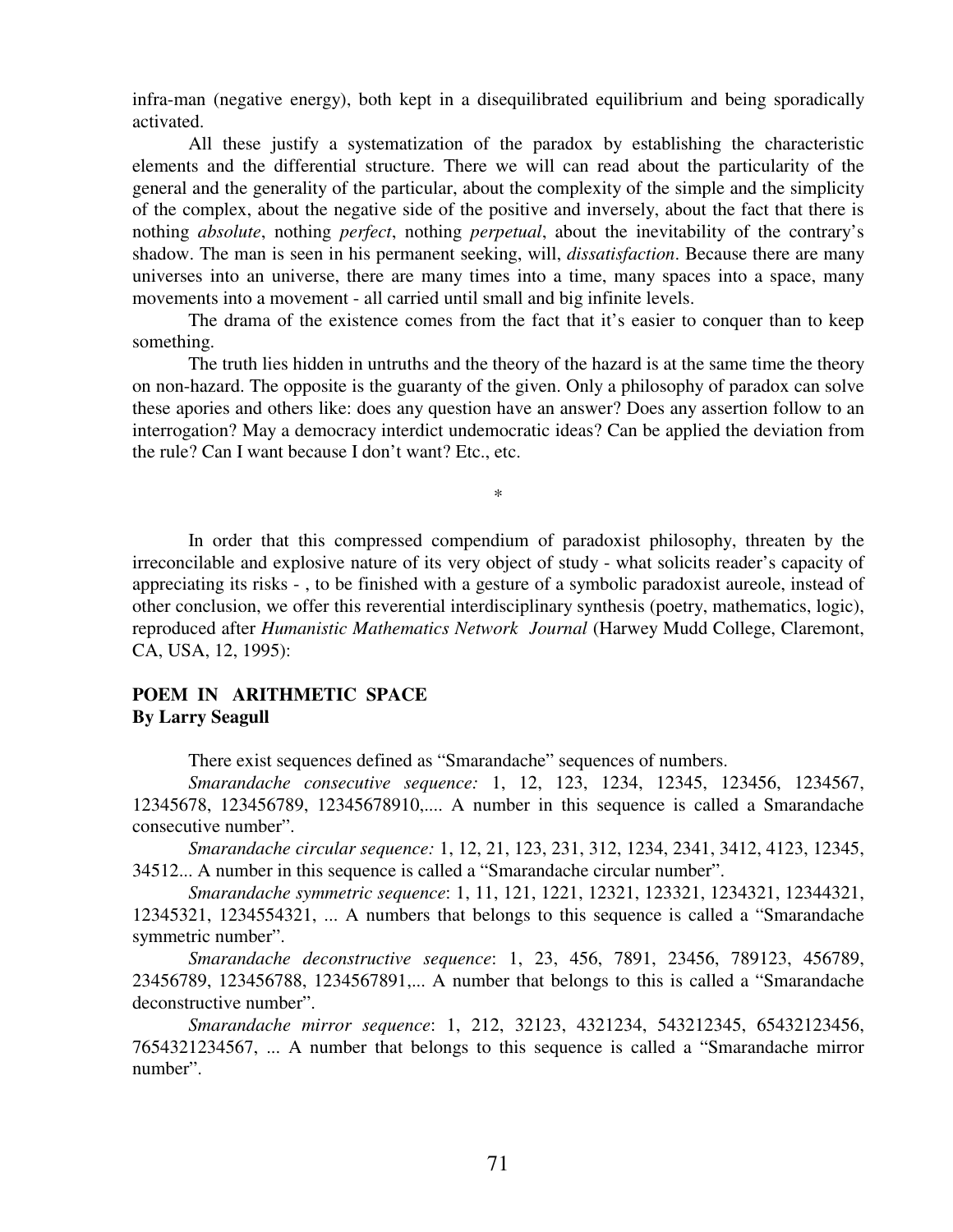infra-man (negative energy), both kept in a disequilibrated equilibrium and being sporadically activated.

All these justify a systematization of the paradox by establishing the characteristic elements and the differential structure. There we will can read about the particularity of the general and the generality of the particular, about the complexity of the simple and the simplicity of the complex, about the negative side of the positive and inversely, about the fact that there is nothing *absolute*, nothing *perfect*, nothing *perpetual*, about the inevitability of the contrary's shadow. The man is seen in his permanent seeking, will, *dissatisfaction*. Because there are many universes into an universe, there are many times into a time, many spaces into a space, many movements into a movement - all carried until small and big infinite levels.

The drama of the existence comes from the fact that it's easier to conquer than to keep something.

The truth lies hidden in untruths and the theory of the hazard is at the same time the theory on non-hazard. The opposite is the guaranty of the given. Only a philosophy of paradox can solve these apories and others like: does any question have an answer? Does any assertion follow to an interrogation? May a democracy interdict undemocratic ideas? Can be applied the deviation from the rule? Can I want because I don't want? Etc., etc.

*

In order that this compressed compendium of paradoxist philosophy, threaten by the irreconcilable and explosive nature of its very object of study - what solicits reader's capacity of appreciating its risks - , to be finished with a gesture of a symbolic paradoxist aureole, instead of other conclusion, we offer this reverential interdisciplinary synthesis (poetry, mathematics, logic), reproduced after *Humanistic Mathematics Network Journal* (Harwey Mudd College, Claremont, CA, USA, 12, 1995):

**POEM IN ARITHMETIC SPACE**
**By Larry Seagull**

There exist sequences defined as "Smarandache" sequences of numbers.

*Smarandache consecutive sequence:* 1, 12, 123, 1234, 12345, 123456, 1234567, 12345678, 123456789, 12345678910,.... A number in this sequence is called a Smarandache consecutive number".

*Smarandache circular sequence:* 1, 12, 21, 123, 231, 312, 1234, 2341, 3412, 4123, 12345, 34512... A number in this sequence is called a "Smarandache circular number".

*Smarandache symmetric sequence*: 1, 11, 121, 1221, 12321, 123321, 1234321, 12344321, 12345321, 1234554321, ... A numbers that belongs to this sequence is called a "Smarandache symmetric number".

*Smarandache deconstructive sequence*: 1, 23, 456, 7891, 23456, 789123, 456789, 23456789, 123456788, 1234567891,... A number that belongs to this is called a "Smarandache deconstructive number".

*Smarandache mirror sequence*: 1, 212, 32123, 4321234, 543212345, 65432123456, 7654321234567, ... A number that belongs to this sequence is called a "Smarandache mirror number".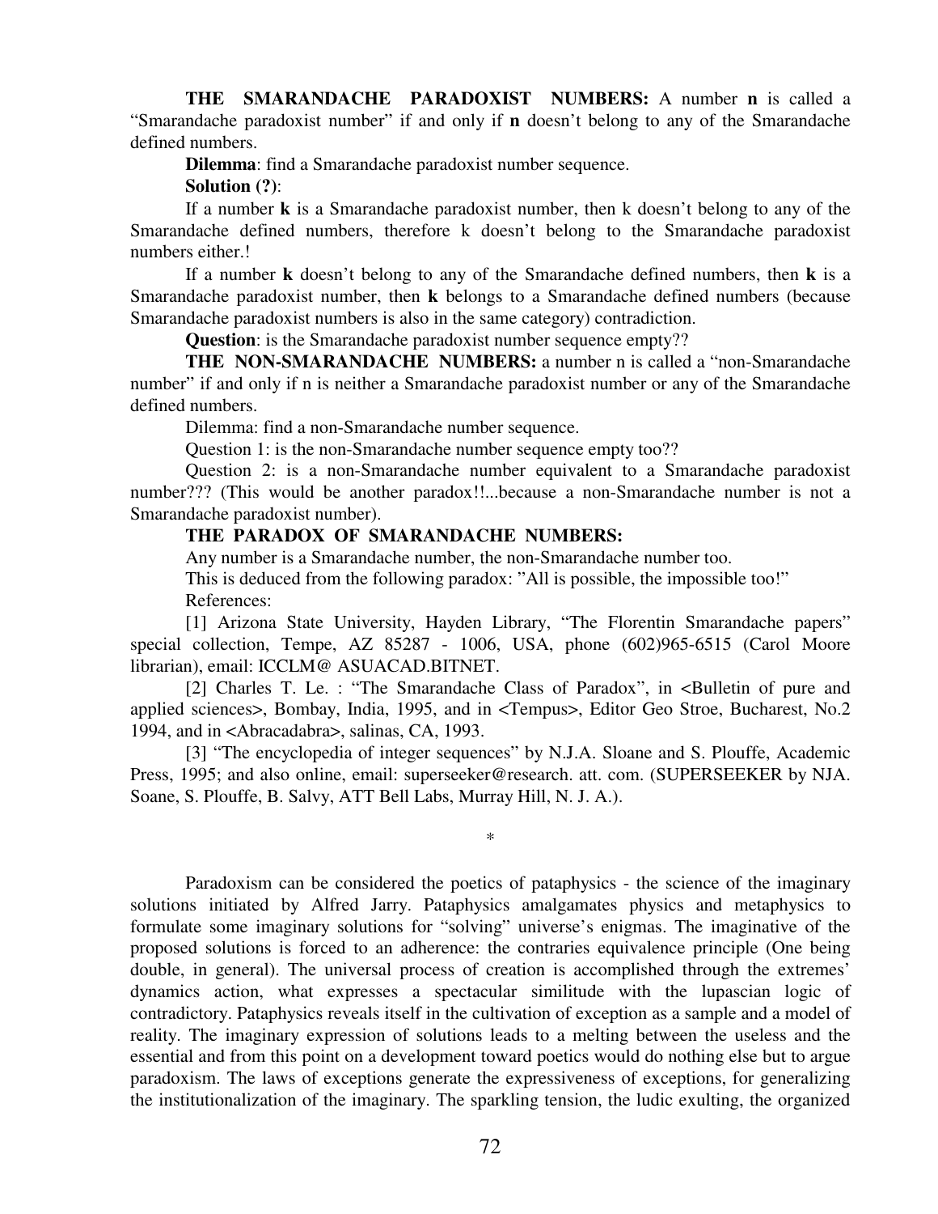**THE SMARANDACHE PARADOXIST NUMBERS:** A number **n** is called a "Smarandache paradoxist number" if and only if **n** doesn't belong to any of the Smarandache defined numbers.

**Dilemma**: find a Smarandache paradoxist number sequence.

**Solution (?)**:

If a number **k** is a Smarandache paradoxist number, then k doesn't belong to any of the Smarandache defined numbers, therefore k doesn't belong to the Smarandache paradoxist numbers either.!

If a number **k** doesn't belong to any of the Smarandache defined numbers, then **k** is a Smarandache paradoxist number, then **k** belongs to a Smarandache defined numbers (because Smarandache paradoxist numbers is also in the same category) contradiction.

**Question**: is the Smarandache paradoxist number sequence empty??

**THE NON-SMARANDACHE NUMBERS:** a number n is called a "non-Smarandache number" if and only if n is neither a Smarandache paradoxist number or any of the Smarandache defined numbers.

Dilemma: find a non-Smarandache number sequence.

Question 1: is the non-Smarandache number sequence empty too??

Question 2: is a non-Smarandache number equivalent to a Smarandache paradoxist number??? (This would be another paradox!!...because a non-Smarandache number is not a Smarandache paradoxist number).

**THE PARADOX OF SMARANDACHE NUMBERS:**

Any number is a Smarandache number, the non-Smarandache number too.

This is deduced from the following paradox: "All is possible, the impossible too!"

References:

[1] Arizona State University, Hayden Library, "The Florentin Smarandache papers" special collection, Tempe, AZ 85287 - 1006, USA, phone (602)965-6515 (Carol Moore librarian), email: ICCLM@ ASUACAD.BITNET.

[2] Charles T. Le. : "The Smarandache Class of Paradox", in <Bulletin of pure and applied sciences>, Bombay, India, 1995, and in <Tempus>, Editor Geo Stroe, Bucharest, No.2 1994, and in <Abracadabra>, salinas, CA, 1993.

[3] "The encyclopedia of integer sequences" by N.J.A. Sloane and S. Plouffe, Academic Press, 1995; and also online, email: superseeker@research. att. com. (SUPERSEEKER by NJA. Soane, S. Plouffe, B. Salvy, ATT Bell Labs, Murray Hill, N. J. A.).

*

Paradoxism can be considered the poetics of pataphysics - the science of the imaginary solutions initiated by Alfred Jarry. Pataphysics amalgamates physics and metaphysics to formulate some imaginary solutions for "solving" universe's enigmas. The imaginative of the proposed solutions is forced to an adherence: the contraries equivalence principle (One being double, in general). The universal process of creation is accomplished through the extremes' dynamics action, what expresses a spectacular similitude with the lupascian logic of contradictory. Pataphysics reveals itself in the cultivation of exception as a sample and a model of reality. The imaginary expression of solutions leads to a melting between the useless and the essential and from this point on a development toward poetics would do nothing else but to argue paradoxism. The laws of exceptions generate the expressiveness of exceptions, for generalizing the institutionalization of the imaginary. The sparkling tension, the ludic exulting, the organized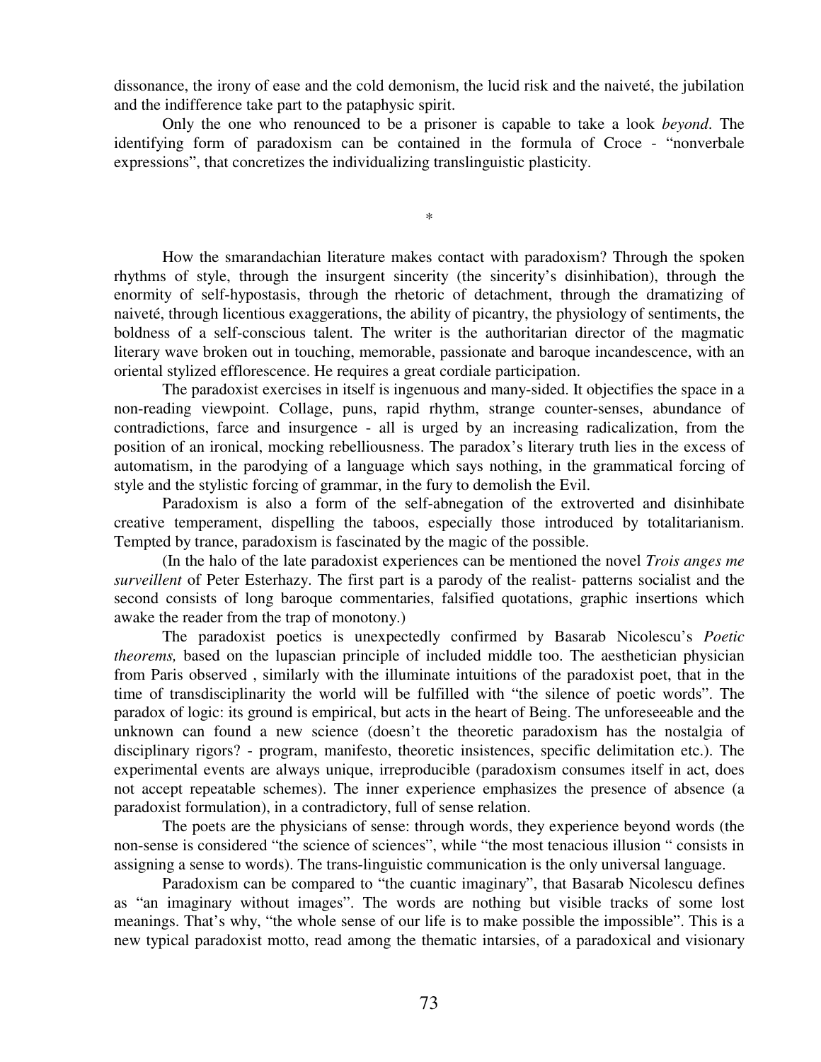dissonance, the irony of ease and the cold demonism, the lucid risk and the naiveté, the jubilation and the indifference take part to the pataphysic spirit.

Only the one who renounced to be a prisoner is capable to take a look *beyond*. The identifying form of paradoxism can be contained in the formula of Croce - "nonverbale expressions", that concretizes the individualizing translinguistic plasticity.

*

How the smarandachian literature makes contact with paradoxism? Through the spoken rhythms of style, through the insurgent sincerity (the sincerity's disinhibation), through the enormity of self-hypostasis, through the rhetoric of detachment, through the dramatizing of naiveté, through licentious exaggerations, the ability of picantry, the physiology of sentiments, the boldness of a self-conscious talent. The writer is the authoritarian director of the magmatic literary wave broken out in touching, memorable, passionate and baroque incandescence, with an oriental stylized efflorescence. He requires a great cordiale participation.

The paradoxist exercises in itself is ingenuous and many-sided. It objectifies the space in a non-reading viewpoint. Collage, puns, rapid rhythm, strange counter-senses, abundance of contradictions, farce and insurgence - all is urged by an increasing radicalization, from the position of an ironical, mocking rebelliousness. The paradox's literary truth lies in the excess of automatism, in the parodying of a language which says nothing, in the grammatical forcing of style and the stylistic forcing of grammar, in the fury to demolish the Evil.

Paradoxism is also a form of the self-abnegation of the extroverted and disinhibate creative temperament, dispelling the taboos, especially those introduced by totalitarianism. Tempted by trance, paradoxism is fascinated by the magic of the possible.

(In the halo of the late paradoxist experiences can be mentioned the novel *Trois anges me surveillent* of Peter Esterhazy. The first part is a parody of the realist- patterns socialist and the second consists of long baroque commentaries, falsified quotations, graphic insertions which awake the reader from the trap of monotony.)

The paradoxist poetics is unexpectedly confirmed by Basarab Nicolescu's *Poetic theorems,* based on the lupascian principle of included middle too. The aesthetician physician from Paris observed , similarly with the illuminate intuitions of the paradoxist poet, that in the time of transdisciplinarity the world will be fulfilled with "the silence of poetic words". The paradox of logic: its ground is empirical, but acts in the heart of Being. The unforeseeable and the unknown can found a new science (doesn't the theoretic paradoxism has the nostalgia of disciplinary rigors? - program, manifesto, theoretic insistences, specific delimitation etc.). The experimental events are always unique, irreproducible (paradoxism consumes itself in act, does not accept repeatable schemes). The inner experience emphasizes the presence of absence (a paradoxist formulation), in a contradictory, full of sense relation.

The poets are the physicians of sense: through words, they experience beyond words (the non-sense is considered "the science of sciences", while "the most tenacious illusion " consists in assigning a sense to words). The trans-linguistic communication is the only universal language.

Paradoxism can be compared to "the cuantic imaginary", that Basarab Nicolescu defines as "an imaginary without images". The words are nothing but visible tracks of some lost meanings. That's why, "the whole sense of our life is to make possible the impossible". This is a new typical paradoxist motto, read among the thematic intarsies, of a paradoxical and visionary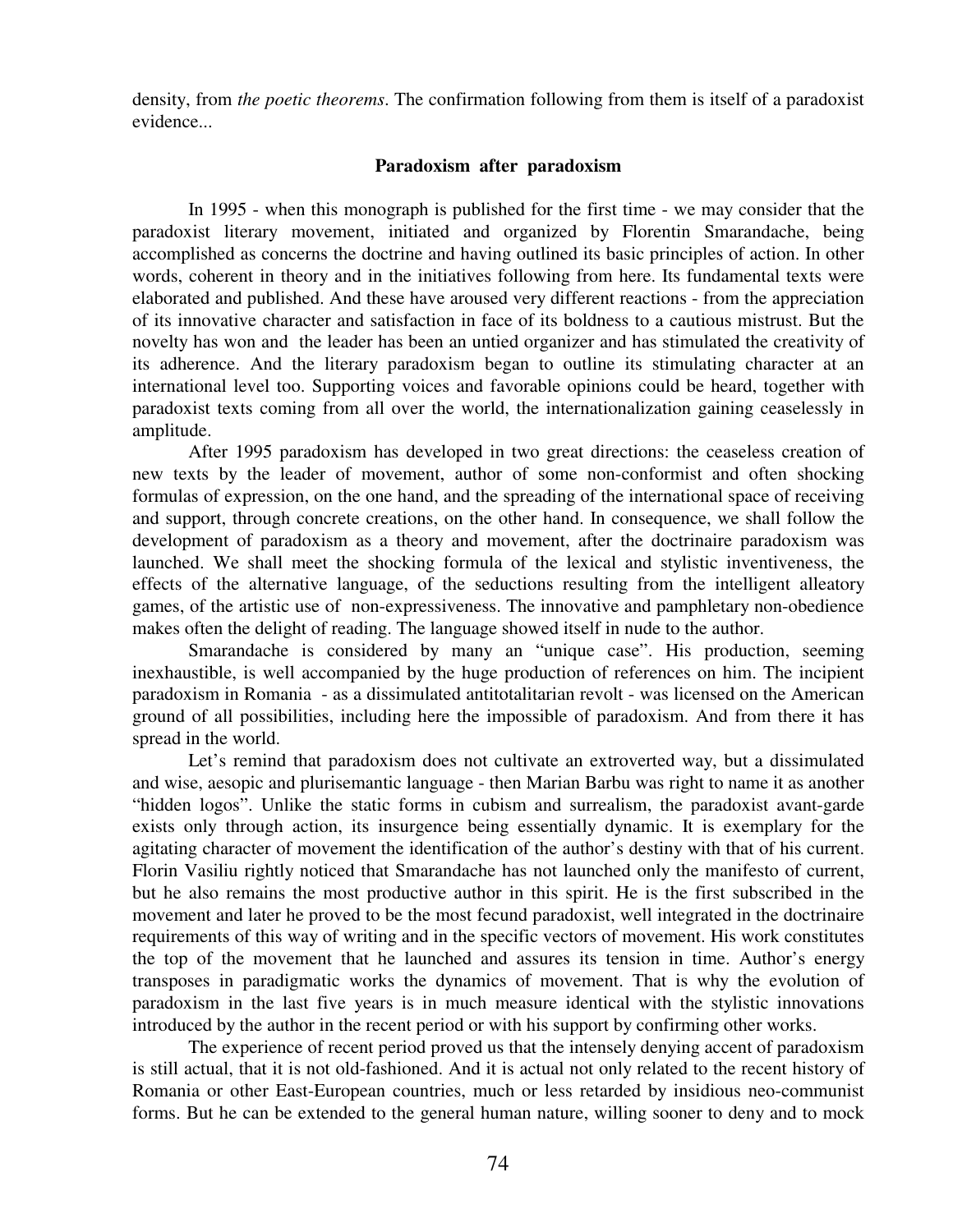density, from *the poetic theorems*. The confirmation following from them is itself of a paradoxist evidence...

### Paradoxism after paradoxism

In 1995 - when this monograph is published for the first time - we may consider that the paradoxist literary movement, initiated and organized by Florentin Smarandache, being accomplished as concerns the doctrine and having outlined its basic principles of action. In other words, coherent in theory and in the initiatives following from here. Its fundamental texts were elaborated and published. And these have aroused very different reactions - from the appreciation of its innovative character and satisfaction in face of its boldness to a cautious mistrust. But the novelty has won and the leader has been an untied organizer and has stimulated the creativity of its adherence. And the literary paradoxism began to outline its stimulating character at an international level too. Supporting voices and favorable opinions could be heard, together with paradoxist texts coming from all over the world, the internationalization gaining ceaselessly in amplitude.

After 1995 paradoxism has developed in two great directions: the ceaseless creation of new texts by the leader of movement, author of some non-conformist and often shocking formulas of expression, on the one hand, and the spreading of the international space of receiving and support, through concrete creations, on the other hand. In consequence, we shall follow the development of paradoxism as a theory and movement, after the doctrinaire paradoxism was launched. We shall meet the shocking formula of the lexical and stylistic inventiveness, the effects of the alternative language, of the seductions resulting from the intelligent alleatory games, of the artistic use of non-expressiveness. The innovative and pamphletary non-obedience makes often the delight of reading. The language showed itself in nude to the author.

Smarandache is considered by many an "unique case". His production, seeming inexhaustible, is well accompanied by the huge production of references on him. The incipient paradoxism in Romania - as a dissimulated antitotalitarian revolt - was licensed on the American ground of all possibilities, including here the impossible of paradoxism. And from there it has spread in the world.

Let's remind that paradoxism does not cultivate an extroverted way, but a dissimulated and wise, aesopic and plurisemantic language - then Marian Barbu was right to name it as another "hidden logos". Unlike the static forms in cubism and surrealism, the paradoxist avant-garde exists only through action, its insurgence being essentially dynamic. It is exemplary for the agitating character of movement the identification of the author's destiny with that of his current. Florin Vasiliu rightly noticed that Smarandache has not launched only the manifesto of current, but he also remains the most productive author in this spirit. He is the first subscribed in the movement and later he proved to be the most fecund paradoxist, well integrated in the doctrinaire requirements of this way of writing and in the specific vectors of movement. His work constitutes the top of the movement that he launched and assures its tension in time. Author's energy transposes in paradigmatic works the dynamics of movement. That is why the evolution of paradoxism in the last five years is in much measure identical with the stylistic innovations introduced by the author in the recent period or with his support by confirming other works.

The experience of recent period proved us that the intensely denying accent of paradoxism is still actual, that it is not old-fashioned. And it is actual not only related to the recent history of Romania or other East-European countries, much or less retarded by insidious neo-communist forms. But he can be extended to the general human nature, willing sooner to deny and to mock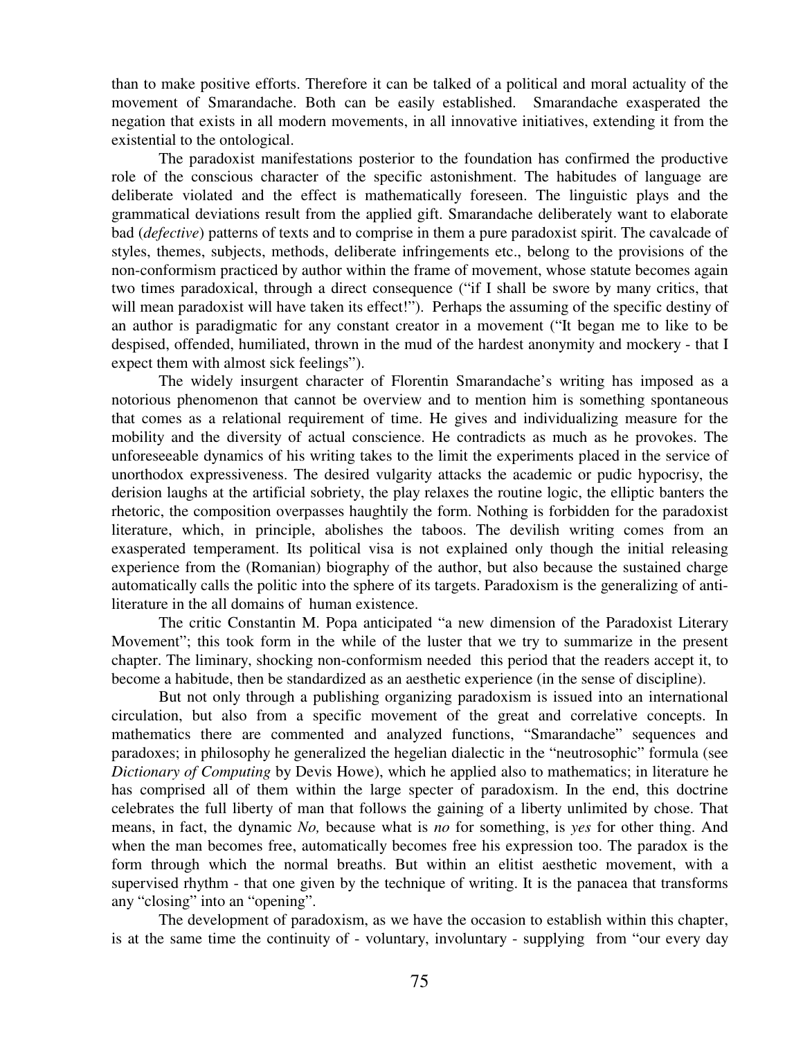than to make positive efforts. Therefore it can be talked of a political and moral actuality of the movement of Smarandache. Both can be easily established. Smarandache exasperated the negation that exists in all modern movements, in all innovative initiatives, extending it from the existential to the ontological.

The paradoxist manifestations posterior to the foundation has confirmed the productive role of the conscious character of the specific astonishment. The habitudes of language are deliberate violated and the effect is mathematically foreseen. The linguistic plays and the grammatical deviations result from the applied gift. Smarandache deliberately want to elaborate bad (*defective*) patterns of texts and to comprise in them a pure paradoxist spirit. The cavalcade of styles, themes, subjects, methods, deliberate infringements etc., belong to the provisions of the non-conformism practiced by author within the frame of movement, whose statute becomes again two times paradoxical, through a direct consequence ("if I shall be swore by many critics, that will mean paradoxist will have taken its effect!"). Perhaps the assuming of the specific destiny of an author is paradigmatic for any constant creator in a movement ("It began me to like to be despised, offended, humiliated, thrown in the mud of the hardest anonymity and mockery - that I expect them with almost sick feelings").

The widely insurgent character of Florentin Smarandache's writing has imposed as a notorious phenomenon that cannot be overview and to mention him is something spontaneous that comes as a relational requirement of time. He gives and individualizing measure for the mobility and the diversity of actual conscience. He contradicts as much as he provokes. The unforeseeable dynamics of his writing takes to the limit the experiments placed in the service of unorthodox expressiveness. The desired vulgarity attacks the academic or pudic hypocrisy, the derision laughs at the artificial sobriety, the play relaxes the routine logic, the elliptic banters the rhetoric, the composition overpasses haughtily the form. Nothing is forbidden for the paradoxist literature, which, in principle, abolishes the taboos. The devilish writing comes from an exasperated temperament. Its political visa is not explained only though the initial releasing experience from the (Romanian) biography of the author, but also because the sustained charge automatically calls the politic into the sphere of its targets. Paradoxism is the generalizing of anti-literature in the all domains of human existence.

The critic Constantin M. Popa anticipated "a new dimension of the Paradoxist Literary Movement"; this took form in the while of the luster that we try to summarize in the present chapter. The liminary, shocking non-conformism needed this period that the readers accept it, to become a habitude, then be standardized as an aesthetic experience (in the sense of discipline).

But not only through a publishing organizing paradoxism is issued into an international circulation, but also from a specific movement of the great and correlative concepts. In mathematics there are commented and analyzed functions, "Smarandache" sequences and paradoxes; in philosophy he generalized the hegelian dialectic in the "neutrosophic" formula (see *Dictionary of Computing* by Devis Howe), which he applied also to mathematics; in literature he has comprised all of them within the large specter of paradoxism. In the end, this doctrine celebrates the full liberty of man that follows the gaining of a liberty unlimited by chose. That means, in fact, the dynamic *No,* because what is *no* for something, is *yes* for other thing. And when the man becomes free, automatically becomes free his expression too. The paradox is the form through which the normal breaths. But within an elitist aesthetic movement, with a supervised rhythm - that one given by the technique of writing. It is the panacea that transforms any "closing" into an "opening".

The development of paradoxism, as we have the occasion to establish within this chapter, is at the same time the continuity of - voluntary, involuntary - supplying from "our every day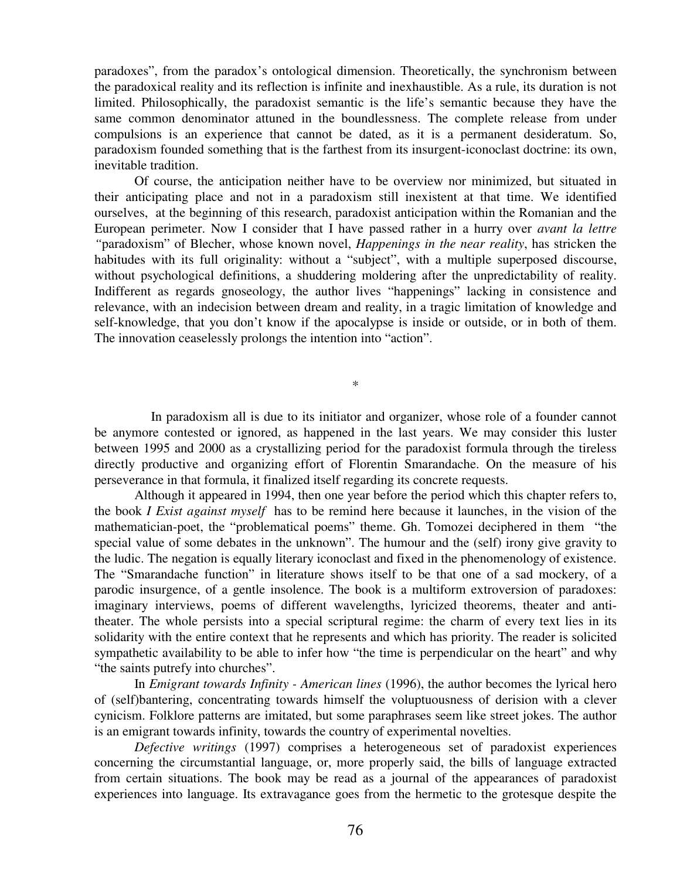paradoxes", from the paradox's ontological dimension. Theoretically, the synchronism between the paradoxical reality and its reflection is infinite and inexhaustible. As a rule, its duration is not limited. Philosophically, the paradoxist semantic is the life's semantic because they have the same common denominator attuned in the boundlessness. The complete release from under compulsions is an experience that cannot be dated, as it is a permanent desideratum. So, paradoxism founded something that is the farthest from its insurgent-iconoclast doctrine: its own, inevitable tradition.

Of course, the anticipation neither have to be overview nor minimized, but situated in their anticipating place and not in a paradoxism still inexistent at that time. We identified ourselves, at the beginning of this research, paradoxist anticipation within the Romanian and the European perimeter. Now I consider that I have passed rather in a hurry over *avant la lettre* "paradoxism" of Blecher, whose known novel, *Happenings in the near reality*, has stricken the habitudes with its full originality: without a "subject", with a multiple superposed discourse, without psychological definitions, a shuddering moldering after the unpredictability of reality. Indifferent as regards gnoseology, the author lives "happenings" lacking in consistence and relevance, with an indecision between dream and reality, in a tragic limitation of knowledge and self-knowledge, that you don't know if the apocalypse is inside or outside, or in both of them. The innovation ceaselessly prolongs the intention into "action".

*

In paradoxism all is due to its initiator and organizer, whose role of a founder cannot be anymore contested or ignored, as happened in the last years. We may consider this luster between 1995 and 2000 as a crystallizing period for the paradoxist formula through the tireless directly productive and organizing effort of Florentin Smarandache. On the measure of his perseverance in that formula, it finalized itself regarding its concrete requests.

Although it appeared in 1994, then one year before the period which this chapter refers to, the book *I Exist against myself* has to be remind here because it launches, in the vision of the mathematician-poet, the "problematical poems" theme. Gh. Tomozei deciphered in them "the special value of some debates in the unknown". The humour and the (self) irony give gravity to the ludic. The negation is equally literary iconoclast and fixed in the phenomenology of existence. The "Smarandache function" in literature shows itself to be that one of a sad mockery, of a parodic insurgence, of a gentle insolence. The book is a multiform extroversion of paradoxes: imaginary interviews, poems of different wavelengths, lyricized theorems, theater and anti-theater. The whole persists into a special scriptural regime: the charm of every text lies in its solidarity with the entire context that he represents and which has priority. The reader is solicited sympathetic availability to be able to infer how "the time is perpendicular on the heart" and why "the saints putrefy into churches".

In *Emigrant towards Infinity - American lines* (1996), the author becomes the lyrical hero of (self)bantering, concentrating towards himself the voluptuousness of derision with a clever cynicism. Folklore patterns are imitated, but some paraphrases seem like street jokes. The author is an emigrant towards infinity, towards the country of experimental novelties.

*Defective writings* (1997) comprises a heterogeneous set of paradoxist experiences concerning the circumstantial language, or, more properly said, the bills of language extracted from certain situations. The book may be read as a journal of the appearances of paradoxist experiences into language. Its extravagance goes from the hermetic to the grotesque despite the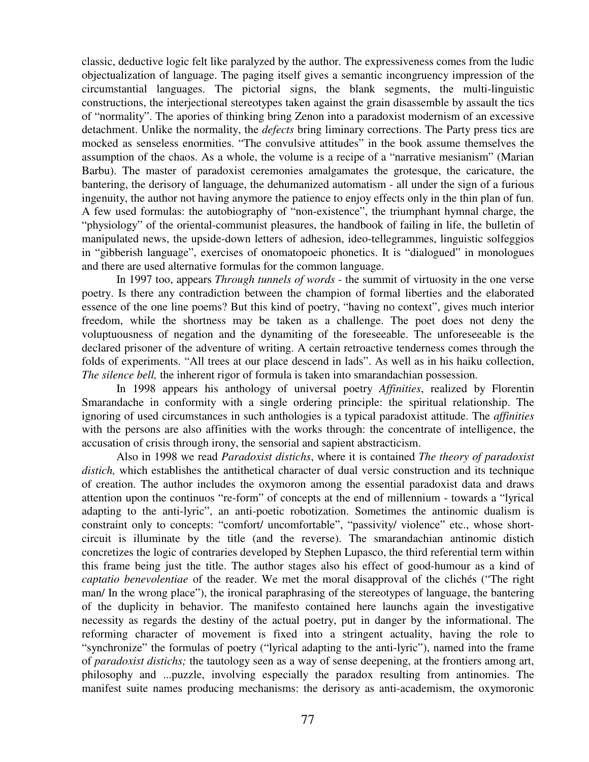classic, deductive logic felt like paralyzed by the author. The expressiveness comes from the ludic objectualization of language. The paging itself gives a semantic incongruency impression of the circumstantial languages. The pictorial signs, the blank segments, the multi-linguistic constructions, the interjectional stereotypes taken against the grain disassemble by assault the tics of "normality". The apories of thinking bring Zenon into a paradoxist modernism of an excessive detachment. Unlike the normality, the *defects* bring liminary corrections. The Party press tics are mocked as senseless enormities. "The convulsive attitudes" in the book assume themselves the assumption of the chaos. As a whole, the volume is a recipe of a "narrative mesianism" (Marian Barbu). The master of paradoxist ceremonies amalgamates the grotesque, the caricature, the bantering, the derisory of language, the dehumanized automatism - all under the sign of a furious ingenuity, the author not having anymore the patience to enjoy effects only in the thin plan of fun. A few used formulas: the autobiography of "non-existence", the triumphant hymnal charge, the "physiology" of the oriental-communist pleasures, the handbook of failing in life, the bulletin of manipulated news, the upside-down letters of adhesion, ideo-tellegrammes, linguistic solfeggios in "gibberish language", exercises of onomatopoeic phonetics. It is "dialogued" in monologues and there are used alternative formulas for the common language.

In 1997 too, appears *Through tunnels of words* - the summit of virtuosity in the one verse poetry. Is there any contradiction between the champion of formal liberties and the elaborated essence of the one line poems? But this kind of poetry, "having no context", gives much interior freedom, while the shortness may be taken as a challenge. The poet does not deny the voluptuousness of negation and the dynamiting of the foreseeable. The unforeseeable is the declared prisoner of the adventure of writing. A certain retroactive tenderness comes through the folds of experiments. "All trees at our place descend in lads". As well as in his haiku collection, *The silence bell,* the inherent rigor of formula is taken into smarandachian possession.

In 1998 appears his anthology of universal poetry *Affinities*, realized by Florentin Smarandache in conformity with a single ordering principle: the spiritual relationship. The ignoring of used circumstances in such anthologies is a typical paradoxist attitude. The *affinities* with the persons are also affinities with the works through: the concentrate of intelligence, the accusation of crisis through irony, the sensorial and sapient abstracticism.

Also in 1998 we read *Paradoxist distichs*, where it is contained *The theory of paradoxist distich,* which establishes the antithetical character of dual versic construction and its technique of creation. The author includes the oxymoron among the essential paradoxist data and draws attention upon the continuos "re-form" of concepts at the end of millennium - towards a "lyrical adapting to the anti-lyric", an anti-poetic robotization. Sometimes the antinomic dualism is constraint only to concepts: "comfort/ uncomfortable", "passivity/ violence" etc., whose short-circuit is illuminate by the title (and the reverse). The smarandachian antinomic distich concretizes the logic of contraries developed by Stephen Lupasco, the third referential term within this frame being just the title. The author stages also his effect of good-humour as a kind of *captatio benevolentiae* of the reader. We met the moral disapproval of the clichés ("The right man/ In the wrong place"), the ironical paraphrasing of the stereotypes of language, the bantering of the duplicity in behavior. The manifesto contained here launchs again the investigative necessity as regards the destiny of the actual poetry, put in danger by the informational. The reforming character of movement is fixed into a stringent actuality, having the role to "synchronize" the formulas of poetry ("lyrical adapting to the anti-lyric"), named into the frame of *paradoxist distichs;* the tautology seen as a way of sense deepening, at the frontiers among art, philosophy and ...puzzle, involving especially the paradox resulting from antinomies. The manifest suite names producing mechanisms: the derisory as anti-academism, the oxymoronic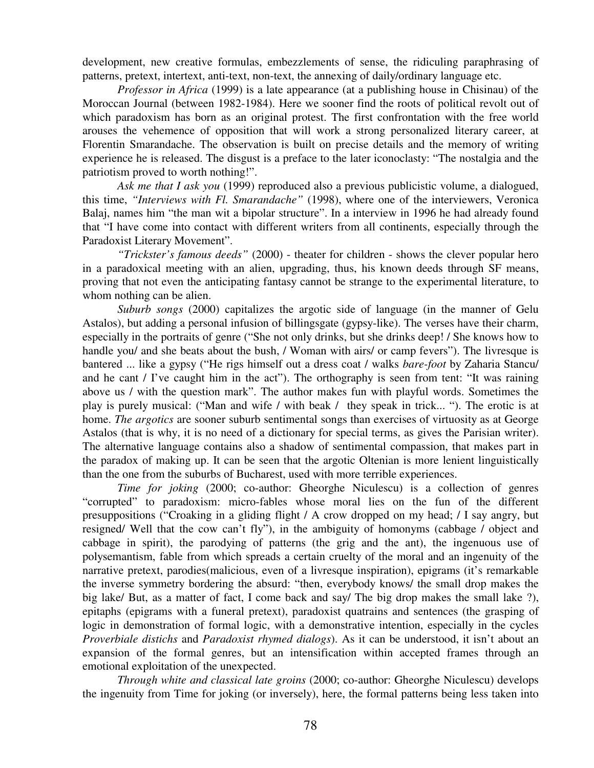development, new creative formulas, embezzlements of sense, the ridiculing paraphrasing of patterns, pretext, intertext, anti-text, non-text, the annexing of daily/ordinary language etc.

*Professor in Africa* (1999) is a late appearance (at a publishing house in Chisinau) of the Moroccan Journal (between 1982-1984). Here we sooner find the roots of political revolt out of which paradoxism has born as an original protest. The first confrontation with the free world arouses the vehemence of opposition that will work a strong personalized literary career, at Florentin Smarandache. The observation is built on precise details and the memory of writing experience he is released. The disgust is a preface to the later iconoclasty: "The nostalgia and the patriotism proved to worth nothing!".

*Ask me that I ask you* (1999) reproduced also a previous publicistic volume, a dialogued, this time, *"Interviews with Fl. Smarandache"* (1998), where one of the interviewers, Veronica Balaj, names him "the man wit a bipolar structure". In a interview in 1996 he had already found that "I have come into contact with different writers from all continents, especially through the Paradoxist Literary Movement".

*"Trickster's famous deeds"* (2000) - theater for children - shows the clever popular hero in a paradoxical meeting with an alien, upgrading, thus, his known deeds through SF means, proving that not even the anticipating fantasy cannot be strange to the experimental literature, to whom nothing can be alien.

*Suburb songs* (2000) capitalizes the argotic side of language (in the manner of Gelu Astalos), but adding a personal infusion of billingsgate (gypsy-like). The verses have their charm, especially in the portraits of genre ("She not only drinks, but she drinks deep! / She knows how to handle you/ and she beats about the bush, / Woman with airs/ or camp fevers"). The livresque is bantered ... like a gypsy ("He rigs himself out a dress coat / walks *bare-foot* by Zaharia Stancu/ and he cant / I've caught him in the act"). The orthography is seen from tent: "It was raining above us / with the question mark". The author makes fun with playful words. Sometimes the play is purely musical: ("Man and wife / with beak / they speak in trick... "). The erotic is at home. *The argotics* are sooner suburb sentimental songs than exercises of virtuosity as at George Astalos (that is why, it is no need of a dictionary for special terms, as gives the Parisian writer). The alternative language contains also a shadow of sentimental compassion, that makes part in the paradox of making up. It can be seen that the argotic Oltenian is more lenient linguistically than the one from the suburbs of Bucharest, used with more terrible experiences.

*Time for joking* (2000; co-author: Gheorghe Niculescu) is a collection of genres "corrupted" to paradoxism: micro-fables whose moral lies on the fun of the different presuppositions ("Croaking in a gliding flight / A crow dropped on my head; / I say angry, but resigned/ Well that the cow can't fly"), in the ambiguity of homonyms (cabbage / object and cabbage in spirit), the parodying of patterns (the grig and the ant), the ingenuous use of polysemantism, fable from which spreads a certain cruelty of the moral and an ingenuity of the narrative pretext, parodies(malicious, even of a livresque inspiration), epigrams (it's remarkable the inverse symmetry bordering the absurd: "then, everybody knows/ the small drop makes the big lake/ But, as a matter of fact, I come back and say/ The big drop makes the small lake ?), epitaphs (epigrams with a funeral pretext), paradoxist quatrains and sentences (the grasping of logic in demonstration of formal logic, with a demonstrative intention, especially in the cycles *Proverbiale distichs* and *Paradoxist rhymed dialogs*). As it can be understood, it isn't about an expansion of the formal genres, but an intensification within accepted frames through an emotional exploitation of the unexpected.

*Through white and classical late groins* (2000; co-author: Gheorghe Niculescu) develops the ingenuity from Time for joking (or inversely), here, the formal patterns being less taken into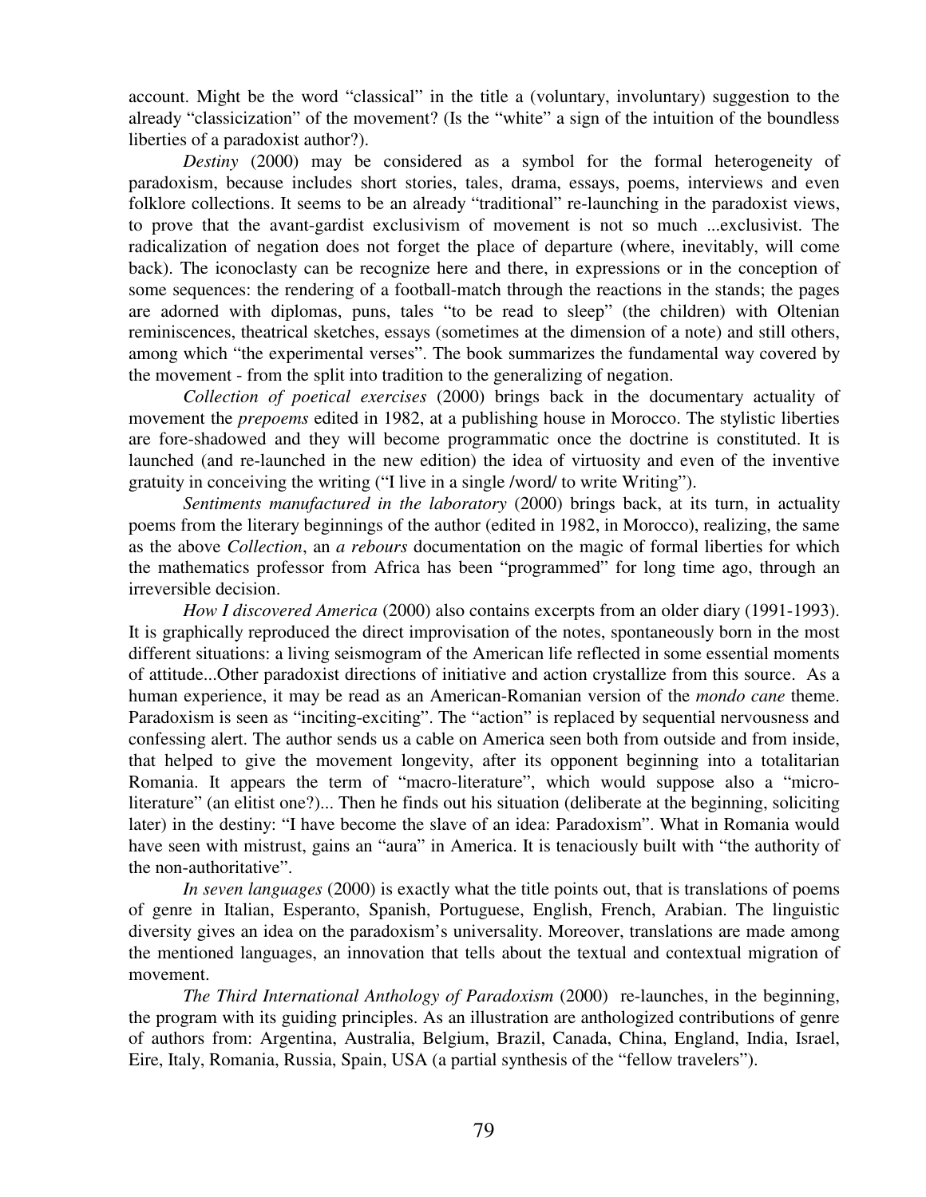account. Might be the word "classical" in the title a (voluntary, involuntary) suggestion to the already "classicization" of the movement? (Is the "white" a sign of the intuition of the boundless liberties of a paradoxist author?).

*Destiny* (2000) may be considered as a symbol for the formal heterogeneity of paradoxism, because includes short stories, tales, drama, essays, poems, interviews and even folklore collections. It seems to be an already "traditional" re-launching in the paradoxist views, to prove that the avant-gardist exclusivism of movement is not so much ...exclusivist. The radicalization of negation does not forget the place of departure (where, inevitably, will come back). The iconoclasty can be recognize here and there, in expressions or in the conception of some sequences: the rendering of a football-match through the reactions in the stands; the pages are adorned with diplomas, puns, tales "to be read to sleep" (the children) with Oltenian reminiscences, theatrical sketches, essays (sometimes at the dimension of a note) and still others, among which "the experimental verses". The book summarizes the fundamental way covered by the movement - from the split into tradition to the generalizing of negation.

*Collection of poetical exercises* (2000) brings back in the documentary actuality of movement the *prepoems* edited in 1982, at a publishing house in Morocco. The stylistic liberties are fore-shadowed and they will become programmatic once the doctrine is constituted. It is launched (and re-launched in the new edition) the idea of virtuosity and even of the inventive gratuity in conceiving the writing ("I live in a single /word/ to write Writing").

*Sentiments manufactured in the laboratory* (2000) brings back, at its turn, in actuality poems from the literary beginnings of the author (edited in 1982, in Morocco), realizing, the same as the above *Collection*, an *a rebours* documentation on the magic of formal liberties for which the mathematics professor from Africa has been "programmed" for long time ago, through an irreversible decision.

*How I discovered America* (2000) also contains excerpts from an older diary (1991-1993). It is graphically reproduced the direct improvisation of the notes, spontaneously born in the most different situations: a living seismogram of the American life reflected in some essential moments of attitude...Other paradoxist directions of initiative and action crystallize from this source. As a human experience, it may be read as an American-Romanian version of the *mondo cane* theme. Paradoxism is seen as "inciting-exciting". The "action" is replaced by sequential nervousness and confessing alert. The author sends us a cable on America seen both from outside and from inside, that helped to give the movement longevity, after its opponent beginning into a totalitarian Romania. It appears the term of "macro-literature", which would suppose also a "micro-literature" (an elitist one?)... Then he finds out his situation (deliberate at the beginning, soliciting later) in the destiny: "I have become the slave of an idea: Paradoxism". What in Romania would have seen with mistrust, gains an "aura" in America. It is tenaciously built with "the authority of the non-authoritative".

*In seven languages* (2000) is exactly what the title points out, that is translations of poems of genre in Italian, Esperanto, Spanish, Portuguese, English, French, Arabian. The linguistic diversity gives an idea on the paradoxism's universality. Moreover, translations are made among the mentioned languages, an innovation that tells about the textual and contextual migration of movement.

*The Third International Anthology of Paradoxism* (2000) re-launches, in the beginning, the program with its guiding principles. As an illustration are anthologized contributions of genre of authors from: Argentina, Australia, Belgium, Brazil, Canada, China, England, India, Israel, Eire, Italy, Romania, Russia, Spain, USA (a partial synthesis of the "fellow travelers").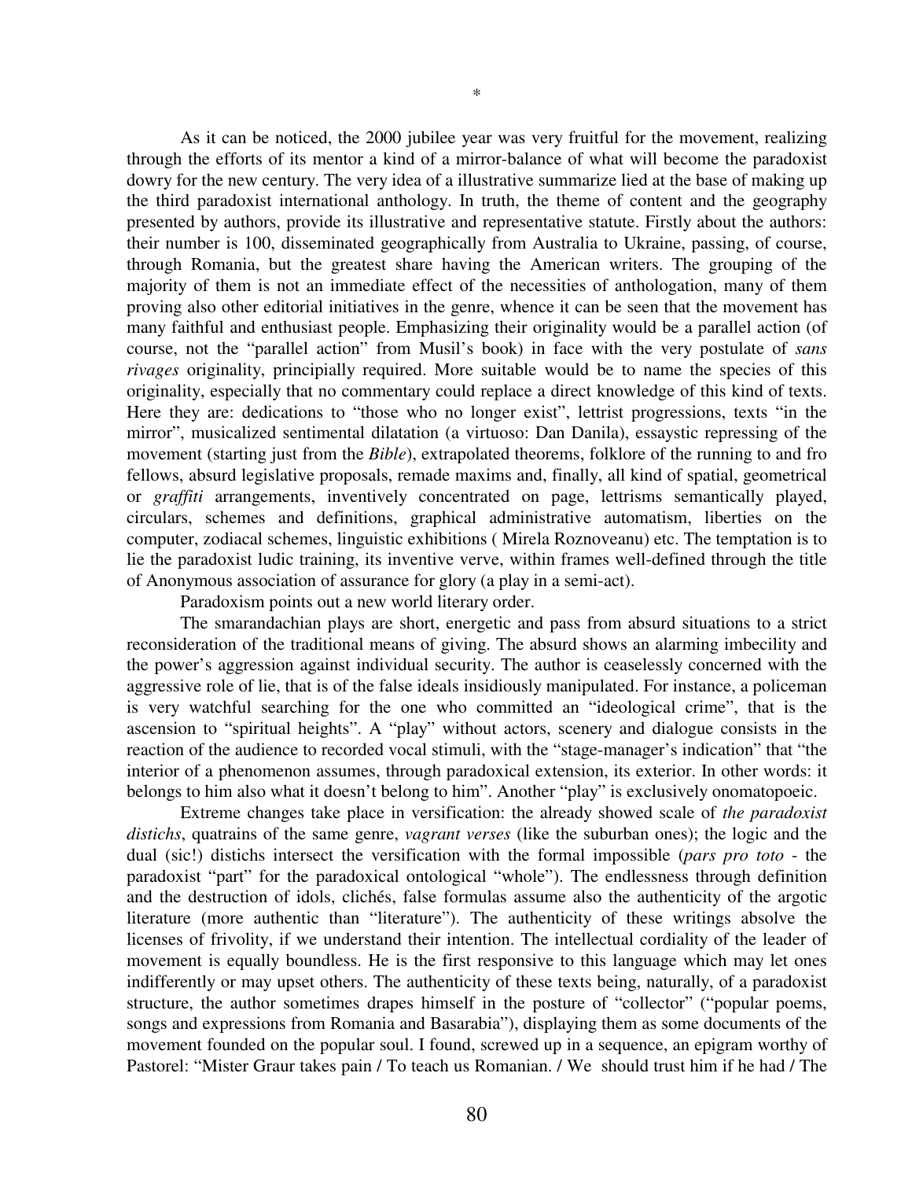*

As it can be noticed, the 2000 jubilee year was very fruitful for the movement, realizing through the efforts of its mentor a kind of a mirror-balance of what will become the paradoxist dowry for the new century. The very idea of a illustrative summarize lied at the base of making up the third paradoxist international anthology. In truth, the theme of content and the geography presented by authors, provide its illustrative and representative statute. Firstly about the authors: their number is 100, disseminated geographically from Australia to Ukraine, passing, of course, through Romania, but the greatest share having the American writers. The grouping of the majority of them is not an immediate effect of the necessities of anthologation, many of them proving also other editorial initiatives in the genre, whence it can be seen that the movement has many faithful and enthusiast people. Emphasizing their originality would be a parallel action (of course, not the "parallel action" from Musil's book) in face with the very postulate of *sans rivages* originality, principially required. More suitable would be to name the species of this originality, especially that no commentary could replace a direct knowledge of this kind of texts. Here they are: dedications to "those who no longer exist", lettrist progressions, texts "in the mirror", musicalized sentimental dilatation (a virtuoso: Dan Danila), essaystic repressing of the movement (starting just from the *Bible*), extrapolated theorems, folklore of the running to and fro fellows, absurd legislative proposals, remade maxims and, finally, all kind of spatial, geometrical or *graffiti* arrangements, inventively concentrated on page, lettrisms semantically played, circulars, schemes and definitions, graphical administrative automatism, liberties on the computer, zodiacal schemes, linguistic exhibitions ( Mirela Roznoveanu) etc. The temptation is to lie the paradoxist ludic training, its inventive verve, within frames well-defined through the title of Anonymous association of assurance for glory (a play in a semi-act).

Paradoxism points out a new world literary order.

The smarandachian plays are short, energetic and pass from absurd situations to a strict reconsideration of the traditional means of giving. The absurd shows an alarming imbecility and the power's aggression against individual security. The author is ceaselessly concerned with the aggressive role of lie, that is of the false ideals insidiously manipulated. For instance, a policeman is very watchful searching for the one who committed an "ideological crime", that is the ascension to "spiritual heights". A "play" without actors, scenery and dialogue consists in the reaction of the audience to recorded vocal stimuli, with the "stage-manager's indication" that "the interior of a phenomenon assumes, through paradoxical extension, its exterior. In other words: it belongs to him also what it doesn't belong to him". Another "play" is exclusively onomatopoeic.

Extreme changes take place in versification: the already showed scale of *the paradoxist distichs*, quatrains of the same genre, *vagrant verses* (like the suburban ones); the logic and the dual (sic!) distichs intersect the versification with the formal impossible (*pars pro toto* - the paradoxist "part" for the paradoxical ontological "whole"). The endlessness through definition and the destruction of idols, clichés, false formulas assume also the authenticity of the argotic literature (more authentic than "literature"). The authenticity of these writings absolve the licenses of frivolity, if we understand their intention. The intellectual cordiality of the leader of movement is equally boundless. He is the first responsive to this language which may let ones indifferently or may upset others. The authenticity of these texts being, naturally, of a paradoxist structure, the author sometimes drapes himself in the posture of "collector" ("popular poems, songs and expressions from Romania and Basarabia"), displaying them as some documents of the movement founded on the popular soul. I found, screwed up in a sequence, an epigram worthy of Pastorel: "Mister Graur takes pain / To teach us Romanian. / We should trust him if he had / The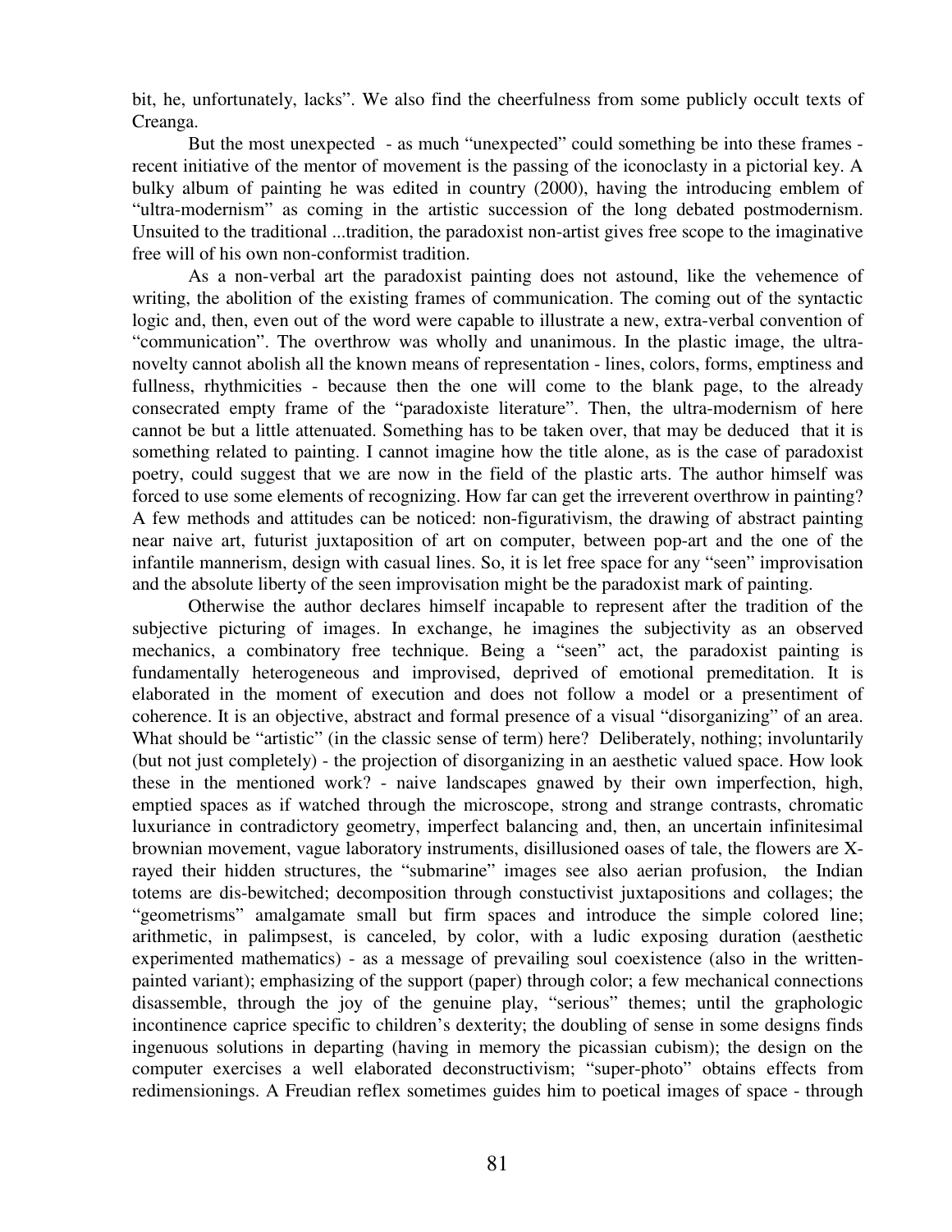bit, he, unfortunately, lacks". We also find the cheerfulness from some publicly occult texts of Creanga.

But the most unexpected - as much "unexpected" could something be into these frames - recent initiative of the mentor of movement is the passing of the iconoclasty in a pictorial key. A bulky album of painting he was edited in country (2000), having the introducing emblem of "ultra-modernism" as coming in the artistic succession of the long debated postmodernism. Unsuited to the traditional ...tradition, the paradoxist non-artist gives free scope to the imaginative free will of his own non-conformist tradition.

As a non-verbal art the paradoxist painting does not astound, like the vehemence of writing, the abolition of the existing frames of communication. The coming out of the syntactic logic and, then, even out of the word were capable to illustrate a new, extra-verbal convention of "communication". The overthrow was wholly and unanimous. In the plastic image, the ultra-novelty cannot abolish all the known means of representation - lines, colors, forms, emptiness and fullness, rhythmicities - because then the one will come to the blank page, to the already consecrated empty frame of the "paradoxiste literature". Then, the ultra-modernism of here cannot be but a little attenuated. Something has to be taken over, that may be deduced that it is something related to painting. I cannot imagine how the title alone, as is the case of paradoxist poetry, could suggest that we are now in the field of the plastic arts. The author himself was forced to use some elements of recognizing. How far can get the irreverent overthrow in painting? A few methods and attitudes can be noticed: non-figurativism, the drawing of abstract painting near naive art, futurist juxtaposition of art on computer, between pop-art and the one of the infantile mannerism, design with casual lines. So, it is let free space for any "seen" improvisation and the absolute liberty of the seen improvisation might be the paradoxist mark of painting.

Otherwise the author declares himself incapable to represent after the tradition of the subjective picturing of images. In exchange, he imagines the subjectivity as an observed mechanics, a combinatory free technique. Being a "seen" act, the paradoxist painting is fundamentally heterogeneous and improvised, deprived of emotional premeditation. It is elaborated in the moment of execution and does not follow a model or a presentiment of coherence. It is an objective, abstract and formal presence of a visual "disorganizing" of an area. What should be "artistic" (in the classic sense of term) here? Deliberately, nothing; involuntarily (but not just completely) - the projection of disorganizing in an aesthetic valued space. How look these in the mentioned work? - naive landscapes gnawed by their own imperfection, high, emptied spaces as if watched through the microscope, strong and strange contrasts, chromatic luxuriance in contradictory geometry, imperfect balancing and, then, an uncertain infinitesimal brownian movement, vague laboratory instruments, disillusioned oases of tale, the flowers are X-rayed their hidden structures, the "submarine" images see also aerian profusion, the Indian totems are dis-bewitched; decomposition through constuctivist juxtapositions and collages; the "geometrisms" amalgamate small but firm spaces and introduce the simple colored line; arithmetic, in palimpsest, is canceled, by color, with a ludic exposing duration (aesthetic experimented mathematics) - as a message of prevailing soul coexistence (also in the written-painted variant); emphasizing of the support (paper) through color; a few mechanical connections disassemble, through the joy of the genuine play, "serious" themes; until the graphologic incontinence caprice specific to children's dexterity; the doubling of sense in some designs finds ingenuous solutions in departing (having in memory the picassian cubism); the design on the computer exercises a well elaborated deconstructivism; "super-photo" obtains effects from redimensionings. A Freudian reflex sometimes guides him to poetical images of space - through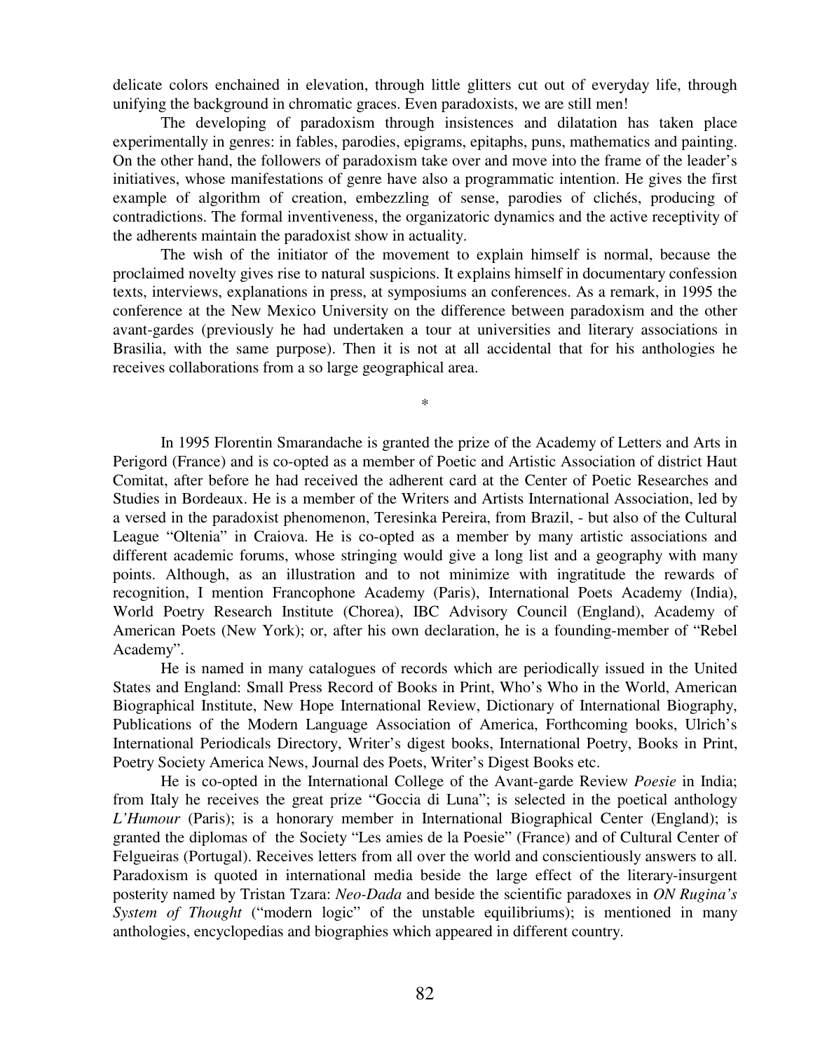delicate colors enchained in elevation, through little glitters cut out of everyday life, through unifying the background in chromatic graces. Even paradoxists, we are still men!

The developing of paradoxism through insistences and dilatation has taken place experimentally in genres: in fables, parodies, epigrams, epitaphs, puns, mathematics and painting. On the other hand, the followers of paradoxism take over and move into the frame of the leader's initiatives, whose manifestations of genre have also a programmatic intention. He gives the first example of algorithm of creation, embezzling of sense, parodies of clichés, producing of contradictions. The formal inventiveness, the organizatoric dynamics and the active receptivity of the adherents maintain the paradoxist show in actuality.

The wish of the initiator of the movement to explain himself is normal, because the proclaimed novelty gives rise to natural suspicions. It explains himself in documentary confession texts, interviews, explanations in press, at symposiums an conferences. As a remark, in 1995 the conference at the New Mexico University on the difference between paradoxism and the other avant-gardes (previously he had undertaken a tour at universities and literary associations in Brasilia, with the same purpose). Then it is not at all accidental that for his anthologies he receives collaborations from a so large geographical area.

*

In 1995 Florentin Smarandache is granted the prize of the Academy of Letters and Arts in Perigord (France) and is co-opted as a member of Poetic and Artistic Association of district Haut Comitat, after before he had received the adherent card at the Center of Poetic Researches and Studies in Bordeaux. He is a member of the Writers and Artists International Association, led by a versed in the paradoxist phenomenon, Teresinka Pereira, from Brazil, - but also of the Cultural League "Oltenia" in Craiova. He is co-opted as a member by many artistic associations and different academic forums, whose stringing would give a long list and a geography with many points. Although, as an illustration and to not minimize with ingratitude the rewards of recognition, I mention Francophone Academy (Paris), International Poets Academy (India), World Poetry Research Institute (Chorea), IBC Advisory Council (England), Academy of American Poets (New York); or, after his own declaration, he is a founding-member of "Rebel Academy".

He is named in many catalogues of records which are periodically issued in the United States and England: Small Press Record of Books in Print, Who's Who in the World, American Biographical Institute, New Hope International Review, Dictionary of International Biography, Publications of the Modern Language Association of America, Forthcoming books, Ulrich's International Periodicals Directory, Writer's digest books, International Poetry, Books in Print, Poetry Society America News, Journal des Poets, Writer's Digest Books etc.

He is co-opted in the International College of the Avant-garde Review *Poesie* in India; from Italy he receives the great prize "Goccia di Luna"; is selected in the poetical anthology *L'Humour* (Paris); is a honorary member in International Biographical Center (England); is granted the diplomas of the Society "Les amies de la Poesie" (France) and of Cultural Center of Felgueiras (Portugal). Receives letters from all over the world and conscientiously answers to all. Paradoxism is quoted in international media beside the large effect of the literary-insurgent posterity named by Tristan Tzara: *Neo-Dada* and beside the scientific paradoxes in *ON Rugina's System of Thought* ("modern logic" of the unstable equilibriums); is mentioned in many anthologies, encyclopedias and biographies which appeared in different country.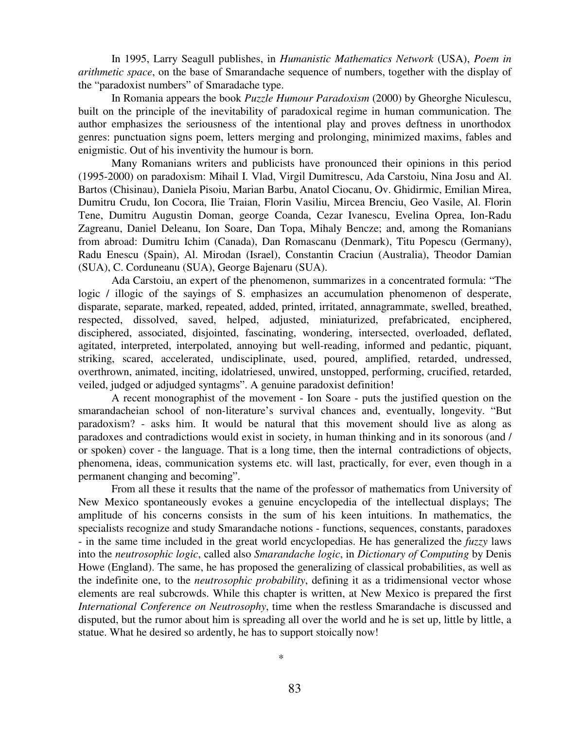In 1995, Larry Seagull publishes, in *Humanistic Mathematics Network* (USA), *Poem in arithmetic space*, on the base of Smarandache sequence of numbers, together with the display of the "paradoxist numbers" of Smaradache type.

In Romania appears the book *Puzzle Humour Paradoxism* (2000) by Gheorghe Niculescu, built on the principle of the inevitability of paradoxical regime in human communication. The author emphasizes the seriousness of the intentional play and proves deftness in unorthodox genres: punctuation signs poem, letters merging and prolonging, minimized maxims, fables and enigmistic. Out of his inventivity the humour is born.

Many Romanians writers and publicists have pronounced their opinions in this period (1995-2000) on paradoxism: Mihail I. Vlad, Virgil Dumitrescu, Ada Carstoiu, Nina Josu and Al. Bartos (Chisinau), Daniela Pisoiu, Marian Barbu, Anatol Ciocanu, Ov. Ghidirmic, Emilian Mirea, Dumitru Crudu, Ion Cocora, Ilie Traian, Florin Vasiliu, Mircea Brenciu, Geo Vasile, Al. Florin Tene, Dumitru Augustin Doman, george Coanda, Cezar Ivanescu, Evelina Oprea, Ion-Radu Zagreanu, Daniel Deleanu, Ion Soare, Dan Topa, Mihaly Bencze; and, among the Romanians from abroad: Dumitru Ichim (Canada), Dan Romascanu (Denmark), Titu Popescu (Germany), Radu Enescu (Spain), Al. Mirodan (Israel), Constantin Craciun (Australia), Theodor Damian (SUA), C. Corduneanu (SUA), George Bajenaru (SUA).

Ada Carstoiu, an expert of the phenomenon, summarizes in a concentrated formula: "The logic / illogic of the sayings of S. emphasizes an accumulation phenomenon of desperate, disparate, separate, marked, repeated, added, printed, irritated, annagrammate, swelled, breathed, respected, dissolved, saved, helped, adjusted, miniaturized, prefabricated, enciphered, disciphered, associated, disjointed, fascinating, wondering, intersected, overloaded, deflated, agitated, interpreted, interpolated, annoying but well-reading, informed and pedantic, piquant, striking, scared, accelerated, undisciplinate, used, poured, amplified, retarded, undressed, overthrown, animated, inciting, idolatriesed, unwired, unstopped, performing, crucified, retarded, veiled, judged or adjudged syntagms". A genuine paradoxist definition!

A recent monographist of the movement - Ion Soare - puts the justified question on the smarandacheian school of non-literature's survival chances and, eventually, longevity. "But paradoxism? - asks him. It would be natural that this movement should live as along as paradoxes and contradictions would exist in society, in human thinking and in its sonorous (and / or spoken) cover - the language. That is a long time, then the internal contradictions of objects, phenomena, ideas, communication systems etc. will last, practically, for ever, even though in a permanent changing and becoming".

From all these it results that the name of the professor of mathematics from University of New Mexico spontaneously evokes a genuine encyclopedia of the intellectual displays; The amplitude of his concerns consists in the sum of his keen intuitions. In mathematics, the specialists recognize and study Smarandache notions - functions, sequences, constants, paradoxes - in the same time included in the great world encyclopedias. He has generalized the *fuzzy* laws into the *neutrosophic logic*, called also *Smarandache logic*, in *Dictionary of Computing* by Denis Howe (England). The same, he has proposed the generalizing of classical probabilities, as well as the indefinite one, to the *neutrosophic probability*, defining it as a tridimensional vector whose elements are real subcrowds. While this chapter is written, at New Mexico is prepared the first *International Conference on Neutrosophy*, time when the restless Smarandache is discussed and disputed, but the rumor about him is spreading all over the world and he is set up, little by little, a statue. What he desired so ardently, he has to support stoically now!

*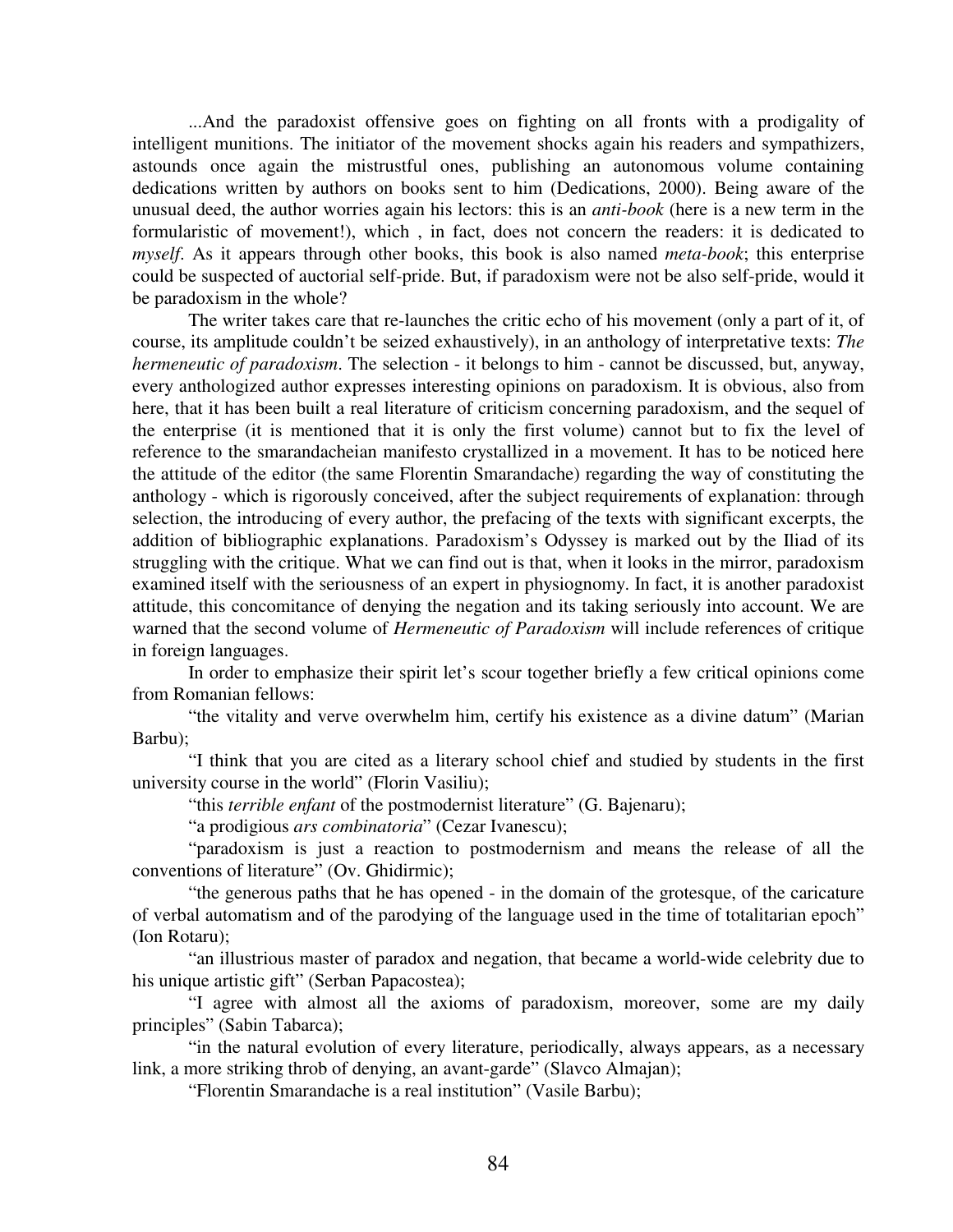...And the paradoxist offensive goes on fighting on all fronts with a prodigality of intelligent munitions. The initiator of the movement shocks again his readers and sympathizers, astounds once again the mistrustful ones, publishing an autonomous volume containing dedications written by authors on books sent to him (Dedications, 2000). Being aware of the unusual deed, the author worries again his lectors: this is an *anti-book* (here is a new term in the formularistic of movement!), which , in fact, does not concern the readers: it is dedicated to *myself*. As it appears through other books, this book is also named *meta-book*; this enterprise could be suspected of auctorial self-pride. But, if paradoxism were not be also self-pride, would it be paradoxism in the whole?

The writer takes care that re-launches the critic echo of his movement (only a part of it, of course, its amplitude couldn't be seized exhaustively), in an anthology of interpretative texts: *The hermeneutic of paradoxism*. The selection - it belongs to him - cannot be discussed, but, anyway, every anthologized author expresses interesting opinions on paradoxism. It is obvious, also from here, that it has been built a real literature of criticism concerning paradoxism, and the sequel of the enterprise (it is mentioned that it is only the first volume) cannot but to fix the level of reference to the smarandacheian manifesto crystallized in a movement. It has to be noticed here the attitude of the editor (the same Florentin Smarandache) regarding the way of constituting the anthology - which is rigorously conceived, after the subject requirements of explanation: through selection, the introducing of every author, the prefacing of the texts with significant excerpts, the addition of bibliographic explanations. Paradoxism's Odyssey is marked out by the Iliad of its struggling with the critique. What we can find out is that, when it looks in the mirror, paradoxism examined itself with the seriousness of an expert in physiognomy. In fact, it is another paradoxist attitude, this concomitance of denying the negation and its taking seriously into account. We are warned that the second volume of *Hermeneutic of Paradoxism* will include references of critique in foreign languages.

In order to emphasize their spirit let's scour together briefly a few critical opinions come from Romanian fellows:

"the vitality and verve overwhelm him, certify his existence as a divine datum" (Marian Barbu);

"I think that you are cited as a literary school chief and studied by students in the first university course in the world" (Florin Vasiliu);

"this *terrible enfant* of the postmodernist literature" (G. Bajenaru);

"a prodigious *ars combinatoria*" (Cezar Ivanescu);

"paradoxism is just a reaction to postmodernism and means the release of all the conventions of literature" (Ov. Ghidirmic);

"the generous paths that he has opened - in the domain of the grotesque, of the caricature of verbal automatism and of the parodying of the language used in the time of totalitarian epoch" (Ion Rotaru);

"an illustrious master of paradox and negation, that became a world-wide celebrity due to his unique artistic gift" (Serban Papacostea);

"I agree with almost all the axioms of paradoxism, moreover, some are my daily principles" (Sabin Tabarca);

"in the natural evolution of every literature, periodically, always appears, as a necessary link, a more striking throb of denying, an avant-garde" (Slavco Almajan);

"Florentin Smarandache is a real institution" (Vasile Barbu);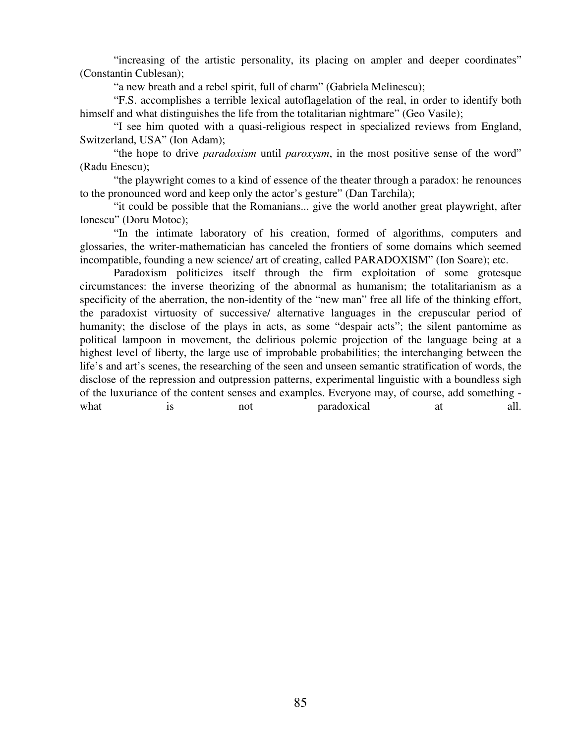"increasing of the artistic personality, its placing on ampler and deeper coordinates" (Constantin Cublesan);

"a new breath and a rebel spirit, full of charm" (Gabriela Melinescu);

"F.S. accomplishes a terrible lexical autoflagelation of the real, in order to identify both himself and what distinguishes the life from the totalitarian nightmare" (Geo Vasile);

"I see him quoted with a quasi-religious respect in specialized reviews from England, Switzerland, USA" (Ion Adam);

"the hope to drive *paradoxism* until *paroxysm*, in the most positive sense of the word" (Radu Enescu);

"the playwright comes to a kind of essence of the theater through a paradox: he renounces to the pronounced word and keep only the actor's gesture" (Dan Tarchila);

"it could be possible that the Romanians... give the world another great playwright, after Ionescu" (Doru Motoc);

"In the intimate laboratory of his creation, formed of algorithms, computers and glossaries, the writer-mathematician has canceled the frontiers of some domains which seemed incompatible, founding a new science/ art of creating, called PARADOXISM" (Ion Soare); etc.

Paradoxism politicizes itself through the firm exploitation of some grotesque circumstances: the inverse theorizing of the abnormal as humanism; the totalitarianism as a specificity of the aberration, the non-identity of the "new man" free all life of the thinking effort, the paradoxist virtuosity of successive/ alternative languages in the crepuscular period of humanity; the disclose of the plays in acts, as some "despair acts"; the silent pantomime as political lampoon in movement, the delirious polemic projection of the language being at a highest level of liberty, the large use of improbable probabilities; the interchanging between the life's and art's scenes, the researching of the seen and unseen semantic stratification of words, the disclose of the repression and outpression patterns, experimental linguistic with a boundless sigh of the luxuriance of the content senses and examples. Everyone may, of course, add something - what is not paradoxical at all.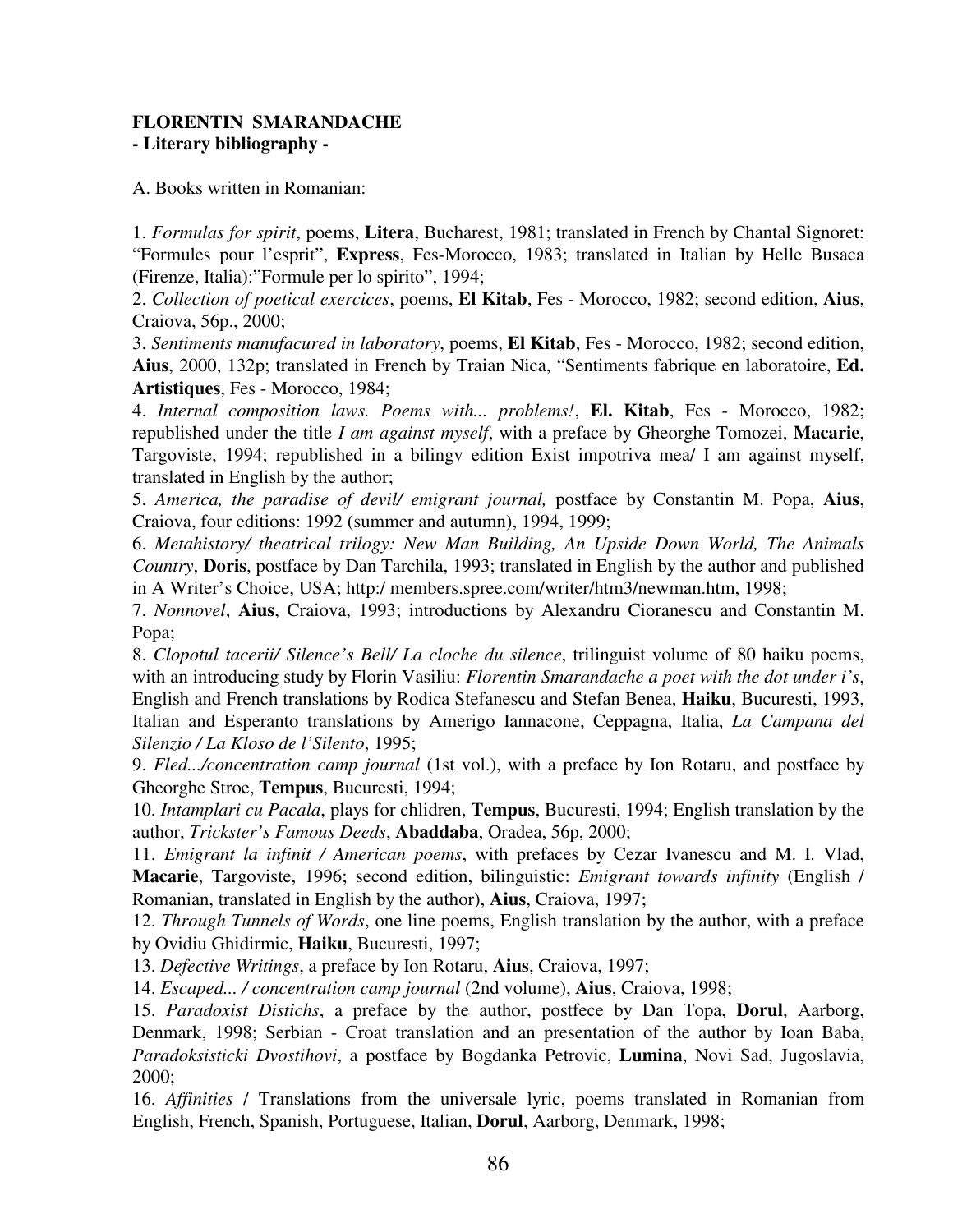**FLORENTIN SMARANDACHE**
**- Literary bibliography -**

A. Books written in Romanian:

1. *Formulas for spirit*, poems, **Litera**, Bucharest, 1981; translated in French by Chantal Signoret: "Formules pour l'esprit", **Express**, Fes-Morocco, 1983; translated in Italian by Helle Busaca (Firenze, Italia):"Formule per lo spirito", 1994;
2. *Collection of poetical exercices*, poems, **El Kitab**, Fes - Morocco, 1982; second edition, **Aius**, Craiova, 56p., 2000;
3. *Sentiments manufacured in laboratory*, poems, **El Kitab**, Fes - Morocco, 1982; second edition, **Aius**, 2000, 132p; translated in French by Traian Nica, "Sentiments fabrique en laboratoire, **Ed. Artistiques**, Fes - Morocco, 1984;
4. *Internal composition laws. Poems with... problems!*, **El. Kitab**, Fes - Morocco, 1982; republished under the title *I am against myself*, with a preface by Gheorghe Tomozei, **Macarie**, Targoviste, 1994; republished in a bilingv edition Exist impotriva mea/ I am against myself, translated in English by the author;
5. *America, the paradise of devil/ emigrant journal,* postface by Constantin M. Popa, **Aius**, Craiova, four editions: 1992 (summer and autumn), 1994, 1999;
6. *Metahistory/ theatrical trilogy: New Man Building, An Upside Down World, The Animals Country*, **Doris**, postface by Dan Tarchila, 1993; translated in English by the author and published in A Writer's Choice, USA; http:/ members.spree.com/writer/htm3/newman.htm, 1998;
7. *Nonnovel*, **Aius**, Craiova, 1993; introductions by Alexandru Cioranescu and Constantin M. Popa;
8. *Clopotul tacerii/ Silence's Bell/ La cloche du silence*, trilinguist volume of 80 haiku poems, with an introducing study by Florin Vasiliu: *Florentin Smarandache a poet with the dot under i's*, English and French translations by Rodica Stefanescu and Stefan Benea, **Haiku**, Bucuresti, 1993, Italian and Esperanto translations by Amerigo Iannacone, Ceppagna, Italia, *La Campana del Silenzio / La Kloso de l'Silento*, 1995;
9. *Fled.../concentration camp journal* (1st vol.), with a preface by Ion Rotaru, and postface by Gheorghe Stroe, **Tempus**, Bucuresti, 1994;
10. *Intamplari cu Pacala*, plays for chlidren, **Tempus**, Bucuresti, 1994; English translation by the author, *Trickster's Famous Deeds*, **Abaddaba**, Oradea, 56p, 2000;
11. *Emigrant la infinit / American poems*, with prefaces by Cezar Ivanescu and M. I. Vlad, **Macarie**, Targoviste, 1996; second edition, bilinguistic: *Emigrant towards infinity* (English / Romanian, translated in English by the author), **Aius**, Craiova, 1997;
12. *Through Tunnels of Words*, one line poems, English translation by the author, with a preface by Ovidiu Ghidirmic, **Haiku**, Bucuresti, 1997;
13. *Defective Writings*, a preface by Ion Rotaru, **Aius**, Craiova, 1997;
14. *Escaped... / concentration camp journal* (2nd volume), **Aius**, Craiova, 1998;
15. *Paradoxist Distichs*, a preface by the author, postfece by Dan Topa, **Dorul**, Aarborg, Denmark, 1998; Serbian - Croat translation and an presentation of the author by Ioan Baba, *Paradoksisticki Dvostihovi*, a postface by Bogdanka Petrovic, **Lumina**, Novi Sad, Jugoslavia, 2000;
16. *Affinities* / Translations from the universale lyric, poems translated in Romanian from English, French, Spanish, Portuguese, Italian, **Dorul**, Aarborg, Denmark, 1998;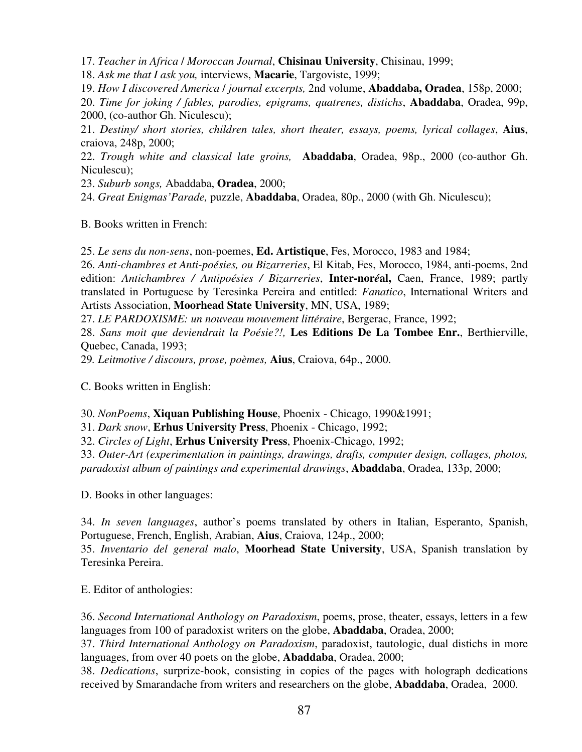17. *Teacher in Africa / Moroccan Journal*, **Chisinau University**, Chisinau, 1999;

18. *Ask me that I ask you,* interviews, **Macarie**, Targoviste, 1999;

19. *How I discovered America / journal excerpts,* 2nd volume, **Abaddaba, Oradea**, 158p, 2000;

20. *Time for joking / fables, parodies, epigrams, quatrenes, distichs*, **Abaddaba**, Oradea, 99p, 2000, (co-author Gh. Niculescu);

21. *Destiny/ short stories, children tales, short theater, essays, poems, lyrical collages*, **Aius**, craiova, 248p, 2000;

22. *Trough white and classical late groins,* **Abaddaba**, Oradea, 98p., 2000 (co-author Gh. Niculescu);

23. *Suburb songs,* Abaddaba, **Oradea**, 2000;

24. *Great Enigmas'Parade,* puzzle, **Abaddaba**, Oradea, 80p., 2000 (with Gh. Niculescu);

B. Books written in French:

25. *Le sens du non-sens*, non-poemes, **Ed. Artistique**, Fes, Morocco, 1983 and 1984;

26. *Anti-chambres et Anti-poésies, ou Bizarreries*, El Kitab, Fes, Morocco, 1984, anti-poems, 2nd edition: *Antichambres / Antipoésies / Bizarreries*, **Inter-noréal,** Caen, France, 1989; partly translated in Portuguese by Teresinka Pereira and entitled: *Fanatico*, International Writers and Artists Association, **Moorhead State University**, MN, USA, 1989;

27. *LE PARDOXISME: un nouveau mouvement littéraire*, Bergerac, France, 1992;

28. *Sans moit que deviendrait la Poésie?!,* **Les Editions De La Tombee Enr.**, Berthierville, Quebec, Canada, 1993;

29. *Leitmotive / discours, prose, poèmes,* **Aius**, Craiova, 64p., 2000.

C. Books written in English:

30. *NonPoems*, **Xiquan Publishing House**, Phoenix - Chicago, 1990&1991;

31. *Dark snow*, **Erhus University Press**, Phoenix - Chicago, 1992;

32. *Circles of Light*, **Erhus University Press**, Phoenix-Chicago, 1992;

33. *Outer-Art (experimentation in paintings, drawings, drafts, computer design, collages, photos, paradoxist album of paintings and experimental drawings*, **Abaddaba**, Oradea, 133p, 2000;

D. Books in other languages:

34. *In seven languages*, author's poems translated by others in Italian, Esperanto, Spanish, Portuguese, French, English, Arabian, **Aius**, Craiova, 124p., 2000;

35. *Inventario del general malo*, **Moorhead State University**, USA, Spanish translation by Teresinka Pereira.

E. Editor of anthologies:

36. *Second International Anthology on Paradoxism*, poems, prose, theater, essays, letters in a few languages from 100 of paradoxist writers on the globe, **Abaddaba**, Oradea, 2000;

37. *Third International Anthology on Paradoxism*, paradoxist, tautologic, dual distichs in more languages, from over 40 poets on the globe, **Abaddaba**, Oradea, 2000;

38. *Dedications*, surprize-book, consisting in copies of the pages with holograph dedications received by Smarandache from writers and researchers on the globe, **Abaddaba**, Oradea, 2000.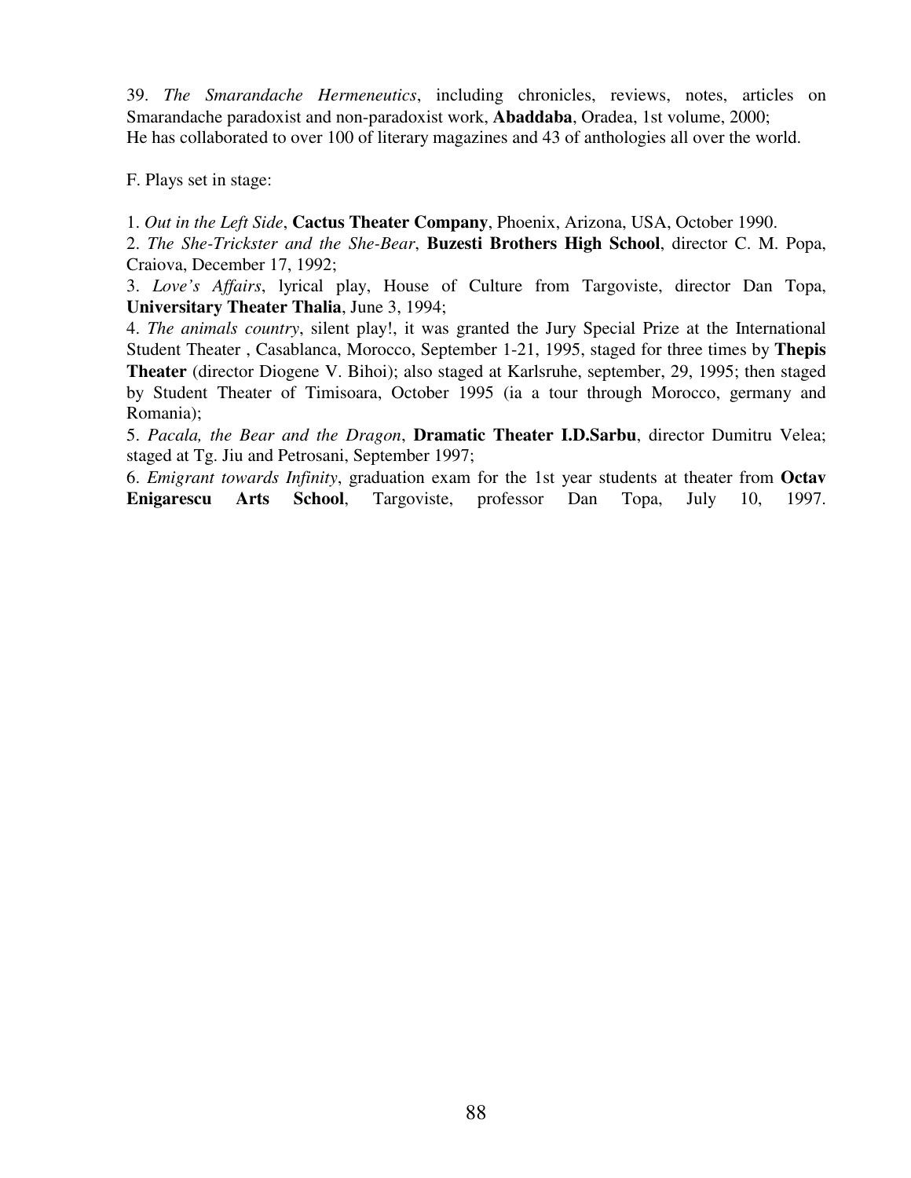39. *The Smarandache Hermeneutics*, including chronicles, reviews, notes, articles on Smarandache paradoxist and non-paradoxist work, **Abaddaba**, Oradea, 1st volume, 2000;
He has collaborated to over 100 of literary magazines and 43 of anthologies all over the world.

F. Plays set in stage:

1. *Out in the Left Side*, **Cactus Theater Company**, Phoenix, Arizona, USA, October 1990.
2. *The She-Trickster and the She-Bear*, **Buzesti Brothers High School**, director C. M. Popa, Craiova, December 17, 1992;
3. *Love's Affairs*, lyrical play, House of Culture from Targoviste, director Dan Topa, **Universitary Theater Thalia**, June 3, 1994;
4. *The animals country*, silent play!, it was granted the Jury Special Prize at the International Student Theater , Casablanca, Morocco, September 1-21, 1995, staged for three times by **Thepis Theater** (director Diogene V. Bihoi); also staged at Karlsruhe, september, 29, 1995; then staged by Student Theater of Timisoara, October 1995 (ia a tour through Morocco, germany and Romania);
5. *Pacala, the Bear and the Dragon*, **Dramatic Theater I.D.Sarbu**, director Dumitru Velea; staged at Tg. Jiu and Petrosani, September 1997;
6. *Emigrant towards Infinity*, graduation exam for the 1st year students at theater from **Octav Enigarescu Arts School**, Targoviste, professor Dan Topa, July 10, 1997.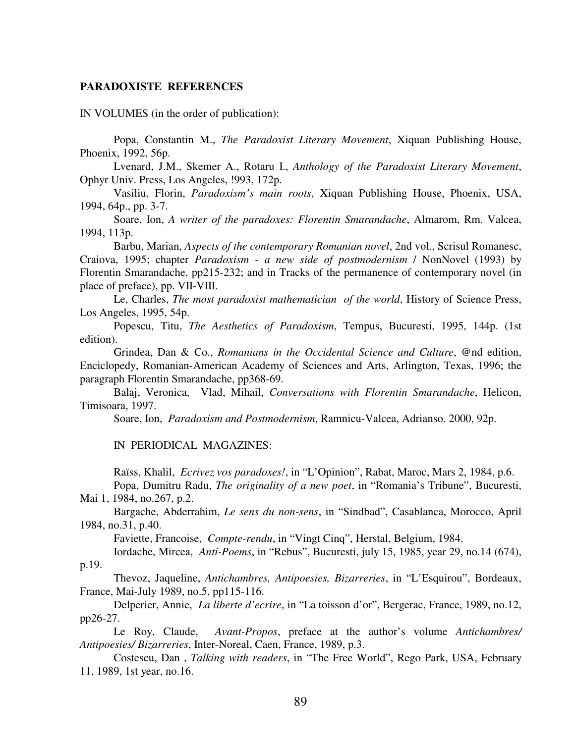**PARADOXISTE REFERENCES**

IN VOLUMES (in the order of publication):

Popa, Constantin M., *The Paradoxist Literary Movement*, Xiquan Publishing House, Phoenix, 1992, 56p.

Lvenard, J.M., Skemer A., Rotaru I., *Anthology of the Paradoxist Literary Movement*, Ophyr Univ. Press, Los Angeles, !993, 172p.

Vasiliu, Florin, *Paradoxism's main roots*, Xiquan Publishing House, Phoenix, USA, 1994, 64p., pp. 3-7.

Soare, Ion, *A writer of the paradoxes: Florentin Smarandache*, Almarom, Rm. Valcea, 1994, 113p.

Barbu, Marian, *Aspects of the contemporary Romanian novel*, 2nd vol., Scrisul Romanesc, Craiova, 1995; chapter *Paradoxism - a new side of postmodernism* / NonNovel (1993) by Florentin Smarandache, pp215-232; and in Tracks of the permanence of contemporary novel (in place of preface), pp. VII-VIII.

Le, Charles, *The most paradoxist mathematician of the world*, History of Science Press, Los Angeles, 1995, 54p.

Popescu, Titu, *The Aesthetics of Paradoxism*, Tempus, Bucuresti, 1995, 144p. (1st edition).

Grindea, Dan & Co., *Romanians in the Occidental Science and Culture*, @nd edition, Enciclopedy, Romanian-American Academy of Sciences and Arts, Arlington, Texas, 1996; the paragraph Florentin Smarandache, pp368-69.

Balaj, Veronica, Vlad, Mihail, *Conversations with Florentin Smarandache*, Helicon, Timisoara, 1997.

Soare, Ion, *Paradoxism and Postmodernism*, Ramnicu-Valcea, Adrianso. 2000, 92p.

IN PERIODICAL MAGAZINES:

Raïss, Khalil, *Ecrivez vos paradoxes!*, in "L'Opinion", Rabat, Maroc, Mars 2, 1984, p.6.

Popa, Dumitru Radu, *The originality of a new poet*, in "Romania's Tribune", Bucuresti, Mai 1, 1984, no.267, p.2.

Bargache, Abderrahim, *Le sens du non-sens*, in "Sindbad", Casablanca, Morocco, April 1984, no.31, p.40.

Faviette, Francoise, *Compte-rendu*, in "Vingt Cinq", Herstal, Belgium, 1984.

Iordache, Mircea, *Anti-Poems*, in "Rebus", Bucuresti, july 15, 1985, year 29, no.14 (674), p.19.

Thevoz, Jaqueline, *Antichambres, Antipoesies, Bizarreries*, in "L'Esquirou", Bordeaux, France, Mai-July 1989, no.5, pp115-116.

Delperier, Annie, *La liberte d'ecrire*, in "La toisson d'or", Bergerac, France, 1989, no.12, pp26-27.

Le Roy, Claude, *Avant-Propos*, preface at the author's volume *Antichambres/ Antipoesies/ Bizarreries*, Inter-Noreal, Caen, France, 1989, p.3.

Costescu, Dan , *Talking with readers*, in "The Free World", Rego Park, USA, February 11, 1989, 1st year, no.16.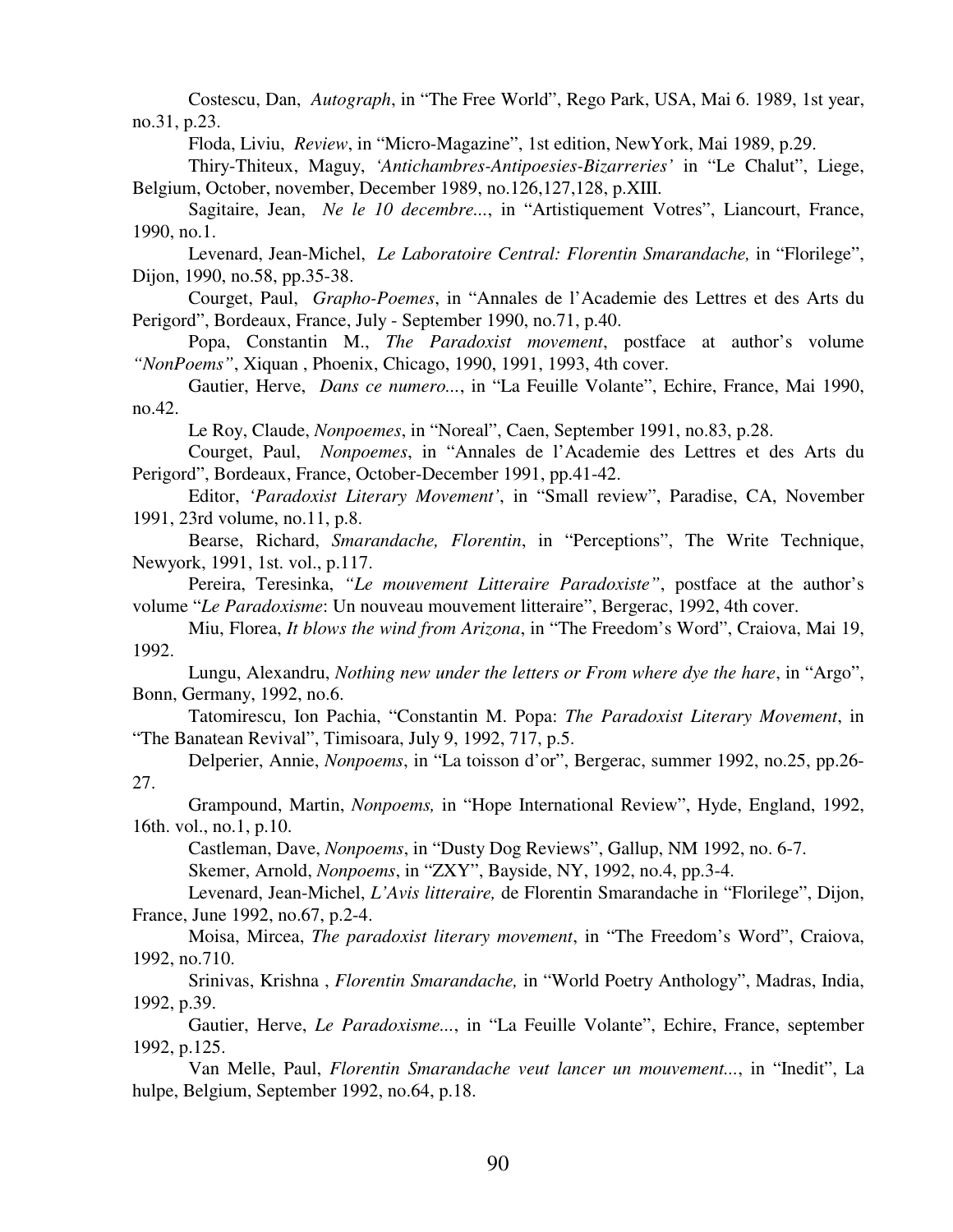Costescu, Dan, *Autograph*, in "The Free World", Rego Park, USA, Mai 6. 1989, 1st year, no.31, p.23.

Floda, Liviu, *Review*, in "Micro-Magazine", 1st edition, NewYork, Mai 1989, p.29.

Thiry-Thiteux, Maguy, *'Antichambres-Antipoesies-Bizarreries'* in "Le Chalut", Liege, Belgium, October, november, December 1989, no.126,127,128, p.XIII.

Sagitaire, Jean, *Ne le 10 decembre...*, in "Artistiquement Votres", Liancourt, France, 1990, no.1.

Levenard, Jean-Michel, *Le Laboratoire Central: Florentin Smarandache,* in "Florilege", Dijon, 1990, no.58, pp.35-38.

Courget, Paul, *Grapho-Poemes*, in "Annales de l'Academie des Lettres et des Arts du Perigord", Bordeaux, France, July - September 1990, no.71, p.40.

Popa, Constantin M., *The Paradoxist movement*, postface at author's volume *"NonPoems"*, Xiquan , Phoenix, Chicago, 1990, 1991, 1993, 4th cover.

Gautier, Herve, *Dans ce numero...*, in "La Feuille Volante", Echire, France, Mai 1990, no.42.

Le Roy, Claude, *Nonpoemes*, in "Noreal", Caen, September 1991, no.83, p.28.

Courget, Paul, *Nonpoemes*, in "Annales de l'Academie des Lettres et des Arts du Perigord", Bordeaux, France, October-December 1991, pp.41-42.

Editor, *'Paradoxist Literary Movement'*, in "Small review", Paradise, CA, November 1991, 23rd volume, no.11, p.8.

Bearse, Richard, *Smarandache, Florentin*, in "Perceptions", The Write Technique, Newyork, 1991, 1st. vol., p.117.

Pereira, Teresinka, *"Le mouvement Litteraire Paradoxiste"*, postface at the author's volume "*Le Paradoxisme*: Un nouveau mouvement litteraire", Bergerac, 1992, 4th cover.

Miu, Florea, *It blows the wind from Arizona*, in "The Freedom's Word", Craiova, Mai 19, 1992.

Lungu, Alexandru, *Nothing new under the letters or From where dye the hare*, in "Argo", Bonn, Germany, 1992, no.6.

Tatomirescu, Ion Pachia, "Constantin M. Popa: *The Paradoxist Literary Movement*, in "The Banatean Revival", Timisoara, July 9, 1992, 717, p.5.

Delperier, Annie, *Nonpoems*, in "La toisson d'or", Bergerac, summer 1992, no.25, pp.26-27.

Grampound, Martin, *Nonpoems,* in "Hope International Review", Hyde, England, 1992, 16th. vol., no.1, p.10.

Castleman, Dave, *Nonpoems*, in "Dusty Dog Reviews", Gallup, NM 1992, no. 6-7.

Skemer, Arnold, *Nonpoems*, in "ZXY", Bayside, NY, 1992, no.4, pp.3-4.

Levenard, Jean-Michel, *L'Avis litteraire,* de Florentin Smarandache in "Florilege", Dijon, France, June 1992, no.67, p.2-4.

Moisa, Mircea, *The paradoxist literary movement*, in "The Freedom's Word", Craiova, 1992, no.710.

Srinivas, Krishna , *Florentin Smarandache,* in "World Poetry Anthology", Madras, India, 1992, p.39.

Gautier, Herve, *Le Paradoxisme...*, in "La Feuille Volante", Echire, France, september 1992, p.125.

Van Melle, Paul, *Florentin Smarandache veut lancer un mouvement...*, in "Inedit", La hulpe, Belgium, September 1992, no.64, p.18.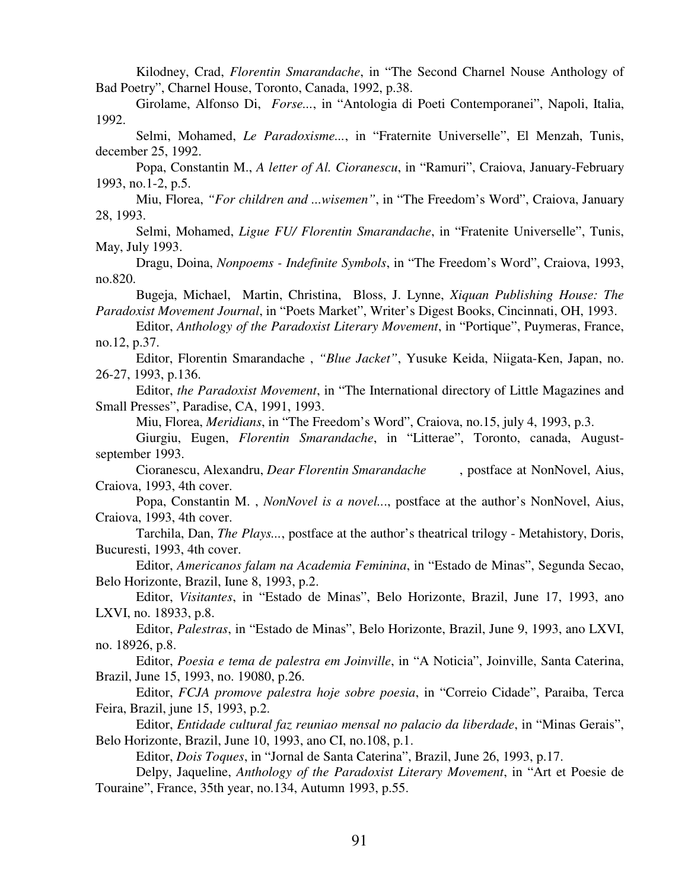Kilodney, Crad, *Florentin Smarandache*, in "The Second Charnel Nouse Anthology of Bad Poetry", Charnel House, Toronto, Canada, 1992, p.38.

Girolame, Alfonso Di, *Forse...*, in "Antologia di Poeti Contemporanei", Napoli, Italia, 1992.

Selmi, Mohamed, *Le Paradoxisme...*, in "Fraternite Universelle", El Menzah, Tunis, december 25, 1992.

Popa, Constantin M., *A letter of Al. Cioranescu*, in "Ramuri", Craiova, January-February 1993, no.1-2, p.5.

Miu, Florea, *"For children and ...wisemen"*, in "The Freedom's Word", Craiova, January 28, 1993.

Selmi, Mohamed, *Ligue FU/ Florentin Smarandache*, in "Fratenite Universelle", Tunis, May, July 1993.

Dragu, Doina, *Nonpoems - Indefinite Symbols*, in "The Freedom's Word", Craiova, 1993, no.820.

Bugeja, Michael, Martin, Christina, Bloss, J. Lynne, *Xiquan Publishing House: The Paradoxist Movement Journal*, in "Poets Market", Writer's Digest Books, Cincinnati, OH, 1993.

Editor, *Anthology of the Paradoxist Literary Movement*, in "Portique", Puymeras, France, no.12, p.37.

Editor, Florentin Smarandache , *"Blue Jacket"*, Yusuke Keida, Niigata-Ken, Japan, no. 26-27, 1993, p.136.

Editor, *the Paradoxist Movement*, in "The International directory of Little Magazines and Small Presses", Paradise, CA, 1991, 1993.

Miu, Florea, *Meridians*, in "The Freedom's Word", Craiova, no.15, july 4, 1993, p.3.

Giurgiu, Eugen, *Florentin Smarandache*, in "Litterae", Toronto, canada, August-september 1993.

Cioranescu, Alexandru, *Dear Florentin Smarandache* , postface at NonNovel, Aius, Craiova, 1993, 4th cover.

Popa, Constantin M. , *NonNovel is a novel...*, postface at the author's NonNovel, Aius, Craiova, 1993, 4th cover.

Tarchila, Dan, *The Plays...*, postface at the author's theatrical trilogy - Metahistory, Doris, Bucuresti, 1993, 4th cover.

Editor, *Americanos falam na Academia Feminina*, in "Estado de Minas", Segunda Secao, Belo Horizonte, Brazil, Iune 8, 1993, p.2.

Editor, *Visitantes*, in "Estado de Minas", Belo Horizonte, Brazil, June 17, 1993, ano LXVI, no. 18933, p.8.

Editor, *Palestras*, in "Estado de Minas", Belo Horizonte, Brazil, June 9, 1993, ano LXVI, no. 18926, p.8.

Editor, *Poesia e tema de palestra em Joinville*, in "A Noticia", Joinville, Santa Caterina, Brazil, June 15, 1993, no. 19080, p.26.

Editor, *FCJA promove palestra hoje sobre poesia*, in "Correio Cidade", Paraiba, Terca Feira, Brazil, june 15, 1993, p.2.

Editor, *Entidade cultural faz reuniao mensal no palacio da liberdade*, in "Minas Gerais", Belo Horizonte, Brazil, June 10, 1993, ano CI, no.108, p.1.

Editor, *Dois Toques*, in "Jornal de Santa Caterina", Brazil, June 26, 1993, p.17.

Delpy, Jaqueline, *Anthology of the Paradoxist Literary Movement*, in "Art et Poesie de Touraine", France, 35th year, no.134, Autumn 1993, p.55.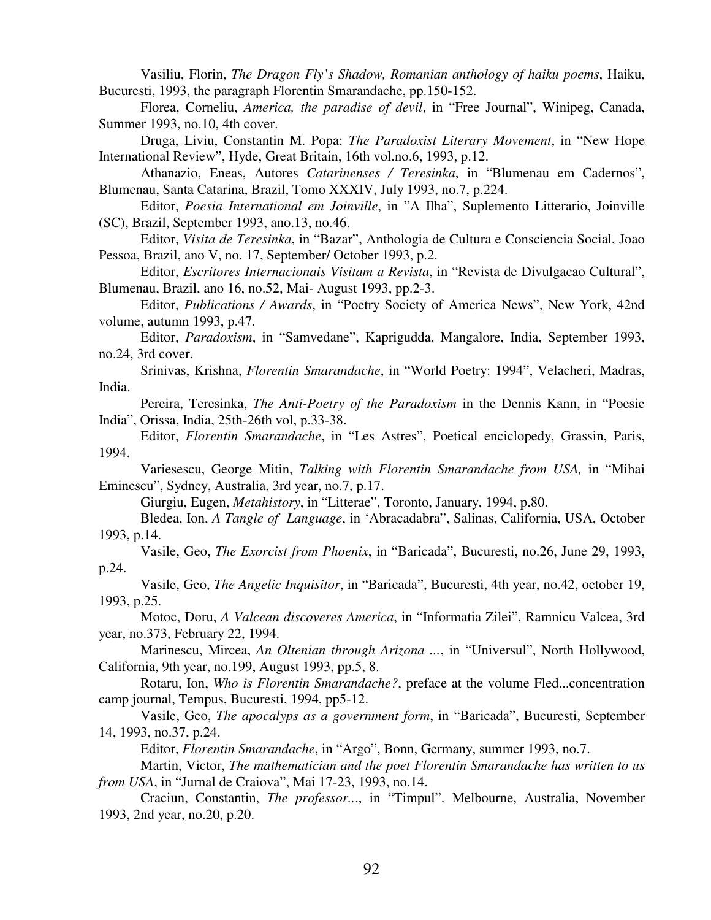Vasiliu, Florin, *The Dragon Fly's Shadow, Romanian anthology of haiku poems*, Haiku, Bucuresti, 1993, the paragraph Florentin Smarandache, pp.150-152.

Florea, Corneliu, *America, the paradise of devil*, in "Free Journal", Winipeg, Canada, Summer 1993, no.10, 4th cover.

Druga, Liviu, Constantin M. Popa: *The Paradoxist Literary Movement*, in "New Hope International Review", Hyde, Great Britain, 16th vol.no.6, 1993, p.12.

Athanazio, Eneas, Autores *Catarinenses / Teresinka*, in "Blumenau em Cadernos", Blumenau, Santa Catarina, Brazil, Tomo XXXIV, July 1993, no.7, p.224.

Editor, *Poesia International em Joinville*, in "A Ilha", Suplemento Litterario, Joinville (SC), Brazil, September 1993, ano.13, no.46.

Editor, *Visita de Teresinka*, in "Bazar", Anthologia de Cultura e Consciencia Social, Joao Pessoa, Brazil, ano V, no. 17, September/ October 1993, p.2.

Editor, *Escritores Internacionais Visitam a Revista*, in "Revista de Divulgacao Cultural", Blumenau, Brazil, ano 16, no.52, Mai- August 1993, pp.2-3.

Editor, *Publications / Awards*, in "Poetry Society of America News", New York, 42nd volume, autumn 1993, p.47.

Editor, *Paradoxism*, in "Samvedane", Kaprigudda, Mangalore, India, September 1993, no.24, 3rd cover.

Srinivas, Krishna, *Florentin Smarandache*, in "World Poetry: 1994", Velacheri, Madras, India.

Pereira, Teresinka, *The Anti-Poetry of the Paradoxism* in the Dennis Kann, in "Poesie India", Orissa, India, 25th-26th vol, p.33-38.

Editor, *Florentin Smarandache*, in "Les Astres", Poetical enciclopedy, Grassin, Paris, 1994.

Variesescu, George Mitin, *Talking with Florentin Smarandache from USA,* in "Mihai Eminescu", Sydney, Australia, 3rd year, no.7, p.17.

Giurgiu, Eugen, *Metahistory*, in "Litterae", Toronto, January, 1994, p.80.

Bledea, Ion, *A Tangle of Language*, in 'Abracadabra", Salinas, California, USA, October 1993, p.14.

Vasile, Geo, *The Exorcist from Phoenix*, in "Baricada", Bucuresti, no.26, June 29, 1993, p.24.

Vasile, Geo, *The Angelic Inquisitor*, in "Baricada", Bucuresti, 4th year, no.42, october 19, 1993, p.25.

Motoc, Doru, *A Valcean discoveres America*, in "Informatia Zilei", Ramnicu Valcea, 3rd year, no.373, February 22, 1994.

Marinescu, Mircea, *An Oltenian through Arizona ...*, in "Universul", North Hollywood, California, 9th year, no.199, August 1993, pp.5, 8.

Rotaru, Ion, *Who is Florentin Smarandache?*, preface at the volume Fled...concentration camp journal, Tempus, Bucuresti, 1994, pp5-12.

Vasile, Geo, *The apocalyps as a government form*, in "Baricada", Bucuresti, September 14, 1993, no.37, p.24.

Editor, *Florentin Smarandache*, in "Argo", Bonn, Germany, summer 1993, no.7.

Martin, Victor, *The mathematician and the poet Florentin Smarandache has written to us from USA*, in "Jurnal de Craiova", Mai 17-23, 1993, no.14.

Craciun, Constantin, *The professor...*, in "Timpul". Melbourne, Australia, November 1993, 2nd year, no.20, p.20.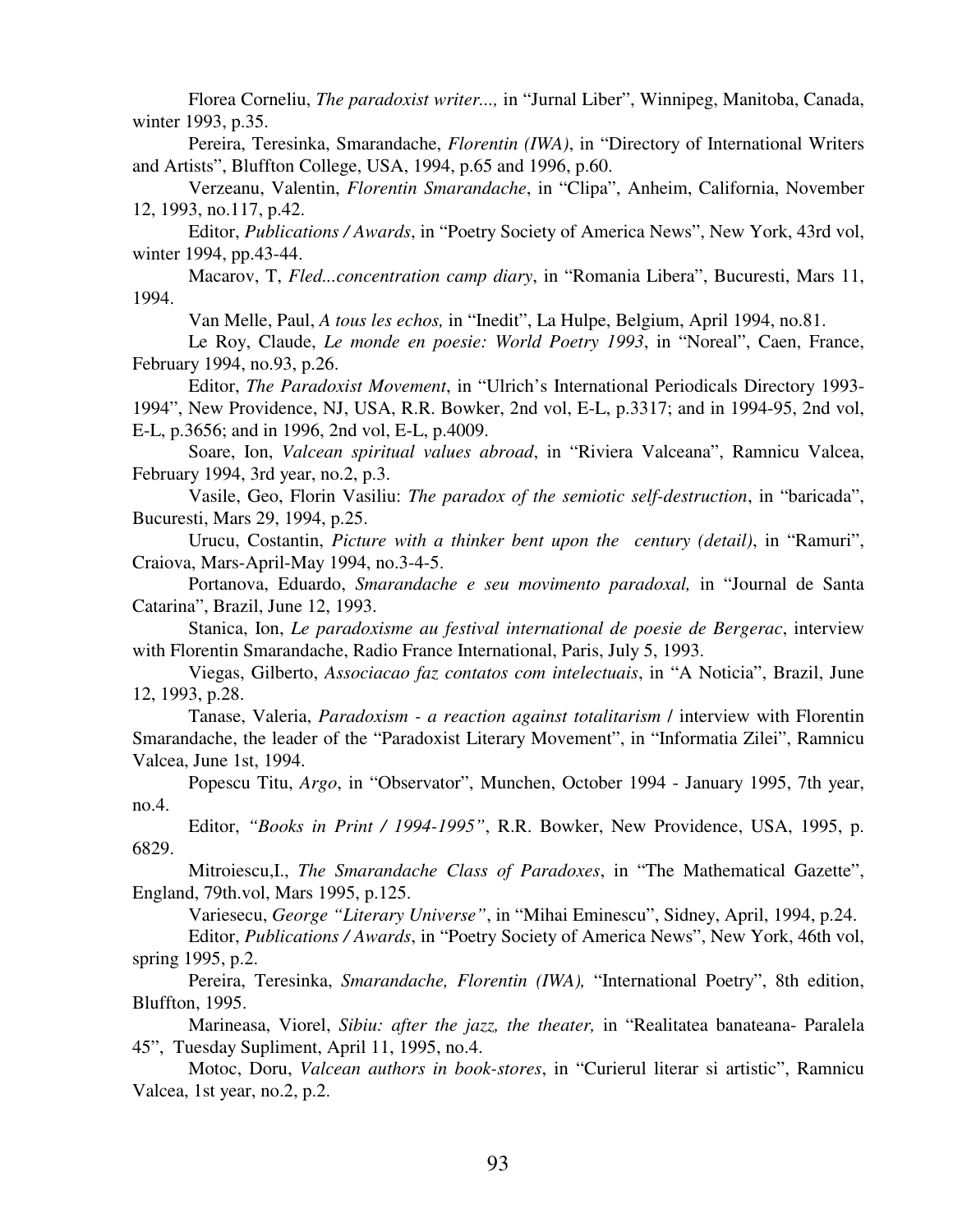Florea Corneliu, *The paradoxist writer...,* in “Jurnal Liber”, Winnipeg, Manitoba, Canada, winter 1993, p.35.

Pereira, Teresinka, Smarandache, *Florentin (IWA)*, in “Directory of International Writers and Artists”, Bluffton College, USA, 1994, p.65 and 1996, p.60.

Verzeanu, Valentin, *Florentin Smarandache*, in “Clipa”, Anheim, California, November 12, 1993, no.117, p.42.

Editor, *Publications / Awards*, in “Poetry Society of America News”, New York, 43rd vol, winter 1994, pp.43-44.

Macarov, T, *Fled...concentration camp diary*, in “Romania Libera”, Bucuresti, Mars 11, 1994.

Van Melle, Paul, *A tous les echos,* in “Inedit”, La Hulpe, Belgium, April 1994, no.81.

Le Roy, Claude, *Le monde en poesie: World Poetry 1993*, in “Noreal”, Caen, France, February 1994, no.93, p.26.

Editor, *The Paradoxist Movement*, in “Ulrich’s International Periodicals Directory 1993-1994”, New Providence, NJ, USA, R.R. Bowker, 2nd vol, E-L, p.3317; and in 1994-95, 2nd vol, E-L, p.3656; and in 1996, 2nd vol, E-L, p.4009.

Soare, Ion, *Valcean spiritual values abroad*, in “Riviera Valceana”, Ramnicu Valcea, February 1994, 3rd year, no.2, p.3.

Vasile, Geo, Florin Vasiliu: *The paradox of the semiotic self-destruction*, in “baricada”, Bucuresti, Mars 29, 1994, p.25.

Urucu, Costantin, *Picture with a thinker bent upon the century (detail)*, in “Ramuri”, Craiova, Mars-April-May 1994, no.3-4-5.

Portanova, Eduardo, *Smarandache e seu movimento paradoxal,* in “Journal de Santa Catarina”, Brazil, June 12, 1993.

Stanica, Ion, *Le paradoxisme au festival international de poesie de Bergerac*, interview with Florentin Smarandache, Radio France International, Paris, July 5, 1993.

Viegas, Gilberto, *Associacao faz contatos com intelectuais*, in “A Noticia”, Brazil, June 12, 1993, p.28.

Tanase, Valeria, *Paradoxism - a reaction against totalitarism* / interview with Florentin Smarandache, the leader of the “Paradoxist Literary Movement”, in “Informatia Zilei”, Ramnicu Valcea, June 1st, 1994.

Popescu Titu, *Argo*, in “Observator”, Munchen, October 1994 - January 1995, 7th year, no.4.

Editor, *“Books in Print / 1994-1995”*, R.R. Bowker, New Providence, USA, 1995, p. 6829.

Mitroiescu,I., *The Smarandache Class of Paradoxes*, in “The Mathematical Gazette”, England, 79th.vol, Mars 1995, p.125.

Variesecu, *George “Literary Universe”*, in “Mihai Eminescu”, Sidney, April, 1994, p.24.

Editor, *Publications / Awards*, in “Poetry Society of America News”, New York, 46th vol, spring 1995, p.2.

Pereira, Teresinka, *Smarandache, Florentin (IWA),* “International Poetry”, 8th edition, Bluffton, 1995.

Marineasa, Viorel, *Sibiu: after the jazz, the theater,* in “Realitatea banateana- Paralela 45”, Tuesday Supliment, April 11, 1995, no.4.

Motoc, Doru, *Valcean authors in book-stores*, in “Curierul literar si artistic”, Ramnicu Valcea, 1st year, no.2, p.2.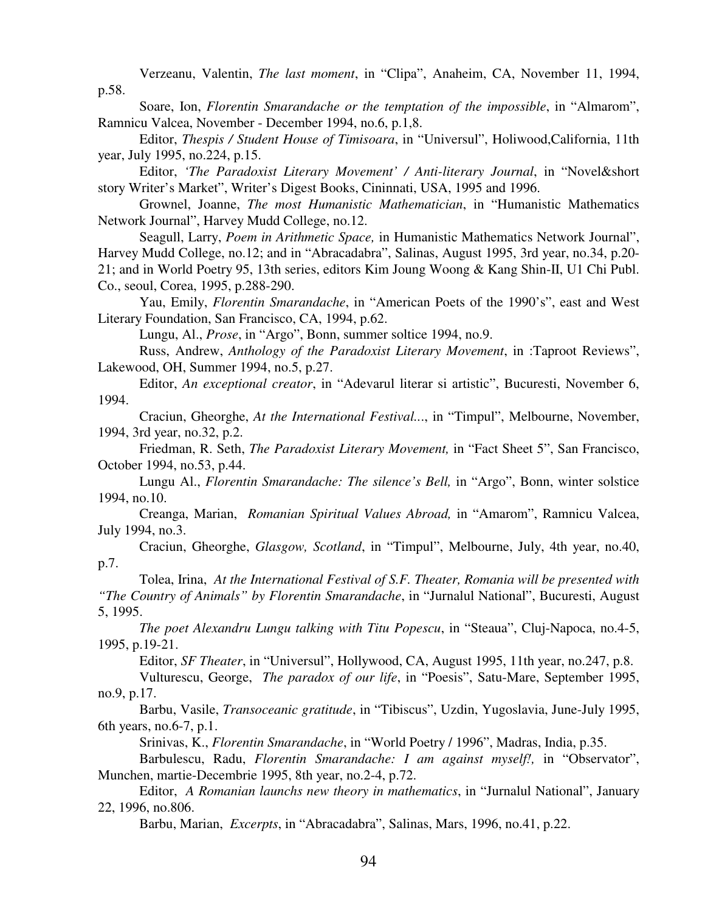Verzeanu, Valentin, *The last moment*, in "Clipa", Anaheim, CA, November 11, 1994, p.58.

Soare, Ion, *Florentin Smarandache or the temptation of the impossible*, in "Almarom", Ramnicu Valcea, November - December 1994, no.6, p.1,8.

Editor, *Thespis / Student House of Timisoara*, in "Universul", Holiwood,California, 11th year, July 1995, no.224, p.15.

Editor, *'The Paradoxist Literary Movement' / Anti-literary Journal*, in "Novel&short story Writer's Market", Writer's Digest Books, Cininnati, USA, 1995 and 1996.

Grownel, Joanne, *The most Humanistic Mathematician*, in "Humanistic Mathematics Network Journal", Harvey Mudd College, no.12.

Seagull, Larry, *Poem in Arithmetic Space,* in Humanistic Mathematics Network Journal", Harvey Mudd College, no.12; and in "Abracadabra", Salinas, August 1995, 3rd year, no.34, p.20-21; and in World Poetry 95, 13th series, editors Kim Joung Woong & Kang Shin-II, U1 Chi Publ. Co., seoul, Corea, 1995, p.288-290.

Yau, Emily, *Florentin Smarandache*, in "American Poets of the 1990's", east and West Literary Foundation, San Francisco, CA, 1994, p.62.

Lungu, Al., *Prose*, in "Argo", Bonn, summer soltice 1994, no.9.

Russ, Andrew, *Anthology of the Paradoxist Literary Movement*, in :Taproot Reviews", Lakewood, OH, Summer 1994, no.5, p.27.

Editor, *An exceptional creator*, in "Adevarul literar si artistic", Bucuresti, November 6, 1994.

Craciun, Gheorghe, *At the International Festival...*, in "Timpul", Melbourne, November, 1994, 3rd year, no.32, p.2.

Friedman, R. Seth, *The Paradoxist Literary Movement,* in "Fact Sheet 5", San Francisco, October 1994, no.53, p.44.

Lungu Al., *Florentin Smarandache: The silence's Bell,* in "Argo", Bonn, winter solstice 1994, no.10.

Creanga, Marian, *Romanian Spiritual Values Abroad,* in "Amarom", Ramnicu Valcea, July 1994, no.3.

Craciun, Gheorghe, *Glasgow, Scotland*, in "Timpul", Melbourne, July, 4th year, no.40, p.7.

Tolea, Irina, *At the International Festival of S.F. Theater, Romania will be presented with "The Country of Animals" by Florentin Smarandache*, in "Jurnalul National", Bucuresti, August 5, 1995.

*The poet Alexandru Lungu talking with Titu Popescu*, in "Steaua", Cluj-Napoca, no.4-5, 1995, p.19-21.

Editor, *SF Theater*, in "Universul", Hollywood, CA, August 1995, 11th year, no.247, p.8.

Vulturescu, George, *The paradox of our life*, in "Poesis", Satu-Mare, September 1995, no.9, p.17.

Barbu, Vasile, *Transoceanic gratitude*, in "Tibiscus", Uzdin, Yugoslavia, June-July 1995, 6th years, no.6-7, p.1.

Srinivas, K., *Florentin Smarandache*, in "World Poetry / 1996", Madras, India, p.35.

Barbulescu, Radu, *Florentin Smarandache: I am against myself!,* in "Observator", Munchen, martie-Decembrie 1995, 8th year, no.2-4, p.72.

Editor, *A Romanian launchs new theory in mathematics*, in "Jurnalul National", January 22, 1996, no.806.

Barbu, Marian, *Excerpts*, in "Abracadabra", Salinas, Mars, 1996, no.41, p.22.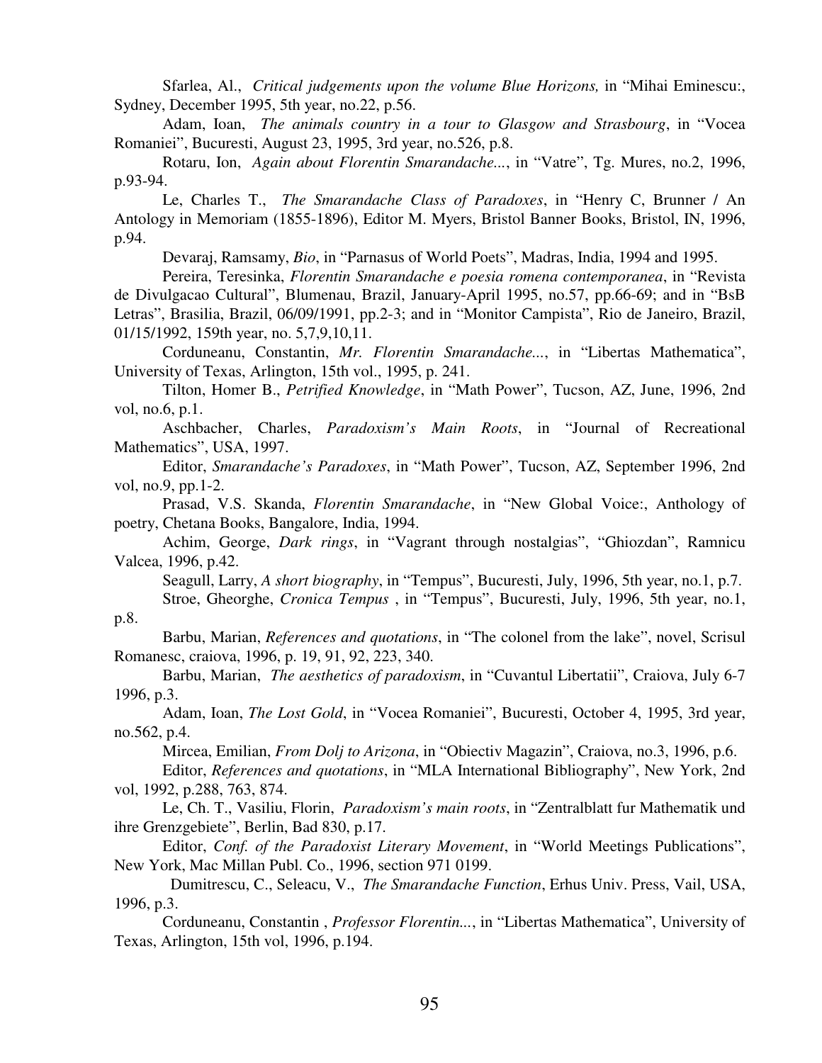Sfarlea, Al., *Critical judgements upon the volume Blue Horizons,* in "Mihai Eminescu:, Sydney, December 1995, 5th year, no.22, p.56.

Adam, Ioan, *The animals country in a tour to Glasgow and Strasbourg*, in "Vocea Romaniei", Bucuresti, August 23, 1995, 3rd year, no.526, p.8.

Rotaru, Ion, *Again about Florentin Smarandache...*, in "Vatre", Tg. Mures, no.2, 1996, p.93-94.

Le, Charles T., *The Smarandache Class of Paradoxes*, in "Henry C, Brunner / An Antology in Memoriam (1855-1896), Editor M. Myers, Bristol Banner Books, Bristol, IN, 1996, p.94.

Devaraj, Ramsamy, *Bio*, in "Parnasus of World Poets", Madras, India, 1994 and 1995.

Pereira, Teresinka, *Florentin Smarandache e poesia romena contemporanea*, in "Revista de Divulgacao Cultural", Blumenau, Brazil, January-April 1995, no.57, pp.66-69; and in "BsB Letras", Brasilia, Brazil, 06/09/1991, pp.2-3; and in "Monitor Campista", Rio de Janeiro, Brazil, 01/15/1992, 159th year, no. 5,7,9,10,11.

Corduneanu, Constantin, *Mr. Florentin Smarandache...*, in "Libertas Mathematica", University of Texas, Arlington, 15th vol., 1995, p. 241.

Tilton, Homer B., *Petrified Knowledge*, in "Math Power", Tucson, AZ, June, 1996, 2nd vol, no.6, p.1.

Aschbacher, Charles, *Paradoxism's Main Roots*, in "Journal of Recreational Mathematics", USA, 1997.

Editor, *Smarandache's Paradoxes*, in "Math Power", Tucson, AZ, September 1996, 2nd vol, no.9, pp.1-2.

Prasad, V.S. Skanda, *Florentin Smarandache*, in "New Global Voice:, Anthology of poetry, Chetana Books, Bangalore, India, 1994.

Achim, George, *Dark rings*, in "Vagrant through nostalgias", "Ghiozdan", Ramnicu Valcea, 1996, p.42.

Seagull, Larry, *A short biography*, in "Tempus", Bucuresti, July, 1996, 5th year, no.1, p.7.

Stroe, Gheorghe, *Cronica Tempus* , in "Tempus", Bucuresti, July, 1996, 5th year, no.1, p.8.

Barbu, Marian, *References and quotations*, in "The colonel from the lake", novel, Scrisul Romanesc, craiova, 1996, p. 19, 91, 92, 223, 340.

Barbu, Marian, *The aesthetics of paradoxism*, in "Cuvantul Libertatii", Craiova, July 6-7 1996, p.3.

Adam, Ioan, *The Lost Gold*, in "Vocea Romaniei", Bucuresti, October 4, 1995, 3rd year, no.562, p.4.

Mircea, Emilian, *From Dolj to Arizona*, in "Obiectiv Magazin", Craiova, no.3, 1996, p.6.

Editor, *References and quotations*, in "MLA International Bibliography", New York, 2nd vol, 1992, p.288, 763, 874.

Le, Ch. T., Vasiliu, Florin, *Paradoxism's main roots*, in "Zentralblatt fur Mathematik und ihre Grenzgebiete", Berlin, Bad 830, p.17.

Editor, *Conf. of the Paradoxist Literary Movement*, in "World Meetings Publications", New York, Mac Millan Publ. Co., 1996, section 971 0199.

Dumitrescu, C., Seleacu, V., *The Smarandache Function*, Erhus Univ. Press, Vail, USA, 1996, p.3.

Corduneanu, Constantin , *Professor Florentin...*, in "Libertas Mathematica", University of Texas, Arlington, 15th vol, 1996, p.194.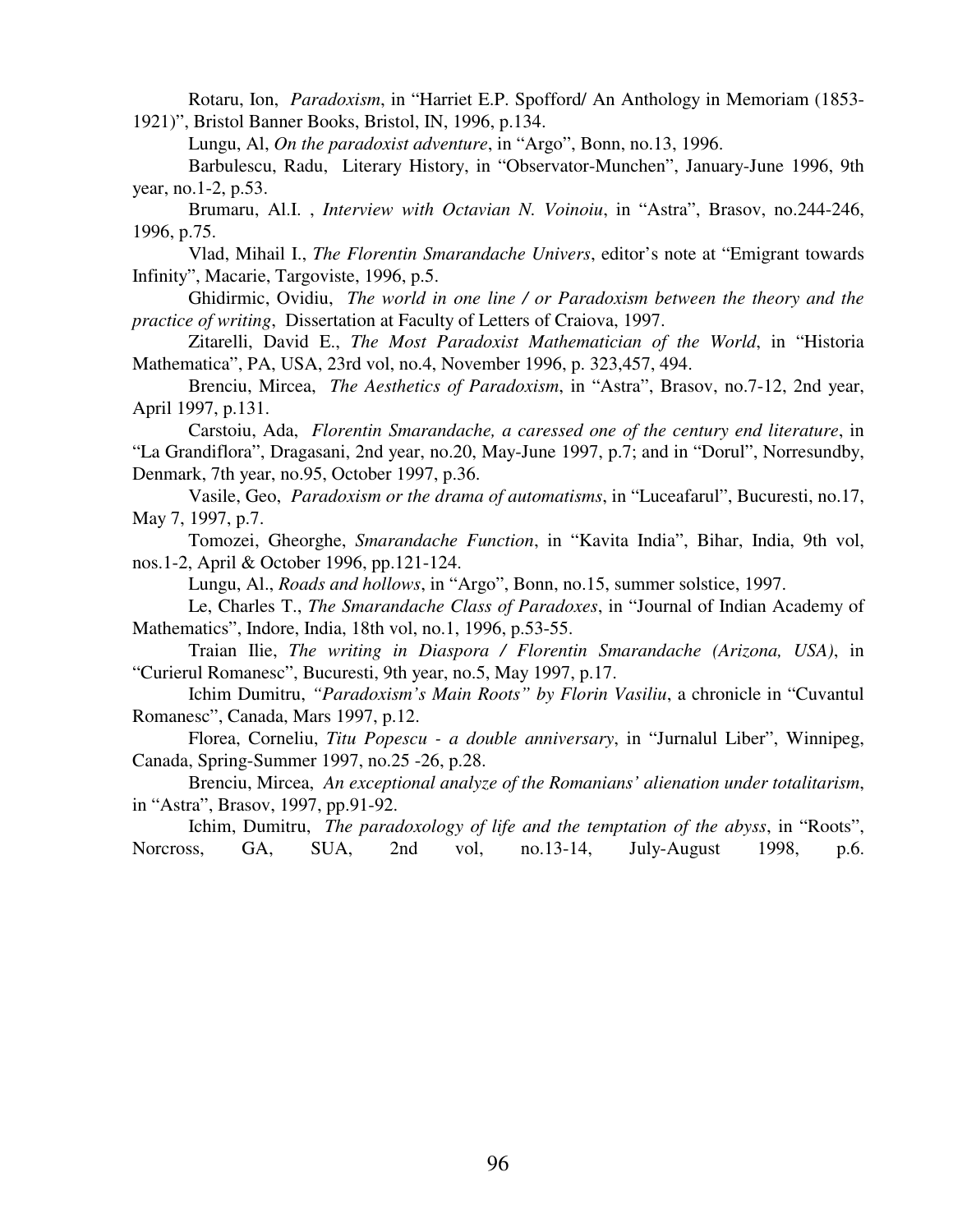Rotaru, Ion, *Paradoxism*, in “Harriet E.P. Spofford/ An Anthology in Memoriam (1853-1921)”, Bristol Banner Books, Bristol, IN, 1996, p.134.

Lungu, Al, *On the paradoxist adventure*, in “Argo”, Bonn, no.13, 1996.

Barbulescu, Radu, Literary History, in “Observator-Munchen”, January-June 1996, 9th year, no.1-2, p.53.

Brumaru, Al.I. , *Interview with Octavian N. Voinoiu*, in “Astra”, Brasov, no.244-246, 1996, p.75.

Vlad, Mihail I., *The Florentin Smarandache Univers*, editor’s note at “Emigrant towards Infinity”, Macarie, Targoviste, 1996, p.5.

Ghidirmic, Ovidiu, *The world in one line / or Paradoxism between the theory and the practice of writing*, Dissertation at Faculty of Letters of Craiova, 1997.

Zitarelli, David E., *The Most Paradoxist Mathematician of the World*, in “Historia Mathematica”, PA, USA, 23rd vol, no.4, November 1996, p. 323,457, 494.

Brenciu, Mircea, *The Aesthetics of Paradoxism*, in “Astra”, Brasov, no.7-12, 2nd year, April 1997, p.131.

Carstoiu, Ada, *Florentin Smarandache, a caressed one of the century end literature*, in “La Grandiflora”, Dragasani, 2nd year, no.20, May-June 1997, p.7; and in “Dorul”, Norresundby, Denmark, 7th year, no.95, October 1997, p.36.

Vasile, Geo, *Paradoxism or the drama of automatisms*, in “Luceafarul”, Bucuresti, no.17, May 7, 1997, p.7.

Tomozei, Gheorghe, *Smarandache Function*, in “Kavita India”, Bihar, India, 9th vol, nos.1-2, April & October 1996, pp.121-124.

Lungu, Al., *Roads and hollows*, in “Argo”, Bonn, no.15, summer solstice, 1997.

Le, Charles T., *The Smarandache Class of Paradoxes*, in “Journal of Indian Academy of Mathematics”, Indore, India, 18th vol, no.1, 1996, p.53-55.

Traian Ilie, *The writing in Diaspora / Florentin Smarandache (Arizona, USA)*, in “Curierul Romanesc”, Bucuresti, 9th year, no.5, May 1997, p.17.

Ichim Dumitru, *“Paradoxism’s Main Roots” by Florin Vasiliu*, a chronicle in “Cuvantul Romanesc”, Canada, Mars 1997, p.12.

Florea, Corneliu, *Titu Popescu - a double anniversary*, in “Jurnalul Liber”, Winnipeg, Canada, Spring-Summer 1997, no.25 -26, p.28.

Brenciu, Mircea, *An exceptional analyze of the Romanians’ alienation under totalitarism*, in “Astra”, Brasov, 1997, pp.91-92.

Ichim, Dumitru, *The paradoxology of life and the temptation of the abyss*, in “Roots”, Norcross, GA, SUA, 2nd vol, no.13-14, July-August 1998, p.6.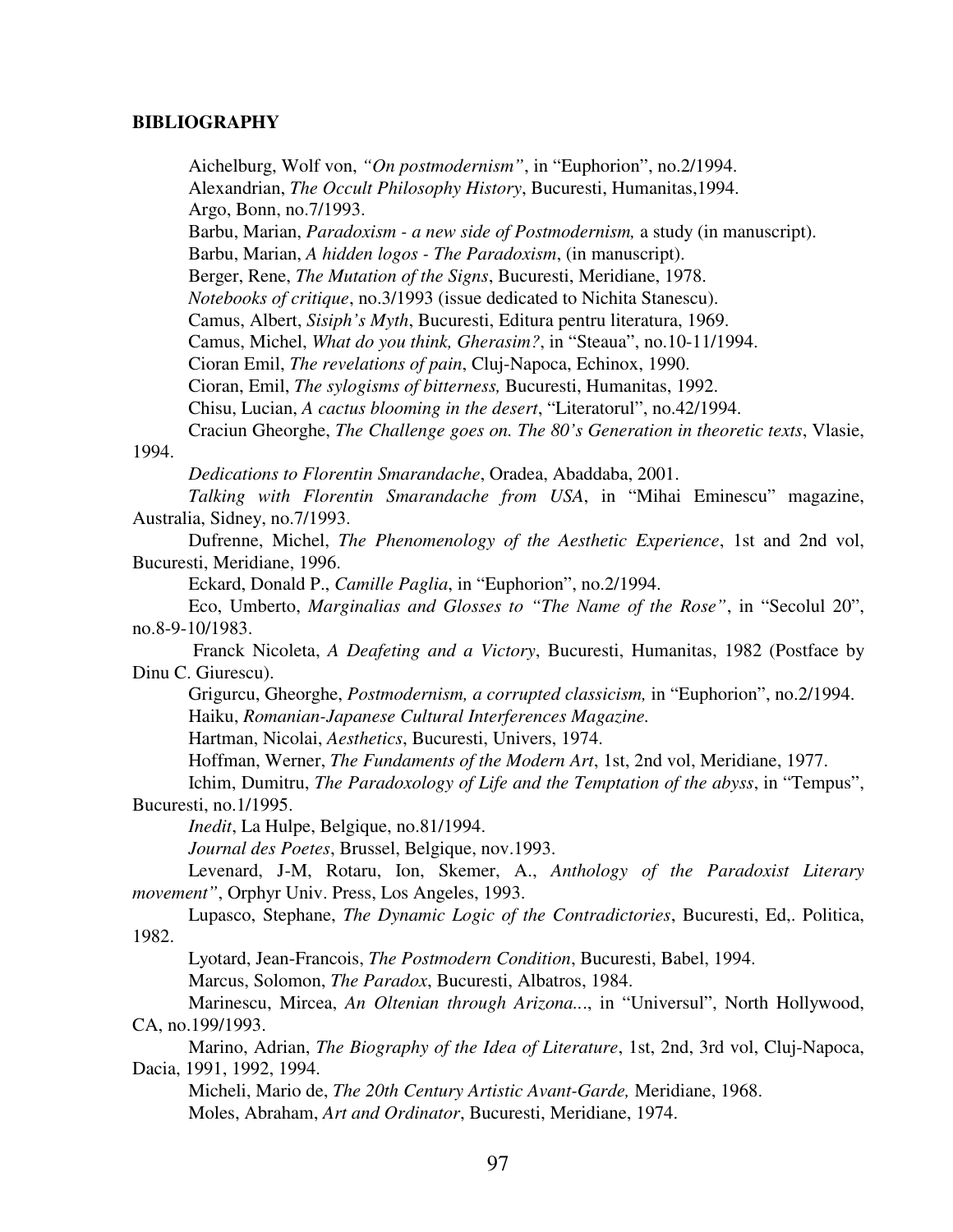**BIBLIOGRAPHY**

Aichelburg, Wolf von, *"On postmodernism"*, in "Euphorion", no.2/1994.

Alexandrian, *The Occult Philosophy History*, Bucuresti, Humanitas,1994.

Argo, Bonn, no.7/1993.

Barbu, Marian, *Paradoxism - a new side of Postmodernism,* a study (in manuscript).

Barbu, Marian, *A hidden logos - The Paradoxism*, (in manuscript).

Berger, Rene, *The Mutation of the Signs*, Bucuresti, Meridiane, 1978.

*Notebooks of critique*, no.3/1993 (issue dedicated to Nichita Stanescu).

Camus, Albert, *Sisiph's Myth*, Bucuresti, Editura pentru literatura, 1969.

Camus, Michel, *What do you think, Gherasim?*, in "Steaua", no.10-11/1994.

Cioran Emil, *The revelations of pain*, Cluj-Napoca, Echinox, 1990.

Cioran, Emil, *The sylogisms of bitterness,* Bucuresti, Humanitas, 1992.

Chisu, Lucian, *A cactus blooming in the desert*, "Literatorul", no.42/1994.

Craciun Gheorghe, *The Challenge goes on. The 80's Generation in theoretic texts*, Vlasie, 1994.

*Dedications to Florentin Smarandache*, Oradea, Abaddaba, 2001.

*Talking with Florentin Smarandache from USA*, in "Mihai Eminescu" magazine, Australia, Sidney, no.7/1993.

Dufrenne, Michel, *The Phenomenology of the Aesthetic Experience*, 1st and 2nd vol, Bucuresti, Meridiane, 1996.

Eckard, Donald P., *Camille Paglia*, in "Euphorion", no.2/1994.

Eco, Umberto, *Marginalias and Glosses to "The Name of the Rose"*, in "Secolul 20", no.8-9-10/1983.

Franck Nicoleta, *A Deafeting and a Victory*, Bucuresti, Humanitas, 1982 (Postface by Dinu C. Giurescu).

Grigurcu, Gheorghe, *Postmodernism, a corrupted classicism,* in "Euphorion", no.2/1994.

Haiku, *Romanian-Japanese Cultural Interferences Magazine.*

Hartman, Nicolai, *Aesthetics*, Bucuresti, Univers, 1974.

Hoffman, Werner, *The Fundaments of the Modern Art*, 1st, 2nd vol, Meridiane, 1977.

Ichim, Dumitru, *The Paradoxology of Life and the Temptation of the abyss*, in "Tempus", Bucuresti, no.1/1995.

*Inedit*, La Hulpe, Belgique, no.81/1994.

*Journal des Poetes*, Brussel, Belgique, nov.1993.

Levenard, J-M, Rotaru, Ion, Skemer, A., *Anthology of the Paradoxist Literary movement"*, Orphyr Univ. Press, Los Angeles, 1993.

Lupasco, Stephane, *The Dynamic Logic of the Contradictories*, Bucuresti, Ed,. Politica, 1982.

Lyotard, Jean-Francois, *The Postmodern Condition*, Bucuresti, Babel, 1994.

Marcus, Solomon, *The Paradox*, Bucuresti, Albatros, 1984.

Marinescu, Mircea, *An Oltenian through Arizona...*, in "Universul", North Hollywood, CA, no.199/1993.

Marino, Adrian, *The Biography of the Idea of Literature*, 1st, 2nd, 3rd vol, Cluj-Napoca, Dacia, 1991, 1992, 1994.

Micheli, Mario de, *The 20th Century Artistic Avant-Garde,* Meridiane, 1968.

Moles, Abraham, *Art and Ordinator*, Bucuresti, Meridiane, 1974.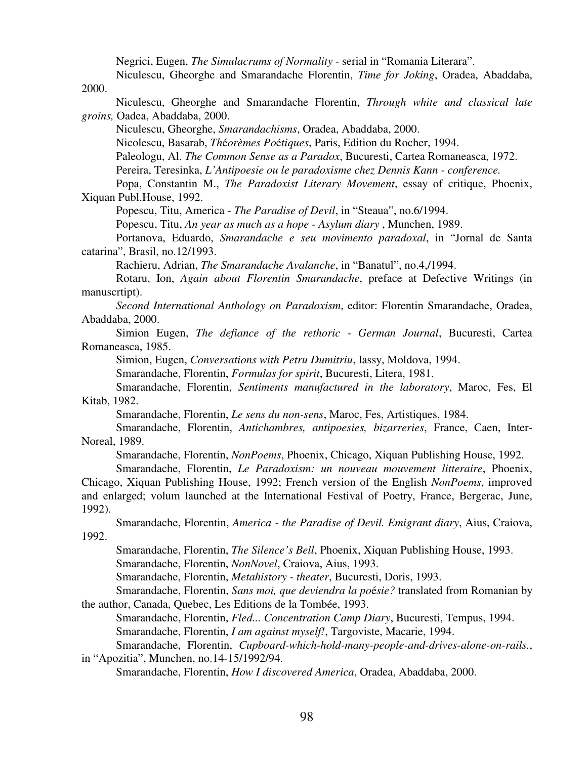Negrici, Eugen, *The Simulacrums of Normality* - serial in "Romania Literara".

Niculescu, Gheorghe and Smarandache Florentin, *Time for Joking*, Oradea, Abaddaba, 2000.

Niculescu, Gheorghe and Smarandache Florentin, *Through white and classical late groins,* Oadea, Abaddaba, 2000.

Niculescu, Gheorghe, *Smarandachisms*, Oradea, Abaddaba, 2000.

Nicolescu, Basarab, *Théorèmes Poétiques*, Paris, Edition du Rocher, 1994.

Paleologu, Al. *The Common Sense as a Paradox*, Bucuresti, Cartea Romaneasca, 1972.

Pereira, Teresinka, *L'Antipoesie ou le paradoxisme chez Dennis Kann - conference.*

Popa, Constantin M., *The Paradoxist Literary Movement*, essay of critique, Phoenix, Xiquan Publ.House, 1992.

Popescu, Titu, America - *The Paradise of Devil*, in "Steaua", no.6/1994.

Popescu, Titu, *An year as much as a hope - Asylum diary* , Munchen, 1989.

Portanova, Eduardo, *Smarandache e seu movimento paradoxal*, in "Jornal de Santa catarina", Brasil, no.12/1993.

Rachieru, Adrian, *The Smarandache Avalanche*, in "Banatul", no.4,/1994.

Rotaru, Ion, *Again about Florentin Smarandache*, preface at Defective Writings (in manuscrtipt).

*Second International Anthology on Paradoxism*, editor: Florentin Smarandache, Oradea, Abaddaba, 2000.

Simion Eugen, *The defiance of the rethoric - German Journal*, Bucuresti, Cartea Romaneasca, 1985.

Simion, Eugen, *Conversations with Petru Dumitriu*, Iassy, Moldova, 1994.

Smarandache, Florentin, *Formulas for spirit*, Bucuresti, Litera, 1981.

Smarandache, Florentin, *Sentiments manufactured in the laboratory*, Maroc, Fes, El Kitab, 1982.

Smarandache, Florentin, *Le sens du non-sens*, Maroc, Fes, Artistiques, 1984.

Smarandache, Florentin, *Antichambres, antipoesies, bizarreries*, France, Caen, Inter-Noreal, 1989.

Smarandache, Florentin, *NonPoems*, Phoenix, Chicago, Xiquan Publishing House, 1992.

Smarandache, Florentin, *Le Paradoxism: un nouveau mouvement litteraire*, Phoenix, Chicago, Xiquan Publishing House, 1992; French version of the English *NonPoems*, improved and enlarged; volum launched at the International Festival of Poetry, France, Bergerac, June, 1992).

Smarandache, Florentin, *America - the Paradise of Devil. Emigrant diary*, Aius, Craiova, 1992.

Smarandache, Florentin, *The Silence's Bell*, Phoenix, Xiquan Publishing House, 1993.

Smarandache, Florentin, *NonNovel*, Craiova, Aius, 1993.

Smarandache, Florentin, *Metahistory - theater*, Bucuresti, Doris, 1993.

Smarandache, Florentin, *Sans moi, que deviendra la poésie?* translated from Romanian by the author, Canada, Quebec, Les Editions de la Tombée, 1993.

Smarandache, Florentin, *Fled... Concentration Camp Diary*, Bucuresti, Tempus, 1994.

Smarandache, Florentin, *I am against myself!*, Targoviste, Macarie, 1994.

Smarandache, Florentin, *Cupboard-which-hold-many-people-and-drives-alone-on-rails.*, in "Apozitia", Munchen, no.14-15/1992/94.

Smarandache, Florentin, *How I discovered America*, Oradea, Abaddaba, 2000.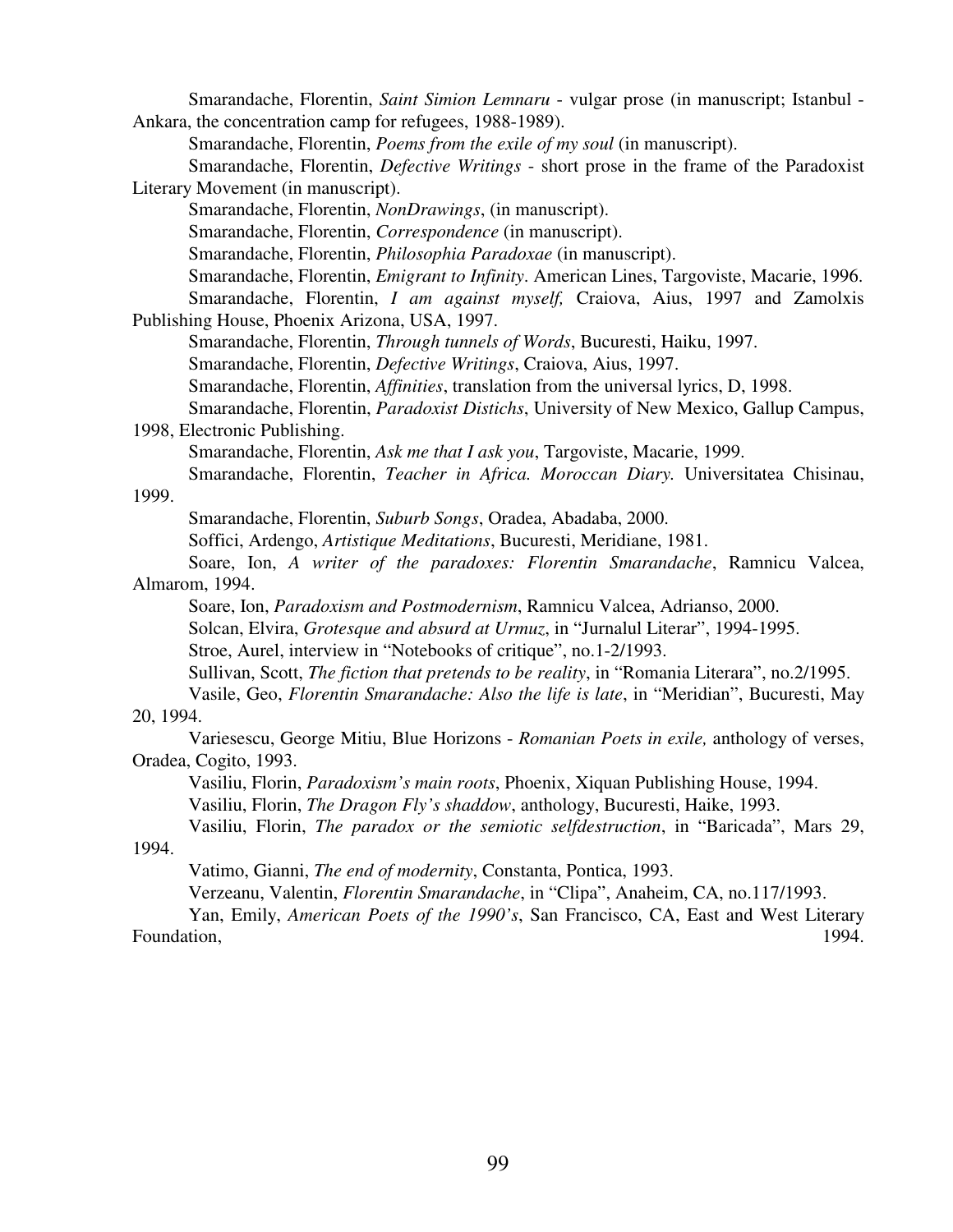Smarandache, Florentin, *Saint Simion Lemnaru* - vulgar prose (in manuscript; Istanbul - Ankara, the concentration camp for refugees, 1988-1989).

Smarandache, Florentin, *Poems from the exile of my soul* (in manuscript).

Smarandache, Florentin, *Defective Writings* - short prose in the frame of the Paradoxist Literary Movement (in manuscript).

Smarandache, Florentin, *NonDrawings*, (in manuscript).

Smarandache, Florentin, *Correspondence* (in manuscript).

Smarandache, Florentin, *Philosophia Paradoxae* (in manuscript).

Smarandache, Florentin, *Emigrant to Infinity*. American Lines, Targoviste, Macarie, 1996.

Smarandache, Florentin, *I am against myself,* Craiova, Aius, 1997 and Zamolxis Publishing House, Phoenix Arizona, USA, 1997.

Smarandache, Florentin, *Through tunnels of Words*, Bucuresti, Haiku, 1997.

Smarandache, Florentin, *Defective Writings*, Craiova, Aius, 1997.

Smarandache, Florentin, *Affinities*, translation from the universal lyrics, D, 1998.

Smarandache, Florentin, *Paradoxist Distichs*, University of New Mexico, Gallup Campus, 1998, Electronic Publishing.

Smarandache, Florentin, *Ask me that I ask you*, Targoviste, Macarie, 1999.

Smarandache, Florentin, *Teacher in Africa. Moroccan Diary.* Universitatea Chisinau, 1999.

Smarandache, Florentin, *Suburb Songs*, Oradea, Abadaba, 2000.

Soffici, Ardengo, *Artistique Meditations*, Bucuresti, Meridiane, 1981.

Soare, Ion, *A writer of the paradoxes: Florentin Smarandache*, Ramnicu Valcea, Almarom, 1994.

Soare, Ion, *Paradoxism and Postmodernism*, Ramnicu Valcea, Adrianso, 2000.

Solcan, Elvira, *Grotesque and absurd at Urmuz*, in "Jurnalul Literar", 1994-1995.

Stroe, Aurel, interview in "Notebooks of critique", no.1-2/1993.

Sullivan, Scott, *The fiction that pretends to be reality*, in "Romania Literara", no.2/1995.

Vasile, Geo, *Florentin Smarandache: Also the life is late*, in "Meridian", Bucuresti, May 20, 1994.

Variesescu, George Mitiu, Blue Horizons - *Romanian Poets in exile,* anthology of verses, Oradea, Cogito, 1993.

Vasiliu, Florin, *Paradoxism's main roots*, Phoenix, Xiquan Publishing House, 1994.

Vasiliu, Florin, *The Dragon Fly's shaddow*, anthology, Bucuresti, Haike, 1993.

Vasiliu, Florin, *The paradox or the semiotic selfdestruction*, in "Baricada", Mars 29, 1994.

Vatimo, Gianni, *The end of modernity*, Constanta, Pontica, 1993.

Verzeanu, Valentin, *Florentin Smarandache*, in "Clipa", Anaheim, CA, no.117/1993.

Yan, Emily, *American Poets of the 1990's*, San Francisco, CA, East and West Literary Foundation, 1994.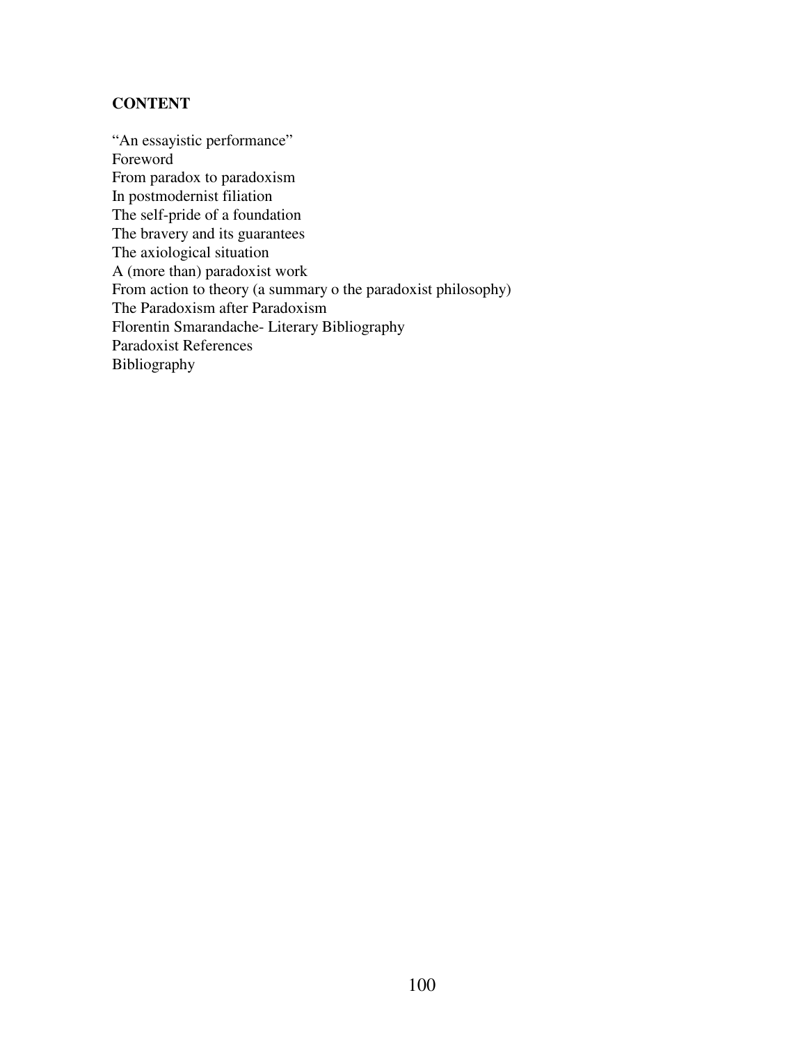**CONTENT**

"An essayistic performance"
Foreword
From paradox to paradoxism
In postmodernist filiation
The self-pride of a foundation
The bravery and its guarantees
The axiological situation
A (more than) paradoxist work
From action to theory (a summary o the paradoxist philosophy)
The Paradoxism after Paradoxism
Florentin Smarandache- Literary Bibliography
Paradoxist References
Bibliography